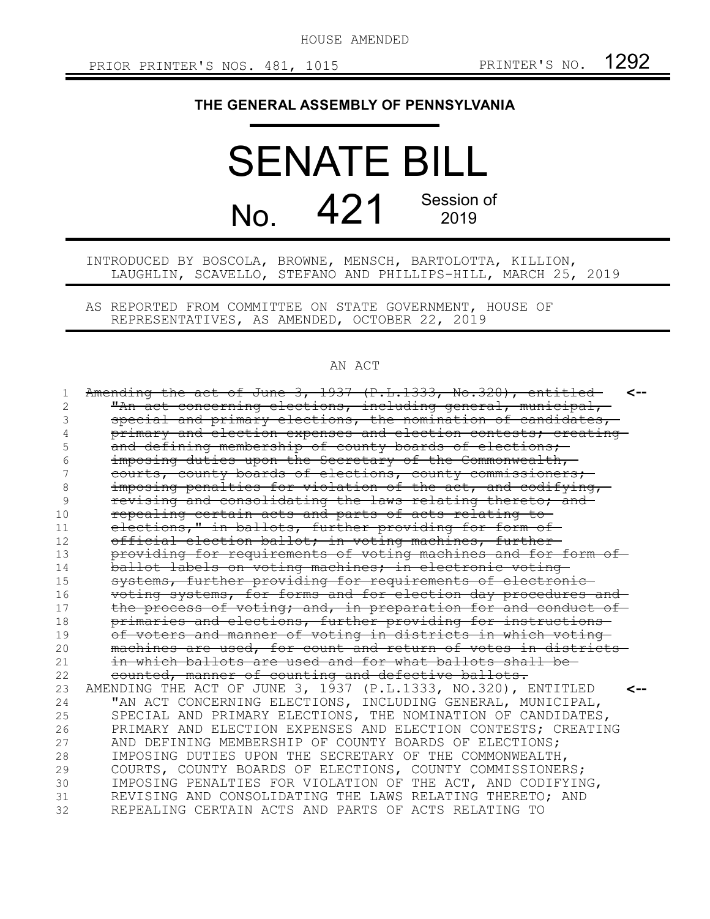HOUSE AMENDED

PRIOR PRINTER'S NOS. 481, 1015 PRINTER'S NO. 1292

# THE GENERAL ASSEMBLY OF PENNSYLVANIA

# SENATE BILL

## No. 421 Session of 2019

INTRODUCED BY BOSCOLA, BROWNE, MENSCH, BARTOLOTTA, KILLION, LAUGHLIN, SCAVELLO, STEFANO AND PHILLIPS-HILL, MARCH 25, 2019

AS REPORTED FROM COMMITTEE ON STATE GOVERNMENT, HOUSE OF REPRESENTATIVES, AS AMENDED, OCTOBER 22, 2019

AN ACT

1 ~~Amending the act of June 3, 1937 (P.L.1333, No.320), entitled~~ <--
2 ~~"An act concerning elections, including general, municipal,~~
3 ~~special and primary elections, the nomination of candidates,~~
4 ~~primary and election expenses and election contests; creating~~
5 ~~and defining membership of county boards of elections;~~
6 ~~imposing duties upon the Secretary of the Commonwealth,~~
7 ~~courts, county boards of elections, county commissioners;~~
8 ~~imposing penalties for violation of the act, and codifying,~~
9 ~~revising and consolidating the laws relating thereto; and~~
10 ~~repealing certain acts and parts of acts relating to~~
11 ~~elections," in ballots, further providing for form of~~
12 ~~official election ballot; in voting machines, further~~
13 ~~providing for requirements of voting machines and for form of~~
14 ~~ballot labels on voting machines; in electronic voting~~
15 ~~systems, further providing for requirements of electronic~~
16 ~~voting systems, for forms and for election day procedures and~~
17 ~~the process of voting; and, in preparation for and conduct of~~
18 ~~primaries and elections, further providing for instructions~~
19 ~~of voters and manner of voting in districts in which voting~~
20 ~~machines are used, for count and return of votes in districts~~
21 ~~in which ballots are used and for what ballots shall be~~
22 ~~counted, manner of counting and defective ballots.~~
23 AMENDING THE ACT OF JUNE 3, 1937 (P.L.1333, NO.320), ENTITLED <--
24 "AN ACT CONCERNING ELECTIONS, INCLUDING GENERAL, MUNICIPAL,
25 SPECIAL AND PRIMARY ELECTIONS, THE NOMINATION OF CANDIDATES,
26 PRIMARY AND ELECTION EXPENSES AND ELECTION CONTESTS; CREATING
27 AND DEFINING MEMBERSHIP OF COUNTY BOARDS OF ELECTIONS;
28 IMPOSING DUTIES UPON THE SECRETARY OF THE COMMONWEALTH,
29 COURTS, COUNTY BOARDS OF ELECTIONS, COUNTY COMMISSIONERS;
30 IMPOSING PENALTIES FOR VIOLATION OF THE ACT, AND CODIFYING,
31 REVISING AND CONSOLIDATING THE LAWS RELATING THERETO; AND
32 REPEALING CERTAIN ACTS AND PARTS OF ACTS RELATING TO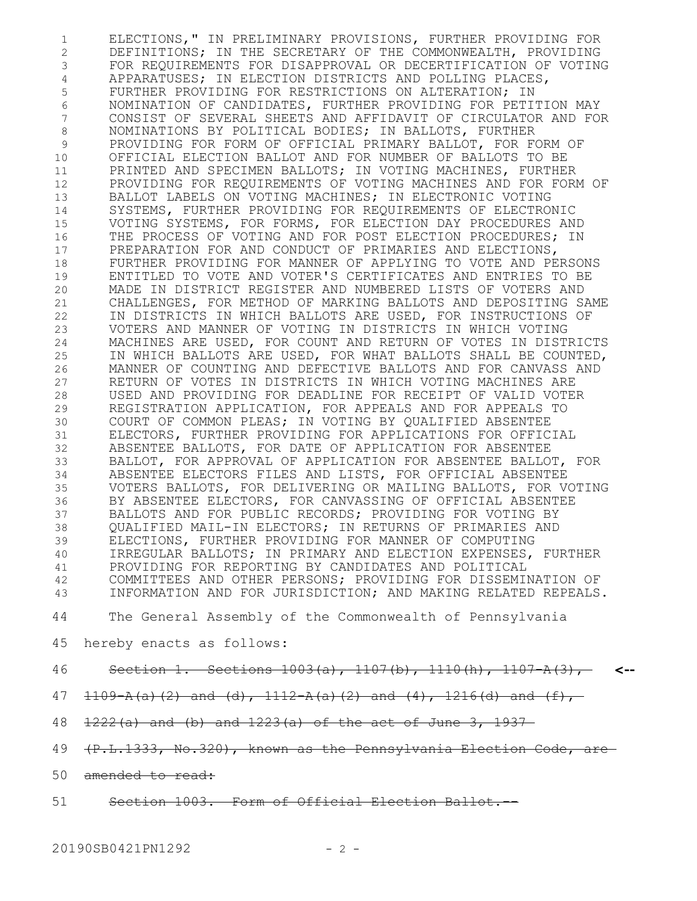ELECTIONS," IN PRELIMINARY PROVISIONS, FURTHER PROVIDING FOR DEFINITIONS; IN THE SECRETARY OF THE COMMONWEALTH, PROVIDING FOR REQUIREMENTS FOR DISAPPROVAL OR DECERTIFICATION OF VOTING APPARATUSES; IN ELECTION DISTRICTS AND POLLING PLACES, FURTHER PROVIDING FOR RESTRICTIONS ON ALTERATION; IN NOMINATION OF CANDIDATES, FURTHER PROVIDING FOR PETITION MAY CONSIST OF SEVERAL SHEETS AND AFFIDAVIT OF CIRCULATOR AND FOR NOMINATIONS BY POLITICAL BODIES; IN BALLOTS, FURTHER PROVIDING FOR FORM OF OFFICIAL PRIMARY BALLOT, FOR FORM OF OFFICIAL ELECTION BALLOT AND FOR NUMBER OF BALLOTS TO BE PRINTED AND SPECIMEN BALLOTS; IN VOTING MACHINES, FURTHER PROVIDING FOR REQUIREMENTS OF VOTING MACHINES AND FOR FORM OF BALLOT LABELS ON VOTING MACHINES; IN ELECTRONIC VOTING SYSTEMS, FURTHER PROVIDING FOR REQUIREMENTS OF ELECTRONIC VOTING SYSTEMS, FOR FORMS, FOR ELECTION DAY PROCEDURES AND THE PROCESS OF VOTING AND FOR POST ELECTION PROCEDURES; IN PREPARATION FOR AND CONDUCT OF PRIMARIES AND ELECTIONS, FURTHER PROVIDING FOR MANNER OF APPLYING TO VOTE AND PERSONS ENTITLED TO VOTE AND VOTER'S CERTIFICATES AND ENTRIES TO BE MADE IN DISTRICT REGISTER AND NUMBERED LISTS OF VOTERS AND CHALLENGES, FOR METHOD OF MARKING BALLOTS AND DEPOSITING SAME IN DISTRICTS IN WHICH BALLOTS ARE USED, FOR INSTRUCTIONS OF VOTERS AND MANNER OF VOTING IN DISTRICTS IN WHICH VOTING MACHINES ARE USED, FOR COUNT AND RETURN OF VOTES IN DISTRICTS IN WHICH BALLOTS ARE USED, FOR WHAT BALLOTS SHALL BE COUNTED, MANNER OF COUNTING AND DEFECTIVE BALLOTS AND FOR CANVASS AND RETURN OF VOTES IN DISTRICTS IN WHICH VOTING MACHINES ARE USED AND PROVIDING FOR DEADLINE FOR RECEIPT OF VALID VOTER REGISTRATION APPLICATION, FOR APPEALS AND FOR APPEALS TO COURT OF COMMON PLEAS; IN VOTING BY QUALIFIED ABSENTEE ELECTORS, FURTHER PROVIDING FOR APPLICATIONS FOR OFFICIAL ABSENTEE BALLOTS, FOR DATE OF APPLICATION FOR ABSENTEE BALLOT, FOR APPROVAL OF APPLICATION FOR ABSENTEE BALLOT, FOR ABSENTEE ELECTORS FILES AND LISTS, FOR OFFICIAL ABSENTEE VOTERS BALLOTS, FOR DELIVERING OR MAILING BALLOTS, FOR VOTING BY ABSENTEE ELECTORS, FOR CANVASSING OF OFFICIAL ABSENTEE BALLOTS AND FOR PUBLIC RECORDS; PROVIDING FOR VOTING BY QUALIFIED MAIL-IN ELECTORS; IN RETURNS OF PRIMARIES AND ELECTIONS, FURTHER PROVIDING FOR MANNER OF COMPUTING IRREGULAR BALLOTS; IN PRIMARY AND ELECTION EXPENSES, FURTHER PROVIDING FOR REPORTING BY CANDIDATES AND POLITICAL COMMITTEES AND OTHER PERSONS; PROVIDING FOR DISSEMINATION OF INFORMATION AND FOR JURISDICTION; AND MAKING RELATED REPEALS.

The General Assembly of the Commonwealth of Pennsylvania hereby enacts as follows:

~~Section 1. Sections 1003(a), 1107(b), 1110(h), 1107-A(3), 1109-A(a)(2) and (d), 1112-A(a)(2) and (4), 1216(d) and (f), 1222(a) and (b) and 1223(a) of the act of June 3, 1937 (P.L.1333, No.320), known as the Pennsylvania Election Code, are amended to read:~~ <--

~~Section 1003. Form of Official Election Ballot.--~~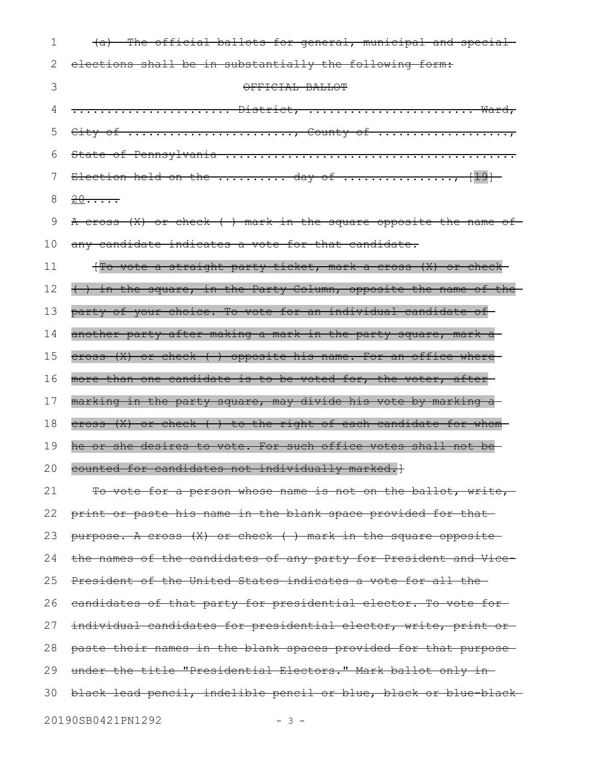(a) The official ballots for general, municipal and special elections shall be in substantially the following form:

OFFICIAL BALLOT

........................ District, ........................ Ward, City of ........................, County of ...................., State of Pennsylvania ........................................

Election held on the .......... day of ................, [19] 20.....

A cross (X) or check ( ) mark in the square opposite the name of any candidate indicates a vote for that candidate.

[To vote a straight party ticket, mark a cross (X) or check ( ) in the square, in the Party Column, opposite the name of the party of your choice. To vote for an individual candidate of another party after making a mark in the party square, mark a cross (X) or check ( ) opposite his name. For an office where more than one candidate is to be voted for, the voter, after marking in the party square, may divide his vote by marking a cross (X) or check ( ) to the right of each candidate for whom he or she desires to vote. For such office votes shall not be counted for candidates not individually marked.]

To vote for a person whose name is not on the ballot, write, print or paste his name in the blank space provided for that purpose. A cross (X) or check ( ) mark in the square opposite the names of the candidates of any party for President and Vice-President of the United States indicates a vote for all the candidates of that party for presidential elector. To vote for individual candidates for presidential elector, write, print or paste their names in the blank spaces provided for that purpose under the title "Presidential Electors." Mark ballot only in black lead pencil, indelible pencil or blue, black or blue-black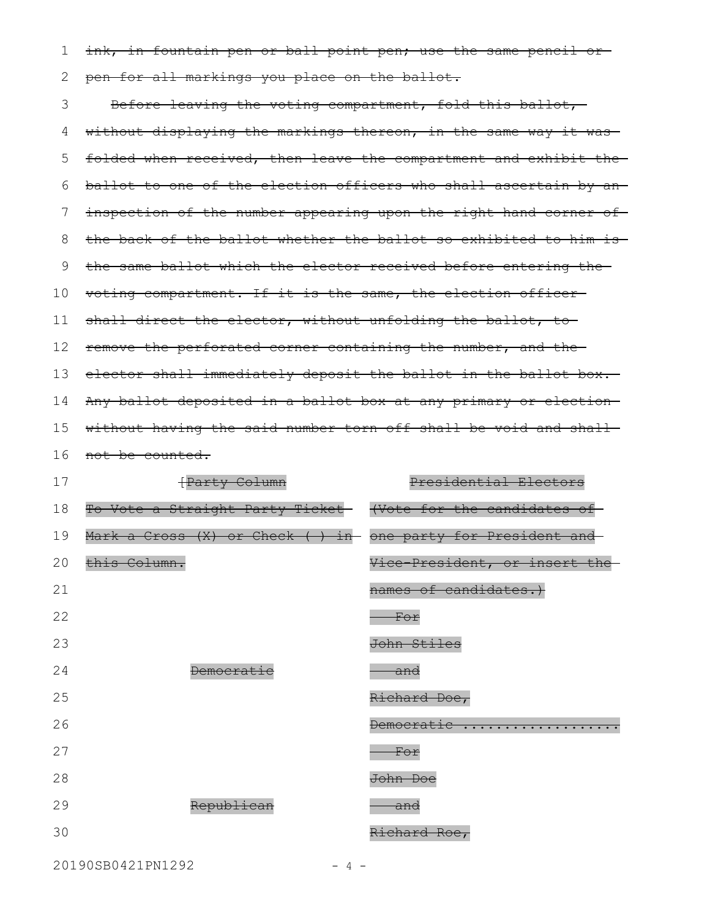~~ink, in fountain pen or ball point pen; use the same pencil or pen for all markings you place on the ballot.~~

~~Before leaving the voting compartment, fold this ballot, without displaying the markings thereon, in the same way it was folded when received, then leave the compartment and exhibit the ballot to one of the election officers who shall ascertain by an inspection of the number appearing upon the right hand corner of the back of the ballot whether the ballot so exhibited to him is the same ballot which the elector received before entering the voting compartment. If it is the same, the election officer shall direct the elector, without unfolding the ballot, to remove the perforated corner containing the number, and the elector shall immediately deposit the ballot in the ballot box. Any ballot deposited in a ballot box at any primary or election without having the said number torn off shall be void and shall not be counted.~~

| ~~[Party Column To Vote a Straight Party Ticket Mark a Cross (X) or Check ( ) in this Column.~~ | ~~Presidential Electors (Vote for the candidates of one party for President and Vice-President, or insert the names of candidates.)~~ |
|---|---|
| ~~Democratic~~ | ~~For John Stiles and Richard Doe, Democratic ....................~~ |
| ~~Republican~~ | ~~For John Doe and Richard Roe,~~ |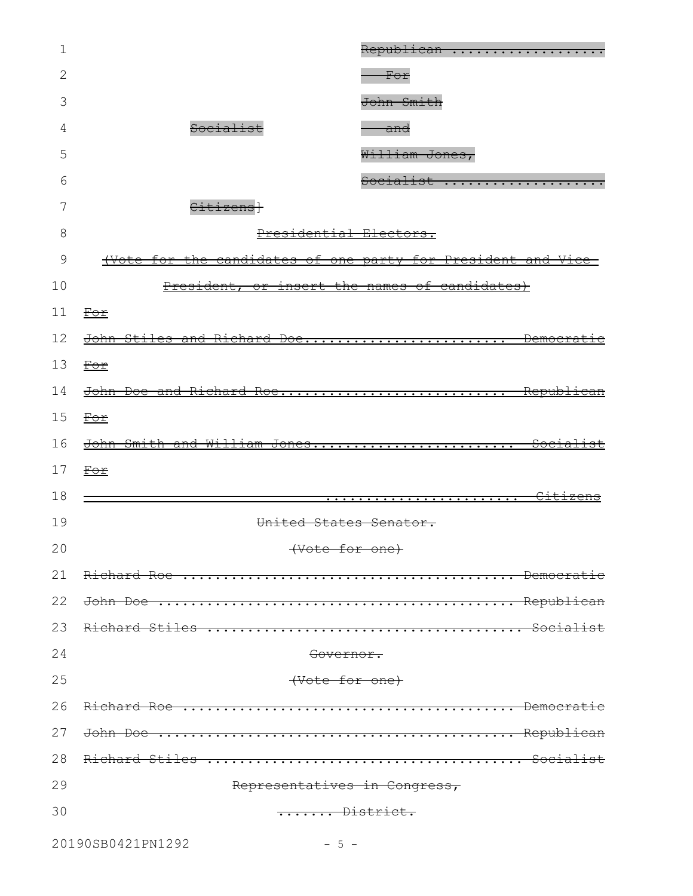~~Republican ..................~~

~~For~~

~~John Smith~~

~~Socialist~~ ~~and~~

~~William Jones,~~

~~Socialist ....................~~

~~Citizens]~~

~~Presidential Electors.~~

~~(Vote for the candidates of one party for President and Vice-President, or insert the names of candidates)~~

~~For~~

~~John Stiles and Richard Doe........................ Democratic~~

~~For~~

~~John Doe and Richard Roe.......................... Republican~~

~~For~~

~~John Smith and William Jones........................ Socialist~~

~~For~~

~~........................ Citizens~~

~~United States Senator.~~

~~(Vote for one)~~

~~Richard Roe ........................................ Democratic~~

~~John Doe ........................................... Republican~~

~~Richard Stiles ..................................... Socialist~~

~~Governor.~~

~~(Vote for one)~~

~~Richard Roe ........................................ Democratic~~

~~John Doe ........................................... Republican~~

~~Richard Stiles ..................................... Socialist~~

~~Representatives in Congress,~~

~~....... District.~~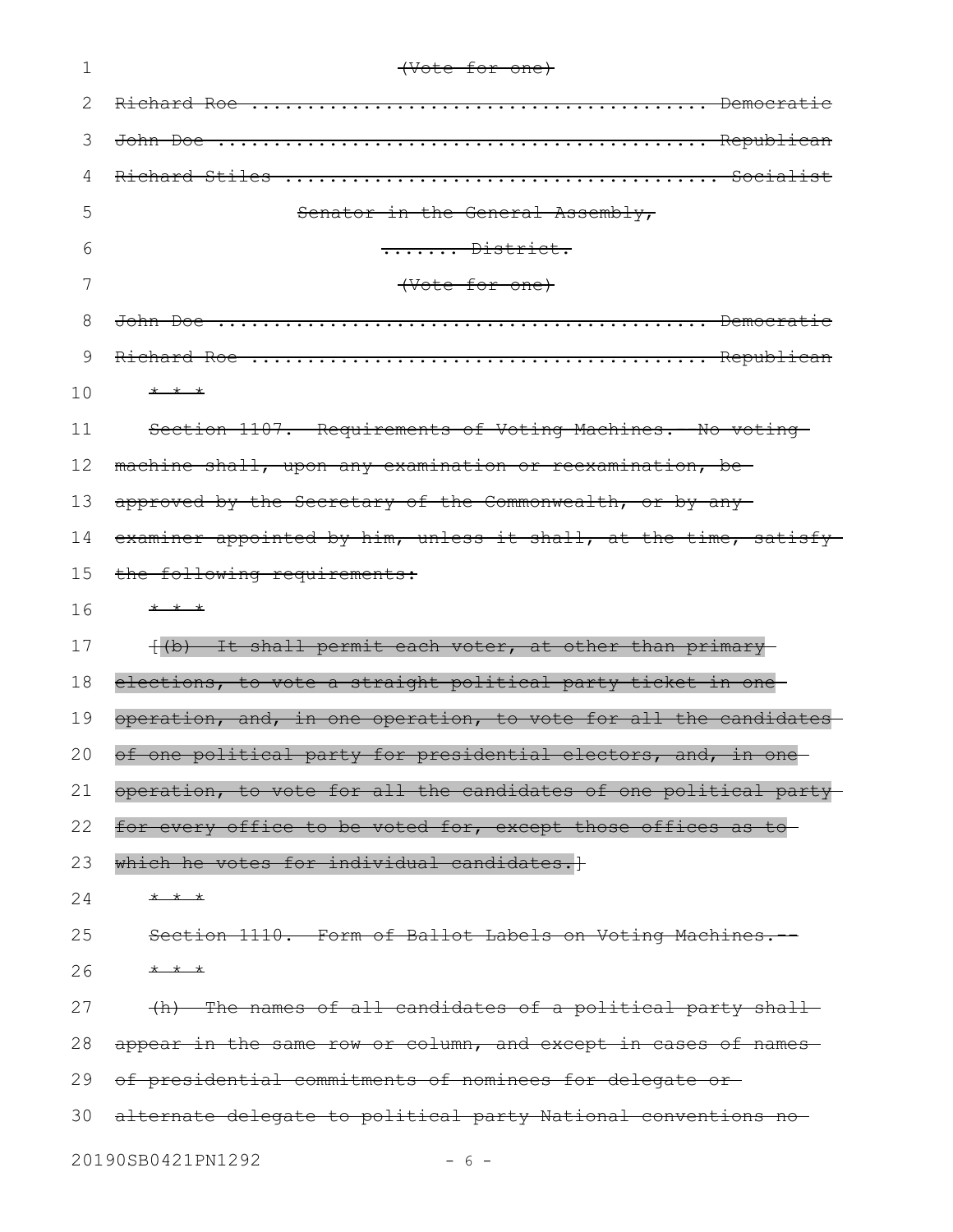(Vote for one)

Richard Roe .......................................... Democratic

John Doe ............................................. Republican

Richard Stiles ....................................... Socialist

Senator in the General Assembly,

....... District.

(Vote for one)

John Doe ............................................. Democratic

Richard Roe .......................................... Republican

* * *

Section 1107. Requirements of Voting Machines. No voting machine shall, upon any examination or reexamination, be approved by the Secretary of the Commonwealth, or by any examiner appointed by him, unless it shall, at the time, satisfy the following requirements:

* * *

[(b) It shall permit each voter, at other than primary elections, to vote a straight political party ticket in one operation, and, in one operation, to vote for all the candidates of one political party for presidential electors, and, in one operation, to vote for all the candidates of one political party for every office to be voted for, except those offices as to which he votes for individual candidates.]

* * *

Section 1110. Form of Ballot Labels on Voting Machines.--

* * *

(h) The names of all candidates of a political party shall appear in the same row or column, and except in cases of names of presidential commitments of nominees for delegate or alternate delegate to political party National conventions no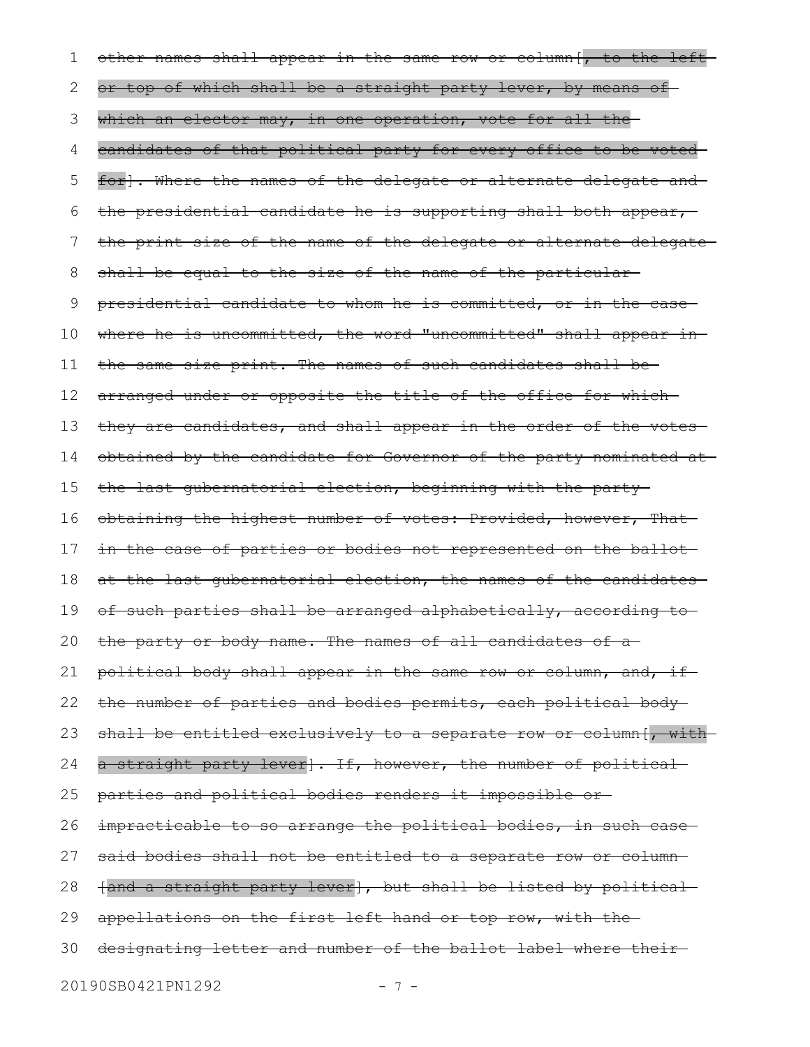~~other names shall appear in the same row or column[, to the left or top of which shall be a straight party lever, by means of which an elector may, in one operation, vote for all the candidates of that political party for every office to be voted for]. Where the names of the delegate or alternate delegate and the presidential candidate he is supporting shall both appear, the print size of the name of the delegate or alternate delegate shall be equal to the size of the name of the particular presidential candidate to whom he is committed, or in the case where he is uncommitted, the word "uncommitted" shall appear in the same size print. The names of such candidates shall be arranged under or opposite the title of the office for which they are candidates, and shall appear in the order of the votes obtained by the candidate for Governor of the party nominated at the last gubernatorial election, beginning with the party obtaining the highest number of votes: Provided, however, That in the case of parties or bodies not represented on the ballot at the last gubernatorial election, the names of the candidates of such parties shall be arranged alphabetically, according to the party or body name. The names of all candidates of a political body shall appear in the same row or column, and, if the number of parties and bodies permits, each political body shall be entitled exclusively to a separate row or column[, with a straight party lever]. If, however, the number of political parties and political bodies renders it impossible or impracticable to so arrange the political bodies, in such case said bodies shall not be entitled to a separate row or column [and a straight party lever], but shall be listed by political appellations on the first left hand or top row, with the designating letter and number of the ballot label where their~~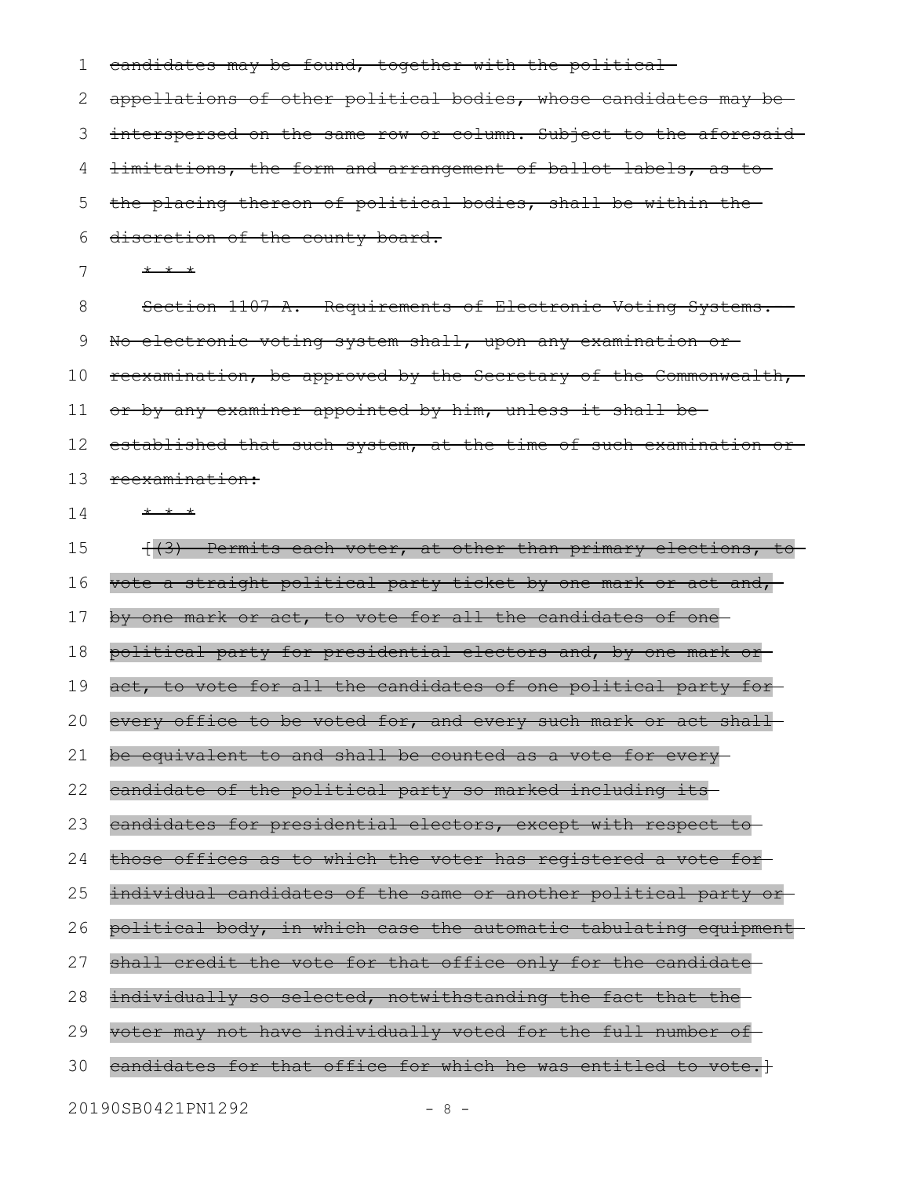~~candidates may be found, together with the political appellations of other political bodies, whose candidates may be interspersed on the same row or column. Subject to the aforesaid limitations, the form and arrangement of ballot labels, as to the placing thereon of political bodies, shall be within the discretion of the county board.~~

~~* * *~~

~~Section 1107-A. Requirements of Electronic Voting Systems.—No electronic voting system shall, upon any examination or reexamination, be approved by the Secretary of the Commonwealth, or by any examiner appointed by him, unless it shall be established that such system, at the time of such examination or reexamination:~~

~~* * *~~

~~[(3) Permits each voter, at other than primary elections, to vote a straight political party ticket by one mark or act and, by one mark or act, to vote for all the candidates of one political party for presidential electors and, by one mark or act, to vote for all the candidates of one political party for every office to be voted for, and every such mark or act shall be equivalent to and shall be counted as a vote for every candidate of the political party so marked including its candidates for presidential electors, except with respect to those offices as to which the voter has registered a vote for individual candidates of the same or another political party or political body, in which case the automatic tabulating equipment shall credit the vote for that office only for the candidate individually so selected, notwithstanding the fact that the voter may not have individually voted for the full number of candidates for that office for which he was entitled to vote.]~~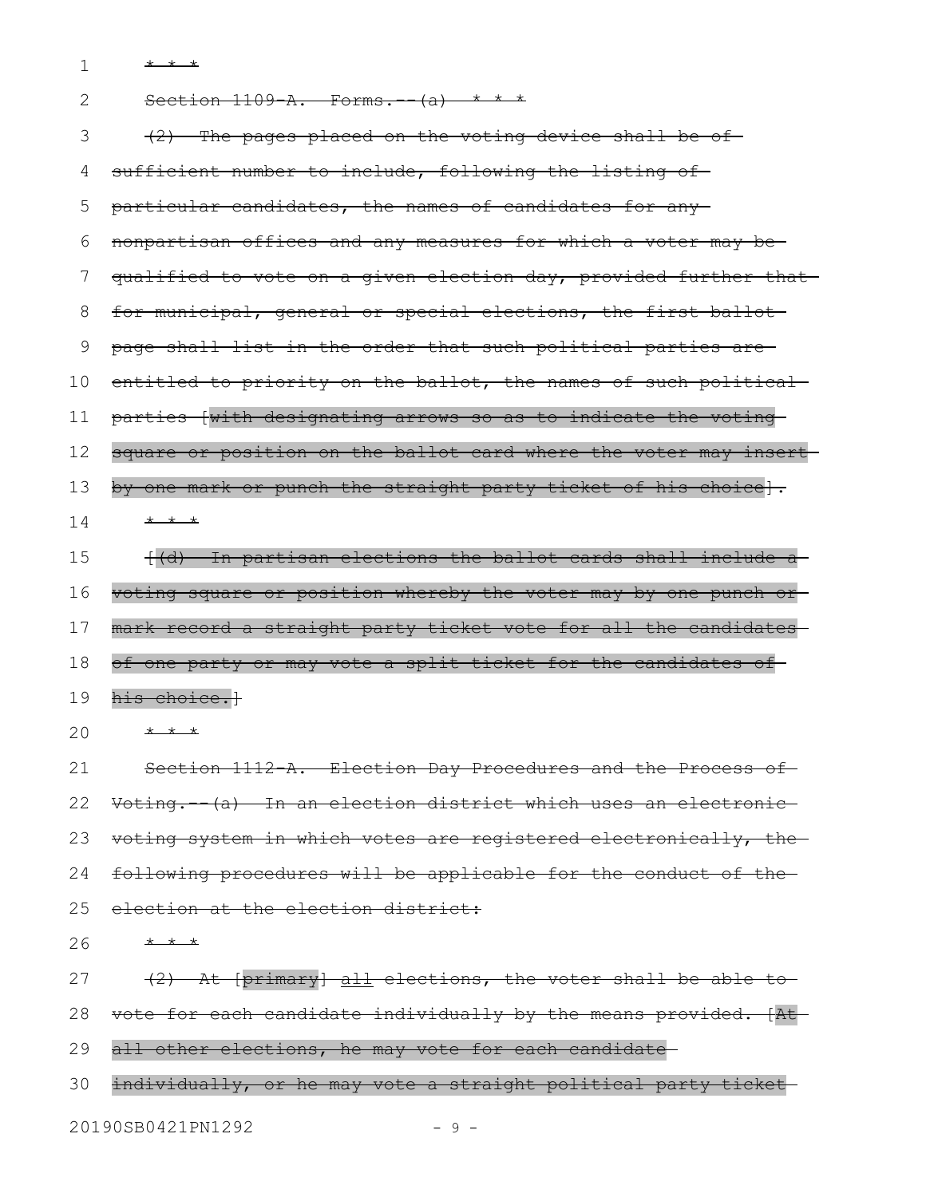\* \* \*

Section 1109-A. Forms.--(a) \* \* \*

(2) The pages placed on the voting device shall be of sufficient number to include, following the listing of particular candidates, the names of candidates for any nonpartisan offices and any measures for which a voter may be qualified to vote on a given election day, provided further that for municipal, general or special elections, the first ballot page shall list in the order that such political parties are entitled to priority on the ballot, the names of such political parties [with designating arrows so as to indicate the voting square or position on the ballot card where the voter may insert by one mark or punch the straight party ticket of his choice].

\* \* \*

[(d) In partisan elections the ballot cards shall include a voting square or position whereby the voter may by one punch or mark record a straight party ticket vote for all the candidates of one party or may vote a split ticket for the candidates of his choice.]

\* \* \*

Section 1112-A. Election Day Procedures and the Process of Voting.--(a) In an election district which uses an electronic voting system in which votes are registered electronically, the following procedures will be applicable for the conduct of the election at the election district:

\* \* \*

(2) At [primary] all elections, the voter shall be able to vote for each candidate individually by the means provided. [At all other elections, he may vote for each candidate individually, or he may vote a straight political party ticket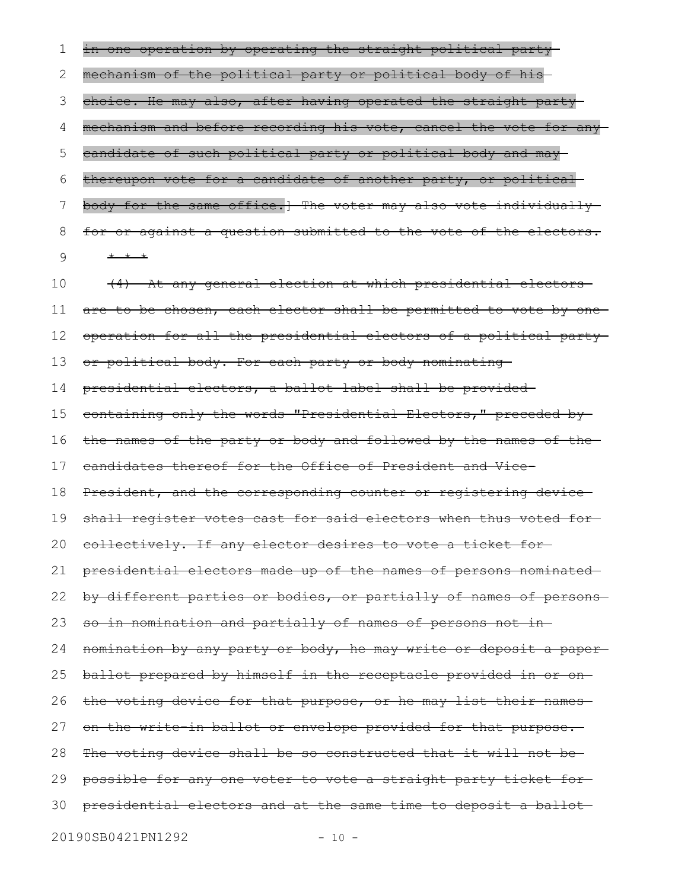in one operation by operating the straight political party mechanism of the political party or political body of his choice. He may also, after having operated the straight party mechanism and before recording his vote, cancel the vote for any candidate of such political party or political body and may thereupon vote for a candidate of another party, or political body for the same office.] The voter may also vote individually for or against a question submitted to the vote of the electors.

\* \* \*

(4) At any general election at which presidential electors are to be chosen, each elector shall be permitted to vote by one operation for all the presidential electors of a political party or political body. For each party or body nominating presidential electors, a ballot label shall be provided containing only the words "Presidential Electors," preceded by the names of the party or body and followed by the names of the candidates thereof for the Office of President and Vice-President, and the corresponding counter or registering device shall register votes cast for said electors when thus voted for collectively. If any elector desires to vote a ticket for presidential electors made up of the names of persons nominated by different parties or bodies, or partially of names of persons so in nomination and partially of names of persons not in nomination by any party or body, he may write or deposit a paper ballot prepared by himself in the receptacle provided in or on the voting device for that purpose, or he may list their names on the write-in ballot or envelope provided for that purpose. The voting device shall be so constructed that it will not be possible for any one voter to vote a straight party ticket for presidential electors and at the same time to deposit a ballot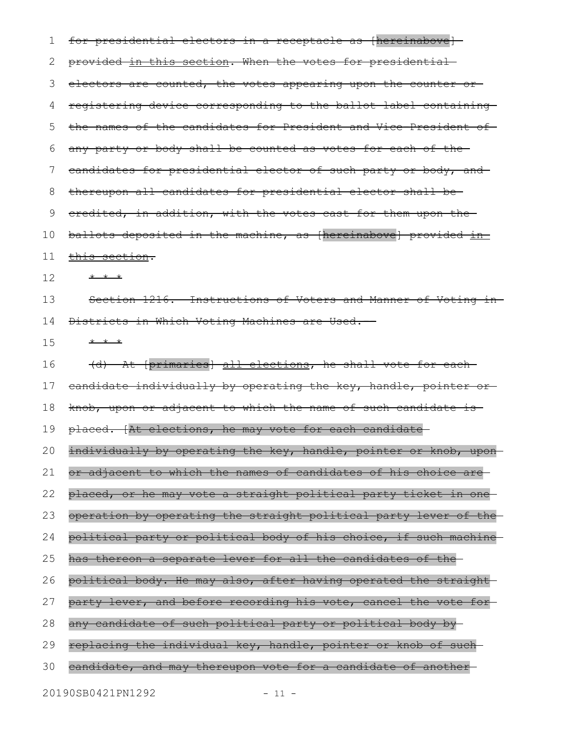for presidential electors in a receptacle as [hereinabove] provided in this section. When the votes for presidential electors are counted, the votes appearing upon the counter or registering device corresponding to the ballot label containing the names of the candidates for President and Vice President of any party or body shall be counted as votes for each of the candidates for presidential elector of such party or body, and thereupon all candidates for presidential elector shall be credited, in addition, with the votes cast for them upon the ballots deposited in the machine, as [hereinabove] provided in this section.

\* \* \*

Section 1216. Instructions of Voters and Manner of Voting in Districts in Which Voting Machines are Used.

\* \* \*

(d) At [primaries] all elections, he shall vote for each candidate individually by operating the key, handle, pointer or knob, upon or adjacent to which the name of such candidate is placed. [At elections, he may vote for each candidate individually by operating the key, handle, pointer or knob, upon or adjacent to which the names of candidates of his choice are placed, or he may vote a straight political party ticket in one operation by operating the straight political party lever of the political party or political body of his choice, if such machine has thereon a separate lever for all the candidates of the political body. He may also, after having operated the straight party lever, and before recording his vote, cancel the vote for any candidate of such political party or political body by replacing the individual key, handle, pointer or knob of such candidate, and may thereupon vote for a candidate of another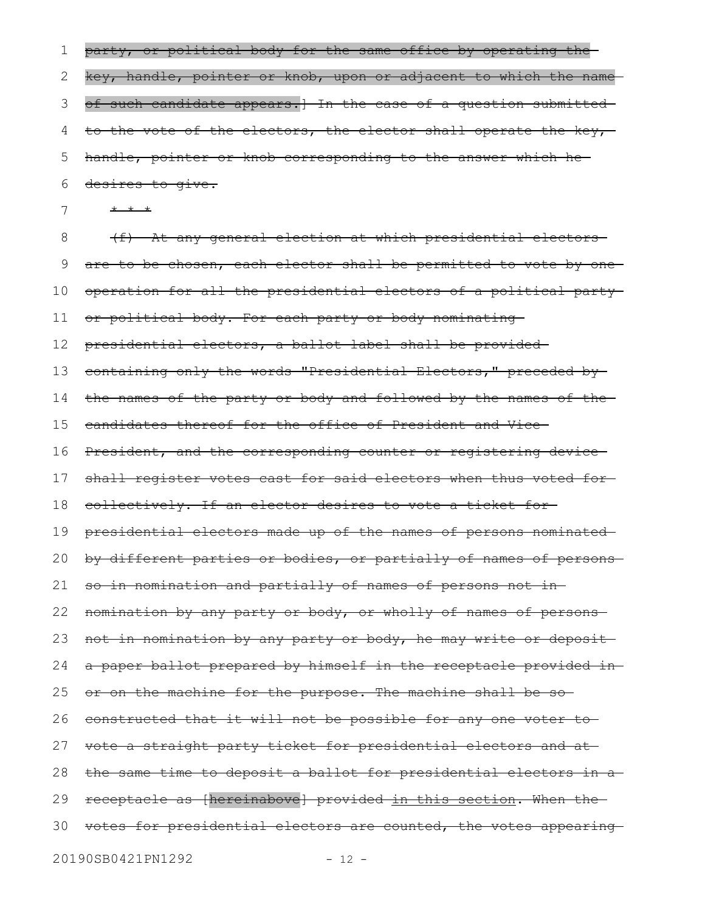~~party, or political body for the same office by operating the key, handle, pointer or knob, upon or adjacent to which the name of such candidate appears.]~~ ~~In the case of a question submitted to the vote of the electors, the elector shall operate the key, handle, pointer or knob corresponding to the answer which he desires to give.~~

~~* * *~~

~~(f) At any general election at which presidential electors are to be chosen, each elector shall be permitted to vote by one operation for all the presidential electors of a political party or political body. For each party or body nominating presidential electors, a ballot label shall be provided containing only the words "Presidential Electors," preceded by the names of the party or body and followed by the names of the candidates thereof for the office of President and Vice-President, and the corresponding counter or registering device shall register votes cast for said electors when thus voted for collectively. If an elector desires to vote a ticket for presidential electors made up of the names of persons nominated by different parties or bodies, or partially of names of persons so in nomination and partially of names of persons not in nomination by any party or body, or wholly of names of persons not in nomination by any party or body, he may write or deposit a paper ballot prepared by himself in the receptacle provided in or on the machine for the purpose. The machine shall be so constructed that it will not be possible for any one voter to vote a straight party ticket for presidential electors and at the same time to deposit a ballot for presidential electors in a receptacle as [hereinabove]~~ ~~provided~~ <u>in this section</u>~~. When the votes for presidential electors are counted, the votes appearing~~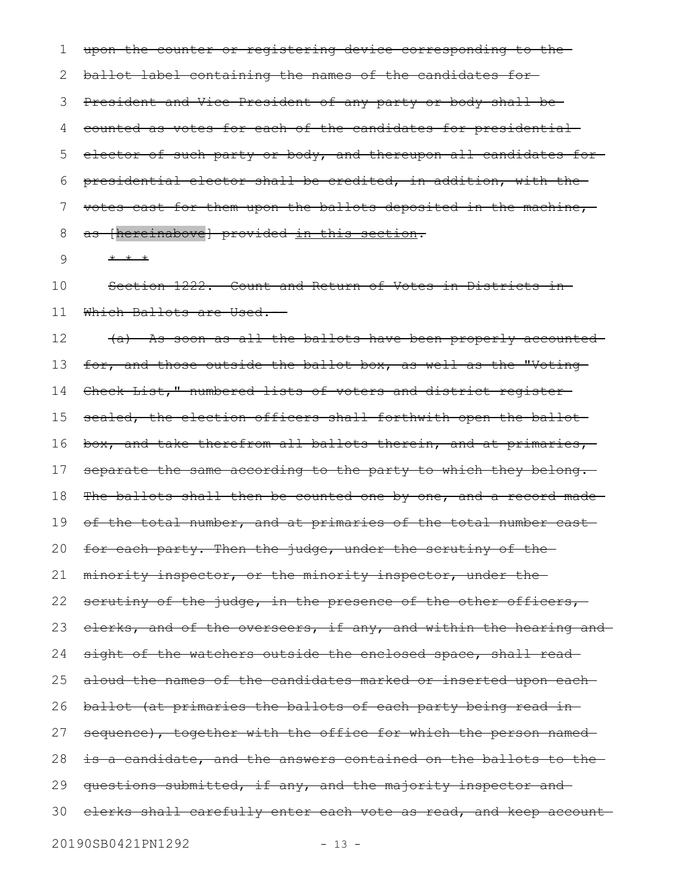upon the counter or registering device corresponding to the ballot label containing the names of the candidates for President and Vice President of any party or body shall be counted as votes for each of the candidates for presidential elector of such party or body, and thereupon all candidates for presidential elector shall be credited, in addition, with the votes cast for them upon the ballots deposited in the machine, as [hereinabove] provided in this section.

* * *

Section 1222. Count and Return of Votes in Districts in Which Ballots are Used.

(a) As soon as all the ballots have been properly accounted for, and those outside the ballot box, as well as the "Voting Check List," numbered lists of voters and district register sealed, the election officers shall forthwith open the ballot box, and take therefrom all ballots therein, and at primaries, separate the same according to the party to which they belong. The ballots shall then be counted one by one, and a record made of the total number, and at primaries of the total number cast for each party. Then the judge, under the scrutiny of the minority inspector, or the minority inspector, under the scrutiny of the judge, in the presence of the other officers, clerks, and of the overseers, if any, and within the hearing and sight of the watchers outside the enclosed space, shall read aloud the names of the candidates marked or inserted upon each ballot (at primaries the ballots of each party being read in sequence), together with the office for which the person named is a candidate, and the answers contained on the ballots to the questions submitted, if any, and the majority inspector and clerks shall carefully enter each vote as read, and keep account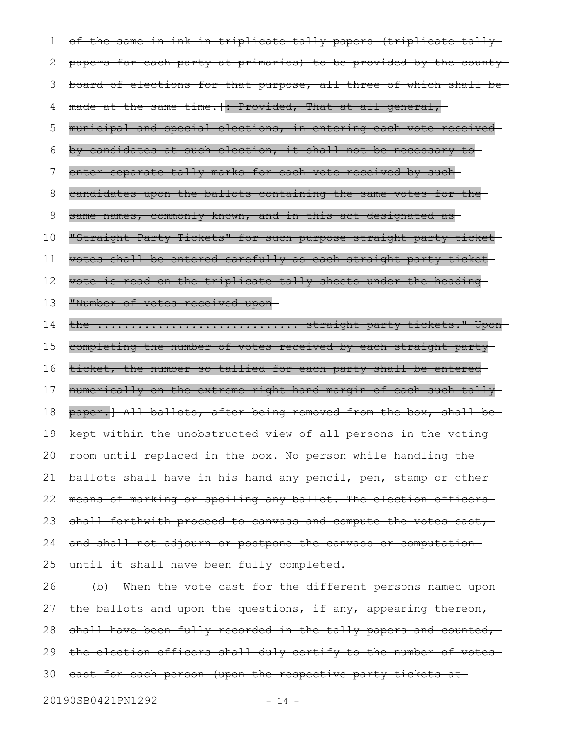~~of the same in ink in triplicate tally papers (triplicate tally papers for each party at primaries) to be provided by the county board of elections for that purpose, all three of which shall be made at the same time.[: Provided, That at all general, municipal and special elections, in entering each vote received by candidates at such election, it shall not be necessary to enter separate tally marks for each vote received by such candidates upon the ballots containing the same votes for the same names, commonly known, and in this act designated as "Straight Party Tickets" for such purpose straight party ticket votes shall be entered carefully as each straight party ticket vote is read on the triplicate tally sheets under the heading "Number of votes received upon~~

~~the ............................ straight party tickets." Upon completing the number of votes received by each straight party ticket, the number so tallied for each party shall be entered numerically on the extreme right hand margin of each such tally paper.] All ballots, after being removed from the box, shall be kept within the unobstructed view of all persons in the voting room until replaced in the box. No person while handling the ballots shall have in his hand any pencil, pen, stamp or other means of marking or spoiling any ballot. The election officers shall forthwith proceed to canvass and compute the votes cast, and shall not adjourn or postpone the canvass or computation until it shall have been fully completed.~~

~~(b) When the vote cast for the different persons named upon the ballots and upon the questions, if any, appearing thereon, shall have been fully recorded in the tally papers and counted, the election officers shall duly certify to the number of votes cast for each person (upon the respective party tickets at~~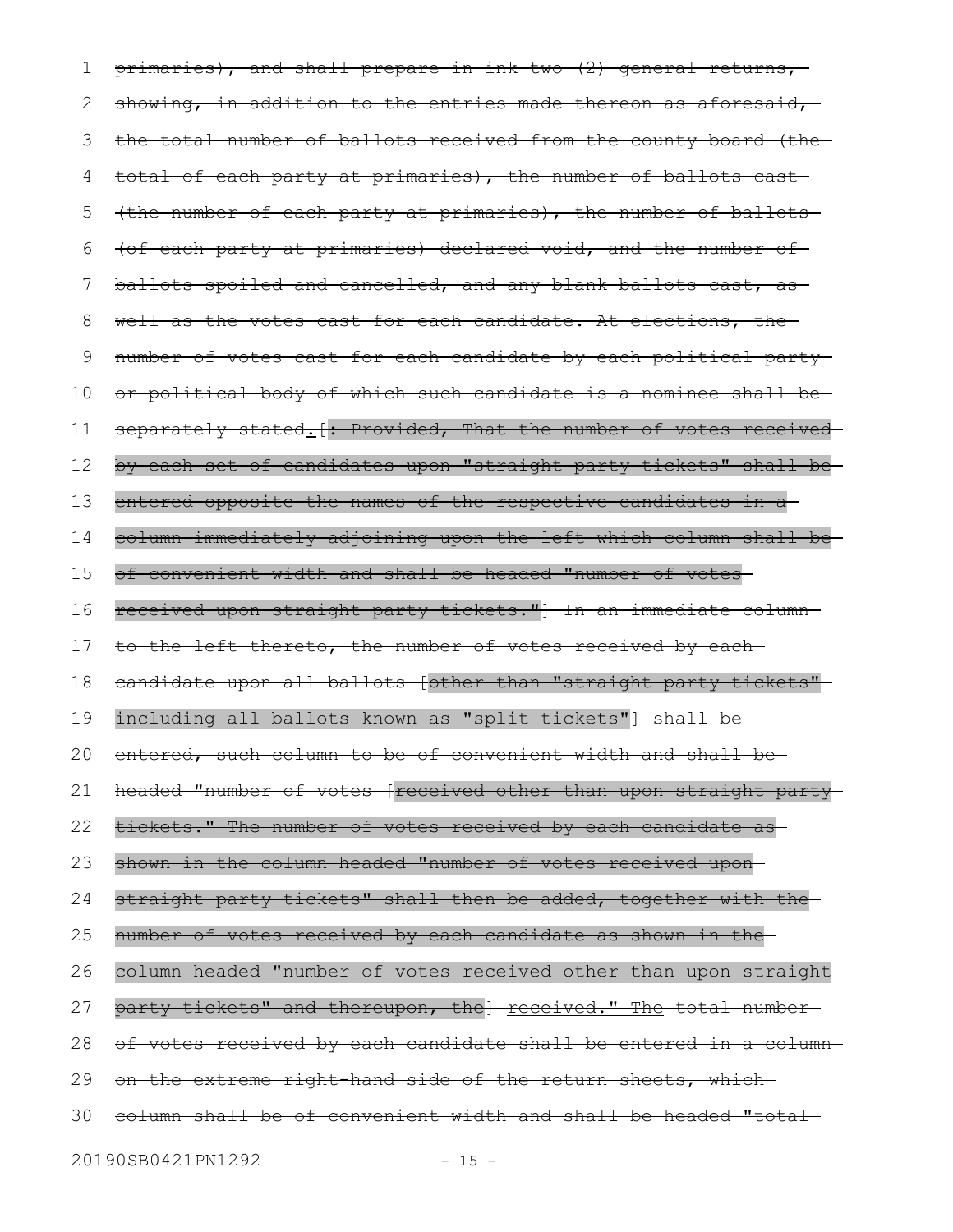primaries), and shall prepare in ink two (2) general returns, showing, in addition to the entries made thereon as aforesaid, the total number of ballots received from the county board (the total of each party at primaries), the number of ballots cast (the number of each party at primaries), the number of ballots (of each party at primaries) declared void, and the number of ballots spoiled and cancelled, and any blank ballots cast, as well as the votes cast for each candidate. At elections, the number of votes cast for each candidate by each political party or political body of which such candidate is a nominee shall be separately stated. [: Provided, That the number of votes received by each set of candidates upon "straight party tickets" shall be entered opposite the names of the respective candidates in a column immediately adjoining upon the left which column shall be of convenient width and shall be headed "number of votes received upon straight party tickets."] In an immediate column to the left thereto, the number of votes received by each candidate upon all ballots [other than "straight party tickets" including all ballots known as "split tickets"] shall be entered, such column to be of convenient width and shall be headed "number of votes [received other than upon straight party tickets." The number of votes received by each candidate as shown in the column headed "number of votes received upon straight party tickets" shall then be added, together with the number of votes received by each candidate as shown in the column headed "number of votes received other than upon straight party tickets" and thereupon, the] received." The total number of votes received by each candidate shall be entered in a column on the extreme right-hand side of the return sheets, which column shall be of convenient width and shall be headed "total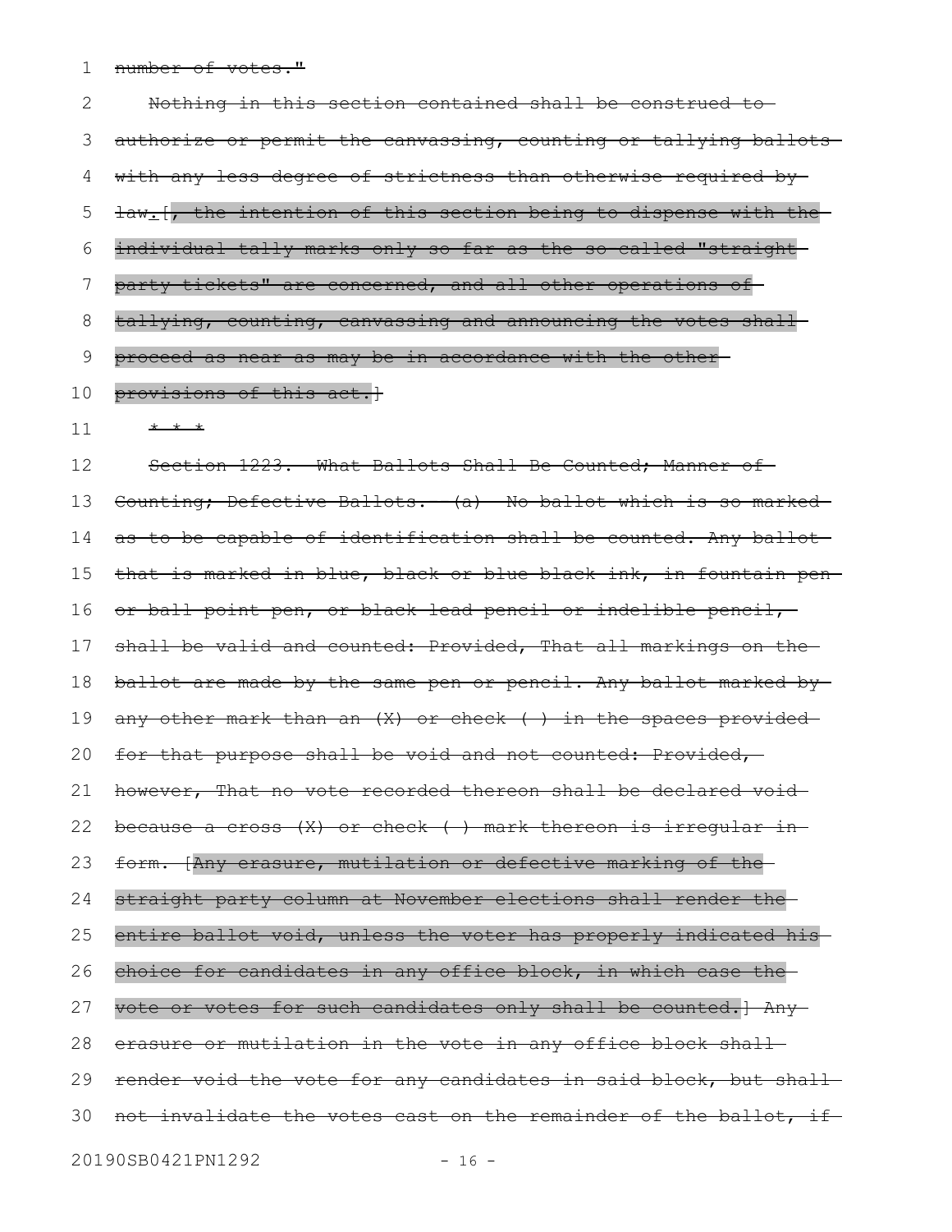number of votes."

Nothing in this section contained shall be construed to authorize or permit the canvassing, counting or tallying ballots with any less degree of strictness than otherwise required by law. [, the intention of this section being to dispense with the individual tally marks only so far as the so called "straight party tickets" are concerned, and all other operations of tallying, counting, canvassing and announcing the votes shall proceed as near as may be in accordance with the other provisions of this act.]

* * *

Section 1223. What Ballots Shall Be Counted; Manner of Counting; Defective Ballots. (a) No ballot which is so marked as to be capable of identification shall be counted. Any ballot that is marked in blue, black or blue-black ink, in fountain pen or ball point pen, or black lead pencil or indelible pencil, shall be valid and counted: Provided, That all markings on the ballot are made by the same pen or pencil. Any ballot marked by any other mark than an (X) or check ( ) in the spaces provided for that purpose shall be void and not counted: Provided, however, That no vote recorded thereon shall be declared void because a cross (X) or check ( ) mark thereon is irregular in form. [Any erasure, mutilation or defective marking of the straight party column at November elections shall render the entire ballot void, unless the voter has properly indicated his choice for candidates in any office block, in which case the vote or votes for such candidates only shall be counted.] Any erasure or mutilation in the vote in any office block shall render void the vote for any candidates in said block, but shall not invalidate the votes cast on the remainder of the ballot, if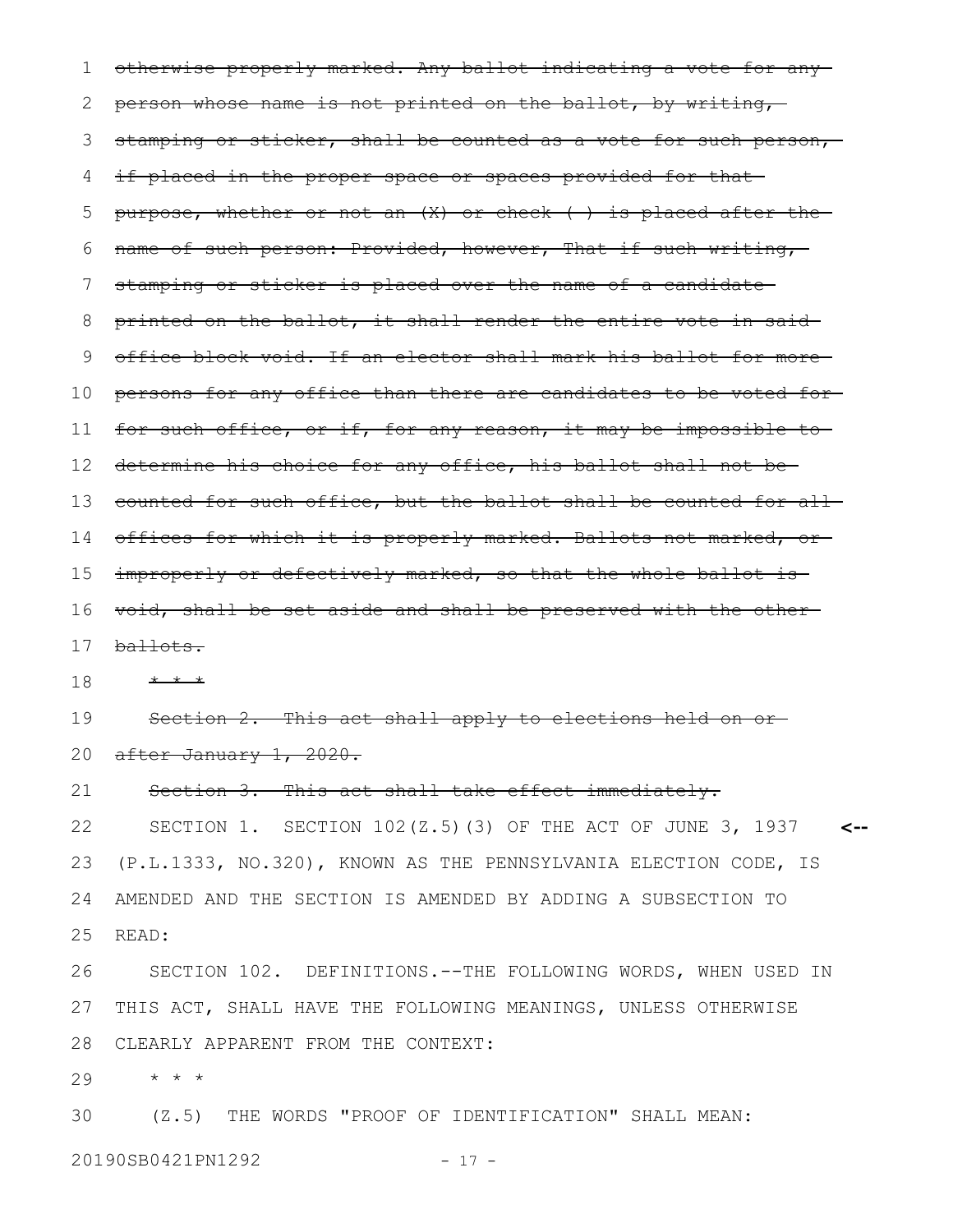~~otherwise properly marked. Any ballot indicating a vote for any person whose name is not printed on the ballot, by writing, stamping or sticker, shall be counted as a vote for such person, if placed in the proper space or spaces provided for that purpose, whether or not an (X) or check ( ) is placed after the name of such person: Provided, however, That if such writing, stamping or sticker is placed over the name of a candidate printed on the ballot, it shall render the entire vote in said office block void. If an elector shall mark his ballot for more persons for any office than there are candidates to be voted for for such office, or if, for any reason, it may be impossible to determine his choice for any office, his ballot shall not be counted for such office, but the ballot shall be counted for all offices for which it is properly marked. Ballots not marked, or improperly or defectively marked, so that the whole ballot is void, shall be set aside and shall be preserved with the other ballots.~~

~~* * *~~

~~Section 2. This act shall apply to elections held on or after January 1, 2020.~~

~~Section 3. This act shall take effect immediately.~~

SECTION 1. SECTION 102(Z.5)(3) OF THE ACT OF JUNE 3, 1937 (P.L.1333, NO.320), KNOWN AS THE PENNSYLVANIA ELECTION CODE, IS AMENDED AND THE SECTION IS AMENDED BY ADDING A SUBSECTION TO READ:

SECTION 102. DEFINITIONS.--THE FOLLOWING WORDS, WHEN USED IN THIS ACT, SHALL HAVE THE FOLLOWING MEANINGS, UNLESS OTHERWISE CLEARLY APPARENT FROM THE CONTEXT:

* * *

(Z.5) THE WORDS "PROOF OF IDENTIFICATION" SHALL MEAN: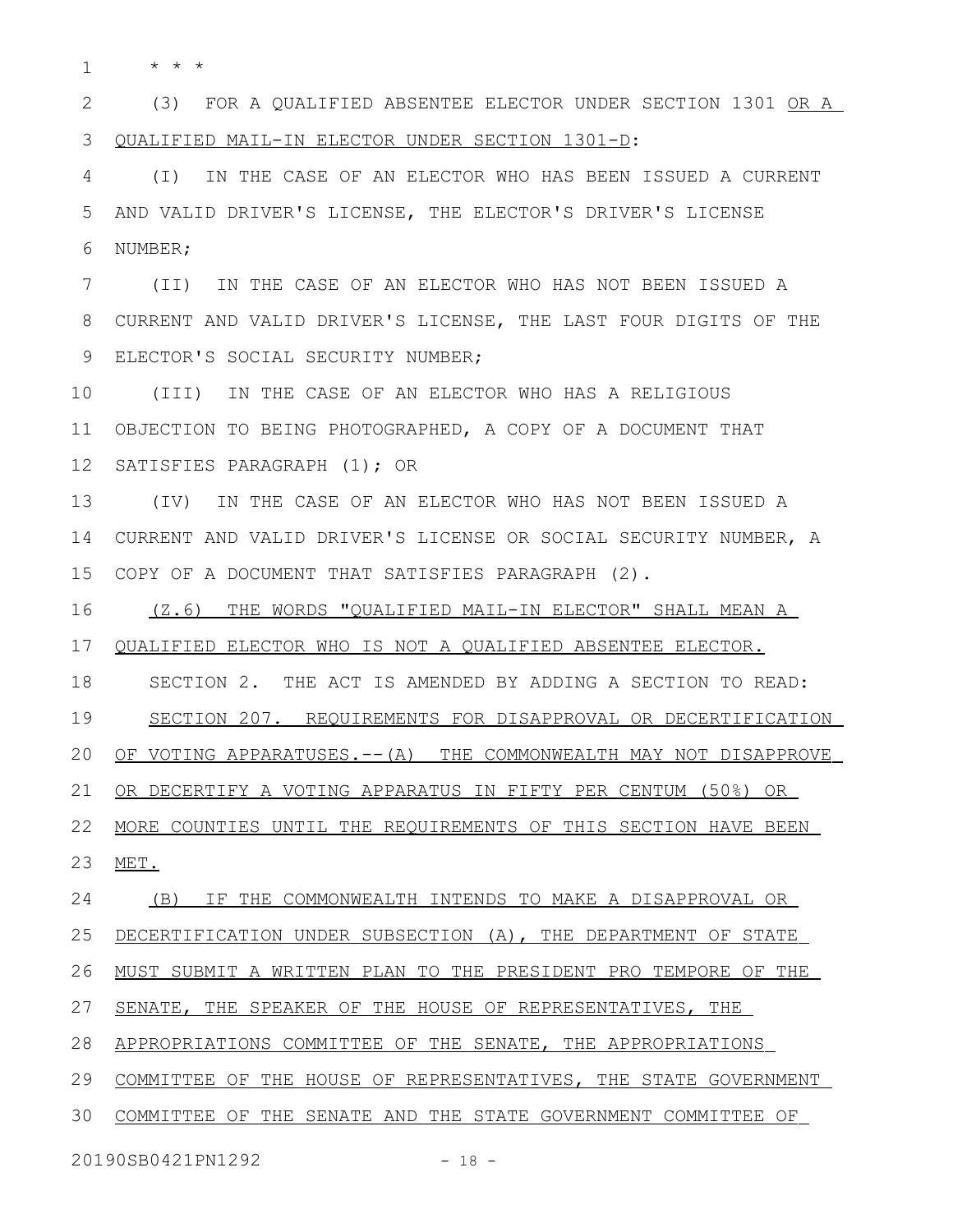* * *

(3) FOR A QUALIFIED ABSENTEE ELECTOR UNDER SECTION 1301 <u>OR A QUALIFIED MAIL-IN ELECTOR UNDER SECTION 1301-D</u>:

(I) IN THE CASE OF AN ELECTOR WHO HAS BEEN ISSUED A CURRENT AND VALID DRIVER'S LICENSE, THE ELECTOR'S DRIVER'S LICENSE NUMBER;

(II) IN THE CASE OF AN ELECTOR WHO HAS NOT BEEN ISSUED A CURRENT AND VALID DRIVER'S LICENSE, THE LAST FOUR DIGITS OF THE ELECTOR'S SOCIAL SECURITY NUMBER;

(III) IN THE CASE OF AN ELECTOR WHO HAS A RELIGIOUS OBJECTION TO BEING PHOTOGRAPHED, A COPY OF A DOCUMENT THAT SATISFIES PARAGRAPH (1); OR

(IV) IN THE CASE OF AN ELECTOR WHO HAS NOT BEEN ISSUED A CURRENT AND VALID DRIVER'S LICENSE OR SOCIAL SECURITY NUMBER, A COPY OF A DOCUMENT THAT SATISFIES PARAGRAPH (2).

<u>(Z.6) THE WORDS "QUALIFIED MAIL-IN ELECTOR" SHALL MEAN A QUALIFIED ELECTOR WHO IS NOT A QUALIFIED ABSENTEE ELECTOR.</u>

SECTION 2. THE ACT IS AMENDED BY ADDING A SECTION TO READ:

<u>SECTION 207. REQUIREMENTS FOR DISAPPROVAL OR DECERTIFICATION OF VOTING APPARATUSES.--(A) THE COMMONWEALTH MAY NOT DISAPPROVE OR DECERTIFY A VOTING APPARATUS IN FIFTY PER CENTUM (50%) OR MORE COUNTIES UNTIL THE REQUIREMENTS OF THIS SECTION HAVE BEEN MET.</u>

<u>(B) IF THE COMMONWEALTH INTENDS TO MAKE A DISAPPROVAL OR DECERTIFICATION UNDER SUBSECTION (A), THE DEPARTMENT OF STATE MUST SUBMIT A WRITTEN PLAN TO THE PRESIDENT PRO TEMPORE OF THE SENATE, THE SPEAKER OF THE HOUSE OF REPRESENTATIVES, THE APPROPRIATIONS COMMITTEE OF THE SENATE, THE APPROPRIATIONS COMMITTEE OF THE HOUSE OF REPRESENTATIVES, THE STATE GOVERNMENT COMMITTEE OF THE SENATE AND THE STATE GOVERNMENT COMMITTEE OF</u>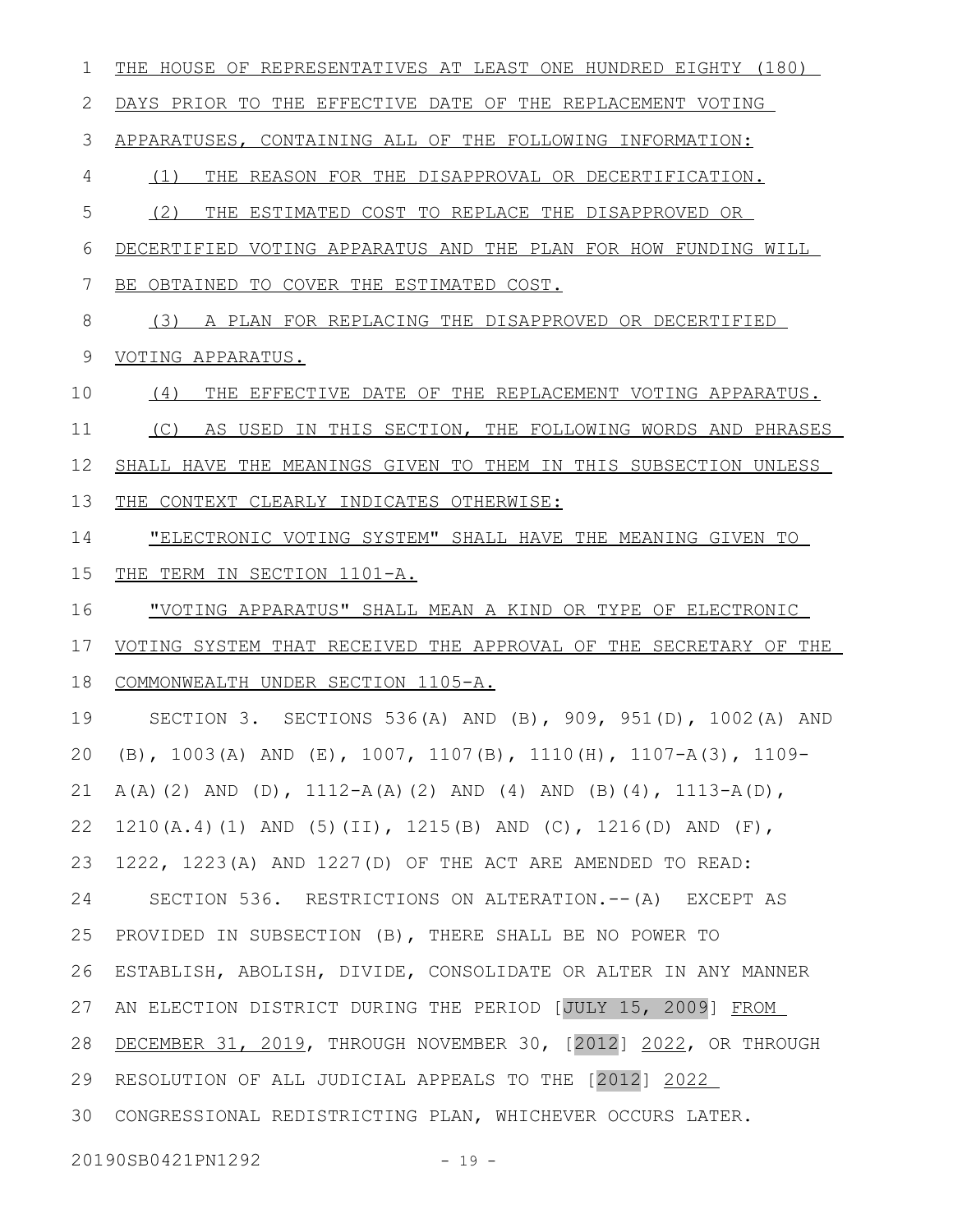THE HOUSE OF REPRESENTATIVES AT LEAST ONE HUNDRED EIGHTY (180) DAYS PRIOR TO THE EFFECTIVE DATE OF THE REPLACEMENT VOTING APPARATUSES, CONTAINING ALL OF THE FOLLOWING INFORMATION:

(1) THE REASON FOR THE DISAPPROVAL OR DECERTIFICATION.

(2) THE ESTIMATED COST TO REPLACE THE DISAPPROVED OR DECERTIFIED VOTING APPARATUS AND THE PLAN FOR HOW FUNDING WILL BE OBTAINED TO COVER THE ESTIMATED COST.

(3) A PLAN FOR REPLACING THE DISAPPROVED OR DECERTIFIED VOTING APPARATUS.

(4) THE EFFECTIVE DATE OF THE REPLACEMENT VOTING APPARATUS.

(C) AS USED IN THIS SECTION, THE FOLLOWING WORDS AND PHRASES SHALL HAVE THE MEANINGS GIVEN TO THEM IN THIS SUBSECTION UNLESS THE CONTEXT CLEARLY INDICATES OTHERWISE:

"ELECTRONIC VOTING SYSTEM" SHALL HAVE THE MEANING GIVEN TO THE TERM IN SECTION 1101-A.

"VOTING APPARATUS" SHALL MEAN A KIND OR TYPE OF ELECTRONIC VOTING SYSTEM THAT RECEIVED THE APPROVAL OF THE SECRETARY OF THE COMMONWEALTH UNDER SECTION 1105-A.

SECTION 3. SECTIONS 536(A) AND (B), 909, 951(D), 1002(A) AND (B), 1003(A) AND (E), 1007, 1107(B), 1110(H), 1107-A(3), 1109-A(A)(2) AND (D), 1112-A(A)(2) AND (4) AND (B)(4), 1113-A(D), 1210(A.4)(1) AND (5)(II), 1215(B) AND (C), 1216(D) AND (F), 1222, 1223(A) AND 1227(D) OF THE ACT ARE AMENDED TO READ:

SECTION 536. RESTRICTIONS ON ALTERATION.--(A) EXCEPT AS PROVIDED IN SUBSECTION (B), THERE SHALL BE NO POWER TO ESTABLISH, ABOLISH, DIVIDE, CONSOLIDATE OR ALTER IN ANY MANNER AN ELECTION DISTRICT DURING THE PERIOD [JULY 15, 2009] FROM DECEMBER 31, 2019, THROUGH NOVEMBER 30, [2012] 2022, OR THROUGH RESOLUTION OF ALL JUDICIAL APPEALS TO THE [2012] 2022 CONGRESSIONAL REDISTRICTING PLAN, WHICHEVER OCCURS LATER.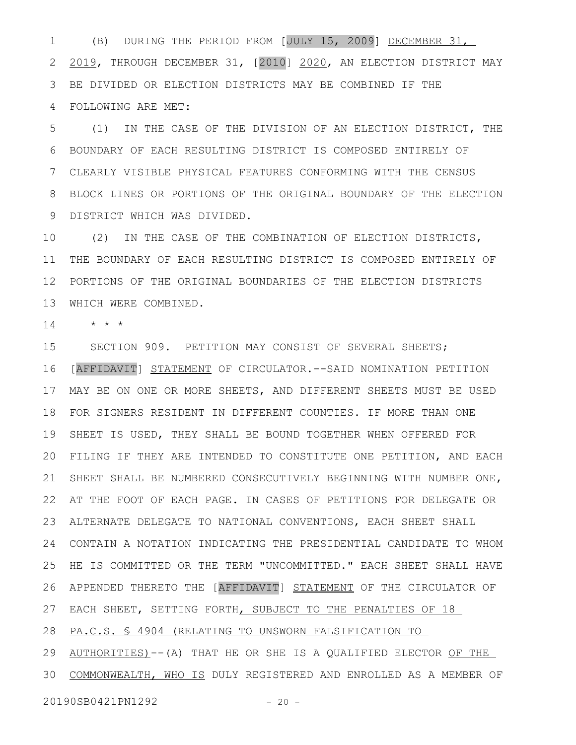(B) DURING THE PERIOD FROM [JULY 15, 2009] DECEMBER 31, 2019, THROUGH DECEMBER 31, [2010] 2020, AN ELECTION DISTRICT MAY BE DIVIDED OR ELECTION DISTRICTS MAY BE COMBINED IF THE FOLLOWING ARE MET:

(1) IN THE CASE OF THE DIVISION OF AN ELECTION DISTRICT, THE BOUNDARY OF EACH RESULTING DISTRICT IS COMPOSED ENTIRELY OF CLEARLY VISIBLE PHYSICAL FEATURES CONFORMING WITH THE CENSUS BLOCK LINES OR PORTIONS OF THE ORIGINAL BOUNDARY OF THE ELECTION DISTRICT WHICH WAS DIVIDED.

(2) IN THE CASE OF THE COMBINATION OF ELECTION DISTRICTS, THE BOUNDARY OF EACH RESULTING DISTRICT IS COMPOSED ENTIRELY OF PORTIONS OF THE ORIGINAL BOUNDARIES OF THE ELECTION DISTRICTS WHICH WERE COMBINED.

\* \* \*

SECTION 909. PETITION MAY CONSIST OF SEVERAL SHEETS; [AFFIDAVIT] STATEMENT OF CIRCULATOR.--SAID NOMINATION PETITION MAY BE ON ONE OR MORE SHEETS, AND DIFFERENT SHEETS MUST BE USED FOR SIGNERS RESIDENT IN DIFFERENT COUNTIES. IF MORE THAN ONE SHEET IS USED, THEY SHALL BE BOUND TOGETHER WHEN OFFERED FOR FILING IF THEY ARE INTENDED TO CONSTITUTE ONE PETITION, AND EACH SHEET SHALL BE NUMBERED CONSECUTIVELY BEGINNING WITH NUMBER ONE, AT THE FOOT OF EACH PAGE. IN CASES OF PETITIONS FOR DELEGATE OR ALTERNATE DELEGATE TO NATIONAL CONVENTIONS, EACH SHEET SHALL CONTAIN A NOTATION INDICATING THE PRESIDENTIAL CANDIDATE TO WHOM HE IS COMMITTED OR THE TERM "UNCOMMITTED." EACH SHEET SHALL HAVE APPENDED THERETO THE [AFFIDAVIT] STATEMENT OF THE CIRCULATOR OF EACH SHEET, SETTING FORTH, SUBJECT TO THE PENALTIES OF 18 PA.C.S. § 4904 (RELATING TO UNSWORN FALSIFICATION TO AUTHORITIES)--(A) THAT HE OR SHE IS A QUALIFIED ELECTOR OF THE COMMONWEALTH, WHO IS DULY REGISTERED AND ENROLLED AS A MEMBER OF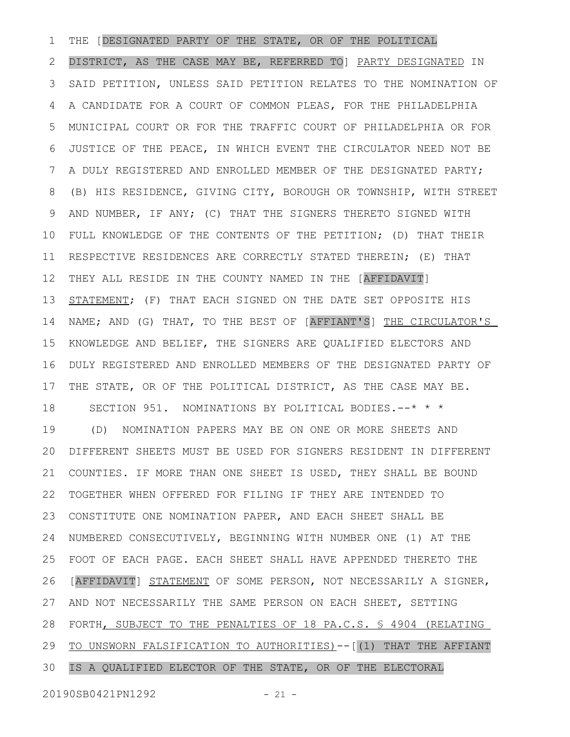THE [DESIGNATED PARTY OF THE STATE, OR OF THE POLITICAL DISTRICT, AS THE CASE MAY BE, REFERRED TO] PARTY DESIGNATED IN SAID PETITION, UNLESS SAID PETITION RELATES TO THE NOMINATION OF A CANDIDATE FOR A COURT OF COMMON PLEAS, FOR THE PHILADELPHIA MUNICIPAL COURT OR FOR THE TRAFFIC COURT OF PHILADELPHIA OR FOR JUSTICE OF THE PEACE, IN WHICH EVENT THE CIRCULATOR NEED NOT BE A DULY REGISTERED AND ENROLLED MEMBER OF THE DESIGNATED PARTY; (B) HIS RESIDENCE, GIVING CITY, BOROUGH OR TOWNSHIP, WITH STREET AND NUMBER, IF ANY; (C) THAT THE SIGNERS THERETO SIGNED WITH FULL KNOWLEDGE OF THE CONTENTS OF THE PETITION; (D) THAT THEIR RESPECTIVE RESIDENCES ARE CORRECTLY STATED THEREIN; (E) THAT THEY ALL RESIDE IN THE COUNTY NAMED IN THE [AFFIDAVIT] STATEMENT; (F) THAT EACH SIGNED ON THE DATE SET OPPOSITE HIS NAME; AND (G) THAT, TO THE BEST OF [AFFIANT'S] THE CIRCULATOR'S KNOWLEDGE AND BELIEF, THE SIGNERS ARE QUALIFIED ELECTORS AND DULY REGISTERED AND ENROLLED MEMBERS OF THE DESIGNATED PARTY OF THE STATE, OR OF THE POLITICAL DISTRICT, AS THE CASE MAY BE.

SECTION 951. NOMINATIONS BY POLITICAL BODIES.--* * *

(D) NOMINATION PAPERS MAY BE ON ONE OR MORE SHEETS AND DIFFERENT SHEETS MUST BE USED FOR SIGNERS RESIDENT IN DIFFERENT COUNTIES. IF MORE THAN ONE SHEET IS USED, THEY SHALL BE BOUND TOGETHER WHEN OFFERED FOR FILING IF THEY ARE INTENDED TO CONSTITUTE ONE NOMINATION PAPER, AND EACH SHEET SHALL BE NUMBERED CONSECUTIVELY, BEGINNING WITH NUMBER ONE (1) AT THE FOOT OF EACH PAGE. EACH SHEET SHALL HAVE APPENDED THERETO THE [AFFIDAVIT] STATEMENT OF SOME PERSON, NOT NECESSARILY A SIGNER, AND NOT NECESSARILY THE SAME PERSON ON EACH SHEET, SETTING FORTH, SUBJECT TO THE PENALTIES OF 18 PA.C.S. § 4904 (RELATING TO UNSWORN FALSIFICATION TO AUTHORITIES)--[(1) THAT THE AFFIANT IS A QUALIFIED ELECTOR OF THE STATE, OR OF THE ELECTORAL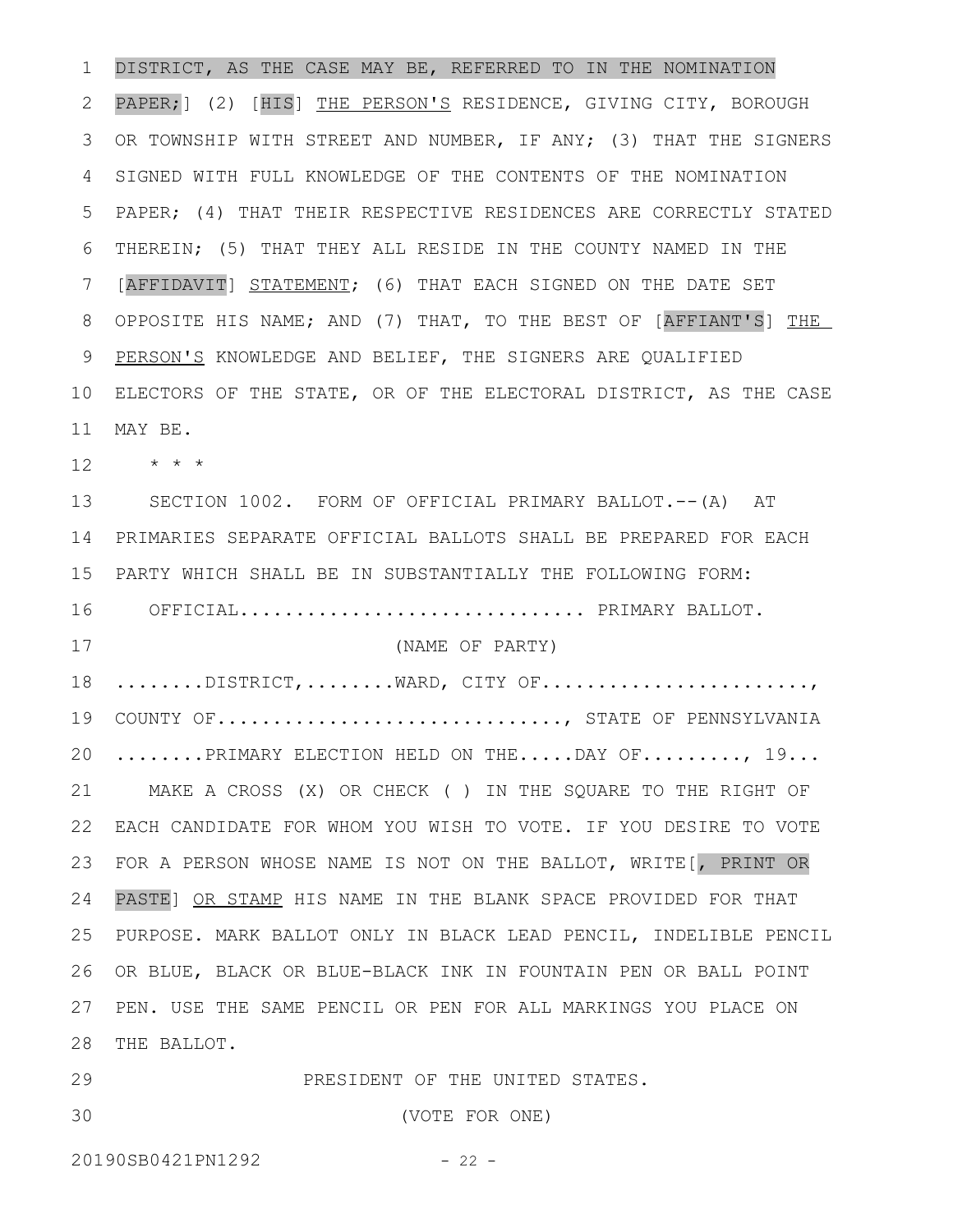DISTRICT, AS THE CASE MAY BE, REFERRED TO IN THE NOMINATION PAPER;] (2) [HIS] THE PERSON'S RESIDENCE, GIVING CITY, BOROUGH OR TOWNSHIP WITH STREET AND NUMBER, IF ANY; (3) THAT THE SIGNERS SIGNED WITH FULL KNOWLEDGE OF THE CONTENTS OF THE NOMINATION PAPER; (4) THAT THEIR RESPECTIVE RESIDENCES ARE CORRECTLY STATED THEREIN; (5) THAT THEY ALL RESIDE IN THE COUNTY NAMED IN THE [AFFIDAVIT] STATEMENT; (6) THAT EACH SIGNED ON THE DATE SET OPPOSITE HIS NAME; AND (7) THAT, TO THE BEST OF [AFFIANT'S] THE PERSON'S KNOWLEDGE AND BELIEF, THE SIGNERS ARE QUALIFIED ELECTORS OF THE STATE, OR OF THE ELECTORAL DISTRICT, AS THE CASE MAY BE.

* * *

SECTION 1002. FORM OF OFFICIAL PRIMARY BALLOT.--(A) AT PRIMARIES SEPARATE OFFICIAL BALLOTS SHALL BE PREPARED FOR EACH PARTY WHICH SHALL BE IN SUBSTANTIALLY THE FOLLOWING FORM:

OFFICIAL.............................. PRIMARY BALLOT.

(NAME OF PARTY)

........DISTRICT,........WARD, CITY OF.......................,

COUNTY OF.............................., STATE OF PENNSYLVANIA

........PRIMARY ELECTION HELD ON THE.....DAY OF........., 19...

MAKE A CROSS (X) OR CHECK ( ) IN THE SQUARE TO THE RIGHT OF EACH CANDIDATE FOR WHOM YOU WISH TO VOTE. IF YOU DESIRE TO VOTE FOR A PERSON WHOSE NAME IS NOT ON THE BALLOT, WRITE[, PRINT OR PASTE] OR STAMP HIS NAME IN THE BLANK SPACE PROVIDED FOR THAT PURPOSE. MARK BALLOT ONLY IN BLACK LEAD PENCIL, INDELIBLE PENCIL OR BLUE, BLACK OR BLUE-BLACK INK IN FOUNTAIN PEN OR BALL POINT PEN. USE THE SAME PENCIL OR PEN FOR ALL MARKINGS YOU PLACE ON THE BALLOT.

PRESIDENT OF THE UNITED STATES.

(VOTE FOR ONE)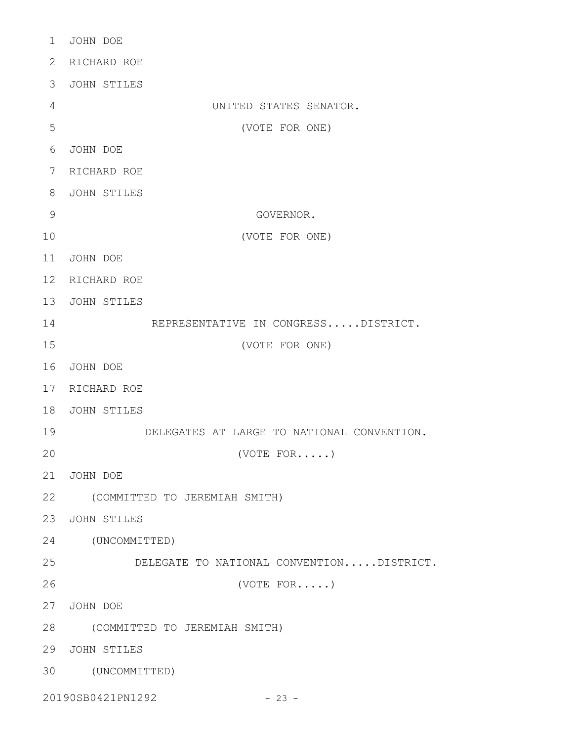JOHN DOE

RICHARD ROE

JOHN STILES

UNITED STATES SENATOR.

(VOTE FOR ONE)

JOHN DOE

RICHARD ROE

JOHN STILES

GOVERNOR.

(VOTE FOR ONE)

JOHN DOE

RICHARD ROE

JOHN STILES

REPRESENTATIVE IN CONGRESS.....DISTRICT.

(VOTE FOR ONE)

JOHN DOE

RICHARD ROE

JOHN STILES

DELEGATES AT LARGE TO NATIONAL CONVENTION.

(VOTE FOR.....)

JOHN DOE

(COMMITTED TO JEREMIAH SMITH)

JOHN STILES

(UNCOMMITTED)

DELEGATE TO NATIONAL CONVENTION.....DISTRICT.

(VOTE FOR.....)

JOHN DOE

(COMMITTED TO JEREMIAH SMITH)

JOHN STILES

(UNCOMMITTED)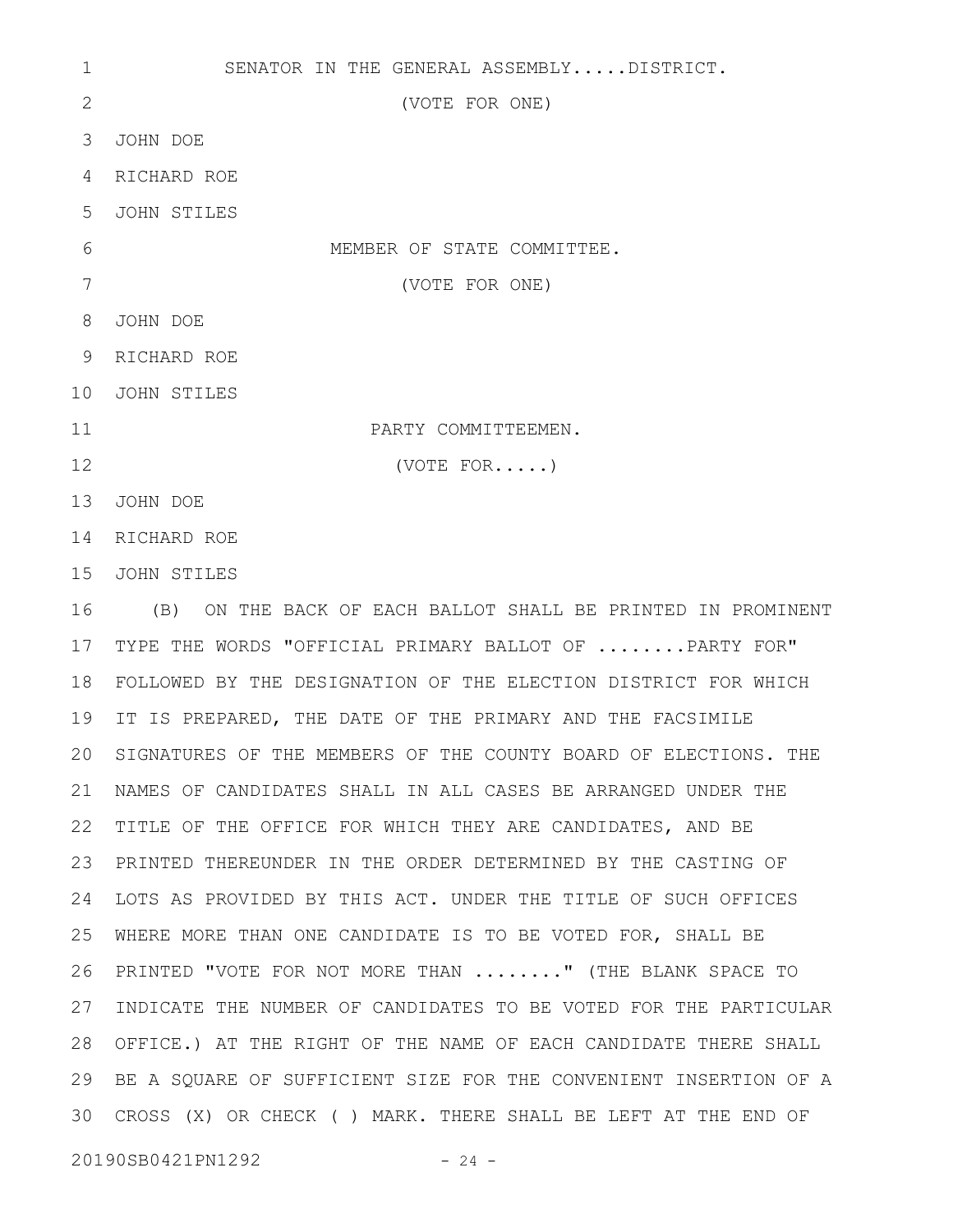SENATOR IN THE GENERAL ASSEMBLY.....DISTRICT.

(VOTE FOR ONE)

JOHN DOE

RICHARD ROE

JOHN STILES

MEMBER OF STATE COMMITTEE.

(VOTE FOR ONE)

JOHN DOE

RICHARD ROE

JOHN STILES

PARTY COMMITTEEMEN.

(VOTE FOR.....)

JOHN DOE

RICHARD ROE

JOHN STILES

(B) ON THE BACK OF EACH BALLOT SHALL BE PRINTED IN PROMINENT TYPE THE WORDS "OFFICIAL PRIMARY BALLOT OF ........PARTY FOR" FOLLOWED BY THE DESIGNATION OF THE ELECTION DISTRICT FOR WHICH IT IS PREPARED, THE DATE OF THE PRIMARY AND THE FACSIMILE SIGNATURES OF THE MEMBERS OF THE COUNTY BOARD OF ELECTIONS. THE NAMES OF CANDIDATES SHALL IN ALL CASES BE ARRANGED UNDER THE TITLE OF THE OFFICE FOR WHICH THEY ARE CANDIDATES, AND BE PRINTED THEREUNDER IN THE ORDER DETERMINED BY THE CASTING OF LOTS AS PROVIDED BY THIS ACT. UNDER THE TITLE OF SUCH OFFICES WHERE MORE THAN ONE CANDIDATE IS TO BE VOTED FOR, SHALL BE PRINTED "VOTE FOR NOT MORE THAN ........" (THE BLANK SPACE TO INDICATE THE NUMBER OF CANDIDATES TO BE VOTED FOR THE PARTICULAR OFFICE.) AT THE RIGHT OF THE NAME OF EACH CANDIDATE THERE SHALL BE A SQUARE OF SUFFICIENT SIZE FOR THE CONVENIENT INSERTION OF A CROSS (X) OR CHECK ( ) MARK. THERE SHALL BE LEFT AT THE END OF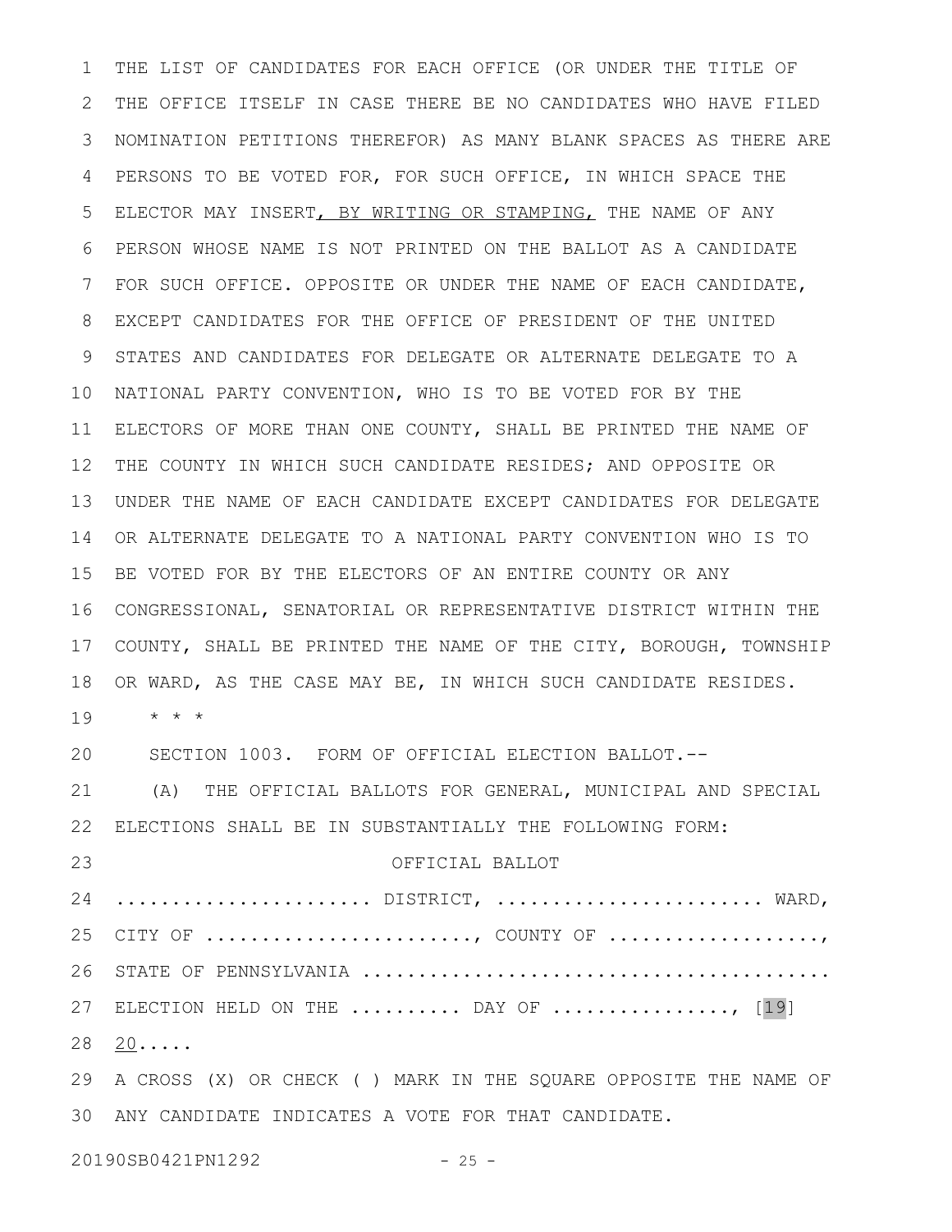THE LIST OF CANDIDATES FOR EACH OFFICE (OR UNDER THE TITLE OF THE OFFICE ITSELF IN CASE THERE BE NO CANDIDATES WHO HAVE FILED NOMINATION PETITIONS THEREFOR) AS MANY BLANK SPACES AS THERE ARE PERSONS TO BE VOTED FOR, FOR SUCH OFFICE, IN WHICH SPACE THE ELECTOR MAY INSERT<u>, BY WRITING OR STAMPING,</u> THE NAME OF ANY PERSON WHOSE NAME IS NOT PRINTED ON THE BALLOT AS A CANDIDATE FOR SUCH OFFICE. OPPOSITE OR UNDER THE NAME OF EACH CANDIDATE, EXCEPT CANDIDATES FOR THE OFFICE OF PRESIDENT OF THE UNITED STATES AND CANDIDATES FOR DELEGATE OR ALTERNATE DELEGATE TO A NATIONAL PARTY CONVENTION, WHO IS TO BE VOTED FOR BY THE ELECTORS OF MORE THAN ONE COUNTY, SHALL BE PRINTED THE NAME OF THE COUNTY IN WHICH SUCH CANDIDATE RESIDES; AND OPPOSITE OR UNDER THE NAME OF EACH CANDIDATE EXCEPT CANDIDATES FOR DELEGATE OR ALTERNATE DELEGATE TO A NATIONAL PARTY CONVENTION WHO IS TO BE VOTED FOR BY THE ELECTORS OF AN ENTIRE COUNTY OR ANY CONGRESSIONAL, SENATORIAL OR REPRESENTATIVE DISTRICT WITHIN THE COUNTY, SHALL BE PRINTED THE NAME OF THE CITY, BOROUGH, TOWNSHIP OR WARD, AS THE CASE MAY BE, IN WHICH SUCH CANDIDATE RESIDES.

\* \* \*

SECTION 1003. FORM OF OFFICIAL ELECTION BALLOT.--

(A) THE OFFICIAL BALLOTS FOR GENERAL, MUNICIPAL AND SPECIAL ELECTIONS SHALL BE IN SUBSTANTIALLY THE FOLLOWING FORM:

OFFICIAL BALLOT

...................... DISTRICT, ....................... WARD, CITY OF ......................., COUNTY OF .................., STATE OF PENNSYLVANIA .........................................

ELECTION HELD ON THE .......... DAY OF ..............., [19] <u>20</u>.....

A CROSS (X) OR CHECK ( ) MARK IN THE SQUARE OPPOSITE THE NAME OF ANY CANDIDATE INDICATES A VOTE FOR THAT CANDIDATE.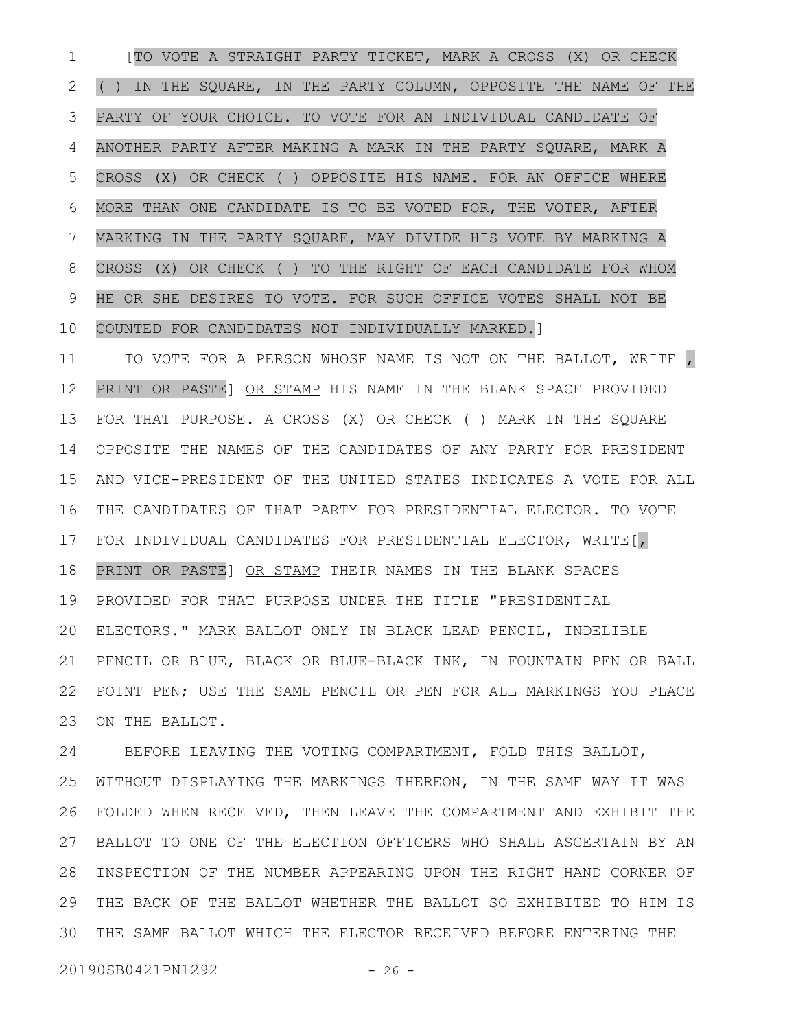[TO VOTE A STRAIGHT PARTY TICKET, MARK A CROSS (X) OR CHECK ( ) IN THE SQUARE, IN THE PARTY COLUMN, OPPOSITE THE NAME OF THE PARTY OF YOUR CHOICE. TO VOTE FOR AN INDIVIDUAL CANDIDATE OF ANOTHER PARTY AFTER MAKING A MARK IN THE PARTY SQUARE, MARK A CROSS (X) OR CHECK ( ) OPPOSITE HIS NAME. FOR AN OFFICE WHERE MORE THAN ONE CANDIDATE IS TO BE VOTED FOR, THE VOTER, AFTER MARKING IN THE PARTY SQUARE, MAY DIVIDE HIS VOTE BY MARKING A CROSS (X) OR CHECK ( ) TO THE RIGHT OF EACH CANDIDATE FOR WHOM HE OR SHE DESIRES TO VOTE. FOR SUCH OFFICE VOTES SHALL NOT BE COUNTED FOR CANDIDATES NOT INDIVIDUALLY MARKED.]

TO VOTE FOR A PERSON WHOSE NAME IS NOT ON THE BALLOT, WRITE[, PRINT OR PASTE] <u>OR STAMP</u> HIS NAME IN THE BLANK SPACE PROVIDED FOR THAT PURPOSE. A CROSS (X) OR CHECK ( ) MARK IN THE SQUARE OPPOSITE THE NAMES OF THE CANDIDATES OF ANY PARTY FOR PRESIDENT AND VICE-PRESIDENT OF THE UNITED STATES INDICATES A VOTE FOR ALL THE CANDIDATES OF THAT PARTY FOR PRESIDENTIAL ELECTOR. TO VOTE FOR INDIVIDUAL CANDIDATES FOR PRESIDENTIAL ELECTOR, WRITE[, PRINT OR PASTE] <u>OR STAMP</u> THEIR NAMES IN THE BLANK SPACES PROVIDED FOR THAT PURPOSE UNDER THE TITLE "PRESIDENTIAL ELECTORS." MARK BALLOT ONLY IN BLACK LEAD PENCIL, INDELIBLE PENCIL OR BLUE, BLACK OR BLUE-BLACK INK, IN FOUNTAIN PEN OR BALL POINT PEN; USE THE SAME PENCIL OR PEN FOR ALL MARKINGS YOU PLACE ON THE BALLOT.

BEFORE LEAVING THE VOTING COMPARTMENT, FOLD THIS BALLOT, WITHOUT DISPLAYING THE MARKINGS THEREON, IN THE SAME WAY IT WAS FOLDED WHEN RECEIVED, THEN LEAVE THE COMPARTMENT AND EXHIBIT THE BALLOT TO ONE OF THE ELECTION OFFICERS WHO SHALL ASCERTAIN BY AN INSPECTION OF THE NUMBER APPEARING UPON THE RIGHT HAND CORNER OF THE BACK OF THE BALLOT WHETHER THE BALLOT SO EXHIBITED TO HIM IS THE SAME BALLOT WHICH THE ELECTOR RECEIVED BEFORE ENTERING THE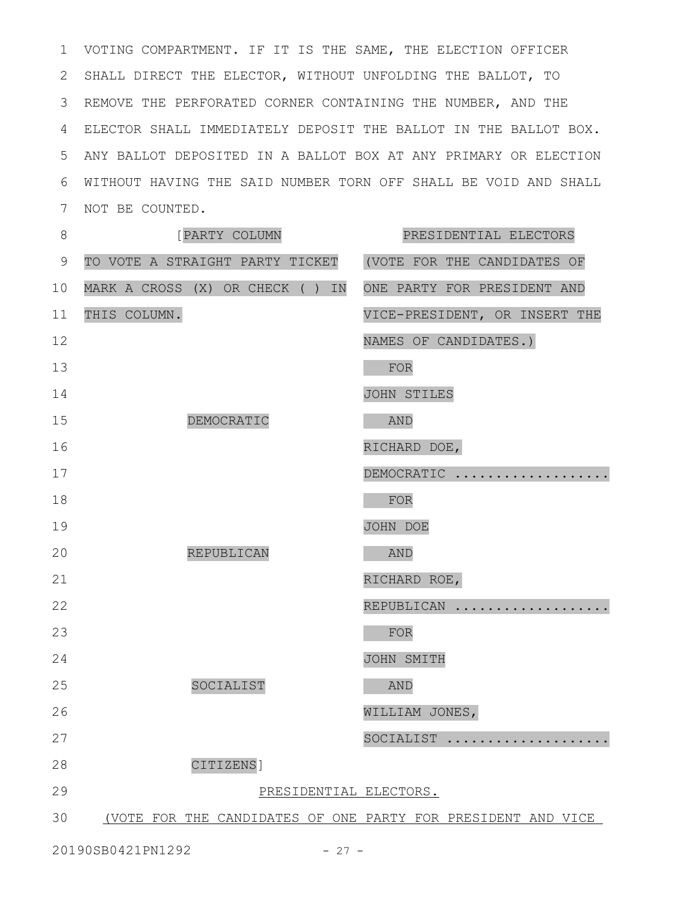VOTING COMPARTMENT. IF IT IS THE SAME, THE ELECTION OFFICER SHALL DIRECT THE ELECTOR, WITHOUT UNFOLDING THE BALLOT, TO REMOVE THE PERFORATED CORNER CONTAINING THE NUMBER, AND THE ELECTOR SHALL IMMEDIATELY DEPOSIT THE BALLOT IN THE BALLOT BOX. ANY BALLOT DEPOSITED IN A BALLOT BOX AT ANY PRIMARY OR ELECTION WITHOUT HAVING THE SAID NUMBER TORN OFF SHALL BE VOID AND SHALL NOT BE COUNTED.

| [PARTY COLUMN TO VOTE A STRAIGHT PARTY TICKET MARK A CROSS (X) OR CHECK ( ) IN THIS COLUMN. | PRESIDENTIAL ELECTORS (VOTE FOR THE CANDIDATES OF ONE PARTY FOR PRESIDENT AND VICE-PRESIDENT, OR INSERT THE NAMES OF CANDIDATES.) |
|---|---|
| DEMOCRATIC | FOR JOHN STILES AND RICHARD DOE, DEMOCRATIC .................. |
| REPUBLICAN | FOR JOHN DOE AND RICHARD ROE, REPUBLICAN .................. |
| SOCIALIST | FOR JOHN SMITH AND WILLIAM JONES, SOCIALIST ................... |
| CITIZENS] | |

PRESIDENTIAL ELECTORS.

(VOTE FOR THE CANDIDATES OF ONE PARTY FOR PRESIDENT AND VICE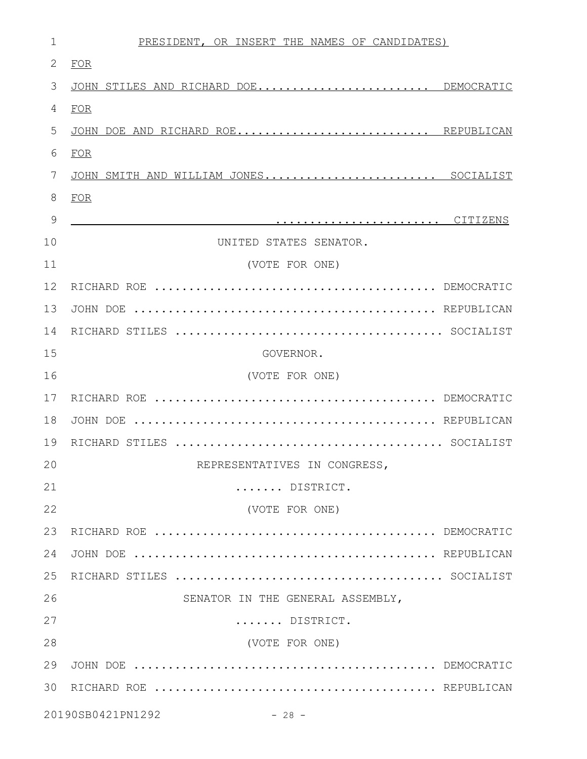PRESIDENT, OR INSERT THE NAMES OF CANDIDATES)

FOR

JOHN STILES AND RICHARD DOE........................ DEMOCRATIC

FOR

JOHN DOE AND RICHARD ROE.......................... REPUBLICAN

FOR

JOHN SMITH AND WILLIAM JONES........................ SOCIALIST

FOR

______________________ ...................... CITIZENS

UNITED STATES SENATOR.

(VOTE FOR ONE)

RICHARD ROE ....................................... DEMOCRATIC

JOHN DOE .......................................... REPUBLICAN

RICHARD STILES .................................... SOCIALIST

GOVERNOR.

(VOTE FOR ONE)

RICHARD ROE ....................................... DEMOCRATIC

JOHN DOE .......................................... REPUBLICAN

RICHARD STILES .................................... SOCIALIST

REPRESENTATIVES IN CONGRESS,

....... DISTRICT.

(VOTE FOR ONE)

RICHARD ROE ....................................... DEMOCRATIC

JOHN DOE .......................................... REPUBLICAN

RICHARD STILES .................................... SOCIALIST

SENATOR IN THE GENERAL ASSEMBLY,

....... DISTRICT.

(VOTE FOR ONE)

JOHN DOE .......................................... DEMOCRATIC

RICHARD ROE ....................................... REPUBLICAN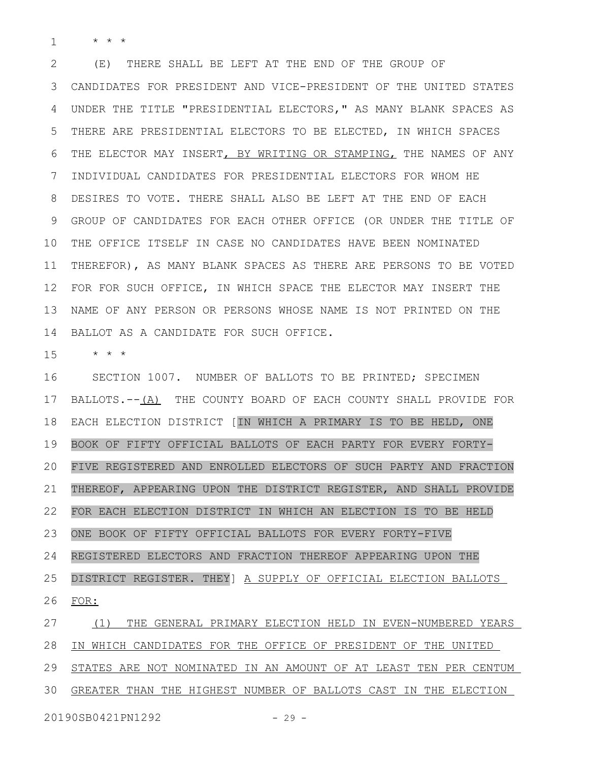\* \* \*

(E) THERE SHALL BE LEFT AT THE END OF THE GROUP OF CANDIDATES FOR PRESIDENT AND VICE-PRESIDENT OF THE UNITED STATES UNDER THE TITLE "PRESIDENTIAL ELECTORS," AS MANY BLANK SPACES AS THERE ARE PRESIDENTIAL ELECTORS TO BE ELECTED, IN WHICH SPACES THE ELECTOR MAY INSERT, BY WRITING OR STAMPING, THE NAMES OF ANY INDIVIDUAL CANDIDATES FOR PRESIDENTIAL ELECTORS FOR WHOM HE DESIRES TO VOTE. THERE SHALL ALSO BE LEFT AT THE END OF EACH GROUP OF CANDIDATES FOR EACH OTHER OFFICE (OR UNDER THE TITLE OF THE OFFICE ITSELF IN CASE NO CANDIDATES HAVE BEEN NOMINATED THEREFOR), AS MANY BLANK SPACES AS THERE ARE PERSONS TO BE VOTED FOR FOR SUCH OFFICE, IN WHICH SPACE THE ELECTOR MAY INSERT THE NAME OF ANY PERSON OR PERSONS WHOSE NAME IS NOT PRINTED ON THE BALLOT AS A CANDIDATE FOR SUCH OFFICE.

\* \* \*

SECTION 1007. NUMBER OF BALLOTS TO BE PRINTED; SPECIMEN BALLOTS.--(A) THE COUNTY BOARD OF EACH COUNTY SHALL PROVIDE FOR EACH ELECTION DISTRICT [IN WHICH A PRIMARY IS TO BE HELD, ONE BOOK OF FIFTY OFFICIAL BALLOTS OF EACH PARTY FOR EVERY FORTY-FIVE REGISTERED AND ENROLLED ELECTORS OF SUCH PARTY AND FRACTION THEREOF, APPEARING UPON THE DISTRICT REGISTER, AND SHALL PROVIDE FOR EACH ELECTION DISTRICT IN WHICH AN ELECTION IS TO BE HELD ONE BOOK OF FIFTY OFFICIAL BALLOTS FOR EVERY FORTY-FIVE REGISTERED ELECTORS AND FRACTION THEREOF APPEARING UPON THE DISTRICT REGISTER. THEY] A SUPPLY OF OFFICIAL ELECTION BALLOTS FOR:

(1) THE GENERAL PRIMARY ELECTION HELD IN EVEN-NUMBERED YEARS IN WHICH CANDIDATES FOR THE OFFICE OF PRESIDENT OF THE UNITED STATES ARE NOT NOMINATED IN AN AMOUNT OF AT LEAST TEN PER CENTUM GREATER THAN THE HIGHEST NUMBER OF BALLOTS CAST IN THE ELECTION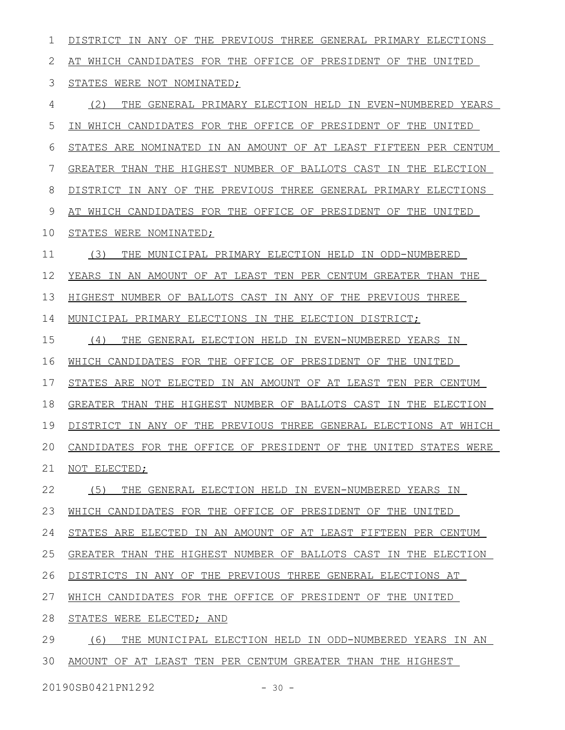DISTRICT IN ANY OF THE PREVIOUS THREE GENERAL PRIMARY ELECTIONS AT WHICH CANDIDATES FOR THE OFFICE OF PRESIDENT OF THE UNITED STATES WERE NOT NOMINATED;

(2) THE GENERAL PRIMARY ELECTION HELD IN EVEN-NUMBERED YEARS IN WHICH CANDIDATES FOR THE OFFICE OF PRESIDENT OF THE UNITED STATES ARE NOMINATED IN AN AMOUNT OF AT LEAST FIFTEEN PER CENTUM GREATER THAN THE HIGHEST NUMBER OF BALLOTS CAST IN THE ELECTION DISTRICT IN ANY OF THE PREVIOUS THREE GENERAL PRIMARY ELECTIONS AT WHICH CANDIDATES FOR THE OFFICE OF PRESIDENT OF THE UNITED STATES WERE NOMINATED;

(3) THE MUNICIPAL PRIMARY ELECTION HELD IN ODD-NUMBERED YEARS IN AN AMOUNT OF AT LEAST TEN PER CENTUM GREATER THAN THE HIGHEST NUMBER OF BALLOTS CAST IN ANY OF THE PREVIOUS THREE MUNICIPAL PRIMARY ELECTIONS IN THE ELECTION DISTRICT;

(4) THE GENERAL ELECTION HELD IN EVEN-NUMBERED YEARS IN WHICH CANDIDATES FOR THE OFFICE OF PRESIDENT OF THE UNITED STATES ARE NOT ELECTED IN AN AMOUNT OF AT LEAST TEN PER CENTUM GREATER THAN THE HIGHEST NUMBER OF BALLOTS CAST IN THE ELECTION DISTRICT IN ANY OF THE PREVIOUS THREE GENERAL ELECTIONS AT WHICH CANDIDATES FOR THE OFFICE OF PRESIDENT OF THE UNITED STATES WERE NOT ELECTED;

(5) THE GENERAL ELECTION HELD IN EVEN-NUMBERED YEARS IN WHICH CANDIDATES FOR THE OFFICE OF PRESIDENT OF THE UNITED STATES ARE ELECTED IN AN AMOUNT OF AT LEAST FIFTEEN PER CENTUM GREATER THAN THE HIGHEST NUMBER OF BALLOTS CAST IN THE ELECTION DISTRICTS IN ANY OF THE PREVIOUS THREE GENERAL ELECTIONS AT WHICH CANDIDATES FOR THE OFFICE OF PRESIDENT OF THE UNITED STATES WERE ELECTED; AND

(6) THE MUNICIPAL ELECTION HELD IN ODD-NUMBERED YEARS IN AN AMOUNT OF AT LEAST TEN PER CENTUM GREATER THAN THE HIGHEST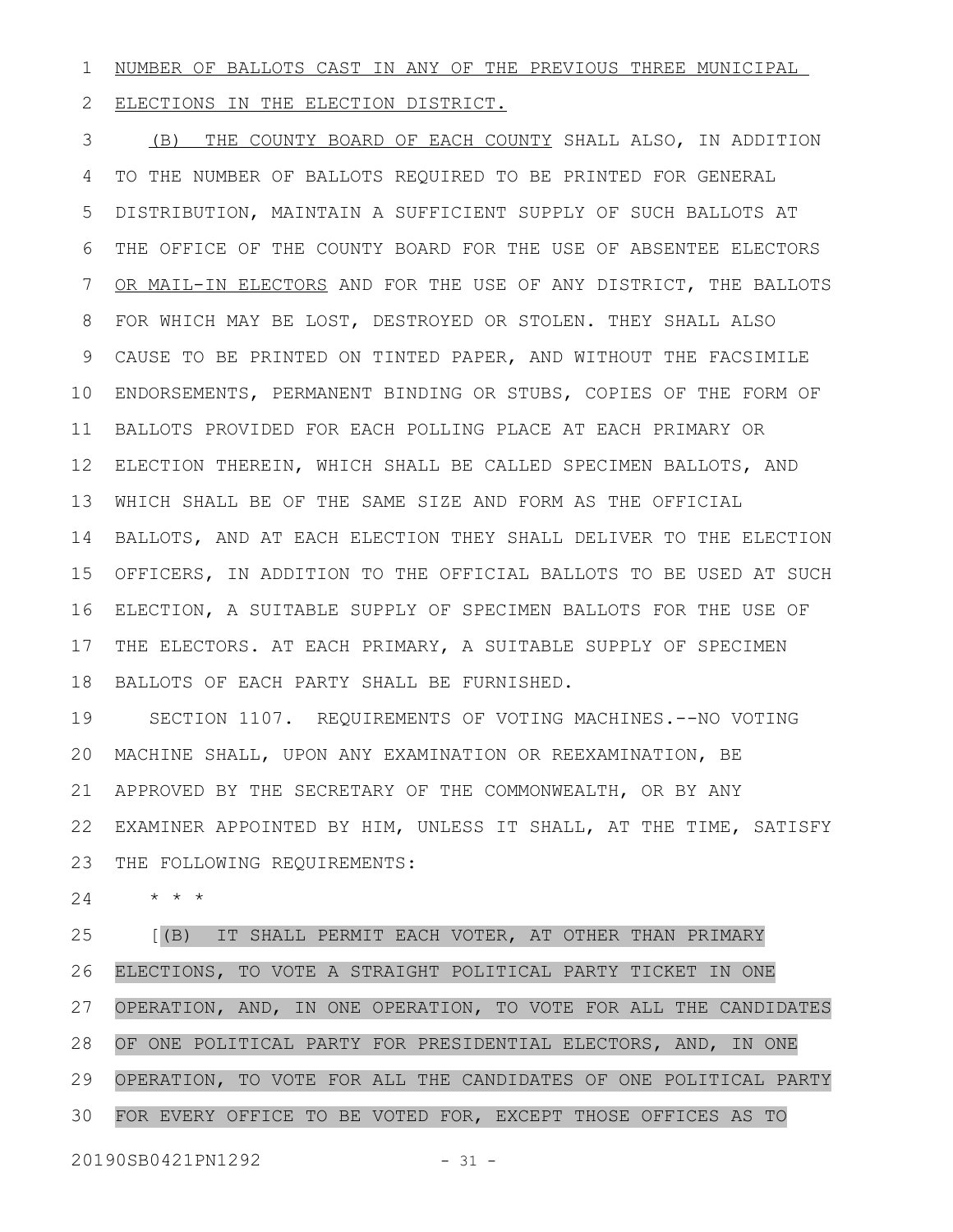NUMBER OF BALLOTS CAST IN ANY OF THE PREVIOUS THREE MUNICIPAL ELECTIONS IN THE ELECTION DISTRICT.

(B) THE COUNTY BOARD OF EACH COUNTY SHALL ALSO, IN ADDITION TO THE NUMBER OF BALLOTS REQUIRED TO BE PRINTED FOR GENERAL DISTRIBUTION, MAINTAIN A SUFFICIENT SUPPLY OF SUCH BALLOTS AT THE OFFICE OF THE COUNTY BOARD FOR THE USE OF ABSENTEE ELECTORS OR MAIL-IN ELECTORS AND FOR THE USE OF ANY DISTRICT, THE BALLOTS FOR WHICH MAY BE LOST, DESTROYED OR STOLEN. THEY SHALL ALSO CAUSE TO BE PRINTED ON TINTED PAPER, AND WITHOUT THE FACSIMILE ENDORSEMENTS, PERMANENT BINDING OR STUBS, COPIES OF THE FORM OF BALLOTS PROVIDED FOR EACH POLLING PLACE AT EACH PRIMARY OR ELECTION THEREIN, WHICH SHALL BE CALLED SPECIMEN BALLOTS, AND WHICH SHALL BE OF THE SAME SIZE AND FORM AS THE OFFICIAL BALLOTS, AND AT EACH ELECTION THEY SHALL DELIVER TO THE ELECTION OFFICERS, IN ADDITION TO THE OFFICIAL BALLOTS TO BE USED AT SUCH ELECTION, A SUITABLE SUPPLY OF SPECIMEN BALLOTS FOR THE USE OF THE ELECTORS. AT EACH PRIMARY, A SUITABLE SUPPLY OF SPECIMEN BALLOTS OF EACH PARTY SHALL BE FURNISHED.

SECTION 1107. REQUIREMENTS OF VOTING MACHINES.--NO VOTING MACHINE SHALL, UPON ANY EXAMINATION OR REEXAMINATION, BE APPROVED BY THE SECRETARY OF THE COMMONWEALTH, OR BY ANY EXAMINER APPOINTED BY HIM, UNLESS IT SHALL, AT THE TIME, SATISFY THE FOLLOWING REQUIREMENTS:

\* \* \*

[(B) IT SHALL PERMIT EACH VOTER, AT OTHER THAN PRIMARY ELECTIONS, TO VOTE A STRAIGHT POLITICAL PARTY TICKET IN ONE OPERATION, AND, IN ONE OPERATION, TO VOTE FOR ALL THE CANDIDATES OF ONE POLITICAL PARTY FOR PRESIDENTIAL ELECTORS, AND, IN ONE OPERATION, TO VOTE FOR ALL THE CANDIDATES OF ONE POLITICAL PARTY FOR EVERY OFFICE TO BE VOTED FOR, EXCEPT THOSE OFFICES AS TO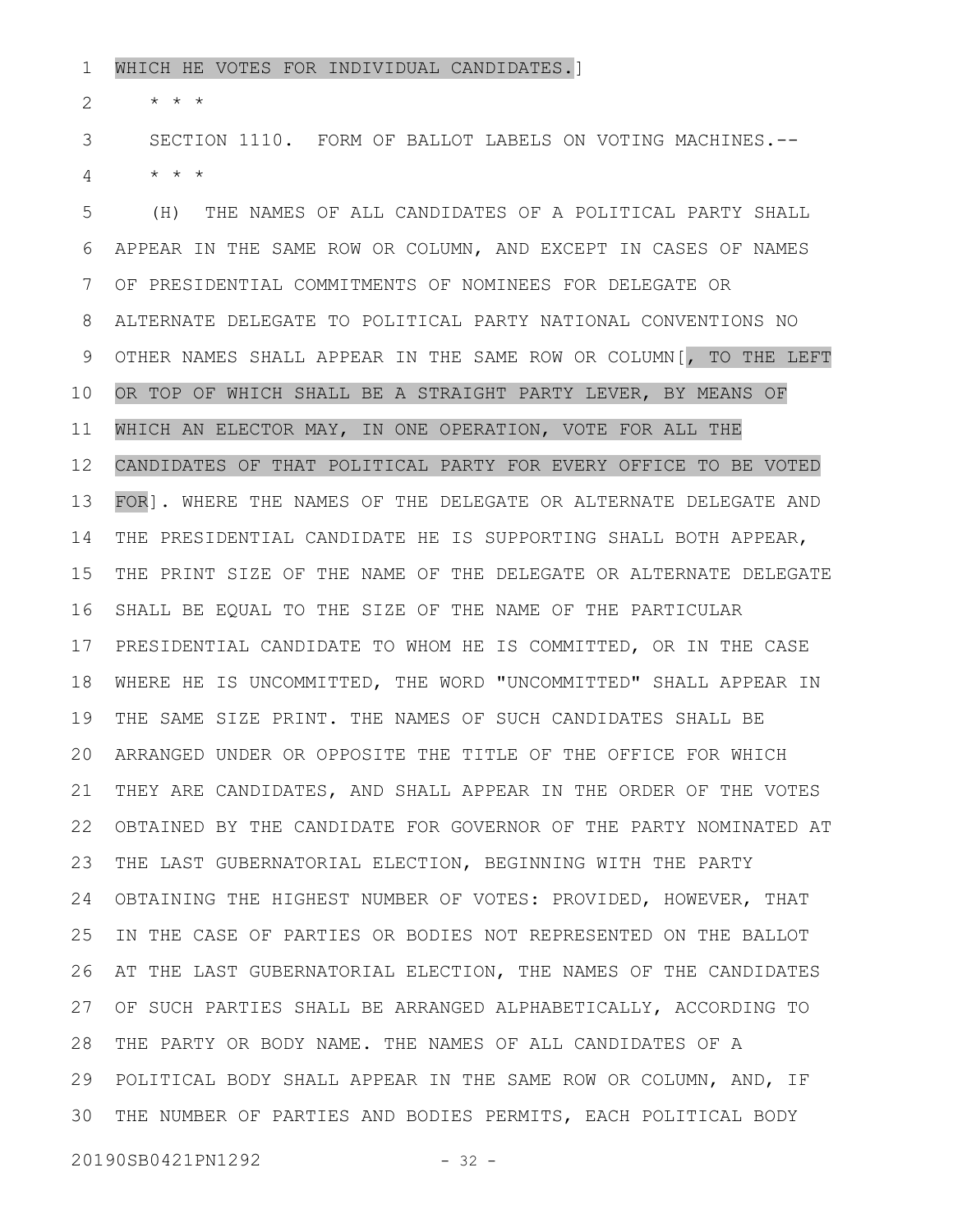WHICH HE VOTES FOR INDIVIDUAL CANDIDATES.]

* * *

SECTION 1110. FORM OF BALLOT LABELS ON VOTING MACHINES.--

* * *

(H) THE NAMES OF ALL CANDIDATES OF A POLITICAL PARTY SHALL APPEAR IN THE SAME ROW OR COLUMN, AND EXCEPT IN CASES OF NAMES OF PRESIDENTIAL COMMITMENTS OF NOMINEES FOR DELEGATE OR ALTERNATE DELEGATE TO POLITICAL PARTY NATIONAL CONVENTIONS NO OTHER NAMES SHALL APPEAR IN THE SAME ROW OR COLUMN[, TO THE LEFT OR TOP OF WHICH SHALL BE A STRAIGHT PARTY LEVER, BY MEANS OF WHICH AN ELECTOR MAY, IN ONE OPERATION, VOTE FOR ALL THE CANDIDATES OF THAT POLITICAL PARTY FOR EVERY OFFICE TO BE VOTED FOR]. WHERE THE NAMES OF THE DELEGATE OR ALTERNATE DELEGATE AND THE PRESIDENTIAL CANDIDATE HE IS SUPPORTING SHALL BOTH APPEAR, THE PRINT SIZE OF THE NAME OF THE DELEGATE OR ALTERNATE DELEGATE SHALL BE EQUAL TO THE SIZE OF THE NAME OF THE PARTICULAR PRESIDENTIAL CANDIDATE TO WHOM HE IS COMMITTED, OR IN THE CASE WHERE HE IS UNCOMMITTED, THE WORD "UNCOMMITTED" SHALL APPEAR IN THE SAME SIZE PRINT. THE NAMES OF SUCH CANDIDATES SHALL BE ARRANGED UNDER OR OPPOSITE THE TITLE OF THE OFFICE FOR WHICH THEY ARE CANDIDATES, AND SHALL APPEAR IN THE ORDER OF THE VOTES OBTAINED BY THE CANDIDATE FOR GOVERNOR OF THE PARTY NOMINATED AT THE LAST GUBERNATORIAL ELECTION, BEGINNING WITH THE PARTY OBTAINING THE HIGHEST NUMBER OF VOTES: PROVIDED, HOWEVER, THAT IN THE CASE OF PARTIES OR BODIES NOT REPRESENTED ON THE BALLOT AT THE LAST GUBERNATORIAL ELECTION, THE NAMES OF THE CANDIDATES OF SUCH PARTIES SHALL BE ARRANGED ALPHABETICALLY, ACCORDING TO THE PARTY OR BODY NAME. THE NAMES OF ALL CANDIDATES OF A POLITICAL BODY SHALL APPEAR IN THE SAME ROW OR COLUMN, AND, IF THE NUMBER OF PARTIES AND BODIES PERMITS, EACH POLITICAL BODY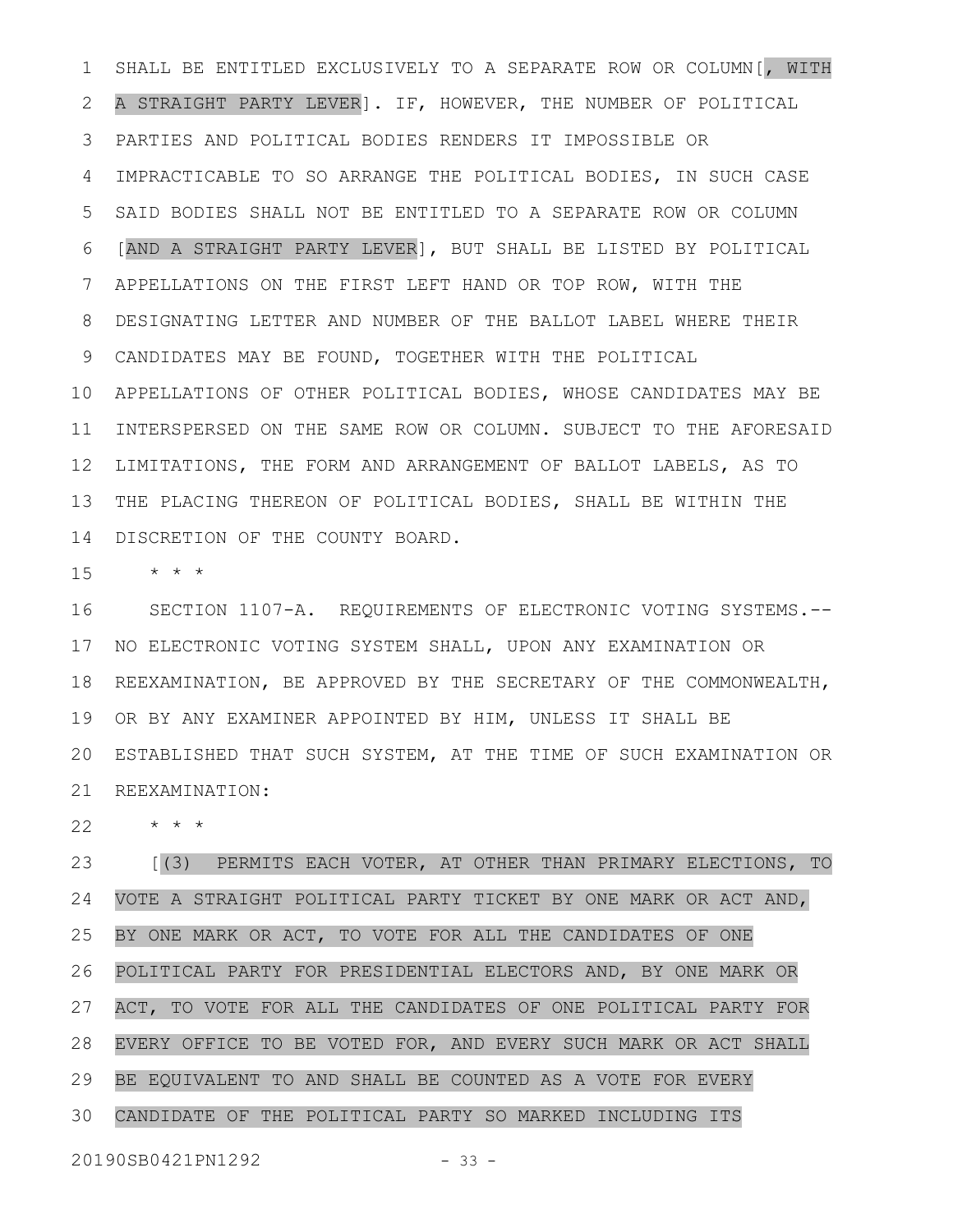SHALL BE ENTITLED EXCLUSIVELY TO A SEPARATE ROW OR COLUMN[, WITH A STRAIGHT PARTY LEVER]. IF, HOWEVER, THE NUMBER OF POLITICAL PARTIES AND POLITICAL BODIES RENDERS IT IMPOSSIBLE OR IMPRACTICABLE TO SO ARRANGE THE POLITICAL BODIES, IN SUCH CASE SAID BODIES SHALL NOT BE ENTITLED TO A SEPARATE ROW OR COLUMN [AND A STRAIGHT PARTY LEVER], BUT SHALL BE LISTED BY POLITICAL APPELLATIONS ON THE FIRST LEFT HAND OR TOP ROW, WITH THE DESIGNATING LETTER AND NUMBER OF THE BALLOT LABEL WHERE THEIR CANDIDATES MAY BE FOUND, TOGETHER WITH THE POLITICAL APPELLATIONS OF OTHER POLITICAL BODIES, WHOSE CANDIDATES MAY BE INTERSPERSED ON THE SAME ROW OR COLUMN. SUBJECT TO THE AFORESAID LIMITATIONS, THE FORM AND ARRANGEMENT OF BALLOT LABELS, AS TO THE PLACING THEREON OF POLITICAL BODIES, SHALL BE WITHIN THE DISCRETION OF THE COUNTY BOARD.

\* \* \*

SECTION 1107-A. REQUIREMENTS OF ELECTRONIC VOTING SYSTEMS.--NO ELECTRONIC VOTING SYSTEM SHALL, UPON ANY EXAMINATION OR REEXAMINATION, BE APPROVED BY THE SECRETARY OF THE COMMONWEALTH, OR BY ANY EXAMINER APPOINTED BY HIM, UNLESS IT SHALL BE ESTABLISHED THAT SUCH SYSTEM, AT THE TIME OF SUCH EXAMINATION OR REEXAMINATION:

\* \* \*

[(3) PERMITS EACH VOTER, AT OTHER THAN PRIMARY ELECTIONS, TO VOTE A STRAIGHT POLITICAL PARTY TICKET BY ONE MARK OR ACT AND, BY ONE MARK OR ACT, TO VOTE FOR ALL THE CANDIDATES OF ONE POLITICAL PARTY FOR PRESIDENTIAL ELECTORS AND, BY ONE MARK OR ACT, TO VOTE FOR ALL THE CANDIDATES OF ONE POLITICAL PARTY FOR EVERY OFFICE TO BE VOTED FOR, AND EVERY SUCH MARK OR ACT SHALL BE EQUIVALENT TO AND SHALL BE COUNTED AS A VOTE FOR EVERY CANDIDATE OF THE POLITICAL PARTY SO MARKED INCLUDING ITS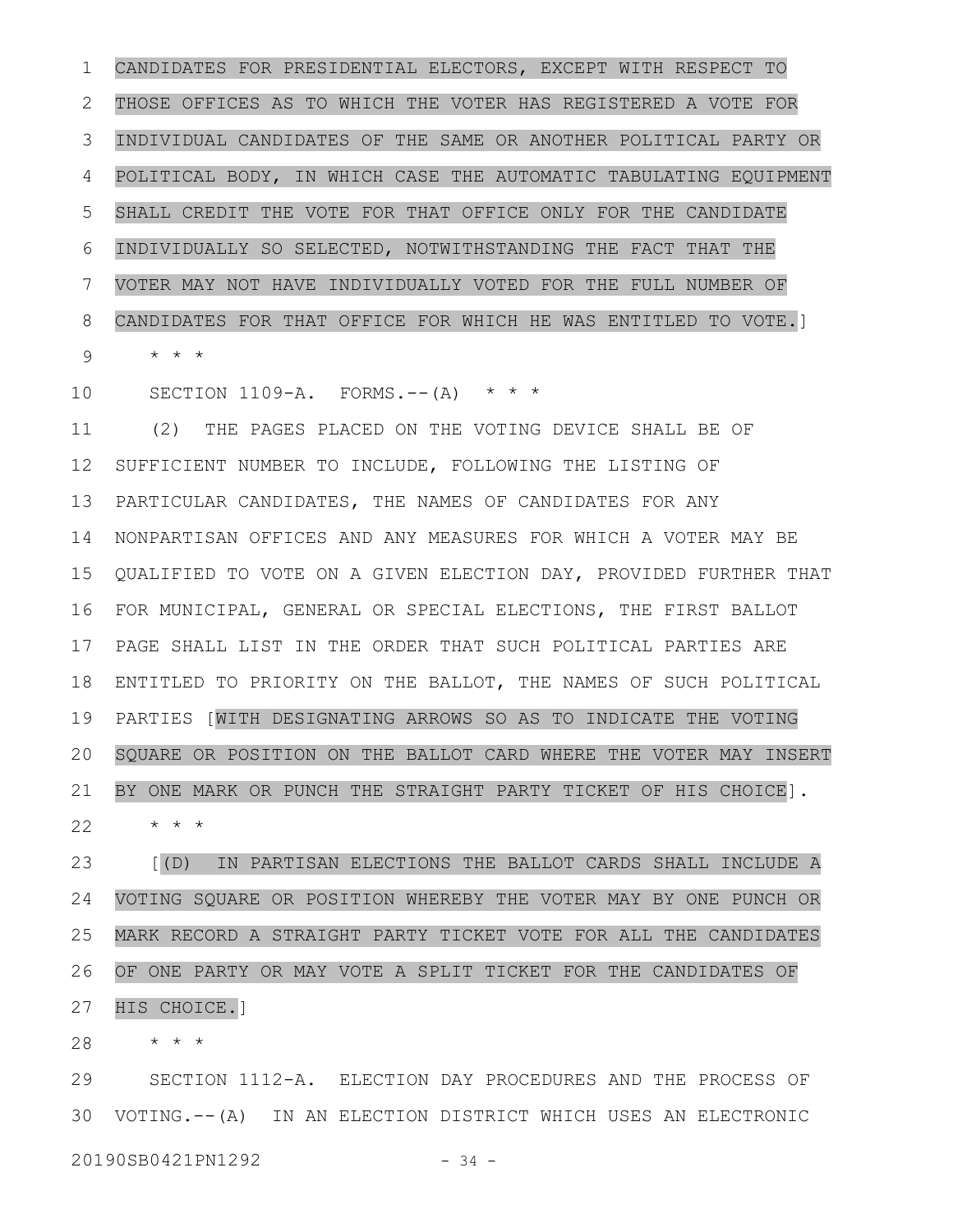CANDIDATES FOR PRESIDENTIAL ELECTORS, EXCEPT WITH RESPECT TO THOSE OFFICES AS TO WHICH THE VOTER HAS REGISTERED A VOTE FOR INDIVIDUAL CANDIDATES OF THE SAME OR ANOTHER POLITICAL PARTY OR POLITICAL BODY, IN WHICH CASE THE AUTOMATIC TABULATING EQUIPMENT SHALL CREDIT THE VOTE FOR THAT OFFICE ONLY FOR THE CANDIDATE INDIVIDUALLY SO SELECTED, NOTWITHSTANDING THE FACT THAT THE VOTER MAY NOT HAVE INDIVIDUALLY VOTED FOR THE FULL NUMBER OF CANDIDATES FOR THAT OFFICE FOR WHICH HE WAS ENTITLED TO VOTE.]

\* \* \*

SECTION 1109-A. FORMS.--(A) \* \* \*

(2) THE PAGES PLACED ON THE VOTING DEVICE SHALL BE OF SUFFICIENT NUMBER TO INCLUDE, FOLLOWING THE LISTING OF PARTICULAR CANDIDATES, THE NAMES OF CANDIDATES FOR ANY NONPARTISAN OFFICES AND ANY MEASURES FOR WHICH A VOTER MAY BE QUALIFIED TO VOTE ON A GIVEN ELECTION DAY, PROVIDED FURTHER THAT FOR MUNICIPAL, GENERAL OR SPECIAL ELECTIONS, THE FIRST BALLOT PAGE SHALL LIST IN THE ORDER THAT SUCH POLITICAL PARTIES ARE ENTITLED TO PRIORITY ON THE BALLOT, THE NAMES OF SUCH POLITICAL PARTIES [WITH DESIGNATING ARROWS SO AS TO INDICATE THE VOTING SQUARE OR POSITION ON THE BALLOT CARD WHERE THE VOTER MAY INSERT BY ONE MARK OR PUNCH THE STRAIGHT PARTY TICKET OF HIS CHOICE].

\* \* \*

[(D) IN PARTISAN ELECTIONS THE BALLOT CARDS SHALL INCLUDE A VOTING SQUARE OR POSITION WHEREBY THE VOTER MAY BY ONE PUNCH OR MARK RECORD A STRAIGHT PARTY TICKET VOTE FOR ALL THE CANDIDATES OF ONE PARTY OR MAY VOTE A SPLIT TICKET FOR THE CANDIDATES OF HIS CHOICE.]

\* \* \*

SECTION 1112-A. ELECTION DAY PROCEDURES AND THE PROCESS OF VOTING.--(A) IN AN ELECTION DISTRICT WHICH USES AN ELECTRONIC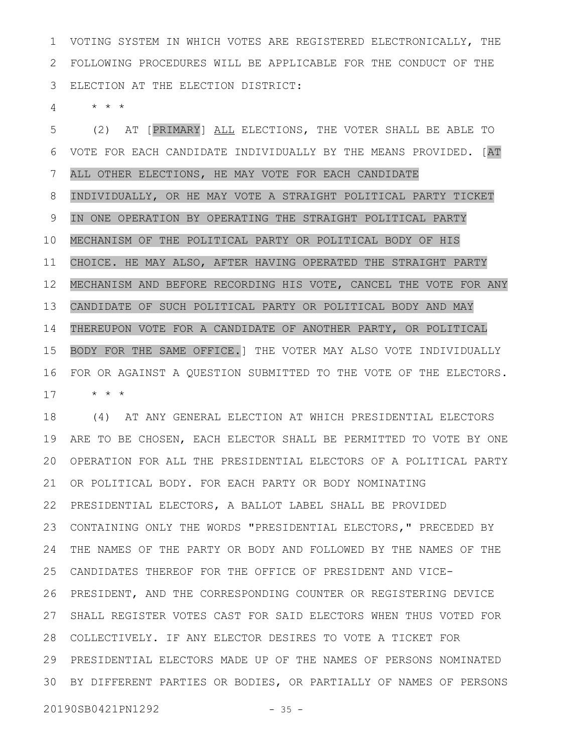VOTING SYSTEM IN WHICH VOTES ARE REGISTERED ELECTRONICALLY, THE FOLLOWING PROCEDURES WILL BE APPLICABLE FOR THE CONDUCT OF THE ELECTION AT THE ELECTION DISTRICT:

\* \* \*

(2) AT [PRIMARY] <u>ALL</u> ELECTIONS, THE VOTER SHALL BE ABLE TO VOTE FOR EACH CANDIDATE INDIVIDUALLY BY THE MEANS PROVIDED. [AT ALL OTHER ELECTIONS, HE MAY VOTE FOR EACH CANDIDATE INDIVIDUALLY, OR HE MAY VOTE A STRAIGHT POLITICAL PARTY TICKET IN ONE OPERATION BY OPERATING THE STRAIGHT POLITICAL PARTY MECHANISM OF THE POLITICAL PARTY OR POLITICAL BODY OF HIS CHOICE. HE MAY ALSO, AFTER HAVING OPERATED THE STRAIGHT PARTY MECHANISM AND BEFORE RECORDING HIS VOTE, CANCEL THE VOTE FOR ANY CANDIDATE OF SUCH POLITICAL PARTY OR POLITICAL BODY AND MAY THEREUPON VOTE FOR A CANDIDATE OF ANOTHER PARTY, OR POLITICAL BODY FOR THE SAME OFFICE.] THE VOTER MAY ALSO VOTE INDIVIDUALLY FOR OR AGAINST A QUESTION SUBMITTED TO THE VOTE OF THE ELECTORS.

\* \* \*

(4) AT ANY GENERAL ELECTION AT WHICH PRESIDENTIAL ELECTORS ARE TO BE CHOSEN, EACH ELECTOR SHALL BE PERMITTED TO VOTE BY ONE OPERATION FOR ALL THE PRESIDENTIAL ELECTORS OF A POLITICAL PARTY OR POLITICAL BODY. FOR EACH PARTY OR BODY NOMINATING PRESIDENTIAL ELECTORS, A BALLOT LABEL SHALL BE PROVIDED CONTAINING ONLY THE WORDS "PRESIDENTIAL ELECTORS," PRECEDED BY THE NAMES OF THE PARTY OR BODY AND FOLLOWED BY THE NAMES OF THE CANDIDATES THEREOF FOR THE OFFICE OF PRESIDENT AND VICE-PRESIDENT, AND THE CORRESPONDING COUNTER OR REGISTERING DEVICE SHALL REGISTER VOTES CAST FOR SAID ELECTORS WHEN THUS VOTED FOR COLLECTIVELY. IF ANY ELECTOR DESIRES TO VOTE A TICKET FOR PRESIDENTIAL ELECTORS MADE UP OF THE NAMES OF PERSONS NOMINATED BY DIFFERENT PARTIES OR BODIES, OR PARTIALLY OF NAMES OF PERSONS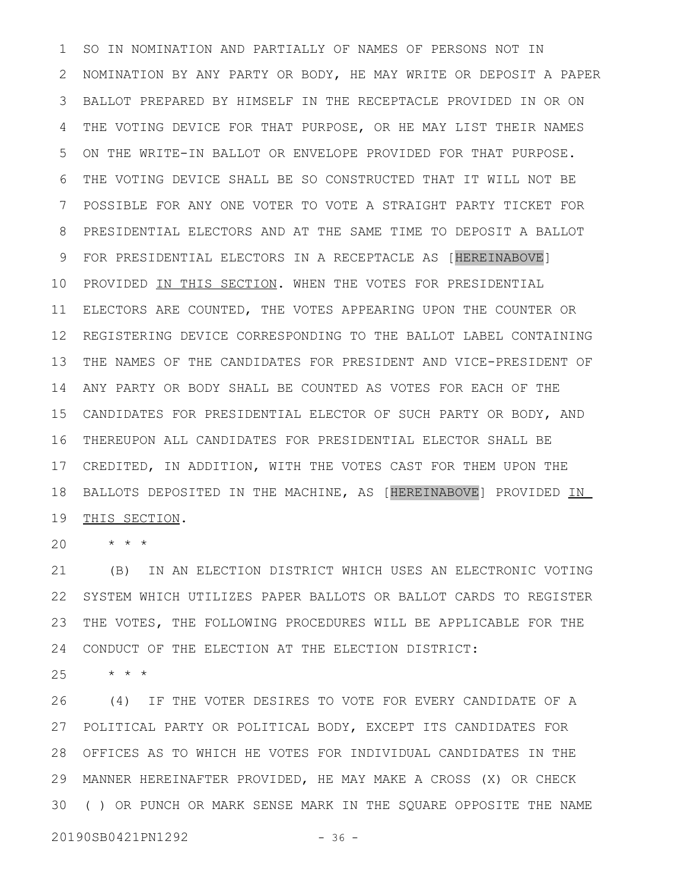SO IN NOMINATION AND PARTIALLY OF NAMES OF PERSONS NOT IN NOMINATION BY ANY PARTY OR BODY, HE MAY WRITE OR DEPOSIT A PAPER BALLOT PREPARED BY HIMSELF IN THE RECEPTACLE PROVIDED IN OR ON THE VOTING DEVICE FOR THAT PURPOSE, OR HE MAY LIST THEIR NAMES ON THE WRITE-IN BALLOT OR ENVELOPE PROVIDED FOR THAT PURPOSE. THE VOTING DEVICE SHALL BE SO CONSTRUCTED THAT IT WILL NOT BE POSSIBLE FOR ANY ONE VOTER TO VOTE A STRAIGHT PARTY TICKET FOR PRESIDENTIAL ELECTORS AND AT THE SAME TIME TO DEPOSIT A BALLOT FOR PRESIDENTIAL ELECTORS IN A RECEPTACLE AS [HEREINABOVE] PROVIDED IN THIS SECTION. WHEN THE VOTES FOR PRESIDENTIAL ELECTORS ARE COUNTED, THE VOTES APPEARING UPON THE COUNTER OR REGISTERING DEVICE CORRESPONDING TO THE BALLOT LABEL CONTAINING THE NAMES OF THE CANDIDATES FOR PRESIDENT AND VICE-PRESIDENT OF ANY PARTY OR BODY SHALL BE COUNTED AS VOTES FOR EACH OF THE CANDIDATES FOR PRESIDENTIAL ELECTOR OF SUCH PARTY OR BODY, AND THEREUPON ALL CANDIDATES FOR PRESIDENTIAL ELECTOR SHALL BE CREDITED, IN ADDITION, WITH THE VOTES CAST FOR THEM UPON THE BALLOTS DEPOSITED IN THE MACHINE, AS [HEREINABOVE] PROVIDED IN THIS SECTION.

\* \* \*

(B) IN AN ELECTION DISTRICT WHICH USES AN ELECTRONIC VOTING SYSTEM WHICH UTILIZES PAPER BALLOTS OR BALLOT CARDS TO REGISTER THE VOTES, THE FOLLOWING PROCEDURES WILL BE APPLICABLE FOR THE CONDUCT OF THE ELECTION AT THE ELECTION DISTRICT:

\* \* \*

(4) IF THE VOTER DESIRES TO VOTE FOR EVERY CANDIDATE OF A POLITICAL PARTY OR POLITICAL BODY, EXCEPT ITS CANDIDATES FOR OFFICES AS TO WHICH HE VOTES FOR INDIVIDUAL CANDIDATES IN THE MANNER HEREINAFTER PROVIDED, HE MAY MAKE A CROSS (X) OR CHECK ( ) OR PUNCH OR MARK SENSE MARK IN THE SQUARE OPPOSITE THE NAME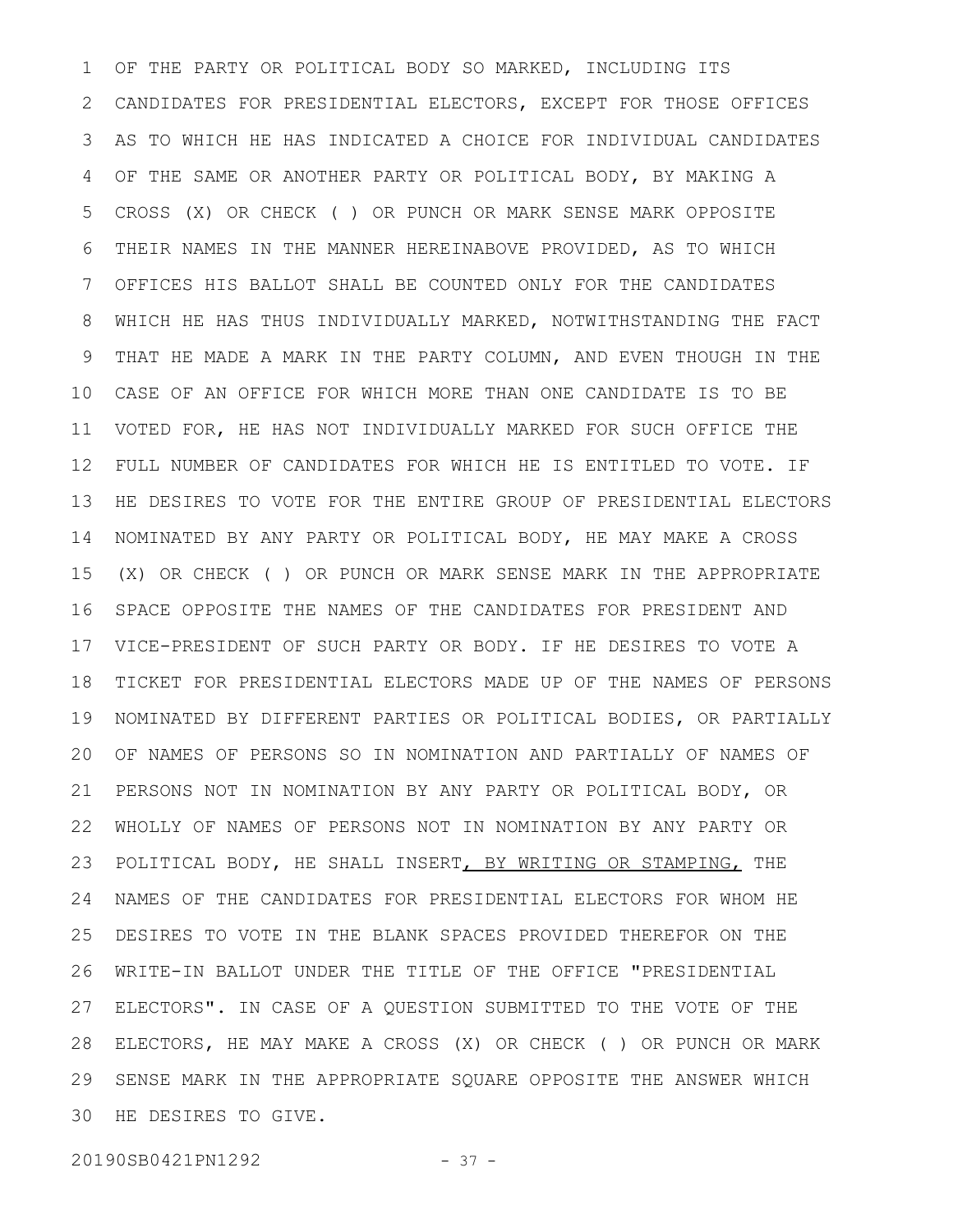OF THE PARTY OR POLITICAL BODY SO MARKED, INCLUDING ITS CANDIDATES FOR PRESIDENTIAL ELECTORS, EXCEPT FOR THOSE OFFICES AS TO WHICH HE HAS INDICATED A CHOICE FOR INDIVIDUAL CANDIDATES OF THE SAME OR ANOTHER PARTY OR POLITICAL BODY, BY MAKING A CROSS (X) OR CHECK ( ) OR PUNCH OR MARK SENSE MARK OPPOSITE THEIR NAMES IN THE MANNER HEREINABOVE PROVIDED, AS TO WHICH OFFICES HIS BALLOT SHALL BE COUNTED ONLY FOR THE CANDIDATES WHICH HE HAS THUS INDIVIDUALLY MARKED, NOTWITHSTANDING THE FACT THAT HE MADE A MARK IN THE PARTY COLUMN, AND EVEN THOUGH IN THE CASE OF AN OFFICE FOR WHICH MORE THAN ONE CANDIDATE IS TO BE VOTED FOR, HE HAS NOT INDIVIDUALLY MARKED FOR SUCH OFFICE THE FULL NUMBER OF CANDIDATES FOR WHICH HE IS ENTITLED TO VOTE. IF HE DESIRES TO VOTE FOR THE ENTIRE GROUP OF PRESIDENTIAL ELECTORS NOMINATED BY ANY PARTY OR POLITICAL BODY, HE MAY MAKE A CROSS (X) OR CHECK ( ) OR PUNCH OR MARK SENSE MARK IN THE APPROPRIATE SPACE OPPOSITE THE NAMES OF THE CANDIDATES FOR PRESIDENT AND VICE-PRESIDENT OF SUCH PARTY OR BODY. IF HE DESIRES TO VOTE A TICKET FOR PRESIDENTIAL ELECTORS MADE UP OF THE NAMES OF PERSONS NOMINATED BY DIFFERENT PARTIES OR POLITICAL BODIES, OR PARTIALLY OF NAMES OF PERSONS SO IN NOMINATION AND PARTIALLY OF NAMES OF PERSONS NOT IN NOMINATION BY ANY PARTY OR POLITICAL BODY, OR WHOLLY OF NAMES OF PERSONS NOT IN NOMINATION BY ANY PARTY OR POLITICAL BODY, HE SHALL INSERT, BY WRITING OR STAMPING, THE NAMES OF THE CANDIDATES FOR PRESIDENTIAL ELECTORS FOR WHOM HE DESIRES TO VOTE IN THE BLANK SPACES PROVIDED THEREFOR ON THE WRITE-IN BALLOT UNDER THE TITLE OF THE OFFICE "PRESIDENTIAL ELECTORS". IN CASE OF A QUESTION SUBMITTED TO THE VOTE OF THE ELECTORS, HE MAY MAKE A CROSS (X) OR CHECK ( ) OR PUNCH OR MARK SENSE MARK IN THE APPROPRIATE SQUARE OPPOSITE THE ANSWER WHICH HE DESIRES TO GIVE.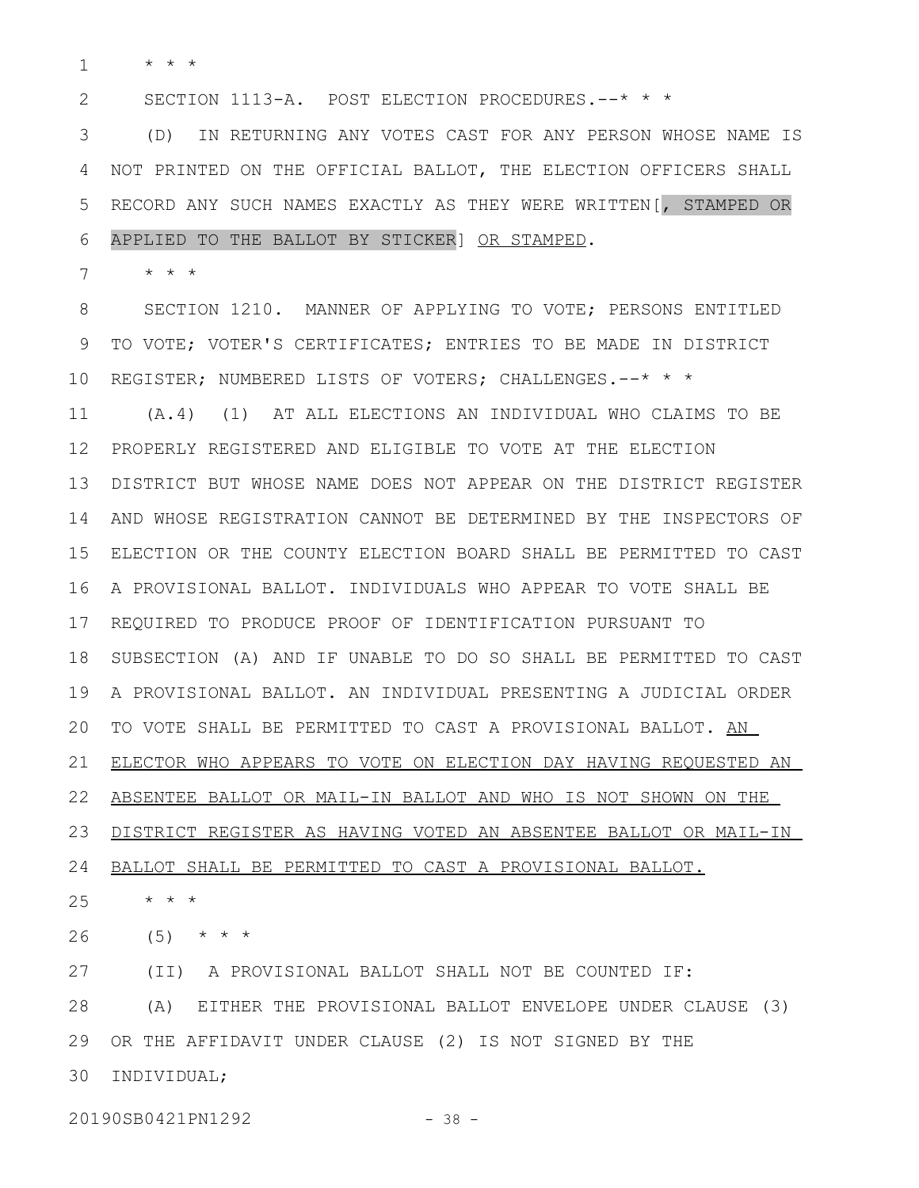* * *

SECTION 1113-A. POST ELECTION PROCEDURES.--* * *

(D) IN RETURNING ANY VOTES CAST FOR ANY PERSON WHOSE NAME IS NOT PRINTED ON THE OFFICIAL BALLOT, THE ELECTION OFFICERS SHALL RECORD ANY SUCH NAMES EXACTLY AS THEY WERE WRITTEN[, STAMPED OR APPLIED TO THE BALLOT BY STICKER] OR STAMPED.

* * *

SECTION 1210. MANNER OF APPLYING TO VOTE; PERSONS ENTITLED TO VOTE; VOTER'S CERTIFICATES; ENTRIES TO BE MADE IN DISTRICT REGISTER; NUMBERED LISTS OF VOTERS; CHALLENGES.--* * *

(A.4) (1) AT ALL ELECTIONS AN INDIVIDUAL WHO CLAIMS TO BE PROPERLY REGISTERED AND ELIGIBLE TO VOTE AT THE ELECTION DISTRICT BUT WHOSE NAME DOES NOT APPEAR ON THE DISTRICT REGISTER AND WHOSE REGISTRATION CANNOT BE DETERMINED BY THE INSPECTORS OF ELECTION OR THE COUNTY ELECTION BOARD SHALL BE PERMITTED TO CAST A PROVISIONAL BALLOT. INDIVIDUALS WHO APPEAR TO VOTE SHALL BE REQUIRED TO PRODUCE PROOF OF IDENTIFICATION PURSUANT TO SUBSECTION (A) AND IF UNABLE TO DO SO SHALL BE PERMITTED TO CAST A PROVISIONAL BALLOT. AN INDIVIDUAL PRESENTING A JUDICIAL ORDER TO VOTE SHALL BE PERMITTED TO CAST A PROVISIONAL BALLOT. AN ELECTOR WHO APPEARS TO VOTE ON ELECTION DAY HAVING REQUESTED AN ABSENTEE BALLOT OR MAIL-IN BALLOT AND WHO IS NOT SHOWN ON THE DISTRICT REGISTER AS HAVING VOTED AN ABSENTEE BALLOT OR MAIL-IN BALLOT SHALL BE PERMITTED TO CAST A PROVISIONAL BALLOT.

* * *

(5) * * *

(II) A PROVISIONAL BALLOT SHALL NOT BE COUNTED IF:

(A) EITHER THE PROVISIONAL BALLOT ENVELOPE UNDER CLAUSE (3) OR THE AFFIDAVIT UNDER CLAUSE (2) IS NOT SIGNED BY THE INDIVIDUAL;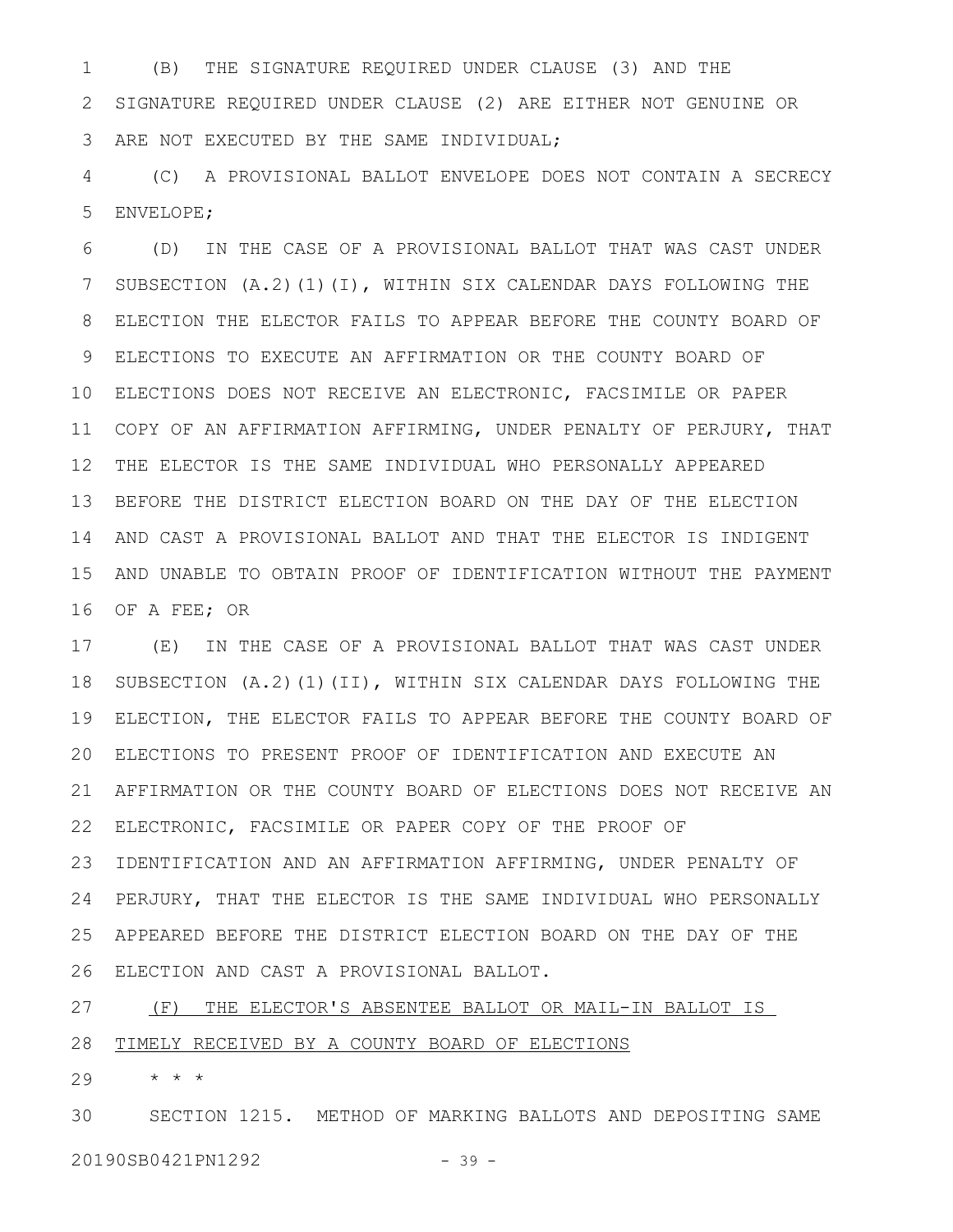(B) THE SIGNATURE REQUIRED UNDER CLAUSE (3) AND THE SIGNATURE REQUIRED UNDER CLAUSE (2) ARE EITHER NOT GENUINE OR ARE NOT EXECUTED BY THE SAME INDIVIDUAL;

(C) A PROVISIONAL BALLOT ENVELOPE DOES NOT CONTAIN A SECRECY ENVELOPE;

(D) IN THE CASE OF A PROVISIONAL BALLOT THAT WAS CAST UNDER SUBSECTION (A.2)(1)(I), WITHIN SIX CALENDAR DAYS FOLLOWING THE ELECTION THE ELECTOR FAILS TO APPEAR BEFORE THE COUNTY BOARD OF ELECTIONS TO EXECUTE AN AFFIRMATION OR THE COUNTY BOARD OF ELECTIONS DOES NOT RECEIVE AN ELECTRONIC, FACSIMILE OR PAPER COPY OF AN AFFIRMATION AFFIRMING, UNDER PENALTY OF PERJURY, THAT THE ELECTOR IS THE SAME INDIVIDUAL WHO PERSONALLY APPEARED BEFORE THE DISTRICT ELECTION BOARD ON THE DAY OF THE ELECTION AND CAST A PROVISIONAL BALLOT AND THAT THE ELECTOR IS INDIGENT AND UNABLE TO OBTAIN PROOF OF IDENTIFICATION WITHOUT THE PAYMENT OF A FEE; OR

(E) IN THE CASE OF A PROVISIONAL BALLOT THAT WAS CAST UNDER SUBSECTION (A.2)(1)(II), WITHIN SIX CALENDAR DAYS FOLLOWING THE ELECTION, THE ELECTOR FAILS TO APPEAR BEFORE THE COUNTY BOARD OF ELECTIONS TO PRESENT PROOF OF IDENTIFICATION AND EXECUTE AN AFFIRMATION OR THE COUNTY BOARD OF ELECTIONS DOES NOT RECEIVE AN ELECTRONIC, FACSIMILE OR PAPER COPY OF THE PROOF OF IDENTIFICATION AND AN AFFIRMATION AFFIRMING, UNDER PENALTY OF PERJURY, THAT THE ELECTOR IS THE SAME INDIVIDUAL WHO PERSONALLY APPEARED BEFORE THE DISTRICT ELECTION BOARD ON THE DAY OF THE ELECTION AND CAST A PROVISIONAL BALLOT.

(F) THE ELECTOR'S ABSENTEE BALLOT OR MAIL-IN BALLOT IS TIMELY RECEIVED BY A COUNTY BOARD OF ELECTIONS

* * *

SECTION 1215. METHOD OF MARKING BALLOTS AND DEPOSITING SAME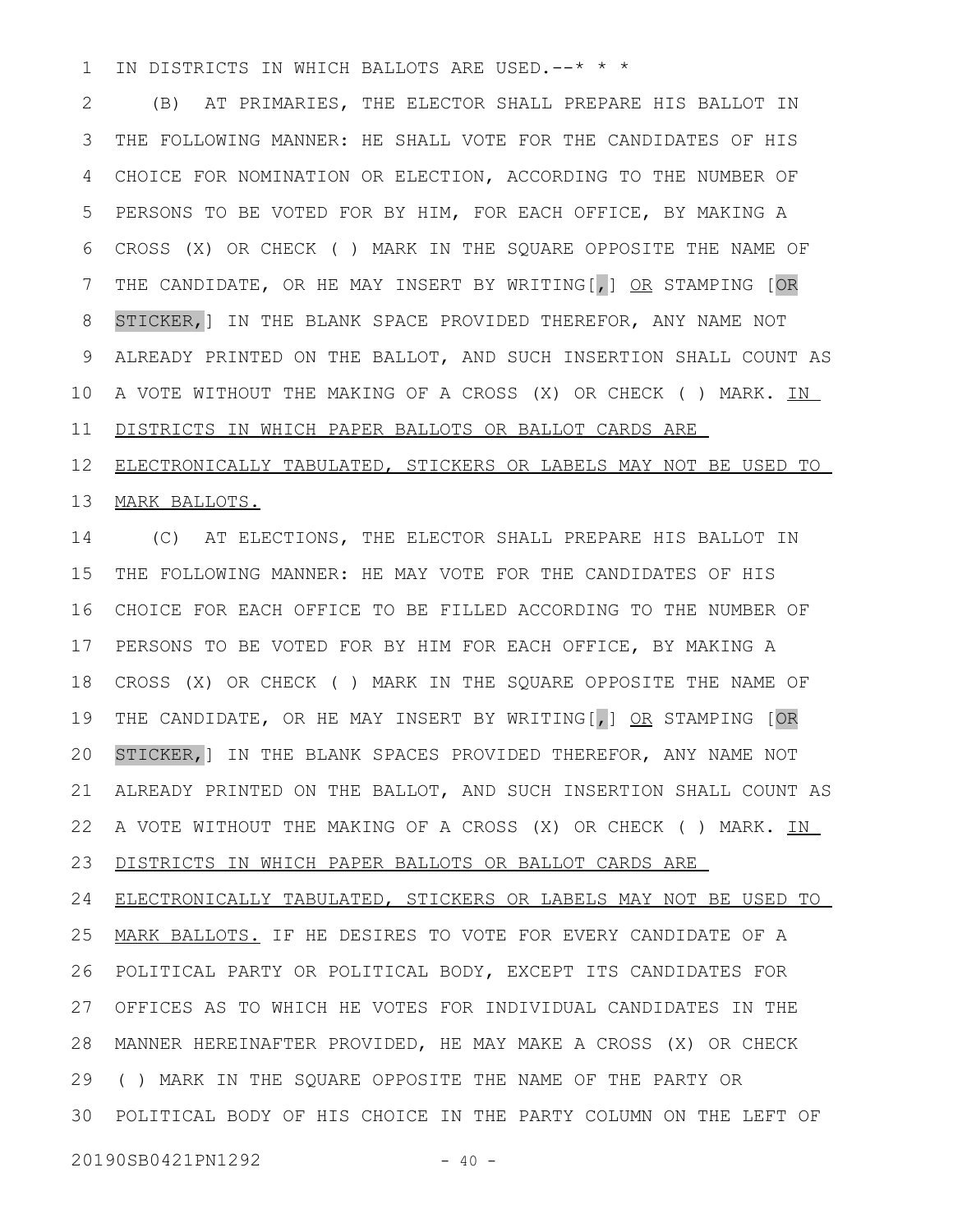IN DISTRICTS IN WHICH BALLOTS ARE USED.--* * *

(B) AT PRIMARIES, THE ELECTOR SHALL PREPARE HIS BALLOT IN THE FOLLOWING MANNER: HE SHALL VOTE FOR THE CANDIDATES OF HIS CHOICE FOR NOMINATION OR ELECTION, ACCORDING TO THE NUMBER OF PERSONS TO BE VOTED FOR BY HIM, FOR EACH OFFICE, BY MAKING A CROSS (X) OR CHECK ( ) MARK IN THE SQUARE OPPOSITE THE NAME OF THE CANDIDATE, OR HE MAY INSERT BY WRITING[,] OR STAMPING [OR STICKER,] IN THE BLANK SPACE PROVIDED THEREFOR, ANY NAME NOT ALREADY PRINTED ON THE BALLOT, AND SUCH INSERTION SHALL COUNT AS A VOTE WITHOUT THE MAKING OF A CROSS (X) OR CHECK ( ) MARK. IN DISTRICTS IN WHICH PAPER BALLOTS OR BALLOT CARDS ARE ELECTRONICALLY TABULATED, STICKERS OR LABELS MAY NOT BE USED TO MARK BALLOTS.

(C) AT ELECTIONS, THE ELECTOR SHALL PREPARE HIS BALLOT IN THE FOLLOWING MANNER: HE MAY VOTE FOR THE CANDIDATES OF HIS CHOICE FOR EACH OFFICE TO BE FILLED ACCORDING TO THE NUMBER OF PERSONS TO BE VOTED FOR BY HIM FOR EACH OFFICE, BY MAKING A CROSS (X) OR CHECK ( ) MARK IN THE SQUARE OPPOSITE THE NAME OF THE CANDIDATE, OR HE MAY INSERT BY WRITING[,] OR STAMPING [OR STICKER,] IN THE BLANK SPACES PROVIDED THEREFOR, ANY NAME NOT ALREADY PRINTED ON THE BALLOT, AND SUCH INSERTION SHALL COUNT AS A VOTE WITHOUT THE MAKING OF A CROSS (X) OR CHECK ( ) MARK. IN DISTRICTS IN WHICH PAPER BALLOTS OR BALLOT CARDS ARE ELECTRONICALLY TABULATED, STICKERS OR LABELS MAY NOT BE USED TO MARK BALLOTS. IF HE DESIRES TO VOTE FOR EVERY CANDIDATE OF A POLITICAL PARTY OR POLITICAL BODY, EXCEPT ITS CANDIDATES FOR OFFICES AS TO WHICH HE VOTES FOR INDIVIDUAL CANDIDATES IN THE MANNER HEREINAFTER PROVIDED, HE MAY MAKE A CROSS (X) OR CHECK ( ) MARK IN THE SQUARE OPPOSITE THE NAME OF THE PARTY OR POLITICAL BODY OF HIS CHOICE IN THE PARTY COLUMN ON THE LEFT OF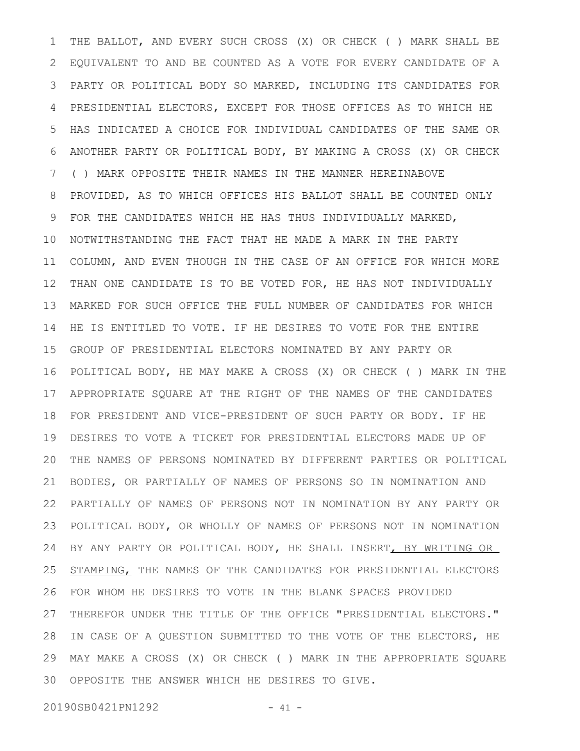THE BALLOT, AND EVERY SUCH CROSS (X) OR CHECK ( ) MARK SHALL BE EQUIVALENT TO AND BE COUNTED AS A VOTE FOR EVERY CANDIDATE OF A PARTY OR POLITICAL BODY SO MARKED, INCLUDING ITS CANDIDATES FOR PRESIDENTIAL ELECTORS, EXCEPT FOR THOSE OFFICES AS TO WHICH HE HAS INDICATED A CHOICE FOR INDIVIDUAL CANDIDATES OF THE SAME OR ANOTHER PARTY OR POLITICAL BODY, BY MAKING A CROSS (X) OR CHECK ( ) MARK OPPOSITE THEIR NAMES IN THE MANNER HEREINABOVE PROVIDED, AS TO WHICH OFFICES HIS BALLOT SHALL BE COUNTED ONLY FOR THE CANDIDATES WHICH HE HAS THUS INDIVIDUALLY MARKED, NOTWITHSTANDING THE FACT THAT HE MADE A MARK IN THE PARTY COLUMN, AND EVEN THOUGH IN THE CASE OF AN OFFICE FOR WHICH MORE THAN ONE CANDIDATE IS TO BE VOTED FOR, HE HAS NOT INDIVIDUALLY MARKED FOR SUCH OFFICE THE FULL NUMBER OF CANDIDATES FOR WHICH HE IS ENTITLED TO VOTE. IF HE DESIRES TO VOTE FOR THE ENTIRE GROUP OF PRESIDENTIAL ELECTORS NOMINATED BY ANY PARTY OR POLITICAL BODY, HE MAY MAKE A CROSS (X) OR CHECK ( ) MARK IN THE APPROPRIATE SQUARE AT THE RIGHT OF THE NAMES OF THE CANDIDATES FOR PRESIDENT AND VICE-PRESIDENT OF SUCH PARTY OR BODY. IF HE DESIRES TO VOTE A TICKET FOR PRESIDENTIAL ELECTORS MADE UP OF THE NAMES OF PERSONS NOMINATED BY DIFFERENT PARTIES OR POLITICAL BODIES, OR PARTIALLY OF NAMES OF PERSONS SO IN NOMINATION AND PARTIALLY OF NAMES OF PERSONS NOT IN NOMINATION BY ANY PARTY OR POLITICAL BODY, OR WHOLLY OF NAMES OF PERSONS NOT IN NOMINATION BY ANY PARTY OR POLITICAL BODY, HE SHALL INSERT<u>, BY WRITING OR STAMPING,</u> THE NAMES OF THE CANDIDATES FOR PRESIDENTIAL ELECTORS FOR WHOM HE DESIRES TO VOTE IN THE BLANK SPACES PROVIDED THEREFOR UNDER THE TITLE OF THE OFFICE "PRESIDENTIAL ELECTORS." IN CASE OF A QUESTION SUBMITTED TO THE VOTE OF THE ELECTORS, HE MAY MAKE A CROSS (X) OR CHECK ( ) MARK IN THE APPROPRIATE SQUARE OPPOSITE THE ANSWER WHICH HE DESIRES TO GIVE.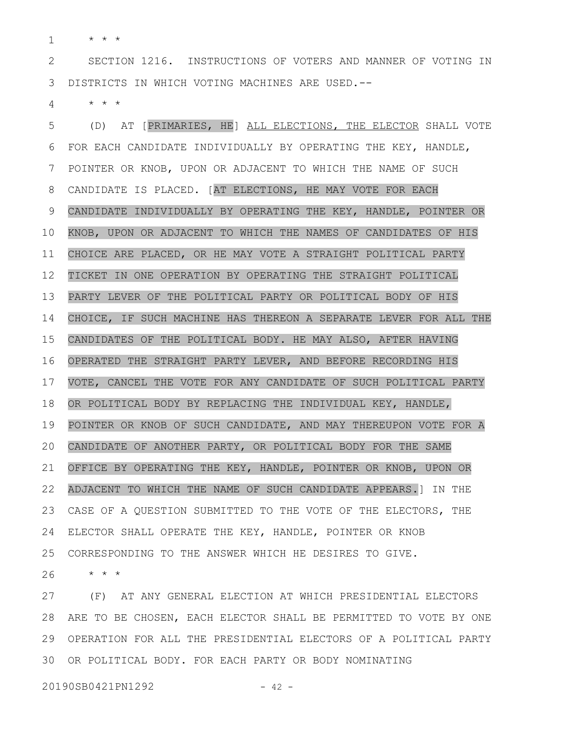* * *

SECTION 1216. INSTRUCTIONS OF VOTERS AND MANNER OF VOTING IN DISTRICTS IN WHICH VOTING MACHINES ARE USED.--

* * *

(D) AT [PRIMARIES, HE] ALL ELECTIONS, THE ELECTOR SHALL VOTE FOR EACH CANDIDATE INDIVIDUALLY BY OPERATING THE KEY, HANDLE, POINTER OR KNOB, UPON OR ADJACENT TO WHICH THE NAME OF SUCH CANDIDATE IS PLACED. [AT ELECTIONS, HE MAY VOTE FOR EACH CANDIDATE INDIVIDUALLY BY OPERATING THE KEY, HANDLE, POINTER OR KNOB, UPON OR ADJACENT TO WHICH THE NAMES OF CANDIDATES OF HIS CHOICE ARE PLACED, OR HE MAY VOTE A STRAIGHT POLITICAL PARTY TICKET IN ONE OPERATION BY OPERATING THE STRAIGHT POLITICAL PARTY LEVER OF THE POLITICAL PARTY OR POLITICAL BODY OF HIS CHOICE, IF SUCH MACHINE HAS THEREON A SEPARATE LEVER FOR ALL THE CANDIDATES OF THE POLITICAL BODY. HE MAY ALSO, AFTER HAVING OPERATED THE STRAIGHT PARTY LEVER, AND BEFORE RECORDING HIS VOTE, CANCEL THE VOTE FOR ANY CANDIDATE OF SUCH POLITICAL PARTY OR POLITICAL BODY BY REPLACING THE INDIVIDUAL KEY, HANDLE, POINTER OR KNOB OF SUCH CANDIDATE, AND MAY THEREUPON VOTE FOR A CANDIDATE OF ANOTHER PARTY, OR POLITICAL BODY FOR THE SAME OFFICE BY OPERATING THE KEY, HANDLE, POINTER OR KNOB, UPON OR ADJACENT TO WHICH THE NAME OF SUCH CANDIDATE APPEARS.] IN THE CASE OF A QUESTION SUBMITTED TO THE VOTE OF THE ELECTORS, THE ELECTOR SHALL OPERATE THE KEY, HANDLE, POINTER OR KNOB CORRESPONDING TO THE ANSWER WHICH HE DESIRES TO GIVE.

* * *

(F) AT ANY GENERAL ELECTION AT WHICH PRESIDENTIAL ELECTORS ARE TO BE CHOSEN, EACH ELECTOR SHALL BE PERMITTED TO VOTE BY ONE OPERATION FOR ALL THE PRESIDENTIAL ELECTORS OF A POLITICAL PARTY OR POLITICAL BODY. FOR EACH PARTY OR BODY NOMINATING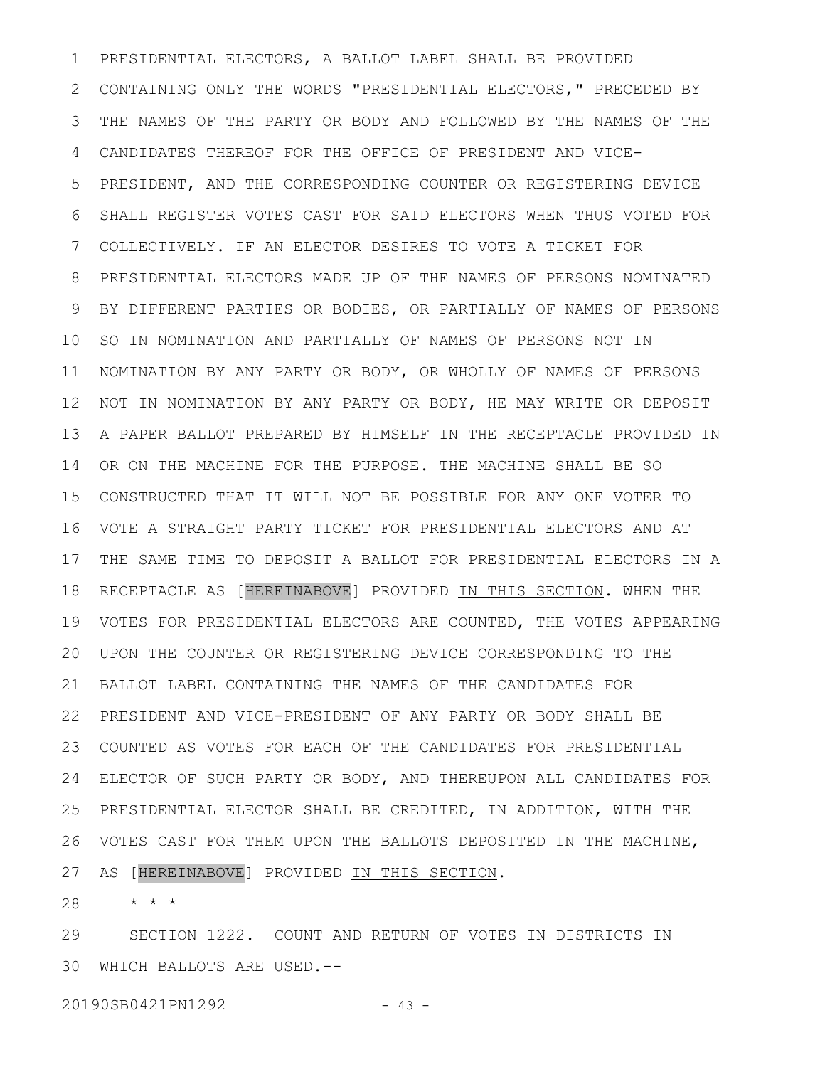PRESIDENTIAL ELECTORS, A BALLOT LABEL SHALL BE PROVIDED CONTAINING ONLY THE WORDS "PRESIDENTIAL ELECTORS," PRECEDED BY THE NAMES OF THE PARTY OR BODY AND FOLLOWED BY THE NAMES OF THE CANDIDATES THEREOF FOR THE OFFICE OF PRESIDENT AND VICE-PRESIDENT, AND THE CORRESPONDING COUNTER OR REGISTERING DEVICE SHALL REGISTER VOTES CAST FOR SAID ELECTORS WHEN THUS VOTED FOR COLLECTIVELY. IF AN ELECTOR DESIRES TO VOTE A TICKET FOR PRESIDENTIAL ELECTORS MADE UP OF THE NAMES OF PERSONS NOMINATED BY DIFFERENT PARTIES OR BODIES, OR PARTIALLY OF NAMES OF PERSONS SO IN NOMINATION AND PARTIALLY OF NAMES OF PERSONS NOT IN NOMINATION BY ANY PARTY OR BODY, OR WHOLLY OF NAMES OF PERSONS NOT IN NOMINATION BY ANY PARTY OR BODY, HE MAY WRITE OR DEPOSIT A PAPER BALLOT PREPARED BY HIMSELF IN THE RECEPTACLE PROVIDED IN OR ON THE MACHINE FOR THE PURPOSE. THE MACHINE SHALL BE SO CONSTRUCTED THAT IT WILL NOT BE POSSIBLE FOR ANY ONE VOTER TO VOTE A STRAIGHT PARTY TICKET FOR PRESIDENTIAL ELECTORS AND AT THE SAME TIME TO DEPOSIT A BALLOT FOR PRESIDENTIAL ELECTORS IN A RECEPTACLE AS [HEREINABOVE] PROVIDED IN THIS SECTION. WHEN THE VOTES FOR PRESIDENTIAL ELECTORS ARE COUNTED, THE VOTES APPEARING UPON THE COUNTER OR REGISTERING DEVICE CORRESPONDING TO THE BALLOT LABEL CONTAINING THE NAMES OF THE CANDIDATES FOR PRESIDENT AND VICE-PRESIDENT OF ANY PARTY OR BODY SHALL BE COUNTED AS VOTES FOR EACH OF THE CANDIDATES FOR PRESIDENTIAL ELECTOR OF SUCH PARTY OR BODY, AND THEREUPON ALL CANDIDATES FOR PRESIDENTIAL ELECTOR SHALL BE CREDITED, IN ADDITION, WITH THE VOTES CAST FOR THEM UPON THE BALLOTS DEPOSITED IN THE MACHINE, AS [HEREINABOVE] PROVIDED IN THIS SECTION.

\* \* \*

SECTION 1222. COUNT AND RETURN OF VOTES IN DISTRICTS IN WHICH BALLOTS ARE USED.--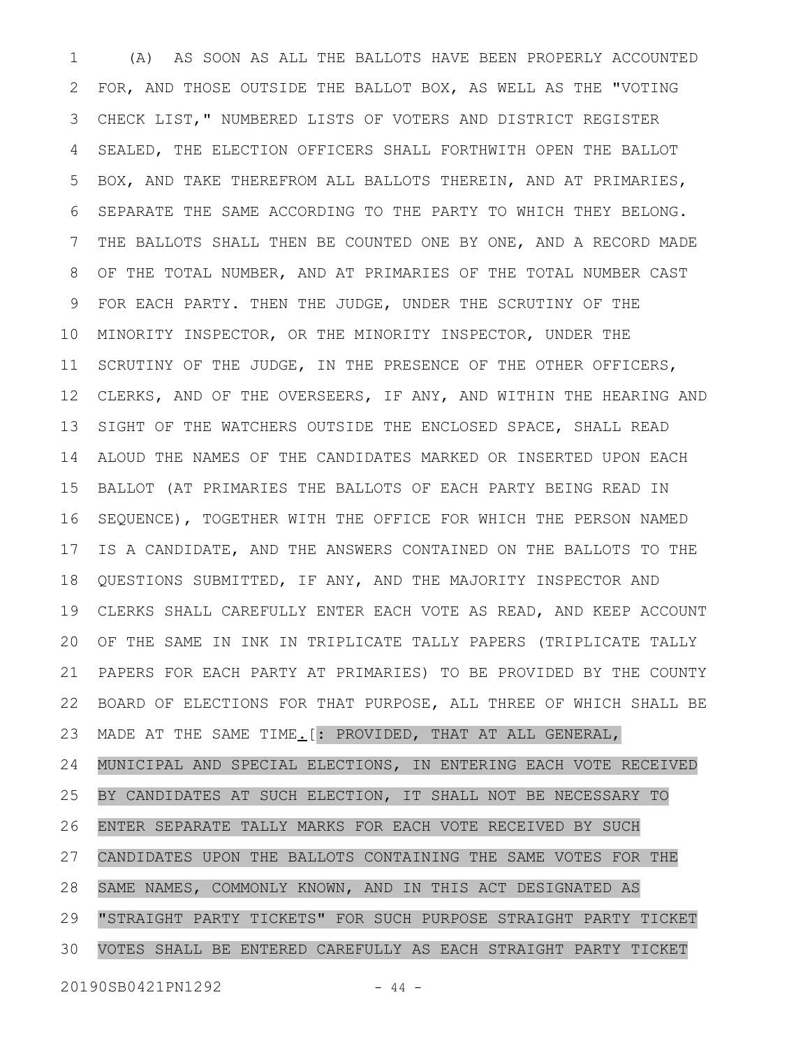(A) AS SOON AS ALL THE BALLOTS HAVE BEEN PROPERLY ACCOUNTED FOR, AND THOSE OUTSIDE THE BALLOT BOX, AS WELL AS THE "VOTING CHECK LIST," NUMBERED LISTS OF VOTERS AND DISTRICT REGISTER SEALED, THE ELECTION OFFICERS SHALL FORTHWITH OPEN THE BALLOT BOX, AND TAKE THEREFROM ALL BALLOTS THEREIN, AND AT PRIMARIES, SEPARATE THE SAME ACCORDING TO THE PARTY TO WHICH THEY BELONG. THE BALLOTS SHALL THEN BE COUNTED ONE BY ONE, AND A RECORD MADE OF THE TOTAL NUMBER, AND AT PRIMARIES OF THE TOTAL NUMBER CAST FOR EACH PARTY. THEN THE JUDGE, UNDER THE SCRUTINY OF THE MINORITY INSPECTOR, OR THE MINORITY INSPECTOR, UNDER THE SCRUTINY OF THE JUDGE, IN THE PRESENCE OF THE OTHER OFFICERS, CLERKS, AND OF THE OVERSEERS, IF ANY, AND WITHIN THE HEARING AND SIGHT OF THE WATCHERS OUTSIDE THE ENCLOSED SPACE, SHALL READ ALOUD THE NAMES OF THE CANDIDATES MARKED OR INSERTED UPON EACH BALLOT (AT PRIMARIES THE BALLOTS OF EACH PARTY BEING READ IN SEQUENCE), TOGETHER WITH THE OFFICE FOR WHICH THE PERSON NAMED IS A CANDIDATE, AND THE ANSWERS CONTAINED ON THE BALLOTS TO THE QUESTIONS SUBMITTED, IF ANY, AND THE MAJORITY INSPECTOR AND CLERKS SHALL CAREFULLY ENTER EACH VOTE AS READ, AND KEEP ACCOUNT OF THE SAME IN INK IN TRIPLICATE TALLY PAPERS (TRIPLICATE TALLY PAPERS FOR EACH PARTY AT PRIMARIES) TO BE PROVIDED BY THE COUNTY BOARD OF ELECTIONS FOR THAT PURPOSE, ALL THREE OF WHICH SHALL BE MADE AT THE SAME TIME.[: PROVIDED, THAT AT ALL GENERAL, MUNICIPAL AND SPECIAL ELECTIONS, IN ENTERING EACH VOTE RECEIVED BY CANDIDATES AT SUCH ELECTION, IT SHALL NOT BE NECESSARY TO ENTER SEPARATE TALLY MARKS FOR EACH VOTE RECEIVED BY SUCH CANDIDATES UPON THE BALLOTS CONTAINING THE SAME VOTES FOR THE SAME NAMES, COMMONLY KNOWN, AND IN THIS ACT DESIGNATED AS "STRAIGHT PARTY TICKETS" FOR SUCH PURPOSE STRAIGHT PARTY TICKET VOTES SHALL BE ENTERED CAREFULLY AS EACH STRAIGHT PARTY TICKET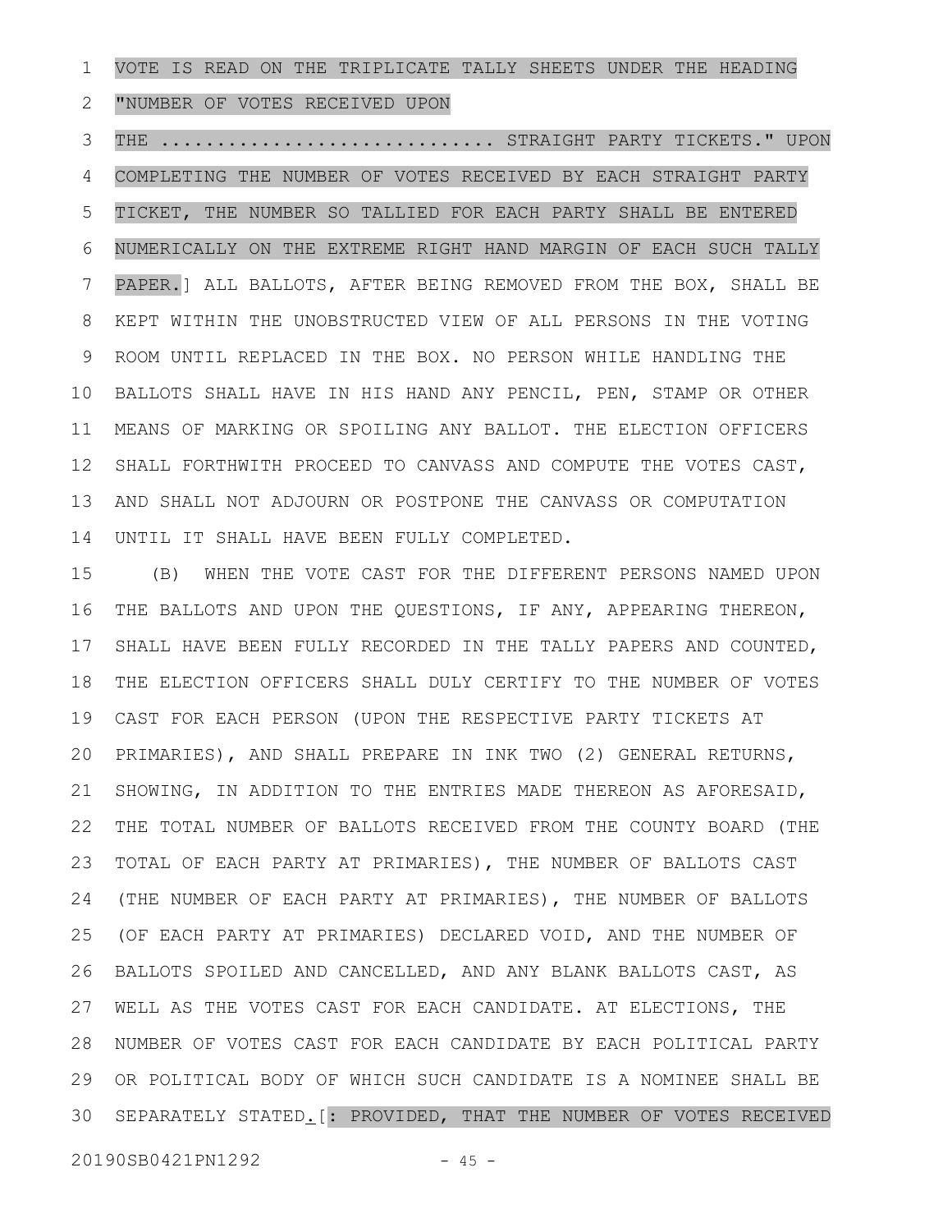VOTE IS READ ON THE TRIPLICATE TALLY SHEETS UNDER THE HEADING "NUMBER OF VOTES RECEIVED UPON THE ............................ STRAIGHT PARTY TICKETS." UPON COMPLETING THE NUMBER OF VOTES RECEIVED BY EACH STRAIGHT PARTY TICKET, THE NUMBER SO TALLIED FOR EACH PARTY SHALL BE ENTERED NUMERICALLY ON THE EXTREME RIGHT HAND MARGIN OF EACH SUCH TALLY PAPER.] ALL BALLOTS, AFTER BEING REMOVED FROM THE BOX, SHALL BE KEPT WITHIN THE UNOBSTRUCTED VIEW OF ALL PERSONS IN THE VOTING ROOM UNTIL REPLACED IN THE BOX. NO PERSON WHILE HANDLING THE BALLOTS SHALL HAVE IN HIS HAND ANY PENCIL, PEN, STAMP OR OTHER MEANS OF MARKING OR SPOILING ANY BALLOT. THE ELECTION OFFICERS SHALL FORTHWITH PROCEED TO CANVASS AND COMPUTE THE VOTES CAST, AND SHALL NOT ADJOURN OR POSTPONE THE CANVASS OR COMPUTATION UNTIL IT SHALL HAVE BEEN FULLY COMPLETED.

(B) WHEN THE VOTE CAST FOR THE DIFFERENT PERSONS NAMED UPON THE BALLOTS AND UPON THE QUESTIONS, IF ANY, APPEARING THEREON, SHALL HAVE BEEN FULLY RECORDED IN THE TALLY PAPERS AND COUNTED, THE ELECTION OFFICERS SHALL DULY CERTIFY TO THE NUMBER OF VOTES CAST FOR EACH PERSON (UPON THE RESPECTIVE PARTY TICKETS AT PRIMARIES), AND SHALL PREPARE IN INK TWO (2) GENERAL RETURNS, SHOWING, IN ADDITION TO THE ENTRIES MADE THEREON AS AFORESAID, THE TOTAL NUMBER OF BALLOTS RECEIVED FROM THE COUNTY BOARD (THE TOTAL OF EACH PARTY AT PRIMARIES), THE NUMBER OF BALLOTS CAST (THE NUMBER OF EACH PARTY AT PRIMARIES), THE NUMBER OF BALLOTS (OF EACH PARTY AT PRIMARIES) DECLARED VOID, AND THE NUMBER OF BALLOTS SPOILED AND CANCELLED, AND ANY BLANK BALLOTS CAST, AS WELL AS THE VOTES CAST FOR EACH CANDIDATE. AT ELECTIONS, THE NUMBER OF VOTES CAST FOR EACH CANDIDATE BY EACH POLITICAL PARTY OR POLITICAL BODY OF WHICH SUCH CANDIDATE IS A NOMINEE SHALL BE SEPARATELY STATED.[: PROVIDED, THAT THE NUMBER OF VOTES RECEIVED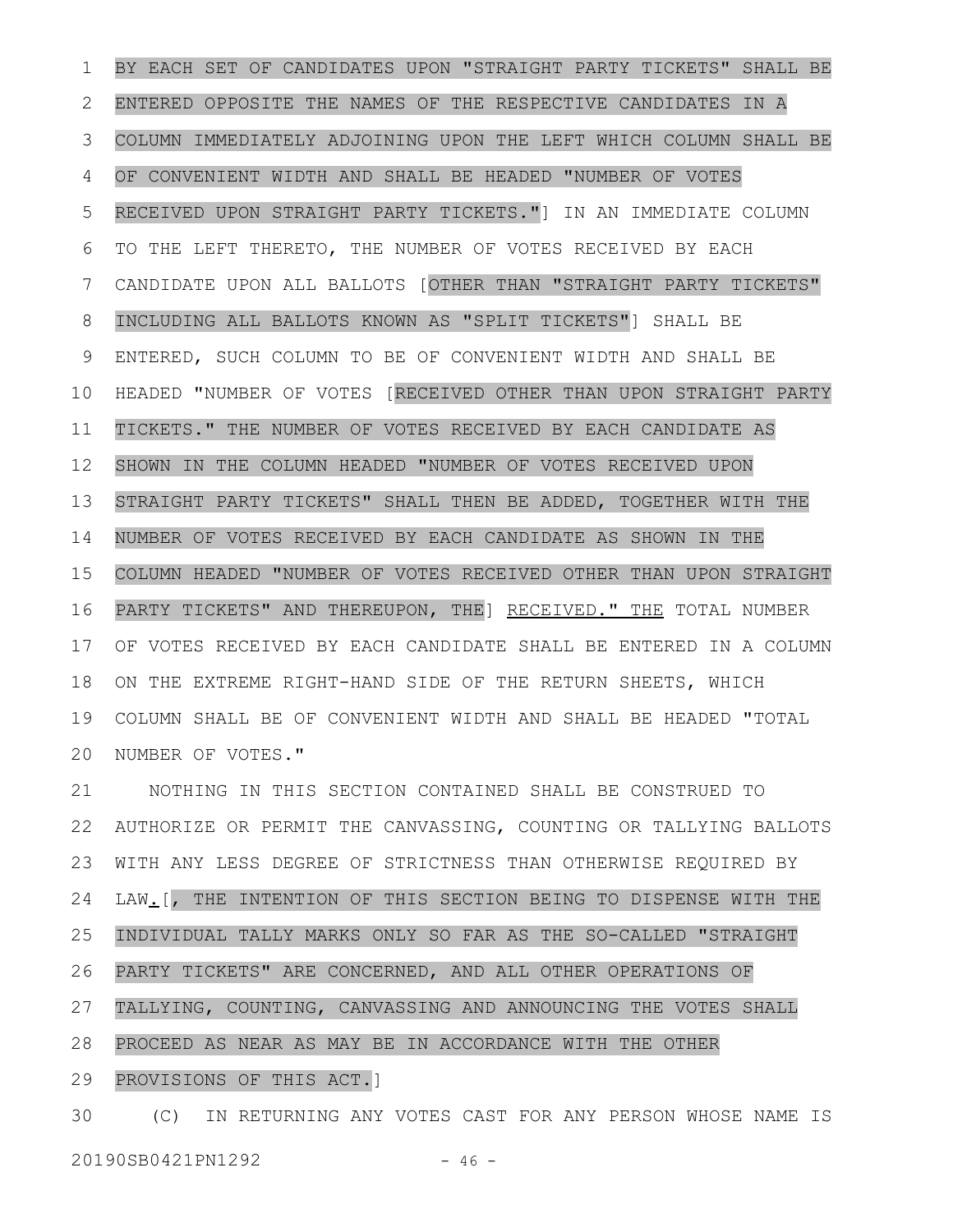BY EACH SET OF CANDIDATES UPON "STRAIGHT PARTY TICKETS" SHALL BE ENTERED OPPOSITE THE NAMES OF THE RESPECTIVE CANDIDATES IN A COLUMN IMMEDIATELY ADJOINING UPON THE LEFT WHICH COLUMN SHALL BE OF CONVENIENT WIDTH AND SHALL BE HEADED "NUMBER OF VOTES RECEIVED UPON STRAIGHT PARTY TICKETS."] IN AN IMMEDIATE COLUMN TO THE LEFT THERETO, THE NUMBER OF VOTES RECEIVED BY EACH CANDIDATE UPON ALL BALLOTS [OTHER THAN "STRAIGHT PARTY TICKETS" INCLUDING ALL BALLOTS KNOWN AS "SPLIT TICKETS"] SHALL BE ENTERED, SUCH COLUMN TO BE OF CONVENIENT WIDTH AND SHALL BE HEADED "NUMBER OF VOTES [RECEIVED OTHER THAN UPON STRAIGHT PARTY TICKETS." THE NUMBER OF VOTES RECEIVED BY EACH CANDIDATE AS SHOWN IN THE COLUMN HEADED "NUMBER OF VOTES RECEIVED UPON STRAIGHT PARTY TICKETS" SHALL THEN BE ADDED, TOGETHER WITH THE NUMBER OF VOTES RECEIVED BY EACH CANDIDATE AS SHOWN IN THE COLUMN HEADED "NUMBER OF VOTES RECEIVED OTHER THAN UPON STRAIGHT PARTY TICKETS" AND THEREUPON, THE] RECEIVED." THE TOTAL NUMBER OF VOTES RECEIVED BY EACH CANDIDATE SHALL BE ENTERED IN A COLUMN ON THE EXTREME RIGHT-HAND SIDE OF THE RETURN SHEETS, WHICH COLUMN SHALL BE OF CONVENIENT WIDTH AND SHALL BE HEADED "TOTAL NUMBER OF VOTES."

NOTHING IN THIS SECTION CONTAINED SHALL BE CONSTRUED TO AUTHORIZE OR PERMIT THE CANVASSING, COUNTING OR TALLYING BALLOTS WITH ANY LESS DEGREE OF STRICTNESS THAN OTHERWISE REQUIRED BY LAW.[, THE INTENTION OF THIS SECTION BEING TO DISPENSE WITH THE INDIVIDUAL TALLY MARKS ONLY SO FAR AS THE SO-CALLED "STRAIGHT PARTY TICKETS" ARE CONCERNED, AND ALL OTHER OPERATIONS OF TALLYING, COUNTING, CANVASSING AND ANNOUNCING THE VOTES SHALL PROCEED AS NEAR AS MAY BE IN ACCORDANCE WITH THE OTHER PROVISIONS OF THIS ACT.]

(C) IN RETURNING ANY VOTES CAST FOR ANY PERSON WHOSE NAME IS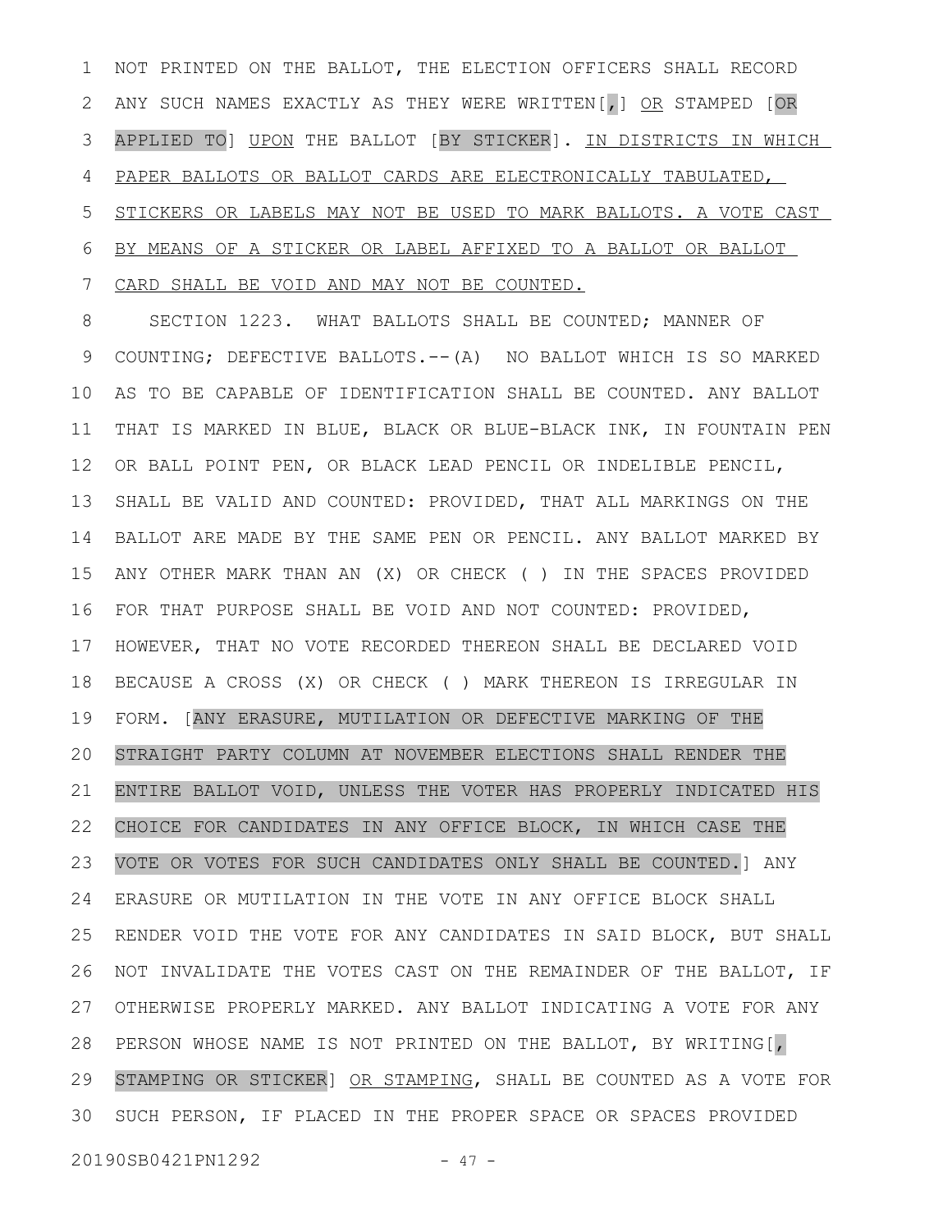NOT PRINTED ON THE BALLOT, THE ELECTION OFFICERS SHALL RECORD ANY SUCH NAMES EXACTLY AS THEY WERE WRITTEN[,] <u>OR</u> STAMPED [OR APPLIED TO] <u>UPON</u> THE BALLOT [BY STICKER]. <u>IN DISTRICTS IN WHICH PAPER BALLOTS OR BALLOT CARDS ARE ELECTRONICALLY TABULATED, STICKERS OR LABELS MAY NOT BE USED TO MARK BALLOTS. A VOTE CAST BY MEANS OF A STICKER OR LABEL AFFIXED TO A BALLOT OR BALLOT CARD SHALL BE VOID AND MAY NOT BE COUNTED.</u>

SECTION 1223. WHAT BALLOTS SHALL BE COUNTED; MANNER OF COUNTING; DEFECTIVE BALLOTS.--(A) NO BALLOT WHICH IS SO MARKED AS TO BE CAPABLE OF IDENTIFICATION SHALL BE COUNTED. ANY BALLOT THAT IS MARKED IN BLUE, BLACK OR BLUE-BLACK INK, IN FOUNTAIN PEN OR BALL POINT PEN, OR BLACK LEAD PENCIL OR INDELIBLE PENCIL, SHALL BE VALID AND COUNTED: PROVIDED, THAT ALL MARKINGS ON THE BALLOT ARE MADE BY THE SAME PEN OR PENCIL. ANY BALLOT MARKED BY ANY OTHER MARK THAN AN (X) OR CHECK ( ) IN THE SPACES PROVIDED FOR THAT PURPOSE SHALL BE VOID AND NOT COUNTED: PROVIDED, HOWEVER, THAT NO VOTE RECORDED THEREON SHALL BE DECLARED VOID BECAUSE A CROSS (X) OR CHECK ( ) MARK THEREON IS IRREGULAR IN FORM. [ANY ERASURE, MUTILATION OR DEFECTIVE MARKING OF THE STRAIGHT PARTY COLUMN AT NOVEMBER ELECTIONS SHALL RENDER THE ENTIRE BALLOT VOID, UNLESS THE VOTER HAS PROPERLY INDICATED HIS CHOICE FOR CANDIDATES IN ANY OFFICE BLOCK, IN WHICH CASE THE VOTE OR VOTES FOR SUCH CANDIDATES ONLY SHALL BE COUNTED.] ANY ERASURE OR MUTILATION IN THE VOTE IN ANY OFFICE BLOCK SHALL RENDER VOID THE VOTE FOR ANY CANDIDATES IN SAID BLOCK, BUT SHALL NOT INVALIDATE THE VOTES CAST ON THE REMAINDER OF THE BALLOT, IF OTHERWISE PROPERLY MARKED. ANY BALLOT INDICATING A VOTE FOR ANY PERSON WHOSE NAME IS NOT PRINTED ON THE BALLOT, BY WRITING[, STAMPING OR STICKER] <u>OR STAMPING</u>, SHALL BE COUNTED AS A VOTE FOR SUCH PERSON, IF PLACED IN THE PROPER SPACE OR SPACES PROVIDED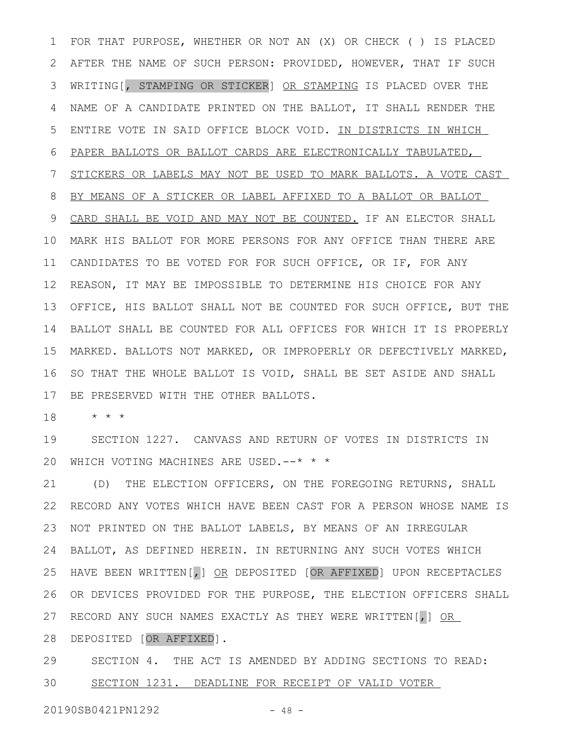FOR THAT PURPOSE, WHETHER OR NOT AN (X) OR CHECK ( ) IS PLACED AFTER THE NAME OF SUCH PERSON: PROVIDED, HOWEVER, THAT IF SUCH WRITING[, STAMPING OR STICKER] OR STAMPING IS PLACED OVER THE NAME OF A CANDIDATE PRINTED ON THE BALLOT, IT SHALL RENDER THE ENTIRE VOTE IN SAID OFFICE BLOCK VOID. IN DISTRICTS IN WHICH PAPER BALLOTS OR BALLOT CARDS ARE ELECTRONICALLY TABULATED, STICKERS OR LABELS MAY NOT BE USED TO MARK BALLOTS. A VOTE CAST BY MEANS OF A STICKER OR LABEL AFFIXED TO A BALLOT OR BALLOT CARD SHALL BE VOID AND MAY NOT BE COUNTED. IF AN ELECTOR SHALL MARK HIS BALLOT FOR MORE PERSONS FOR ANY OFFICE THAN THERE ARE CANDIDATES TO BE VOTED FOR FOR SUCH OFFICE, OR IF, FOR ANY REASON, IT MAY BE IMPOSSIBLE TO DETERMINE HIS CHOICE FOR ANY OFFICE, HIS BALLOT SHALL NOT BE COUNTED FOR SUCH OFFICE, BUT THE BALLOT SHALL BE COUNTED FOR ALL OFFICES FOR WHICH IT IS PROPERLY MARKED. BALLOTS NOT MARKED, OR IMPROPERLY OR DEFECTIVELY MARKED, SO THAT THE WHOLE BALLOT IS VOID, SHALL BE SET ASIDE AND SHALL BE PRESERVED WITH THE OTHER BALLOTS.

\* \* \*

SECTION 1227. CANVASS AND RETURN OF VOTES IN DISTRICTS IN WHICH VOTING MACHINES ARE USED.--\* \* \*

(D) THE ELECTION OFFICERS, ON THE FOREGOING RETURNS, SHALL RECORD ANY VOTES WHICH HAVE BEEN CAST FOR A PERSON WHOSE NAME IS NOT PRINTED ON THE BALLOT LABELS, BY MEANS OF AN IRREGULAR BALLOT, AS DEFINED HEREIN. IN RETURNING ANY SUCH VOTES WHICH HAVE BEEN WRITTEN[,] OR DEPOSITED [OR AFFIXED] UPON RECEPTACLES OR DEVICES PROVIDED FOR THE PURPOSE, THE ELECTION OFFICERS SHALL RECORD ANY SUCH NAMES EXACTLY AS THEY WERE WRITTEN[,] OR DEPOSITED [OR AFFIXED].

SECTION 4. THE ACT IS AMENDED BY ADDING SECTIONS TO READ:

SECTION 1231. DEADLINE FOR RECEIPT OF VALID VOTER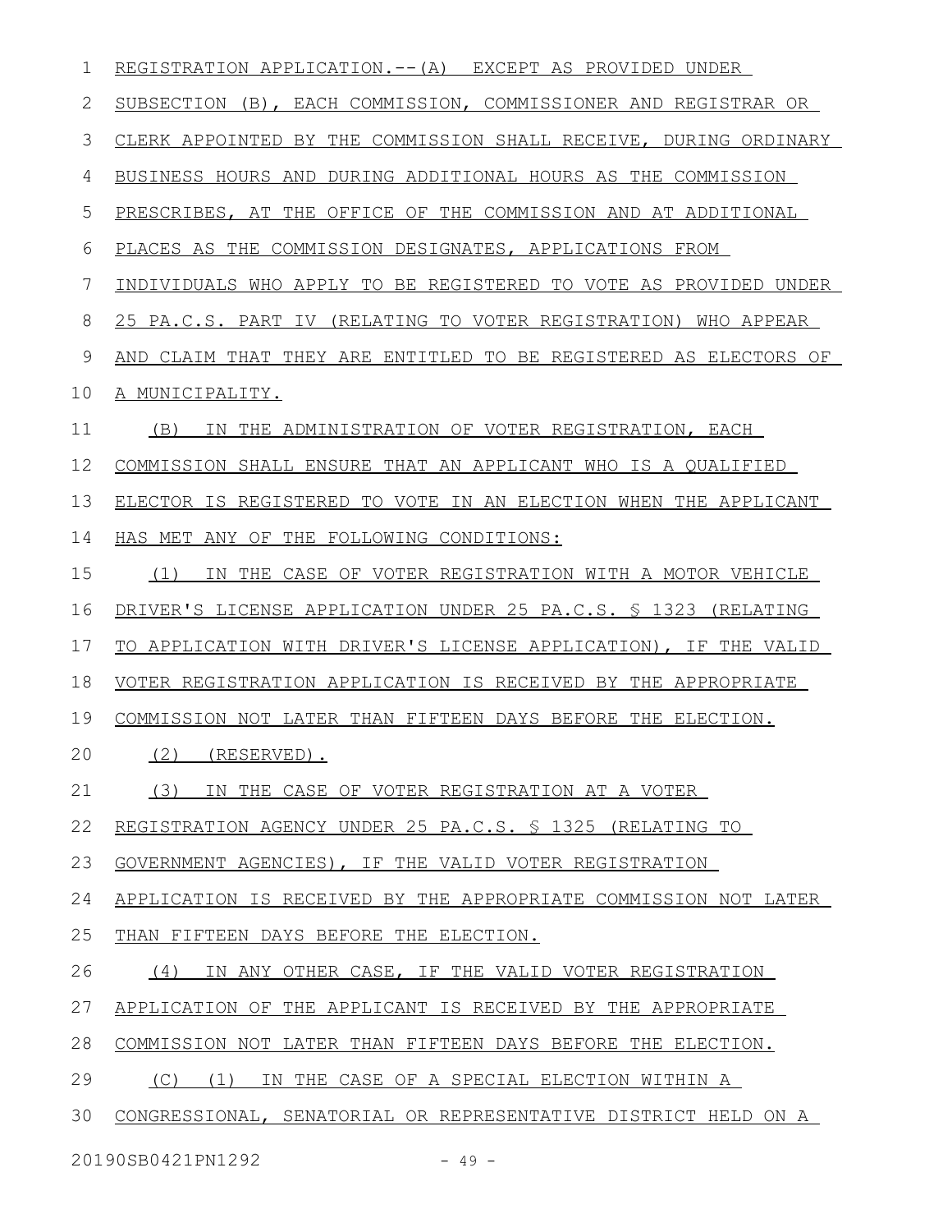REGISTRATION APPLICATION.--(A) EXCEPT AS PROVIDED UNDER SUBSECTION (B), EACH COMMISSION, COMMISSIONER AND REGISTRAR OR CLERK APPOINTED BY THE COMMISSION SHALL RECEIVE, DURING ORDINARY BUSINESS HOURS AND DURING ADDITIONAL HOURS AS THE COMMISSION PRESCRIBES, AT THE OFFICE OF THE COMMISSION AND AT ADDITIONAL PLACES AS THE COMMISSION DESIGNATES, APPLICATIONS FROM INDIVIDUALS WHO APPLY TO BE REGISTERED TO VOTE AS PROVIDED UNDER 25 PA.C.S. PART IV (RELATING TO VOTER REGISTRATION) WHO APPEAR AND CLAIM THAT THEY ARE ENTITLED TO BE REGISTERED AS ELECTORS OF A MUNICIPALITY.

(B) IN THE ADMINISTRATION OF VOTER REGISTRATION, EACH COMMISSION SHALL ENSURE THAT AN APPLICANT WHO IS A QUALIFIED ELECTOR IS REGISTERED TO VOTE IN AN ELECTION WHEN THE APPLICANT HAS MET ANY OF THE FOLLOWING CONDITIONS:

(1) IN THE CASE OF VOTER REGISTRATION WITH A MOTOR VEHICLE DRIVER'S LICENSE APPLICATION UNDER 25 PA.C.S. § 1323 (RELATING TO APPLICATION WITH DRIVER'S LICENSE APPLICATION), IF THE VALID VOTER REGISTRATION APPLICATION IS RECEIVED BY THE APPROPRIATE COMMISSION NOT LATER THAN FIFTEEN DAYS BEFORE THE ELECTION.

(2) (RESERVED).

(3) IN THE CASE OF VOTER REGISTRATION AT A VOTER REGISTRATION AGENCY UNDER 25 PA.C.S. § 1325 (RELATING TO GOVERNMENT AGENCIES), IF THE VALID VOTER REGISTRATION APPLICATION IS RECEIVED BY THE APPROPRIATE COMMISSION NOT LATER THAN FIFTEEN DAYS BEFORE THE ELECTION.

(4) IN ANY OTHER CASE, IF THE VALID VOTER REGISTRATION APPLICATION OF THE APPLICANT IS RECEIVED BY THE APPROPRIATE COMMISSION NOT LATER THAN FIFTEEN DAYS BEFORE THE ELECTION.

(C) (1) IN THE CASE OF A SPECIAL ELECTION WITHIN A CONGRESSIONAL, SENATORIAL OR REPRESENTATIVE DISTRICT HELD ON A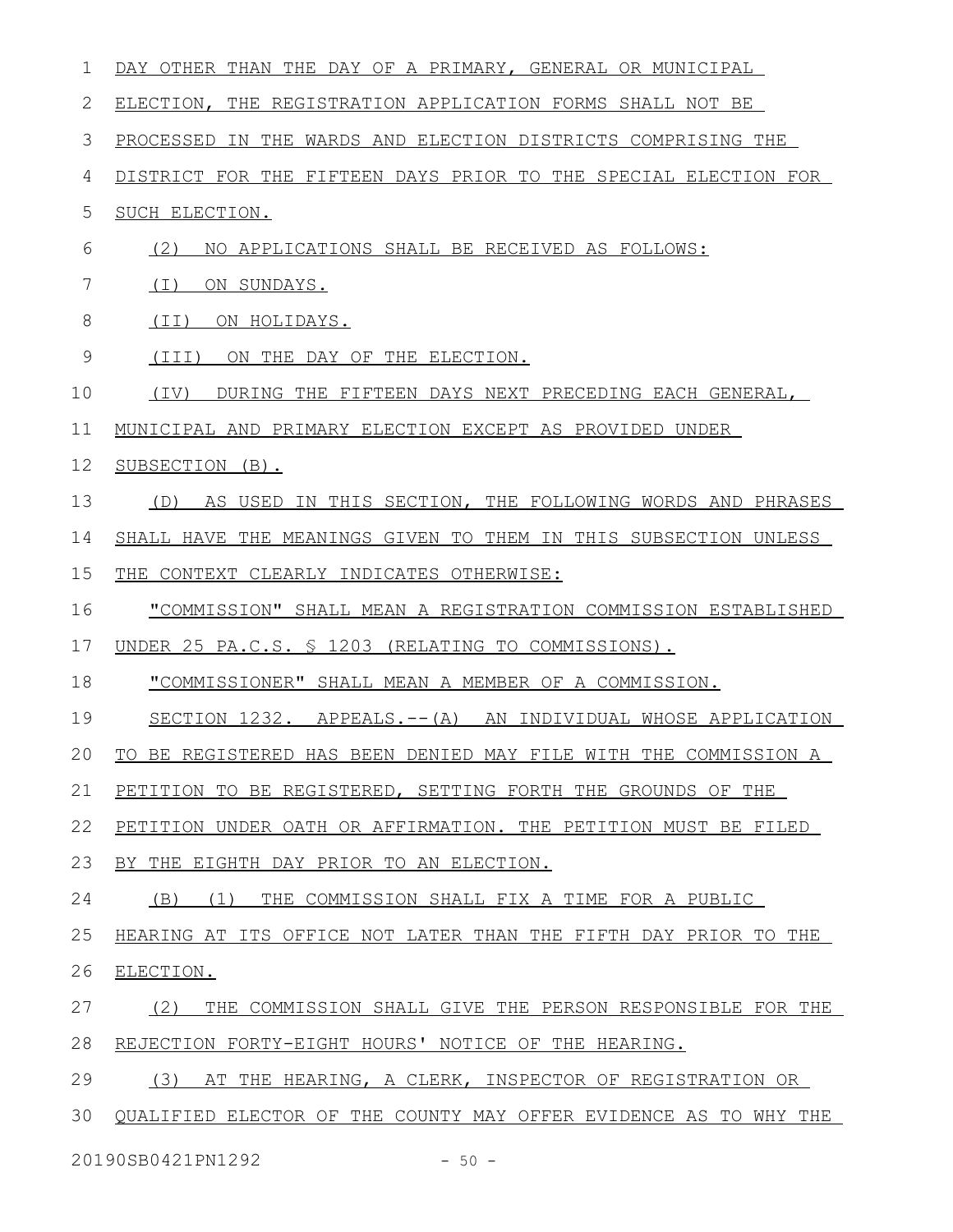DAY OTHER THAN THE DAY OF A PRIMARY, GENERAL OR MUNICIPAL ELECTION, THE REGISTRATION APPLICATION FORMS SHALL NOT BE PROCESSED IN THE WARDS AND ELECTION DISTRICTS COMPRISING THE DISTRICT FOR THE FIFTEEN DAYS PRIOR TO THE SPECIAL ELECTION FOR SUCH ELECTION.

(2) NO APPLICATIONS SHALL BE RECEIVED AS FOLLOWS:

(I) ON SUNDAYS.

(II) ON HOLIDAYS.

(III) ON THE DAY OF THE ELECTION.

(IV) DURING THE FIFTEEN DAYS NEXT PRECEDING EACH GENERAL, MUNICIPAL AND PRIMARY ELECTION EXCEPT AS PROVIDED UNDER SUBSECTION (B).

(D) AS USED IN THIS SECTION, THE FOLLOWING WORDS AND PHRASES SHALL HAVE THE MEANINGS GIVEN TO THEM IN THIS SUBSECTION UNLESS THE CONTEXT CLEARLY INDICATES OTHERWISE:

"COMMISSION" SHALL MEAN A REGISTRATION COMMISSION ESTABLISHED UNDER 25 PA.C.S. § 1203 (RELATING TO COMMISSIONS).

"COMMISSIONER" SHALL MEAN A MEMBER OF A COMMISSION.

SECTION 1232. APPEALS.--(A) AN INDIVIDUAL WHOSE APPLICATION TO BE REGISTERED HAS BEEN DENIED MAY FILE WITH THE COMMISSION A PETITION TO BE REGISTERED, SETTING FORTH THE GROUNDS OF THE PETITION UNDER OATH OR AFFIRMATION. THE PETITION MUST BE FILED BY THE EIGHTH DAY PRIOR TO AN ELECTION.

(B) (1) THE COMMISSION SHALL FIX A TIME FOR A PUBLIC HEARING AT ITS OFFICE NOT LATER THAN THE FIFTH DAY PRIOR TO THE ELECTION.

(2) THE COMMISSION SHALL GIVE THE PERSON RESPONSIBLE FOR THE REJECTION FORTY-EIGHT HOURS' NOTICE OF THE HEARING.

(3) AT THE HEARING, A CLERK, INSPECTOR OF REGISTRATION OR QUALIFIED ELECTOR OF THE COUNTY MAY OFFER EVIDENCE AS TO WHY THE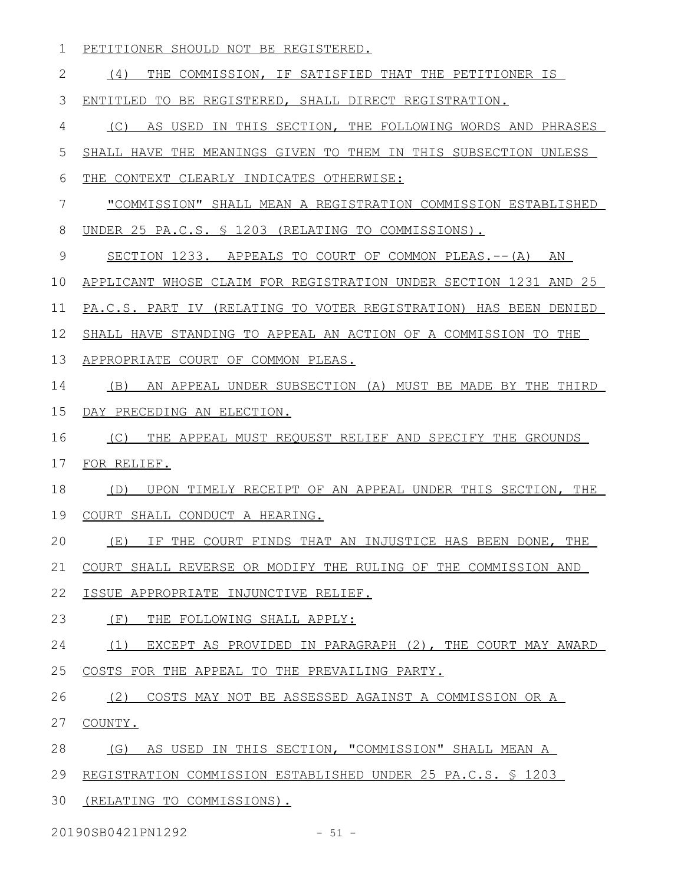PETITIONER SHOULD NOT BE REGISTERED.

(4) THE COMMISSION, IF SATISFIED THAT THE PETITIONER IS ENTITLED TO BE REGISTERED, SHALL DIRECT REGISTRATION.

(C) AS USED IN THIS SECTION, THE FOLLOWING WORDS AND PHRASES SHALL HAVE THE MEANINGS GIVEN TO THEM IN THIS SUBSECTION UNLESS THE CONTEXT CLEARLY INDICATES OTHERWISE:

"COMMISSION" SHALL MEAN A REGISTRATION COMMISSION ESTABLISHED UNDER 25 PA.C.S. § 1203 (RELATING TO COMMISSIONS).

SECTION 1233. APPEALS TO COURT OF COMMON PLEAS.--(A) AN APPLICANT WHOSE CLAIM FOR REGISTRATION UNDER SECTION 1231 AND 25 PA.C.S. PART IV (RELATING TO VOTER REGISTRATION) HAS BEEN DENIED SHALL HAVE STANDING TO APPEAL AN ACTION OF A COMMISSION TO THE APPROPRIATE COURT OF COMMON PLEAS.

(B) AN APPEAL UNDER SUBSECTION (A) MUST BE MADE BY THE THIRD DAY PRECEDING AN ELECTION.

(C) THE APPEAL MUST REQUEST RELIEF AND SPECIFY THE GROUNDS FOR RELIEF.

(D) UPON TIMELY RECEIPT OF AN APPEAL UNDER THIS SECTION, THE COURT SHALL CONDUCT A HEARING.

(E) IF THE COURT FINDS THAT AN INJUSTICE HAS BEEN DONE, THE COURT SHALL REVERSE OR MODIFY THE RULING OF THE COMMISSION AND ISSUE APPROPRIATE INJUNCTIVE RELIEF.

(F) THE FOLLOWING SHALL APPLY:

(1) EXCEPT AS PROVIDED IN PARAGRAPH (2), THE COURT MAY AWARD COSTS FOR THE APPEAL TO THE PREVAILING PARTY.

(2) COSTS MAY NOT BE ASSESSED AGAINST A COMMISSION OR A COUNTY.

(G) AS USED IN THIS SECTION, "COMMISSION" SHALL MEAN A REGISTRATION COMMISSION ESTABLISHED UNDER 25 PA.C.S. § 1203 (RELATING TO COMMISSIONS).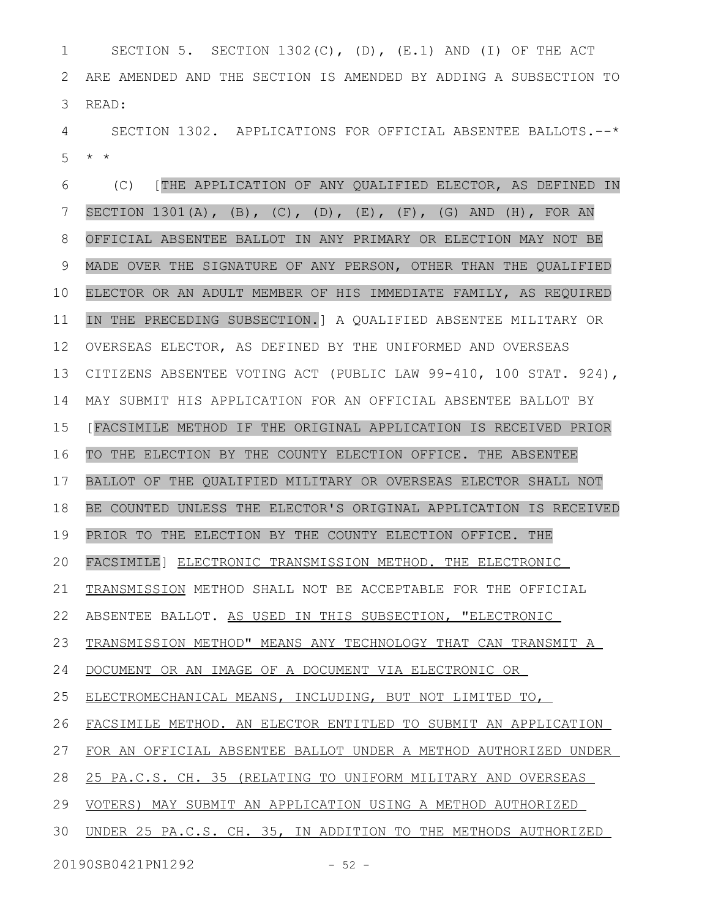SECTION 5. SECTION 1302(C), (D), (E.1) AND (I) OF THE ACT ARE AMENDED AND THE SECTION IS AMENDED BY ADDING A SUBSECTION TO READ:

SECTION 1302. APPLICATIONS FOR OFFICIAL ABSENTEE BALLOTS.--* * *

(C) [THE APPLICATION OF ANY QUALIFIED ELECTOR, AS DEFINED IN SECTION 1301(A), (B), (C), (D), (E), (F), (G) AND (H), FOR AN OFFICIAL ABSENTEE BALLOT IN ANY PRIMARY OR ELECTION MAY NOT BE MADE OVER THE SIGNATURE OF ANY PERSON, OTHER THAN THE QUALIFIED ELECTOR OR AN ADULT MEMBER OF HIS IMMEDIATE FAMILY, AS REQUIRED IN THE PRECEDING SUBSECTION.] A QUALIFIED ABSENTEE MILITARY OR OVERSEAS ELECTOR, AS DEFINED BY THE UNIFORMED AND OVERSEAS CITIZENS ABSENTEE VOTING ACT (PUBLIC LAW 99-410, 100 STAT. 924), MAY SUBMIT HIS APPLICATION FOR AN OFFICIAL ABSENTEE BALLOT BY [FACSIMILE METHOD IF THE ORIGINAL APPLICATION IS RECEIVED PRIOR TO THE ELECTION BY THE COUNTY ELECTION OFFICE. THE ABSENTEE BALLOT OF THE QUALIFIED MILITARY OR OVERSEAS ELECTOR SHALL NOT BE COUNTED UNLESS THE ELECTOR'S ORIGINAL APPLICATION IS RECEIVED PRIOR TO THE ELECTION BY THE COUNTY ELECTION OFFICE. THE FACSIMILE] <u>ELECTRONIC TRANSMISSION METHOD. THE ELECTRONIC TRANSMISSION</u> METHOD SHALL NOT BE ACCEPTABLE FOR THE OFFICIAL ABSENTEE BALLOT. <u>AS USED IN THIS SUBSECTION, "ELECTRONIC TRANSMISSION METHOD" MEANS ANY TECHNOLOGY THAT CAN TRANSMIT A DOCUMENT OR AN IMAGE OF A DOCUMENT VIA ELECTRONIC OR ELECTROMECHANICAL MEANS, INCLUDING, BUT NOT LIMITED TO, FACSIMILE METHOD. AN ELECTOR ENTITLED TO SUBMIT AN APPLICATION FOR AN OFFICIAL ABSENTEE BALLOT UNDER A METHOD AUTHORIZED UNDER 25 PA.C.S. CH. 35 (RELATING TO UNIFORM MILITARY AND OVERSEAS VOTERS) MAY SUBMIT AN APPLICATION USING A METHOD AUTHORIZED UNDER 25 PA.C.S. CH. 35, IN ADDITION TO THE METHODS AUTHORIZED</u>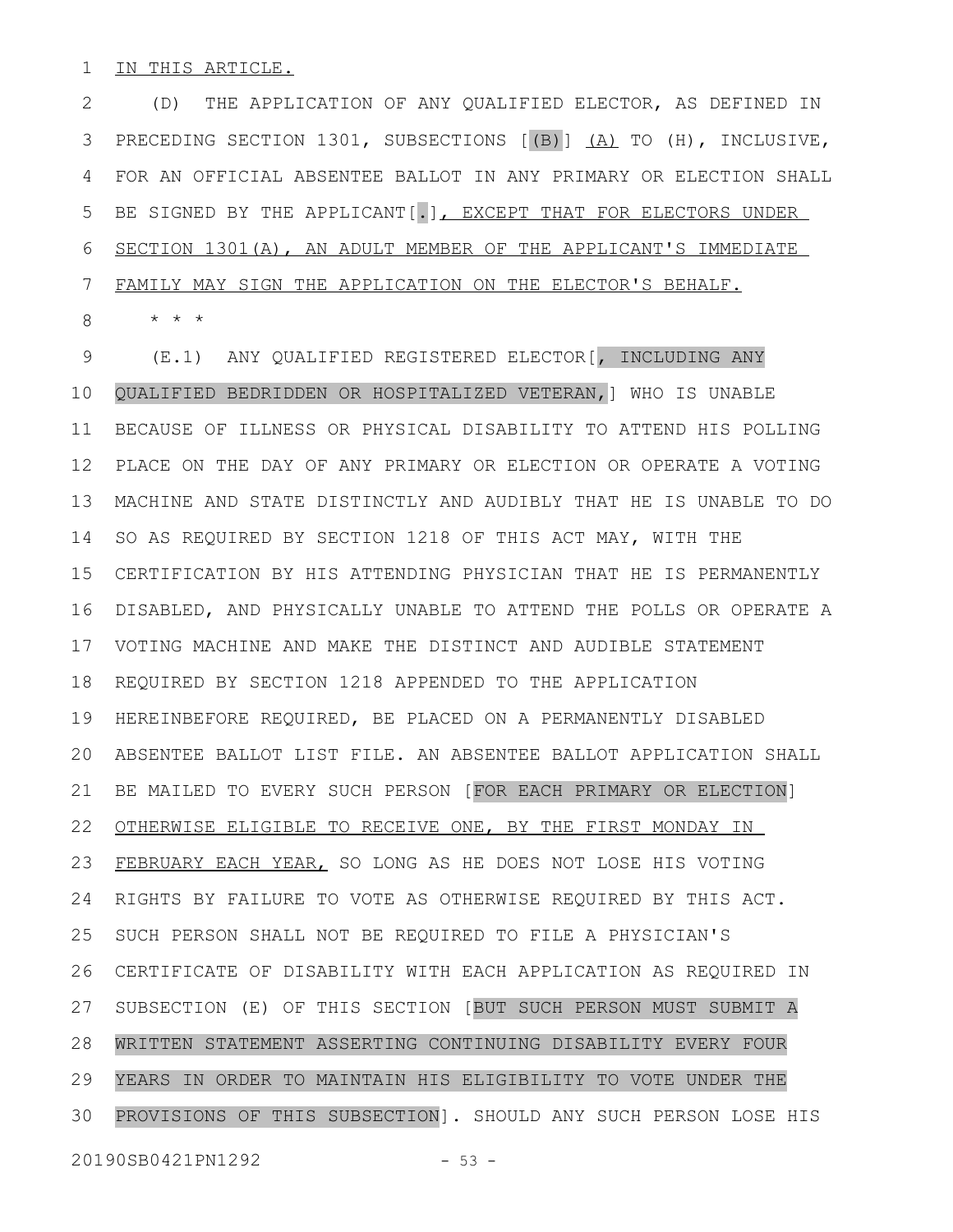IN THIS ARTICLE.

(D) THE APPLICATION OF ANY QUALIFIED ELECTOR, AS DEFINED IN PRECEDING SECTION 1301, SUBSECTIONS [(B)] (A) TO (H), INCLUSIVE, FOR AN OFFICIAL ABSENTEE BALLOT IN ANY PRIMARY OR ELECTION SHALL BE SIGNED BY THE APPLICANT[.], EXCEPT THAT FOR ELECTORS UNDER SECTION 1301(A), AN ADULT MEMBER OF THE APPLICANT'S IMMEDIATE FAMILY MAY SIGN THE APPLICATION ON THE ELECTOR'S BEHALF.

\* \* \*

(E.1) ANY QUALIFIED REGISTERED ELECTOR[, INCLUDING ANY QUALIFIED BEDRIDDEN OR HOSPITALIZED VETERAN,] WHO IS UNABLE BECAUSE OF ILLNESS OR PHYSICAL DISABILITY TO ATTEND HIS POLLING PLACE ON THE DAY OF ANY PRIMARY OR ELECTION OR OPERATE A VOTING MACHINE AND STATE DISTINCTLY AND AUDIBLY THAT HE IS UNABLE TO DO SO AS REQUIRED BY SECTION 1218 OF THIS ACT MAY, WITH THE CERTIFICATION BY HIS ATTENDING PHYSICIAN THAT HE IS PERMANENTLY DISABLED, AND PHYSICALLY UNABLE TO ATTEND THE POLLS OR OPERATE A VOTING MACHINE AND MAKE THE DISTINCT AND AUDIBLE STATEMENT REQUIRED BY SECTION 1218 APPENDED TO THE APPLICATION HEREINBEFORE REQUIRED, BE PLACED ON A PERMANENTLY DISABLED ABSENTEE BALLOT LIST FILE. AN ABSENTEE BALLOT APPLICATION SHALL BE MAILED TO EVERY SUCH PERSON [FOR EACH PRIMARY OR ELECTION] OTHERWISE ELIGIBLE TO RECEIVE ONE, BY THE FIRST MONDAY IN FEBRUARY EACH YEAR, SO LONG AS HE DOES NOT LOSE HIS VOTING RIGHTS BY FAILURE TO VOTE AS OTHERWISE REQUIRED BY THIS ACT. SUCH PERSON SHALL NOT BE REQUIRED TO FILE A PHYSICIAN'S CERTIFICATE OF DISABILITY WITH EACH APPLICATION AS REQUIRED IN SUBSECTION (E) OF THIS SECTION [BUT SUCH PERSON MUST SUBMIT A WRITTEN STATEMENT ASSERTING CONTINUING DISABILITY EVERY FOUR YEARS IN ORDER TO MAINTAIN HIS ELIGIBILITY TO VOTE UNDER THE PROVISIONS OF THIS SUBSECTION]. SHOULD ANY SUCH PERSON LOSE HIS

20190SB0421PN1292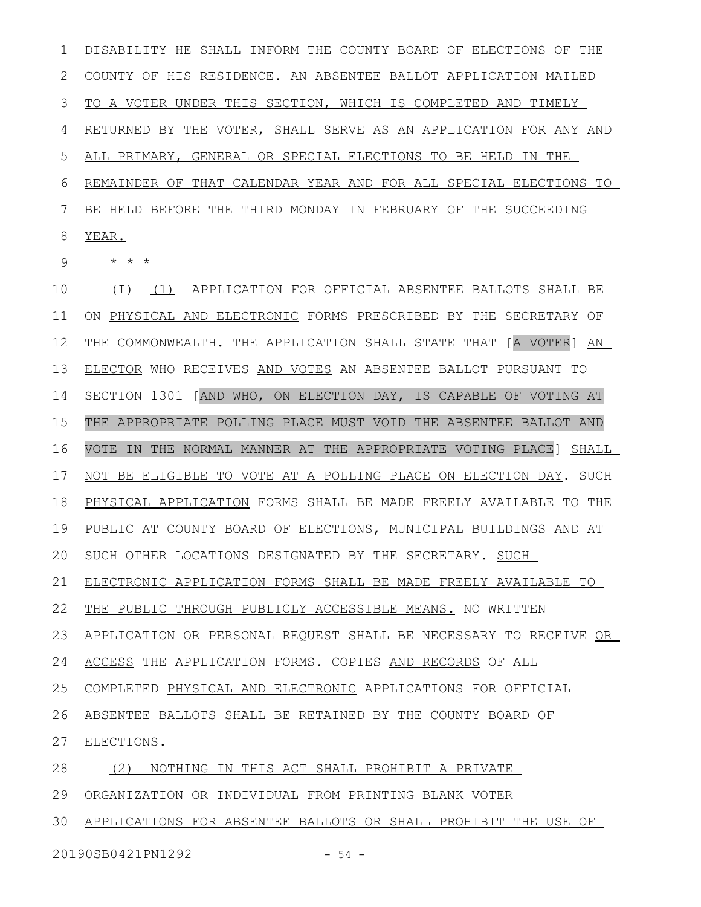DISABILITY HE SHALL INFORM THE COUNTY BOARD OF ELECTIONS OF THE COUNTY OF HIS RESIDENCE. AN ABSENTEE BALLOT APPLICATION MAILED TO A VOTER UNDER THIS SECTION, WHICH IS COMPLETED AND TIMELY RETURNED BY THE VOTER, SHALL SERVE AS AN APPLICATION FOR ANY AND ALL PRIMARY, GENERAL OR SPECIAL ELECTIONS TO BE HELD IN THE REMAINDER OF THAT CALENDAR YEAR AND FOR ALL SPECIAL ELECTIONS TO BE HELD BEFORE THE THIRD MONDAY IN FEBRUARY OF THE SUCCEEDING YEAR.

\* \* \*

(I) (1) APPLICATION FOR OFFICIAL ABSENTEE BALLOTS SHALL BE ON PHYSICAL AND ELECTRONIC FORMS PRESCRIBED BY THE SECRETARY OF THE COMMONWEALTH. THE APPLICATION SHALL STATE THAT [A VOTER] AN ELECTOR WHO RECEIVES AND VOTES AN ABSENTEE BALLOT PURSUANT TO SECTION 1301 [AND WHO, ON ELECTION DAY, IS CAPABLE OF VOTING AT THE APPROPRIATE POLLING PLACE MUST VOID THE ABSENTEE BALLOT AND VOTE IN THE NORMAL MANNER AT THE APPROPRIATE VOTING PLACE] SHALL NOT BE ELIGIBLE TO VOTE AT A POLLING PLACE ON ELECTION DAY. SUCH PHYSICAL APPLICATION FORMS SHALL BE MADE FREELY AVAILABLE TO THE PUBLIC AT COUNTY BOARD OF ELECTIONS, MUNICIPAL BUILDINGS AND AT SUCH OTHER LOCATIONS DESIGNATED BY THE SECRETARY. SUCH ELECTRONIC APPLICATION FORMS SHALL BE MADE FREELY AVAILABLE TO THE PUBLIC THROUGH PUBLICLY ACCESSIBLE MEANS. NO WRITTEN APPLICATION OR PERSONAL REQUEST SHALL BE NECESSARY TO RECEIVE OR ACCESS THE APPLICATION FORMS. COPIES AND RECORDS OF ALL COMPLETED PHYSICAL AND ELECTRONIC APPLICATIONS FOR OFFICIAL ABSENTEE BALLOTS SHALL BE RETAINED BY THE COUNTY BOARD OF ELECTIONS.

(2) NOTHING IN THIS ACT SHALL PROHIBIT A PRIVATE ORGANIZATION OR INDIVIDUAL FROM PRINTING BLANK VOTER APPLICATIONS FOR ABSENTEE BALLOTS OR SHALL PROHIBIT THE USE OF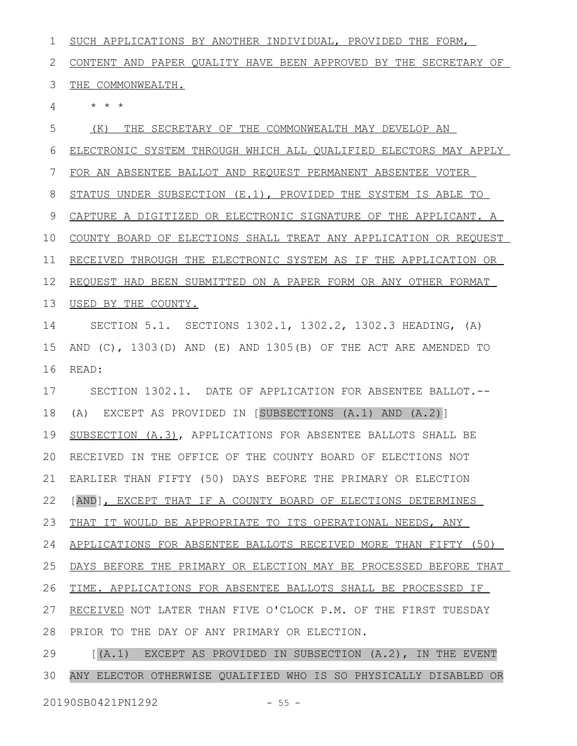SUCH APPLICATIONS BY ANOTHER INDIVIDUAL, PROVIDED THE FORM, CONTENT AND PAPER QUALITY HAVE BEEN APPROVED BY THE SECRETARY OF THE COMMONWEALTH.

\* \* \*

(K) THE SECRETARY OF THE COMMONWEALTH MAY DEVELOP AN ELECTRONIC SYSTEM THROUGH WHICH ALL QUALIFIED ELECTORS MAY APPLY FOR AN ABSENTEE BALLOT AND REQUEST PERMANENT ABSENTEE VOTER STATUS UNDER SUBSECTION (E.1), PROVIDED THE SYSTEM IS ABLE TO CAPTURE A DIGITIZED OR ELECTRONIC SIGNATURE OF THE APPLICANT. A COUNTY BOARD OF ELECTIONS SHALL TREAT ANY APPLICATION OR REQUEST RECEIVED THROUGH THE ELECTRONIC SYSTEM AS IF THE APPLICATION OR REQUEST HAD BEEN SUBMITTED ON A PAPER FORM OR ANY OTHER FORMAT USED BY THE COUNTY.

SECTION 5.1. SECTIONS 1302.1, 1302.2, 1302.3 HEADING, (A) AND (C), 1303(D) AND (E) AND 1305(B) OF THE ACT ARE AMENDED TO READ:

SECTION 1302.1. DATE OF APPLICATION FOR ABSENTEE BALLOT.--(A) EXCEPT AS PROVIDED IN [SUBSECTIONS (A.1) AND (A.2)] SUBSECTION (A.3), APPLICATIONS FOR ABSENTEE BALLOTS SHALL BE RECEIVED IN THE OFFICE OF THE COUNTY BOARD OF ELECTIONS NOT EARLIER THAN FIFTY (50) DAYS BEFORE THE PRIMARY OR ELECTION [AND], EXCEPT THAT IF A COUNTY BOARD OF ELECTIONS DETERMINES THAT IT WOULD BE APPROPRIATE TO ITS OPERATIONAL NEEDS, ANY APPLICATIONS FOR ABSENTEE BALLOTS RECEIVED MORE THAN FIFTY (50) DAYS BEFORE THE PRIMARY OR ELECTION MAY BE PROCESSED BEFORE THAT TIME. APPLICATIONS FOR ABSENTEE BALLOTS SHALL BE PROCESSED IF RECEIVED NOT LATER THAN FIVE O'CLOCK P.M. OF THE FIRST TUESDAY PRIOR TO THE DAY OF ANY PRIMARY OR ELECTION.

[(A.1) EXCEPT AS PROVIDED IN SUBSECTION (A.2), IN THE EVENT ANY ELECTOR OTHERWISE QUALIFIED WHO IS SO PHYSICALLY DISABLED OR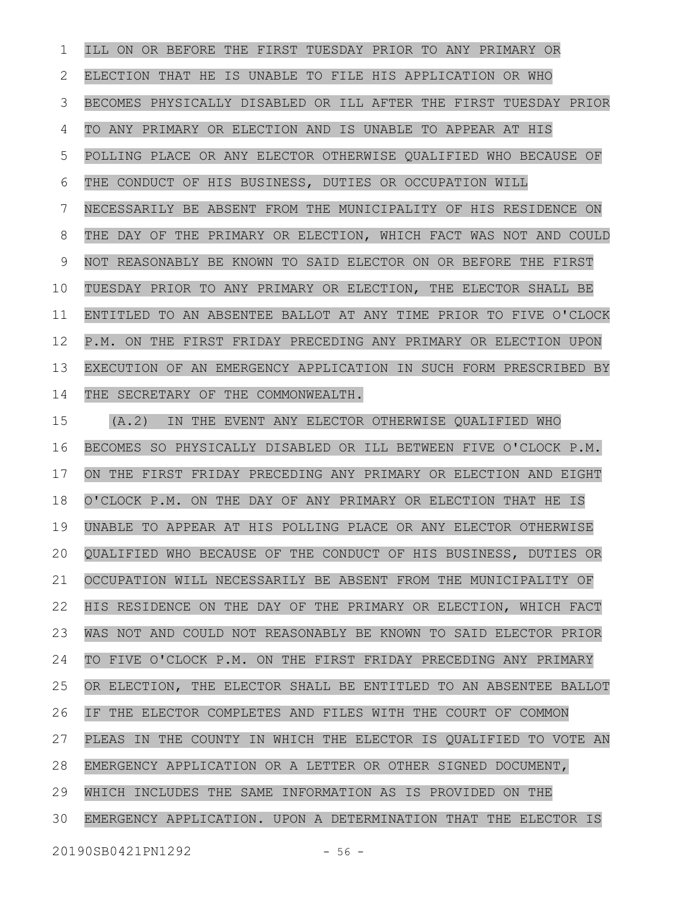ILL ON OR BEFORE THE FIRST TUESDAY PRIOR TO ANY PRIMARY OR ELECTION THAT HE IS UNABLE TO FILE HIS APPLICATION OR WHO BECOMES PHYSICALLY DISABLED OR ILL AFTER THE FIRST TUESDAY PRIOR TO ANY PRIMARY OR ELECTION AND IS UNABLE TO APPEAR AT HIS POLLING PLACE OR ANY ELECTOR OTHERWISE QUALIFIED WHO BECAUSE OF THE CONDUCT OF HIS BUSINESS, DUTIES OR OCCUPATION WILL NECESSARILY BE ABSENT FROM THE MUNICIPALITY OF HIS RESIDENCE ON THE DAY OF THE PRIMARY OR ELECTION, WHICH FACT WAS NOT AND COULD NOT REASONABLY BE KNOWN TO SAID ELECTOR ON OR BEFORE THE FIRST TUESDAY PRIOR TO ANY PRIMARY OR ELECTION, THE ELECTOR SHALL BE ENTITLED TO AN ABSENTEE BALLOT AT ANY TIME PRIOR TO FIVE O'CLOCK P.M. ON THE FIRST FRIDAY PRECEDING ANY PRIMARY OR ELECTION UPON EXECUTION OF AN EMERGENCY APPLICATION IN SUCH FORM PRESCRIBED BY THE SECRETARY OF THE COMMONWEALTH.

(A.2) IN THE EVENT ANY ELECTOR OTHERWISE QUALIFIED WHO BECOMES SO PHYSICALLY DISABLED OR ILL BETWEEN FIVE O'CLOCK P.M. ON THE FIRST FRIDAY PRECEDING ANY PRIMARY OR ELECTION AND EIGHT O'CLOCK P.M. ON THE DAY OF ANY PRIMARY OR ELECTION THAT HE IS UNABLE TO APPEAR AT HIS POLLING PLACE OR ANY ELECTOR OTHERWISE QUALIFIED WHO BECAUSE OF THE CONDUCT OF HIS BUSINESS, DUTIES OR OCCUPATION WILL NECESSARILY BE ABSENT FROM THE MUNICIPALITY OF HIS RESIDENCE ON THE DAY OF THE PRIMARY OR ELECTION, WHICH FACT WAS NOT AND COULD NOT REASONABLY BE KNOWN TO SAID ELECTOR PRIOR TO FIVE O'CLOCK P.M. ON THE FIRST FRIDAY PRECEDING ANY PRIMARY OR ELECTION, THE ELECTOR SHALL BE ENTITLED TO AN ABSENTEE BALLOT IF THE ELECTOR COMPLETES AND FILES WITH THE COURT OF COMMON PLEAS IN THE COUNTY IN WHICH THE ELECTOR IS QUALIFIED TO VOTE AN EMERGENCY APPLICATION OR A LETTER OR OTHER SIGNED DOCUMENT, WHICH INCLUDES THE SAME INFORMATION AS IS PROVIDED ON THE EMERGENCY APPLICATION. UPON A DETERMINATION THAT THE ELECTOR IS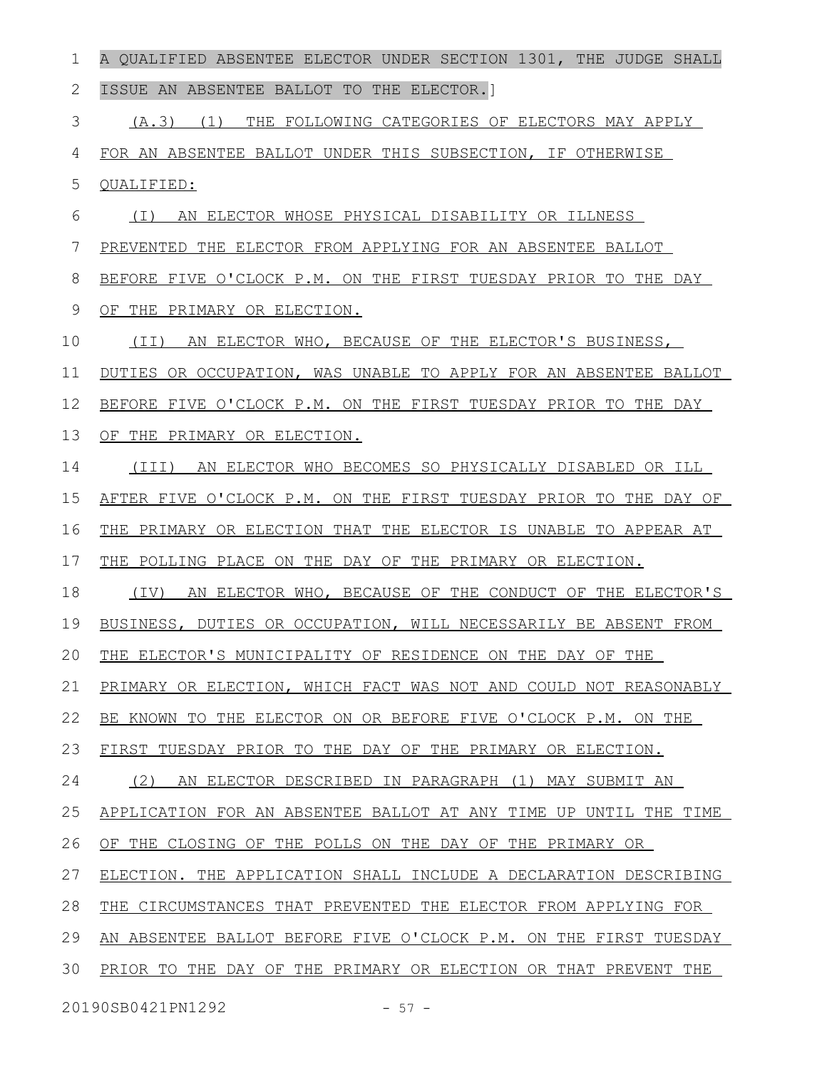A QUALIFIED ABSENTEE ELECTOR UNDER SECTION 1301, THE JUDGE SHALL ISSUE AN ABSENTEE BALLOT TO THE ELECTOR.]

(A.3) (1) THE FOLLOWING CATEGORIES OF ELECTORS MAY APPLY FOR AN ABSENTEE BALLOT UNDER THIS SUBSECTION, IF OTHERWISE QUALIFIED:

(I) AN ELECTOR WHOSE PHYSICAL DISABILITY OR ILLNESS PREVENTED THE ELECTOR FROM APPLYING FOR AN ABSENTEE BALLOT BEFORE FIVE O'CLOCK P.M. ON THE FIRST TUESDAY PRIOR TO THE DAY OF THE PRIMARY OR ELECTION.

(II) AN ELECTOR WHO, BECAUSE OF THE ELECTOR'S BUSINESS, DUTIES OR OCCUPATION, WAS UNABLE TO APPLY FOR AN ABSENTEE BALLOT BEFORE FIVE O'CLOCK P.M. ON THE FIRST TUESDAY PRIOR TO THE DAY OF THE PRIMARY OR ELECTION.

(III) AN ELECTOR WHO BECOMES SO PHYSICALLY DISABLED OR ILL AFTER FIVE O'CLOCK P.M. ON THE FIRST TUESDAY PRIOR TO THE DAY OF THE PRIMARY OR ELECTION THAT THE ELECTOR IS UNABLE TO APPEAR AT THE POLLING PLACE ON THE DAY OF THE PRIMARY OR ELECTION.

(IV) AN ELECTOR WHO, BECAUSE OF THE CONDUCT OF THE ELECTOR'S BUSINESS, DUTIES OR OCCUPATION, WILL NECESSARILY BE ABSENT FROM THE ELECTOR'S MUNICIPALITY OF RESIDENCE ON THE DAY OF THE PRIMARY OR ELECTION, WHICH FACT WAS NOT AND COULD NOT REASONABLY BE KNOWN TO THE ELECTOR ON OR BEFORE FIVE O'CLOCK P.M. ON THE FIRST TUESDAY PRIOR TO THE DAY OF THE PRIMARY OR ELECTION.

(2) AN ELECTOR DESCRIBED IN PARAGRAPH (1) MAY SUBMIT AN APPLICATION FOR AN ABSENTEE BALLOT AT ANY TIME UP UNTIL THE TIME OF THE CLOSING OF THE POLLS ON THE DAY OF THE PRIMARY OR ELECTION. THE APPLICATION SHALL INCLUDE A DECLARATION DESCRIBING THE CIRCUMSTANCES THAT PREVENTED THE ELECTOR FROM APPLYING FOR AN ABSENTEE BALLOT BEFORE FIVE O'CLOCK P.M. ON THE FIRST TUESDAY PRIOR TO THE DAY OF THE PRIMARY OR ELECTION OR THAT PREVENT THE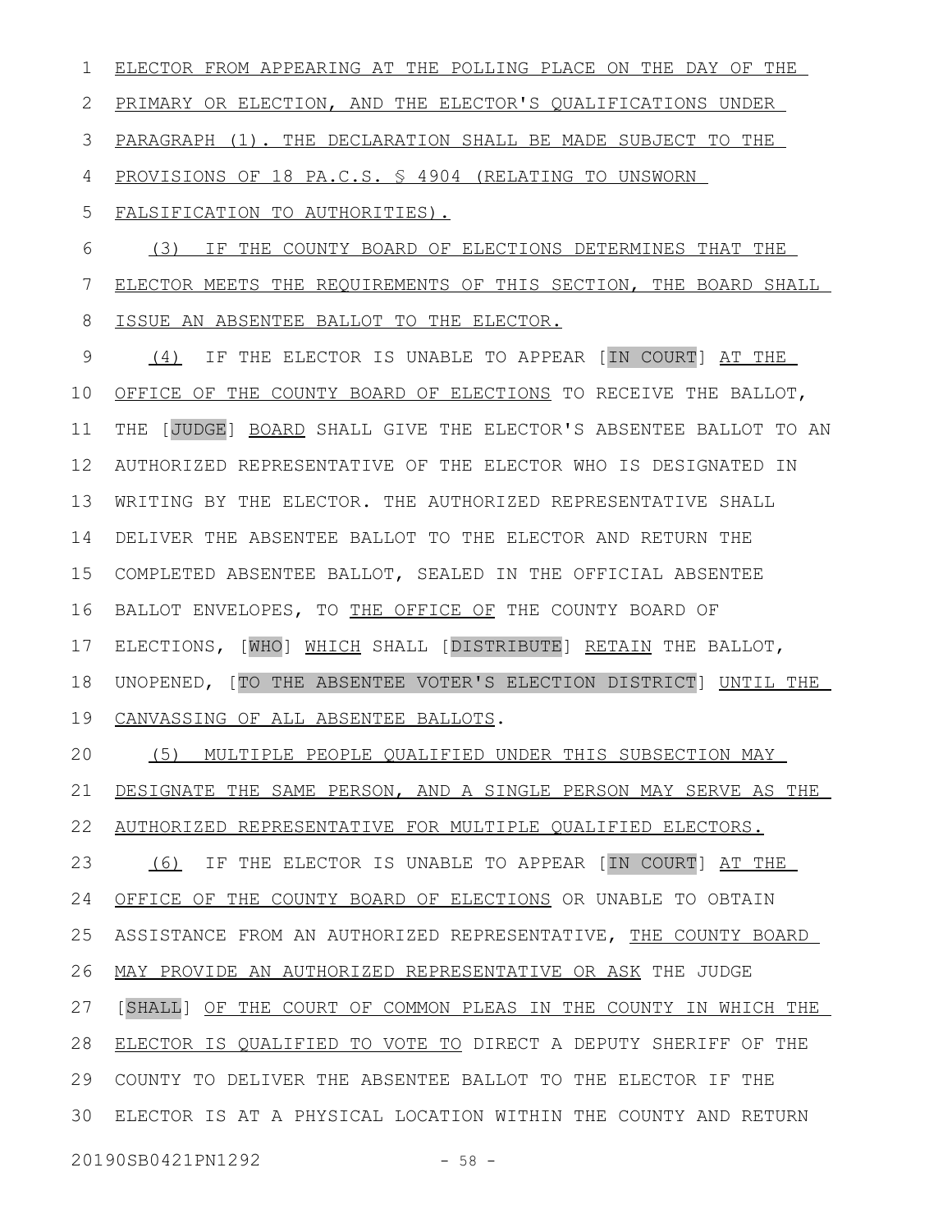ELECTOR FROM APPEARING AT THE POLLING PLACE ON THE DAY OF THE PRIMARY OR ELECTION, AND THE ELECTOR'S QUALIFICATIONS UNDER PARAGRAPH (1). THE DECLARATION SHALL BE MADE SUBJECT TO THE PROVISIONS OF 18 PA.C.S. § 4904 (RELATING TO UNSWORN FALSIFICATION TO AUTHORITIES).

(3) IF THE COUNTY BOARD OF ELECTIONS DETERMINES THAT THE ELECTOR MEETS THE REQUIREMENTS OF THIS SECTION, THE BOARD SHALL ISSUE AN ABSENTEE BALLOT TO THE ELECTOR.

(4) IF THE ELECTOR IS UNABLE TO APPEAR [IN COURT] AT THE OFFICE OF THE COUNTY BOARD OF ELECTIONS TO RECEIVE THE BALLOT, THE [JUDGE] BOARD SHALL GIVE THE ELECTOR'S ABSENTEE BALLOT TO AN AUTHORIZED REPRESENTATIVE OF THE ELECTOR WHO IS DESIGNATED IN WRITING BY THE ELECTOR. THE AUTHORIZED REPRESENTATIVE SHALL DELIVER THE ABSENTEE BALLOT TO THE ELECTOR AND RETURN THE COMPLETED ABSENTEE BALLOT, SEALED IN THE OFFICIAL ABSENTEE BALLOT ENVELOPES, TO THE OFFICE OF THE COUNTY BOARD OF ELECTIONS, [WHO] WHICH SHALL [DISTRIBUTE] RETAIN THE BALLOT, UNOPENED, [TO THE ABSENTEE VOTER'S ELECTION DISTRICT] UNTIL THE CANVASSING OF ALL ABSENTEE BALLOTS.

(5) MULTIPLE PEOPLE QUALIFIED UNDER THIS SUBSECTION MAY DESIGNATE THE SAME PERSON, AND A SINGLE PERSON MAY SERVE AS THE AUTHORIZED REPRESENTATIVE FOR MULTIPLE QUALIFIED ELECTORS.

(6) IF THE ELECTOR IS UNABLE TO APPEAR [IN COURT] AT THE OFFICE OF THE COUNTY BOARD OF ELECTIONS OR UNABLE TO OBTAIN ASSISTANCE FROM AN AUTHORIZED REPRESENTATIVE, THE COUNTY BOARD MAY PROVIDE AN AUTHORIZED REPRESENTATIVE OR ASK THE JUDGE [SHALL] OF THE COURT OF COMMON PLEAS IN THE COUNTY IN WHICH THE ELECTOR IS QUALIFIED TO VOTE TO DIRECT A DEPUTY SHERIFF OF THE COUNTY TO DELIVER THE ABSENTEE BALLOT TO THE ELECTOR IF THE ELECTOR IS AT A PHYSICAL LOCATION WITHIN THE COUNTY AND RETURN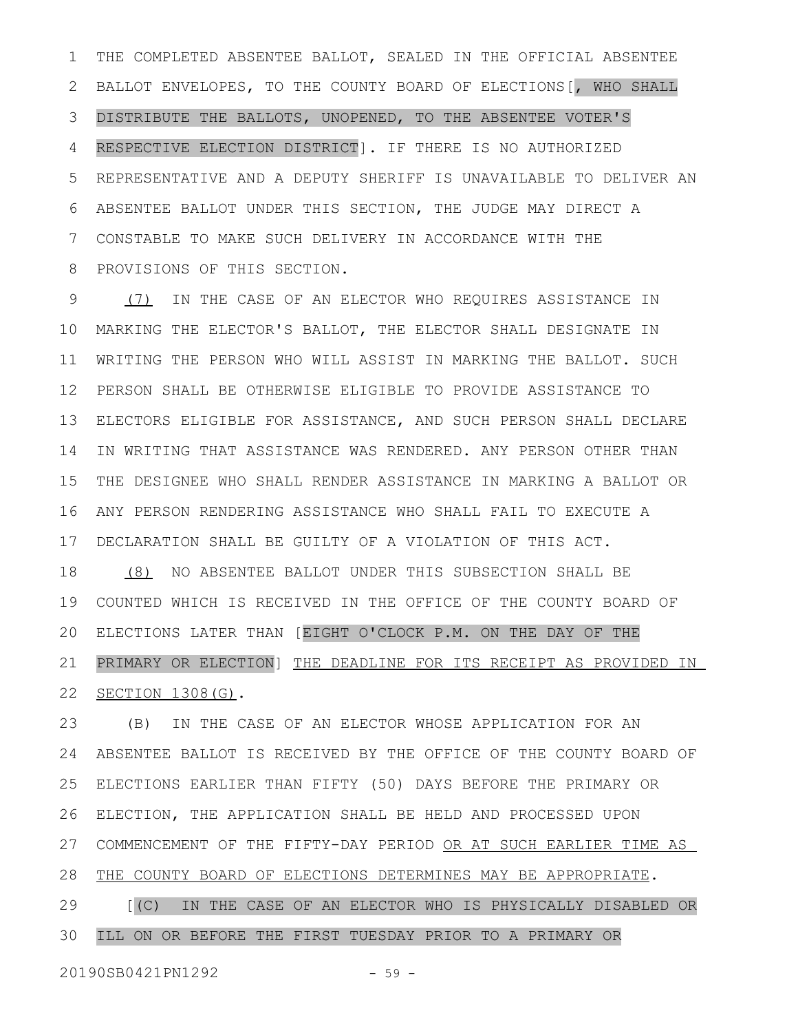THE COMPLETED ABSENTEE BALLOT, SEALED IN THE OFFICIAL ABSENTEE BALLOT ENVELOPES, TO THE COUNTY BOARD OF ELECTIONS[, WHO SHALL DISTRIBUTE THE BALLOTS, UNOPENED, TO THE ABSENTEE VOTER'S RESPECTIVE ELECTION DISTRICT]. IF THERE IS NO AUTHORIZED REPRESENTATIVE AND A DEPUTY SHERIFF IS UNAVAILABLE TO DELIVER AN ABSENTEE BALLOT UNDER THIS SECTION, THE JUDGE MAY DIRECT A CONSTABLE TO MAKE SUCH DELIVERY IN ACCORDANCE WITH THE PROVISIONS OF THIS SECTION.

(7) IN THE CASE OF AN ELECTOR WHO REQUIRES ASSISTANCE IN MARKING THE ELECTOR'S BALLOT, THE ELECTOR SHALL DESIGNATE IN WRITING THE PERSON WHO WILL ASSIST IN MARKING THE BALLOT. SUCH PERSON SHALL BE OTHERWISE ELIGIBLE TO PROVIDE ASSISTANCE TO ELECTORS ELIGIBLE FOR ASSISTANCE, AND SUCH PERSON SHALL DECLARE IN WRITING THAT ASSISTANCE WAS RENDERED. ANY PERSON OTHER THAN THE DESIGNEE WHO SHALL RENDER ASSISTANCE IN MARKING A BALLOT OR ANY PERSON RENDERING ASSISTANCE WHO SHALL FAIL TO EXECUTE A DECLARATION SHALL BE GUILTY OF A VIOLATION OF THIS ACT.

(8) NO ABSENTEE BALLOT UNDER THIS SUBSECTION SHALL BE COUNTED WHICH IS RECEIVED IN THE OFFICE OF THE COUNTY BOARD OF ELECTIONS LATER THAN [EIGHT O'CLOCK P.M. ON THE DAY OF THE PRIMARY OR ELECTION] THE DEADLINE FOR ITS RECEIPT AS PROVIDED IN SECTION 1308(G).

(B) IN THE CASE OF AN ELECTOR WHOSE APPLICATION FOR AN ABSENTEE BALLOT IS RECEIVED BY THE OFFICE OF THE COUNTY BOARD OF ELECTIONS EARLIER THAN FIFTY (50) DAYS BEFORE THE PRIMARY OR ELECTION, THE APPLICATION SHALL BE HELD AND PROCESSED UPON COMMENCEMENT OF THE FIFTY-DAY PERIOD OR AT SUCH EARLIER TIME AS THE COUNTY BOARD OF ELECTIONS DETERMINES MAY BE APPROPRIATE.

[(C) IN THE CASE OF AN ELECTOR WHO IS PHYSICALLY DISABLED OR ILL ON OR BEFORE THE FIRST TUESDAY PRIOR TO A PRIMARY OR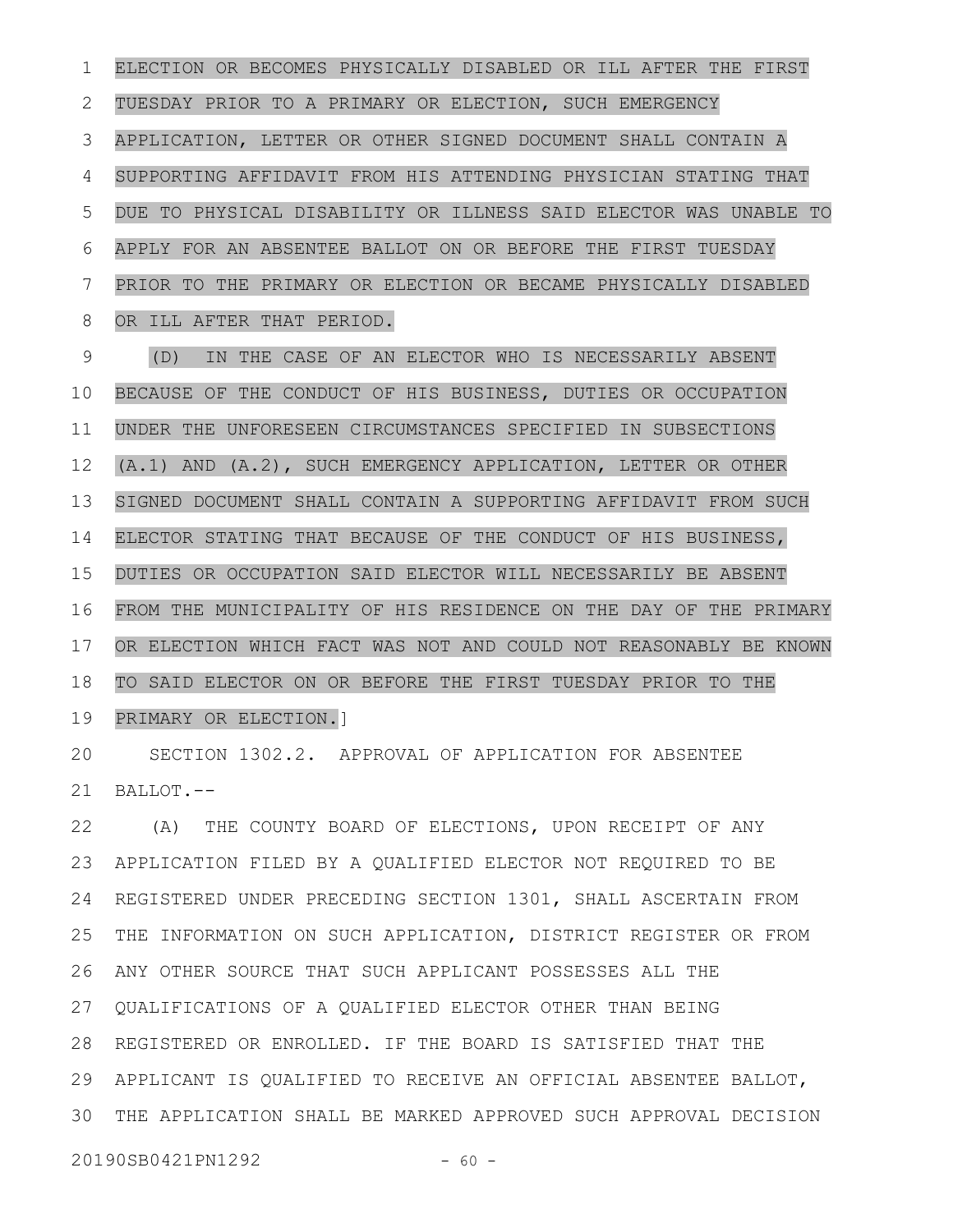ELECTION OR BECOMES PHYSICALLY DISABLED OR ILL AFTER THE FIRST TUESDAY PRIOR TO A PRIMARY OR ELECTION, SUCH EMERGENCY APPLICATION, LETTER OR OTHER SIGNED DOCUMENT SHALL CONTAIN A SUPPORTING AFFIDAVIT FROM HIS ATTENDING PHYSICIAN STATING THAT DUE TO PHYSICAL DISABILITY OR ILLNESS SAID ELECTOR WAS UNABLE TO APPLY FOR AN ABSENTEE BALLOT ON OR BEFORE THE FIRST TUESDAY PRIOR TO THE PRIMARY OR ELECTION OR BECAME PHYSICALLY DISABLED OR ILL AFTER THAT PERIOD.

(D) IN THE CASE OF AN ELECTOR WHO IS NECESSARILY ABSENT BECAUSE OF THE CONDUCT OF HIS BUSINESS, DUTIES OR OCCUPATION UNDER THE UNFORESEEN CIRCUMSTANCES SPECIFIED IN SUBSECTIONS (A.1) AND (A.2), SUCH EMERGENCY APPLICATION, LETTER OR OTHER SIGNED DOCUMENT SHALL CONTAIN A SUPPORTING AFFIDAVIT FROM SUCH ELECTOR STATING THAT BECAUSE OF THE CONDUCT OF HIS BUSINESS, DUTIES OR OCCUPATION SAID ELECTOR WILL NECESSARILY BE ABSENT FROM THE MUNICIPALITY OF HIS RESIDENCE ON THE DAY OF THE PRIMARY OR ELECTION WHICH FACT WAS NOT AND COULD NOT REASONABLY BE KNOWN TO SAID ELECTOR ON OR BEFORE THE FIRST TUESDAY PRIOR TO THE PRIMARY OR ELECTION.]

SECTION 1302.2. APPROVAL OF APPLICATION FOR ABSENTEE BALLOT.--

(A) THE COUNTY BOARD OF ELECTIONS, UPON RECEIPT OF ANY APPLICATION FILED BY A QUALIFIED ELECTOR NOT REQUIRED TO BE REGISTERED UNDER PRECEDING SECTION 1301, SHALL ASCERTAIN FROM THE INFORMATION ON SUCH APPLICATION, DISTRICT REGISTER OR FROM ANY OTHER SOURCE THAT SUCH APPLICANT POSSESSES ALL THE QUALIFICATIONS OF A QUALIFIED ELECTOR OTHER THAN BEING REGISTERED OR ENROLLED. IF THE BOARD IS SATISFIED THAT THE APPLICANT IS QUALIFIED TO RECEIVE AN OFFICIAL ABSENTEE BALLOT, THE APPLICATION SHALL BE MARKED APPROVED SUCH APPROVAL DECISION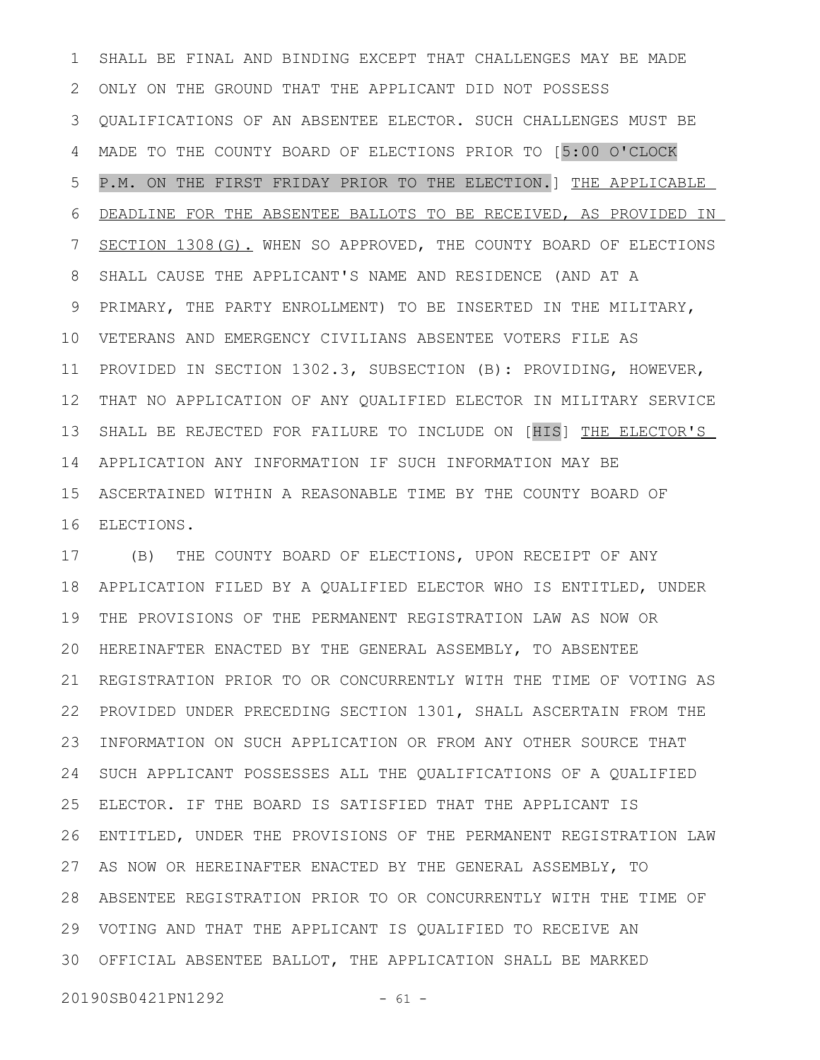SHALL BE FINAL AND BINDING EXCEPT THAT CHALLENGES MAY BE MADE ONLY ON THE GROUND THAT THE APPLICANT DID NOT POSSESS QUALIFICATIONS OF AN ABSENTEE ELECTOR. SUCH CHALLENGES MUST BE MADE TO THE COUNTY BOARD OF ELECTIONS PRIOR TO [5:00 O'CLOCK P.M. ON THE FIRST FRIDAY PRIOR TO THE ELECTION.] THE APPLICABLE DEADLINE FOR THE ABSENTEE BALLOTS TO BE RECEIVED, AS PROVIDED IN SECTION 1308(G). WHEN SO APPROVED, THE COUNTY BOARD OF ELECTIONS SHALL CAUSE THE APPLICANT'S NAME AND RESIDENCE (AND AT A PRIMARY, THE PARTY ENROLLMENT) TO BE INSERTED IN THE MILITARY, VETERANS AND EMERGENCY CIVILIANS ABSENTEE VOTERS FILE AS PROVIDED IN SECTION 1302.3, SUBSECTION (B): PROVIDING, HOWEVER, THAT NO APPLICATION OF ANY QUALIFIED ELECTOR IN MILITARY SERVICE SHALL BE REJECTED FOR FAILURE TO INCLUDE ON [HIS] THE ELECTOR'S APPLICATION ANY INFORMATION IF SUCH INFORMATION MAY BE ASCERTAINED WITHIN A REASONABLE TIME BY THE COUNTY BOARD OF ELECTIONS.

(B) THE COUNTY BOARD OF ELECTIONS, UPON RECEIPT OF ANY APPLICATION FILED BY A QUALIFIED ELECTOR WHO IS ENTITLED, UNDER THE PROVISIONS OF THE PERMANENT REGISTRATION LAW AS NOW OR HEREINAFTER ENACTED BY THE GENERAL ASSEMBLY, TO ABSENTEE REGISTRATION PRIOR TO OR CONCURRENTLY WITH THE TIME OF VOTING AS PROVIDED UNDER PRECEDING SECTION 1301, SHALL ASCERTAIN FROM THE INFORMATION ON SUCH APPLICATION OR FROM ANY OTHER SOURCE THAT SUCH APPLICANT POSSESSES ALL THE QUALIFICATIONS OF A QUALIFIED ELECTOR. IF THE BOARD IS SATISFIED THAT THE APPLICANT IS ENTITLED, UNDER THE PROVISIONS OF THE PERMANENT REGISTRATION LAW AS NOW OR HEREINAFTER ENACTED BY THE GENERAL ASSEMBLY, TO ABSENTEE REGISTRATION PRIOR TO OR CONCURRENTLY WITH THE TIME OF VOTING AND THAT THE APPLICANT IS QUALIFIED TO RECEIVE AN OFFICIAL ABSENTEE BALLOT, THE APPLICATION SHALL BE MARKED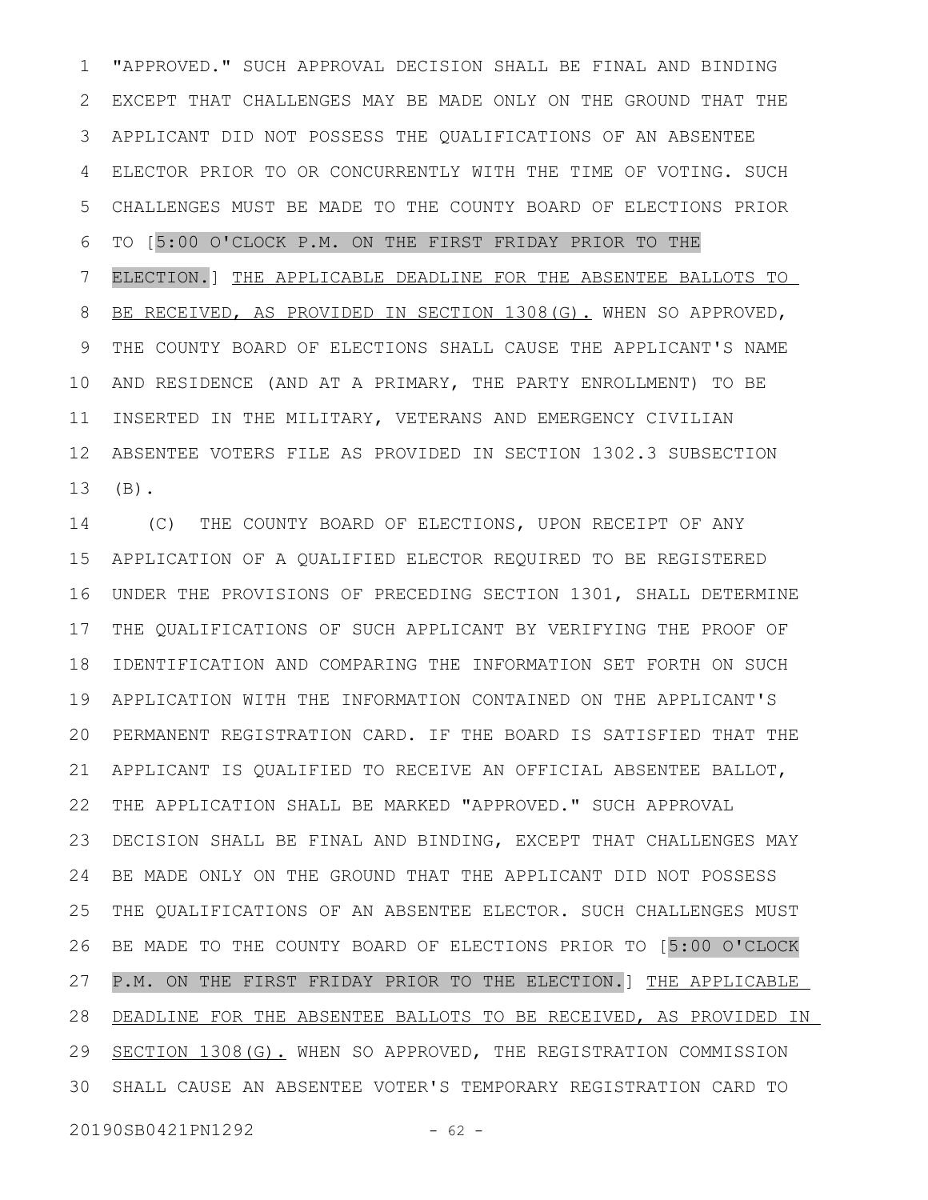"APPROVED." SUCH APPROVAL DECISION SHALL BE FINAL AND BINDING EXCEPT THAT CHALLENGES MAY BE MADE ONLY ON THE GROUND THAT THE APPLICANT DID NOT POSSESS THE QUALIFICATIONS OF AN ABSENTEE ELECTOR PRIOR TO OR CONCURRENTLY WITH THE TIME OF VOTING. SUCH CHALLENGES MUST BE MADE TO THE COUNTY BOARD OF ELECTIONS PRIOR TO [5:00 O'CLOCK P.M. ON THE FIRST FRIDAY PRIOR TO THE ELECTION.] <u>THE APPLICABLE DEADLINE FOR THE ABSENTEE BALLOTS TO BE RECEIVED, AS PROVIDED IN SECTION 1308(G).</u> WHEN SO APPROVED, THE COUNTY BOARD OF ELECTIONS SHALL CAUSE THE APPLICANT'S NAME AND RESIDENCE (AND AT A PRIMARY, THE PARTY ENROLLMENT) TO BE INSERTED IN THE MILITARY, VETERANS AND EMERGENCY CIVILIAN ABSENTEE VOTERS FILE AS PROVIDED IN SECTION 1302.3 SUBSECTION (B).

(C) THE COUNTY BOARD OF ELECTIONS, UPON RECEIPT OF ANY APPLICATION OF A QUALIFIED ELECTOR REQUIRED TO BE REGISTERED UNDER THE PROVISIONS OF PRECEDING SECTION 1301, SHALL DETERMINE THE QUALIFICATIONS OF SUCH APPLICANT BY VERIFYING THE PROOF OF IDENTIFICATION AND COMPARING THE INFORMATION SET FORTH ON SUCH APPLICATION WITH THE INFORMATION CONTAINED ON THE APPLICANT'S PERMANENT REGISTRATION CARD. IF THE BOARD IS SATISFIED THAT THE APPLICANT IS QUALIFIED TO RECEIVE AN OFFICIAL ABSENTEE BALLOT, THE APPLICATION SHALL BE MARKED "APPROVED." SUCH APPROVAL DECISION SHALL BE FINAL AND BINDING, EXCEPT THAT CHALLENGES MAY BE MADE ONLY ON THE GROUND THAT THE APPLICANT DID NOT POSSESS THE QUALIFICATIONS OF AN ABSENTEE ELECTOR. SUCH CHALLENGES MUST BE MADE TO THE COUNTY BOARD OF ELECTIONS PRIOR TO [5:00 O'CLOCK P.M. ON THE FIRST FRIDAY PRIOR TO THE ELECTION.] <u>THE APPLICABLE DEADLINE FOR THE ABSENTEE BALLOTS TO BE RECEIVED, AS PROVIDED IN SECTION 1308(G).</u> WHEN SO APPROVED, THE REGISTRATION COMMISSION SHALL CAUSE AN ABSENTEE VOTER'S TEMPORARY REGISTRATION CARD TO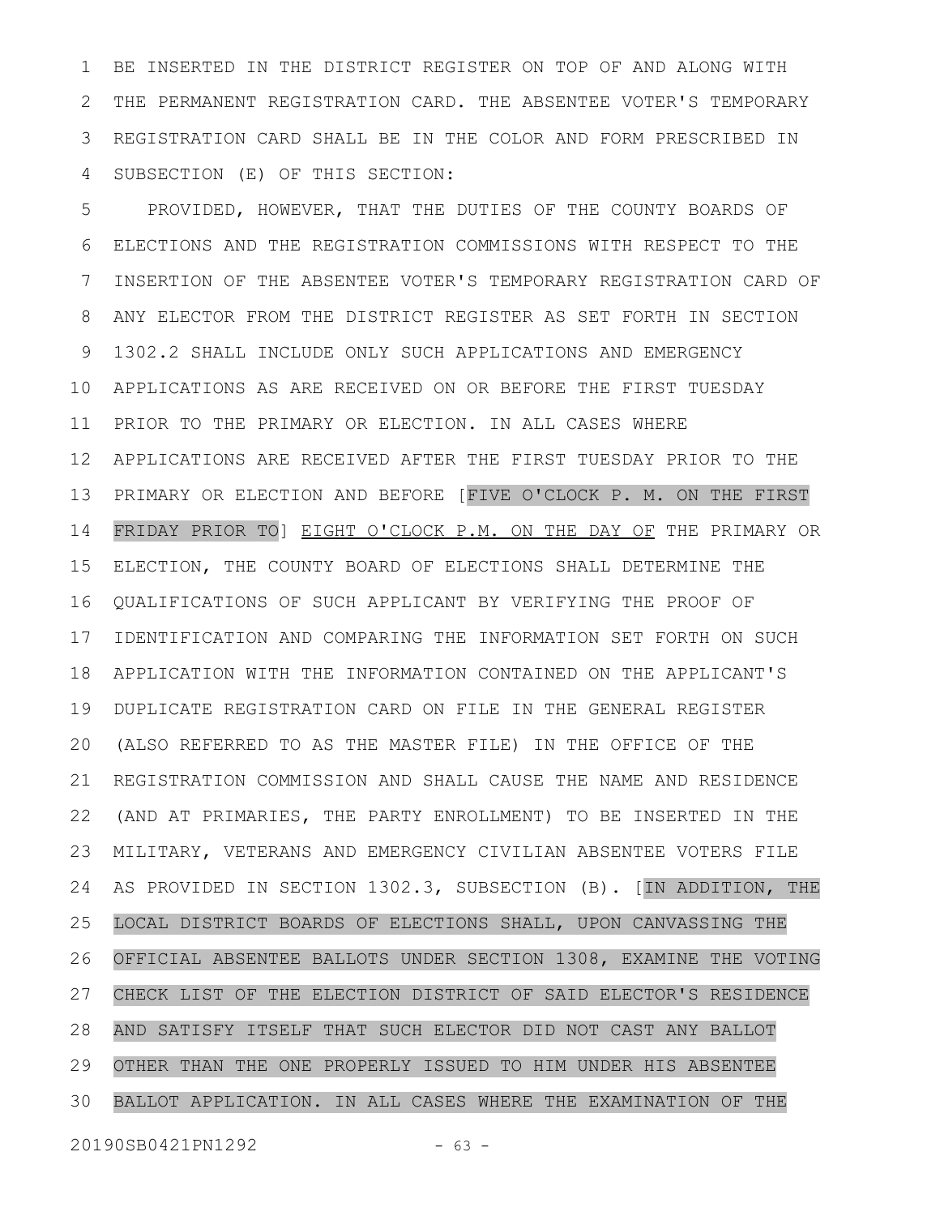BE INSERTED IN THE DISTRICT REGISTER ON TOP OF AND ALONG WITH THE PERMANENT REGISTRATION CARD. THE ABSENTEE VOTER'S TEMPORARY REGISTRATION CARD SHALL BE IN THE COLOR AND FORM PRESCRIBED IN SUBSECTION (E) OF THIS SECTION:

PROVIDED, HOWEVER, THAT THE DUTIES OF THE COUNTY BOARDS OF ELECTIONS AND THE REGISTRATION COMMISSIONS WITH RESPECT TO THE INSERTION OF THE ABSENTEE VOTER'S TEMPORARY REGISTRATION CARD OF ANY ELECTOR FROM THE DISTRICT REGISTER AS SET FORTH IN SECTION 1302.2 SHALL INCLUDE ONLY SUCH APPLICATIONS AND EMERGENCY APPLICATIONS AS ARE RECEIVED ON OR BEFORE THE FIRST TUESDAY PRIOR TO THE PRIMARY OR ELECTION. IN ALL CASES WHERE APPLICATIONS ARE RECEIVED AFTER THE FIRST TUESDAY PRIOR TO THE PRIMARY OR ELECTION AND BEFORE [FIVE O'CLOCK P. M. ON THE FIRST FRIDAY PRIOR TO] <u>EIGHT O'CLOCK P.M. ON THE DAY OF</u> THE PRIMARY OR ELECTION, THE COUNTY BOARD OF ELECTIONS SHALL DETERMINE THE QUALIFICATIONS OF SUCH APPLICANT BY VERIFYING THE PROOF OF IDENTIFICATION AND COMPARING THE INFORMATION SET FORTH ON SUCH APPLICATION WITH THE INFORMATION CONTAINED ON THE APPLICANT'S DUPLICATE REGISTRATION CARD ON FILE IN THE GENERAL REGISTER (ALSO REFERRED TO AS THE MASTER FILE) IN THE OFFICE OF THE REGISTRATION COMMISSION AND SHALL CAUSE THE NAME AND RESIDENCE (AND AT PRIMARIES, THE PARTY ENROLLMENT) TO BE INSERTED IN THE MILITARY, VETERANS AND EMERGENCY CIVILIAN ABSENTEE VOTERS FILE AS PROVIDED IN SECTION 1302.3, SUBSECTION (B). [IN ADDITION, THE LOCAL DISTRICT BOARDS OF ELECTIONS SHALL, UPON CANVASSING THE OFFICIAL ABSENTEE BALLOTS UNDER SECTION 1308, EXAMINE THE VOTING CHECK LIST OF THE ELECTION DISTRICT OF SAID ELECTOR'S RESIDENCE AND SATISFY ITSELF THAT SUCH ELECTOR DID NOT CAST ANY BALLOT OTHER THAN THE ONE PROPERLY ISSUED TO HIM UNDER HIS ABSENTEE BALLOT APPLICATION. IN ALL CASES WHERE THE EXAMINATION OF THE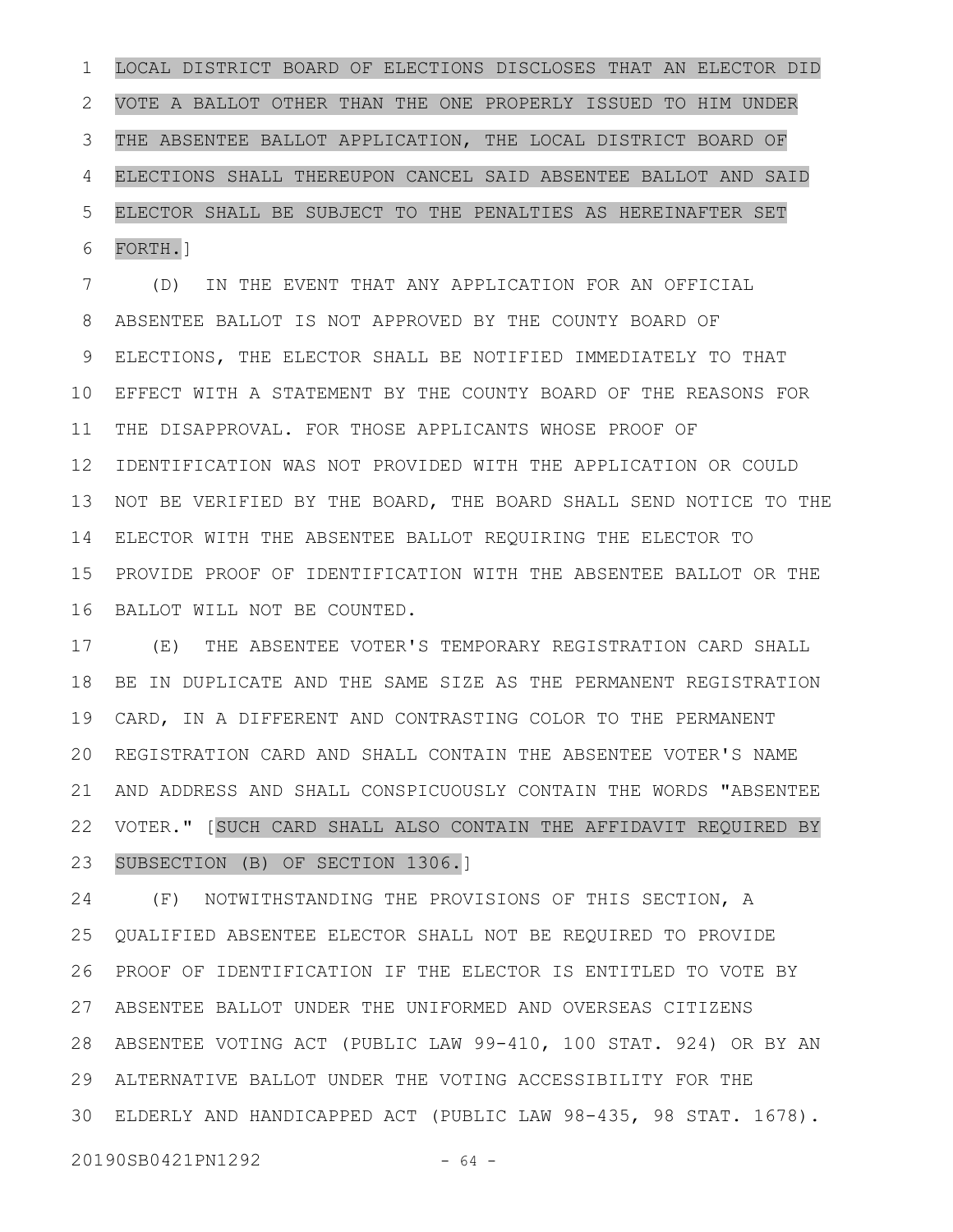LOCAL DISTRICT BOARD OF ELECTIONS DISCLOSES THAT AN ELECTOR DID VOTE A BALLOT OTHER THAN THE ONE PROPERLY ISSUED TO HIM UNDER THE ABSENTEE BALLOT APPLICATION, THE LOCAL DISTRICT BOARD OF ELECTIONS SHALL THEREUPON CANCEL SAID ABSENTEE BALLOT AND SAID ELECTOR SHALL BE SUBJECT TO THE PENALTIES AS HEREINAFTER SET FORTH.]

(D) IN THE EVENT THAT ANY APPLICATION FOR AN OFFICIAL ABSENTEE BALLOT IS NOT APPROVED BY THE COUNTY BOARD OF ELECTIONS, THE ELECTOR SHALL BE NOTIFIED IMMEDIATELY TO THAT EFFECT WITH A STATEMENT BY THE COUNTY BOARD OF THE REASONS FOR THE DISAPPROVAL. FOR THOSE APPLICANTS WHOSE PROOF OF IDENTIFICATION WAS NOT PROVIDED WITH THE APPLICATION OR COULD NOT BE VERIFIED BY THE BOARD, THE BOARD SHALL SEND NOTICE TO THE ELECTOR WITH THE ABSENTEE BALLOT REQUIRING THE ELECTOR TO PROVIDE PROOF OF IDENTIFICATION WITH THE ABSENTEE BALLOT OR THE BALLOT WILL NOT BE COUNTED.

(E) THE ABSENTEE VOTER'S TEMPORARY REGISTRATION CARD SHALL BE IN DUPLICATE AND THE SAME SIZE AS THE PERMANENT REGISTRATION CARD, IN A DIFFERENT AND CONTRASTING COLOR TO THE PERMANENT REGISTRATION CARD AND SHALL CONTAIN THE ABSENTEE VOTER'S NAME AND ADDRESS AND SHALL CONSPICUOUSLY CONTAIN THE WORDS "ABSENTEE VOTER." [SUCH CARD SHALL ALSO CONTAIN THE AFFIDAVIT REQUIRED BY SUBSECTION (B) OF SECTION 1306.]

(F) NOTWITHSTANDING THE PROVISIONS OF THIS SECTION, A QUALIFIED ABSENTEE ELECTOR SHALL NOT BE REQUIRED TO PROVIDE PROOF OF IDENTIFICATION IF THE ELECTOR IS ENTITLED TO VOTE BY ABSENTEE BALLOT UNDER THE UNIFORMED AND OVERSEAS CITIZENS ABSENTEE VOTING ACT (PUBLIC LAW 99-410, 100 STAT. 924) OR BY AN ALTERNATIVE BALLOT UNDER THE VOTING ACCESSIBILITY FOR THE ELDERLY AND HANDICAPPED ACT (PUBLIC LAW 98-435, 98 STAT. 1678).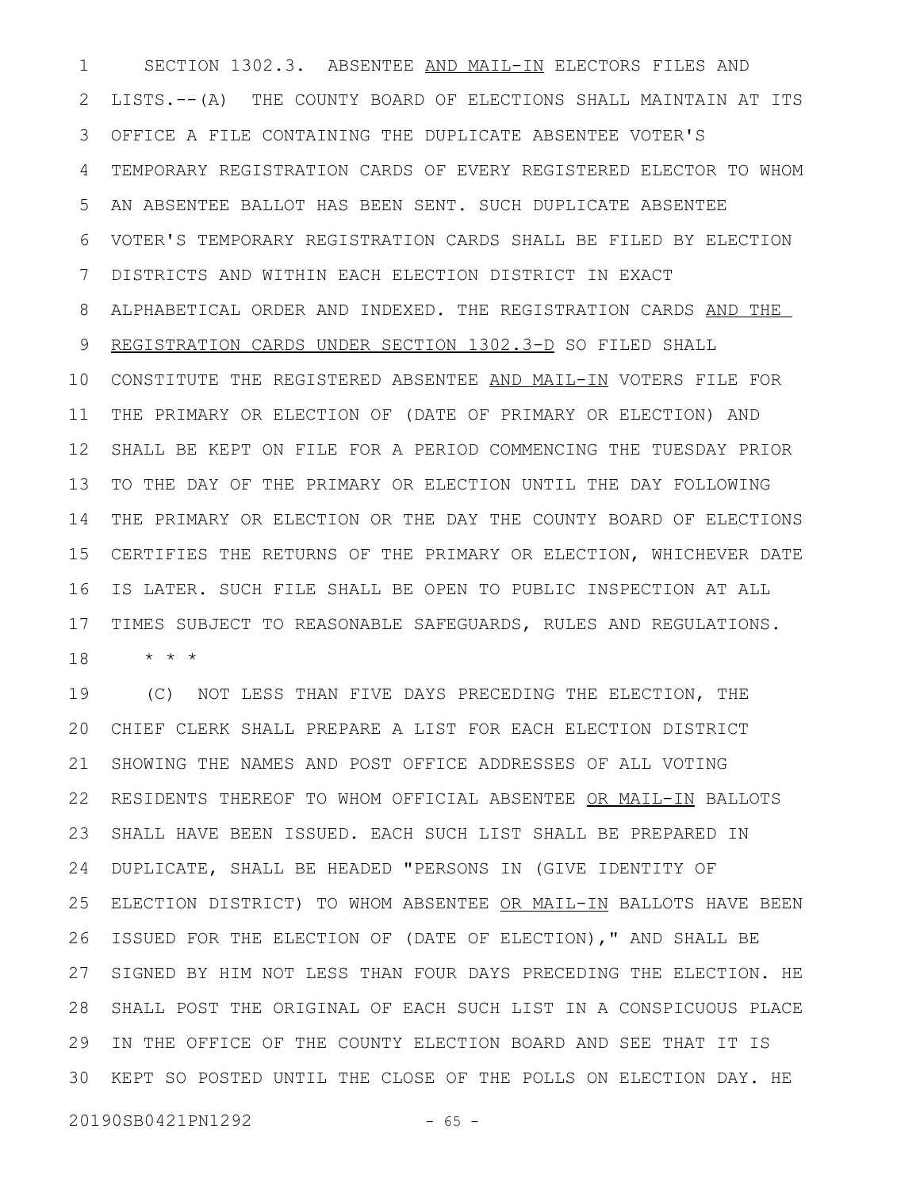SECTION 1302.3. ABSENTEE <u>AND MAIL-IN</u> ELECTORS FILES AND LISTS.--(A) THE COUNTY BOARD OF ELECTIONS SHALL MAINTAIN AT ITS OFFICE A FILE CONTAINING THE DUPLICATE ABSENTEE VOTER'S TEMPORARY REGISTRATION CARDS OF EVERY REGISTERED ELECTOR TO WHOM AN ABSENTEE BALLOT HAS BEEN SENT. SUCH DUPLICATE ABSENTEE VOTER'S TEMPORARY REGISTRATION CARDS SHALL BE FILED BY ELECTION DISTRICTS AND WITHIN EACH ELECTION DISTRICT IN EXACT ALPHABETICAL ORDER AND INDEXED. THE REGISTRATION CARDS <u>AND THE REGISTRATION CARDS UNDER SECTION 1302.3-D</u> SO FILED SHALL CONSTITUTE THE REGISTERED ABSENTEE <u>AND MAIL-IN</u> VOTERS FILE FOR THE PRIMARY OR ELECTION OF (DATE OF PRIMARY OR ELECTION) AND SHALL BE KEPT ON FILE FOR A PERIOD COMMENCING THE TUESDAY PRIOR TO THE DAY OF THE PRIMARY OR ELECTION UNTIL THE DAY FOLLOWING THE PRIMARY OR ELECTION OR THE DAY THE COUNTY BOARD OF ELECTIONS CERTIFIES THE RETURNS OF THE PRIMARY OR ELECTION, WHICHEVER DATE IS LATER. SUCH FILE SHALL BE OPEN TO PUBLIC INSPECTION AT ALL TIMES SUBJECT TO REASONABLE SAFEGUARDS, RULES AND REGULATIONS.

\* \* \*

(C) NOT LESS THAN FIVE DAYS PRECEDING THE ELECTION, THE CHIEF CLERK SHALL PREPARE A LIST FOR EACH ELECTION DISTRICT SHOWING THE NAMES AND POST OFFICE ADDRESSES OF ALL VOTING RESIDENTS THEREOF TO WHOM OFFICIAL ABSENTEE <u>OR MAIL-IN</u> BALLOTS SHALL HAVE BEEN ISSUED. EACH SUCH LIST SHALL BE PREPARED IN DUPLICATE, SHALL BE HEADED "PERSONS IN (GIVE IDENTITY OF ELECTION DISTRICT) TO WHOM ABSENTEE <u>OR MAIL-IN</u> BALLOTS HAVE BEEN ISSUED FOR THE ELECTION OF (DATE OF ELECTION)," AND SHALL BE SIGNED BY HIM NOT LESS THAN FOUR DAYS PRECEDING THE ELECTION. HE SHALL POST THE ORIGINAL OF EACH SUCH LIST IN A CONSPICUOUS PLACE IN THE OFFICE OF THE COUNTY ELECTION BOARD AND SEE THAT IT IS KEPT SO POSTED UNTIL THE CLOSE OF THE POLLS ON ELECTION DAY. HE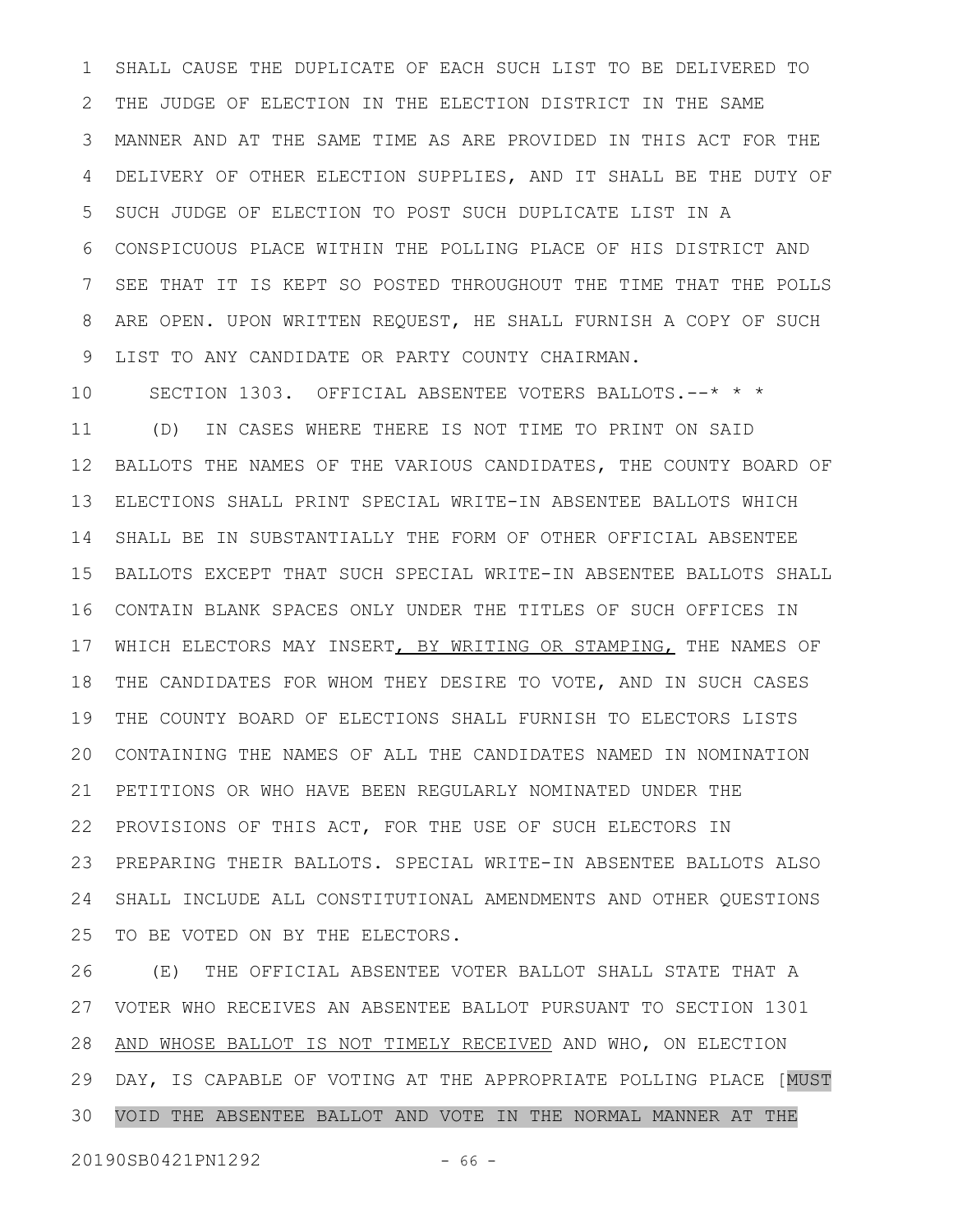SHALL CAUSE THE DUPLICATE OF EACH SUCH LIST TO BE DELIVERED TO THE JUDGE OF ELECTION IN THE ELECTION DISTRICT IN THE SAME MANNER AND AT THE SAME TIME AS ARE PROVIDED IN THIS ACT FOR THE DELIVERY OF OTHER ELECTION SUPPLIES, AND IT SHALL BE THE DUTY OF SUCH JUDGE OF ELECTION TO POST SUCH DUPLICATE LIST IN A CONSPICUOUS PLACE WITHIN THE POLLING PLACE OF HIS DISTRICT AND SEE THAT IT IS KEPT SO POSTED THROUGHOUT THE TIME THAT THE POLLS ARE OPEN. UPON WRITTEN REQUEST, HE SHALL FURNISH A COPY OF SUCH LIST TO ANY CANDIDATE OR PARTY COUNTY CHAIRMAN.

SECTION 1303. OFFICIAL ABSENTEE VOTERS BALLOTS.--* * *

(D) IN CASES WHERE THERE IS NOT TIME TO PRINT ON SAID BALLOTS THE NAMES OF THE VARIOUS CANDIDATES, THE COUNTY BOARD OF ELECTIONS SHALL PRINT SPECIAL WRITE-IN ABSENTEE BALLOTS WHICH SHALL BE IN SUBSTANTIALLY THE FORM OF OTHER OFFICIAL ABSENTEE BALLOTS EXCEPT THAT SUCH SPECIAL WRITE-IN ABSENTEE BALLOTS SHALL CONTAIN BLANK SPACES ONLY UNDER THE TITLES OF SUCH OFFICES IN WHICH ELECTORS MAY INSERT, BY WRITING OR STAMPING, THE NAMES OF THE CANDIDATES FOR WHOM THEY DESIRE TO VOTE, AND IN SUCH CASES THE COUNTY BOARD OF ELECTIONS SHALL FURNISH TO ELECTORS LISTS CONTAINING THE NAMES OF ALL THE CANDIDATES NAMED IN NOMINATION PETITIONS OR WHO HAVE BEEN REGULARLY NOMINATED UNDER THE PROVISIONS OF THIS ACT, FOR THE USE OF SUCH ELECTORS IN PREPARING THEIR BALLOTS. SPECIAL WRITE-IN ABSENTEE BALLOTS ALSO SHALL INCLUDE ALL CONSTITUTIONAL AMENDMENTS AND OTHER QUESTIONS TO BE VOTED ON BY THE ELECTORS.

(E) THE OFFICIAL ABSENTEE VOTER BALLOT SHALL STATE THAT A VOTER WHO RECEIVES AN ABSENTEE BALLOT PURSUANT TO SECTION 1301 AND WHOSE BALLOT IS NOT TIMELY RECEIVED AND WHO, ON ELECTION DAY, IS CAPABLE OF VOTING AT THE APPROPRIATE POLLING PLACE [MUST VOID THE ABSENTEE BALLOT AND VOTE IN THE NORMAL MANNER AT THE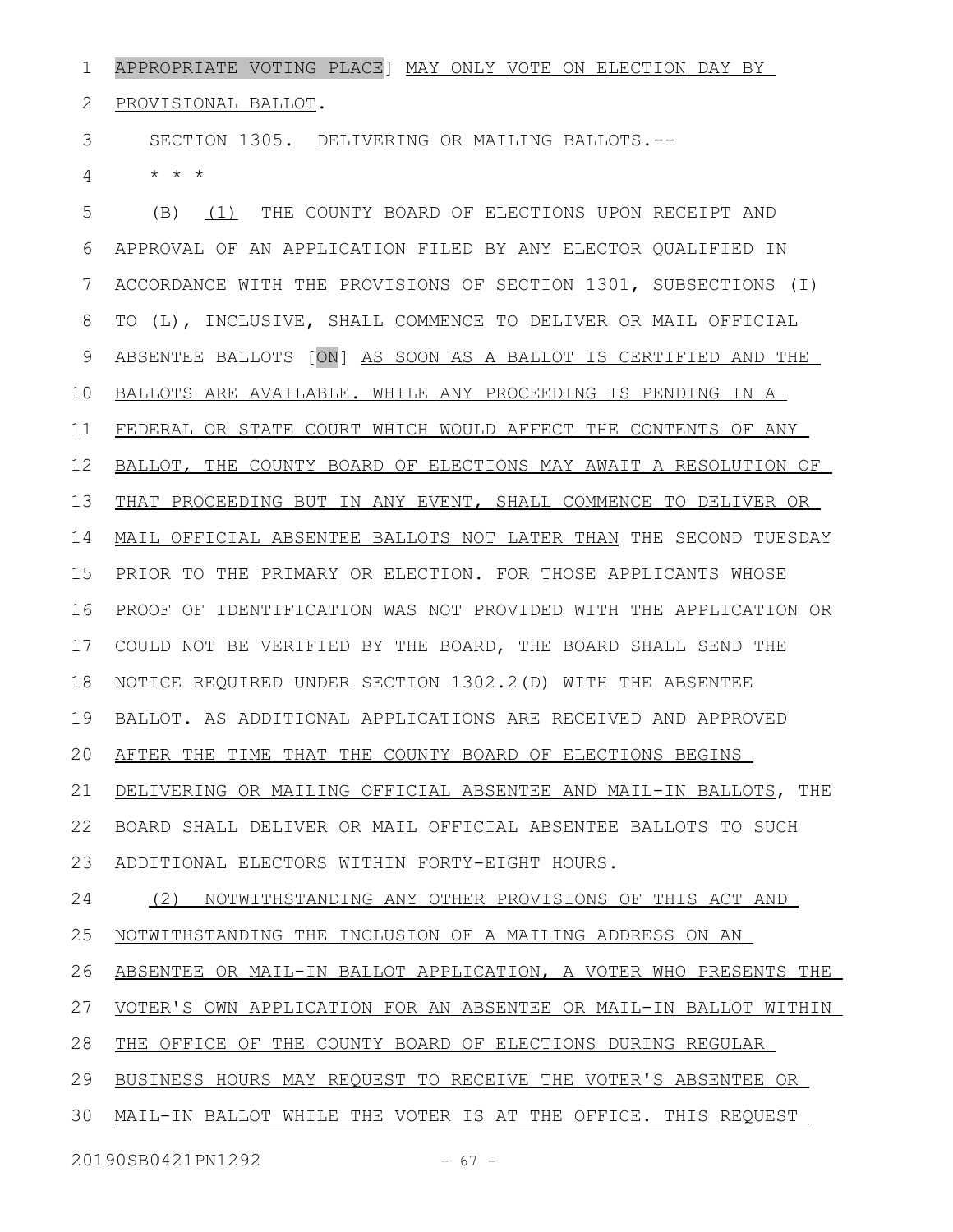APPROPRIATE VOTING PLACE] MAY ONLY VOTE ON ELECTION DAY BY PROVISIONAL BALLOT.

SECTION 1305. DELIVERING OR MAILING BALLOTS.--

* * *

(B) (1) THE COUNTY BOARD OF ELECTIONS UPON RECEIPT AND APPROVAL OF AN APPLICATION FILED BY ANY ELECTOR QUALIFIED IN ACCORDANCE WITH THE PROVISIONS OF SECTION 1301, SUBSECTIONS (I) TO (L), INCLUSIVE, SHALL COMMENCE TO DELIVER OR MAIL OFFICIAL ABSENTEE BALLOTS [ON] AS SOON AS A BALLOT IS CERTIFIED AND THE BALLOTS ARE AVAILABLE. WHILE ANY PROCEEDING IS PENDING IN A FEDERAL OR STATE COURT WHICH WOULD AFFECT THE CONTENTS OF ANY BALLOT, THE COUNTY BOARD OF ELECTIONS MAY AWAIT A RESOLUTION OF THAT PROCEEDING BUT IN ANY EVENT, SHALL COMMENCE TO DELIVER OR MAIL OFFICIAL ABSENTEE BALLOTS NOT LATER THAN THE SECOND TUESDAY PRIOR TO THE PRIMARY OR ELECTION. FOR THOSE APPLICANTS WHOSE PROOF OF IDENTIFICATION WAS NOT PROVIDED WITH THE APPLICATION OR COULD NOT BE VERIFIED BY THE BOARD, THE BOARD SHALL SEND THE NOTICE REQUIRED UNDER SECTION 1302.2(D) WITH THE ABSENTEE BALLOT. AS ADDITIONAL APPLICATIONS ARE RECEIVED AND APPROVED AFTER THE TIME THAT THE COUNTY BOARD OF ELECTIONS BEGINS DELIVERING OR MAILING OFFICIAL ABSENTEE AND MAIL-IN BALLOTS, THE BOARD SHALL DELIVER OR MAIL OFFICIAL ABSENTEE BALLOTS TO SUCH ADDITIONAL ELECTORS WITHIN FORTY-EIGHT HOURS.

(2) NOTWITHSTANDING ANY OTHER PROVISIONS OF THIS ACT AND NOTWITHSTANDING THE INCLUSION OF A MAILING ADDRESS ON AN ABSENTEE OR MAIL-IN BALLOT APPLICATION, A VOTER WHO PRESENTS THE VOTER'S OWN APPLICATION FOR AN ABSENTEE OR MAIL-IN BALLOT WITHIN THE OFFICE OF THE COUNTY BOARD OF ELECTIONS DURING REGULAR BUSINESS HOURS MAY REQUEST TO RECEIVE THE VOTER'S ABSENTEE OR MAIL-IN BALLOT WHILE THE VOTER IS AT THE OFFICE. THIS REQUEST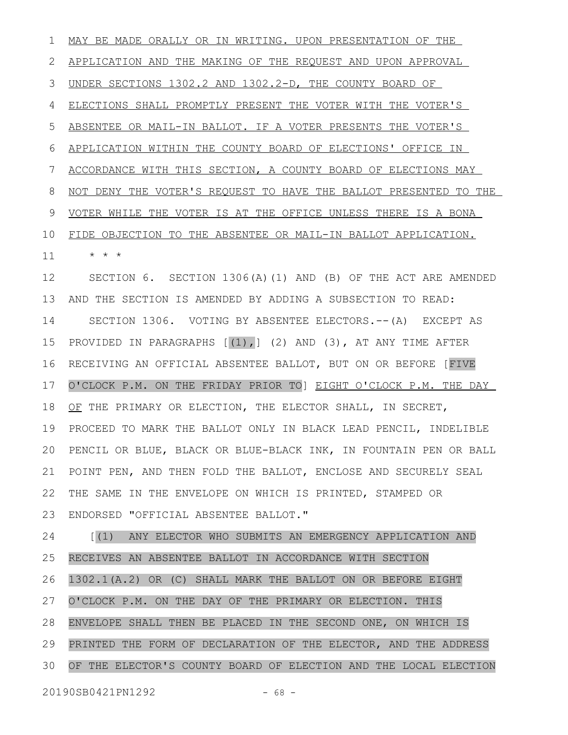MAY BE MADE ORALLY OR IN WRITING. UPON PRESENTATION OF THE APPLICATION AND THE MAKING OF THE REQUEST AND UPON APPROVAL UNDER SECTIONS 1302.2 AND 1302.2-D, THE COUNTY BOARD OF ELECTIONS SHALL PROMPTLY PRESENT THE VOTER WITH THE VOTER'S ABSENTEE OR MAIL-IN BALLOT. IF A VOTER PRESENTS THE VOTER'S APPLICATION WITHIN THE COUNTY BOARD OF ELECTIONS' OFFICE IN ACCORDANCE WITH THIS SECTION, A COUNTY BOARD OF ELECTIONS MAY NOT DENY THE VOTER'S REQUEST TO HAVE THE BALLOT PRESENTED TO THE VOTER WHILE THE VOTER IS AT THE OFFICE UNLESS THERE IS A BONA FIDE OBJECTION TO THE ABSENTEE OR MAIL-IN BALLOT APPLICATION.

\* \* \*

SECTION 6. SECTION 1306(A)(1) AND (B) OF THE ACT ARE AMENDED AND THE SECTION IS AMENDED BY ADDING A SUBSECTION TO READ:

SECTION 1306. VOTING BY ABSENTEE ELECTORS.--(A) EXCEPT AS PROVIDED IN PARAGRAPHS [(1),] (2) AND (3), AT ANY TIME AFTER RECEIVING AN OFFICIAL ABSENTEE BALLOT, BUT ON OR BEFORE [FIVE O'CLOCK P.M. ON THE FRIDAY PRIOR TO] EIGHT O'CLOCK P.M. THE DAY OF THE PRIMARY OR ELECTION, THE ELECTOR SHALL, IN SECRET, PROCEED TO MARK THE BALLOT ONLY IN BLACK LEAD PENCIL, INDELIBLE PENCIL OR BLUE, BLACK OR BLUE-BLACK INK, IN FOUNTAIN PEN OR BALL POINT PEN, AND THEN FOLD THE BALLOT, ENCLOSE AND SECURELY SEAL THE SAME IN THE ENVELOPE ON WHICH IS PRINTED, STAMPED OR ENDORSED "OFFICIAL ABSENTEE BALLOT."

[(1) ANY ELECTOR WHO SUBMITS AN EMERGENCY APPLICATION AND RECEIVES AN ABSENTEE BALLOT IN ACCORDANCE WITH SECTION 1302.1(A.2) OR (C) SHALL MARK THE BALLOT ON OR BEFORE EIGHT O'CLOCK P.M. ON THE DAY OF THE PRIMARY OR ELECTION. THIS ENVELOPE SHALL THEN BE PLACED IN THE SECOND ONE, ON WHICH IS PRINTED THE FORM OF DECLARATION OF THE ELECTOR, AND THE ADDRESS OF THE ELECTOR'S COUNTY BOARD OF ELECTION AND THE LOCAL ELECTION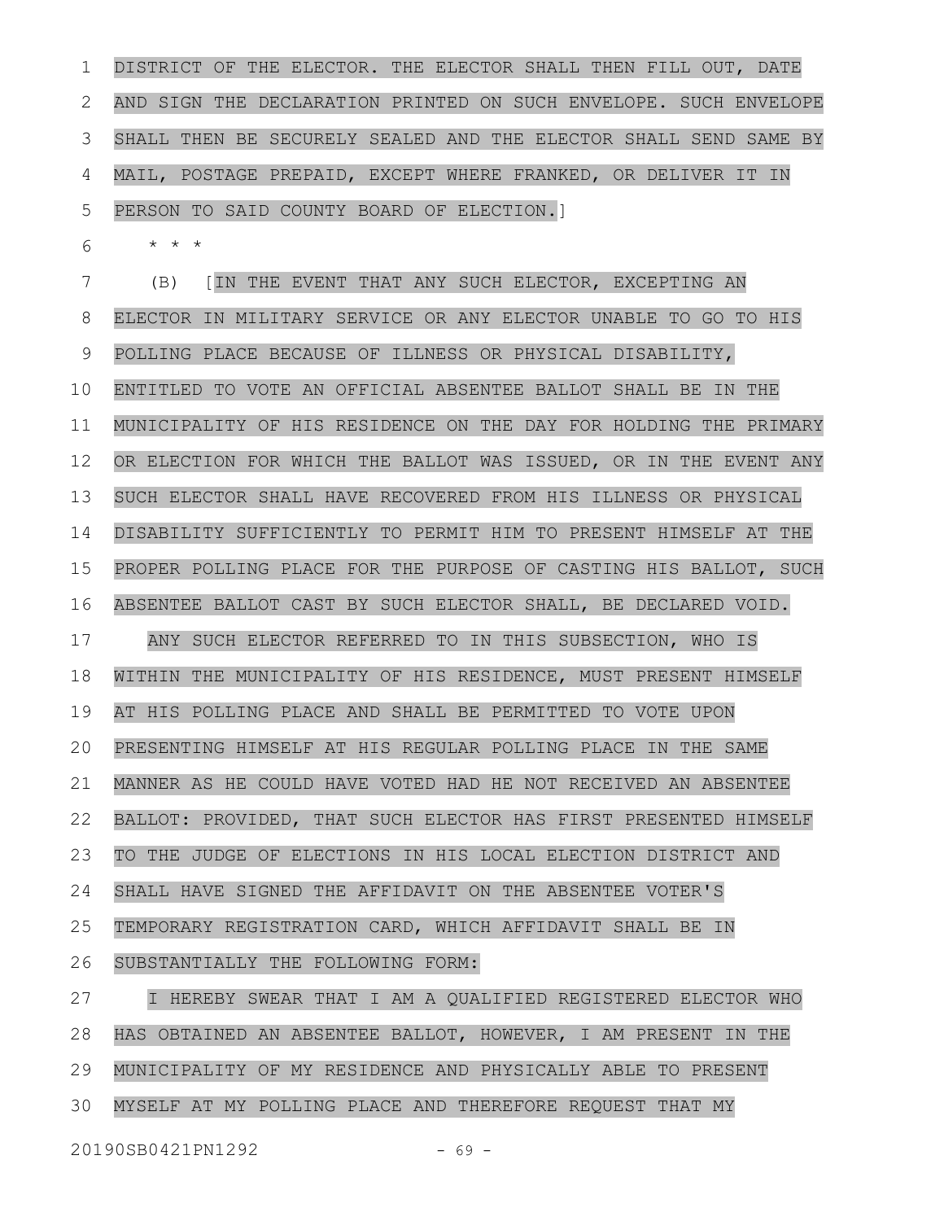DISTRICT OF THE ELECTOR. THE ELECTOR SHALL THEN FILL OUT, DATE AND SIGN THE DECLARATION PRINTED ON SUCH ENVELOPE. SUCH ENVELOPE SHALL THEN BE SECURELY SEALED AND THE ELECTOR SHALL SEND SAME BY MAIL, POSTAGE PREPAID, EXCEPT WHERE FRANKED, OR DELIVER IT IN PERSON TO SAID COUNTY BOARD OF ELECTION.]

\* \* \*

(B) [IN THE EVENT THAT ANY SUCH ELECTOR, EXCEPTING AN ELECTOR IN MILITARY SERVICE OR ANY ELECTOR UNABLE TO GO TO HIS POLLING PLACE BECAUSE OF ILLNESS OR PHYSICAL DISABILITY, ENTITLED TO VOTE AN OFFICIAL ABSENTEE BALLOT SHALL BE IN THE MUNICIPALITY OF HIS RESIDENCE ON THE DAY FOR HOLDING THE PRIMARY OR ELECTION FOR WHICH THE BALLOT WAS ISSUED, OR IN THE EVENT ANY SUCH ELECTOR SHALL HAVE RECOVERED FROM HIS ILLNESS OR PHYSICAL DISABILITY SUFFICIENTLY TO PERMIT HIM TO PRESENT HIMSELF AT THE PROPER POLLING PLACE FOR THE PURPOSE OF CASTING HIS BALLOT, SUCH ABSENTEE BALLOT CAST BY SUCH ELECTOR SHALL, BE DECLARED VOID.

ANY SUCH ELECTOR REFERRED TO IN THIS SUBSECTION, WHO IS WITHIN THE MUNICIPALITY OF HIS RESIDENCE, MUST PRESENT HIMSELF AT HIS POLLING PLACE AND SHALL BE PERMITTED TO VOTE UPON PRESENTING HIMSELF AT HIS REGULAR POLLING PLACE IN THE SAME MANNER AS HE COULD HAVE VOTED HAD HE NOT RECEIVED AN ABSENTEE BALLOT: PROVIDED, THAT SUCH ELECTOR HAS FIRST PRESENTED HIMSELF TO THE JUDGE OF ELECTIONS IN HIS LOCAL ELECTION DISTRICT AND SHALL HAVE SIGNED THE AFFIDAVIT ON THE ABSENTEE VOTER'S TEMPORARY REGISTRATION CARD, WHICH AFFIDAVIT SHALL BE IN SUBSTANTIALLY THE FOLLOWING FORM:

I HEREBY SWEAR THAT I AM A QUALIFIED REGISTERED ELECTOR WHO HAS OBTAINED AN ABSENTEE BALLOT, HOWEVER, I AM PRESENT IN THE MUNICIPALITY OF MY RESIDENCE AND PHYSICALLY ABLE TO PRESENT MYSELF AT MY POLLING PLACE AND THEREFORE REQUEST THAT MY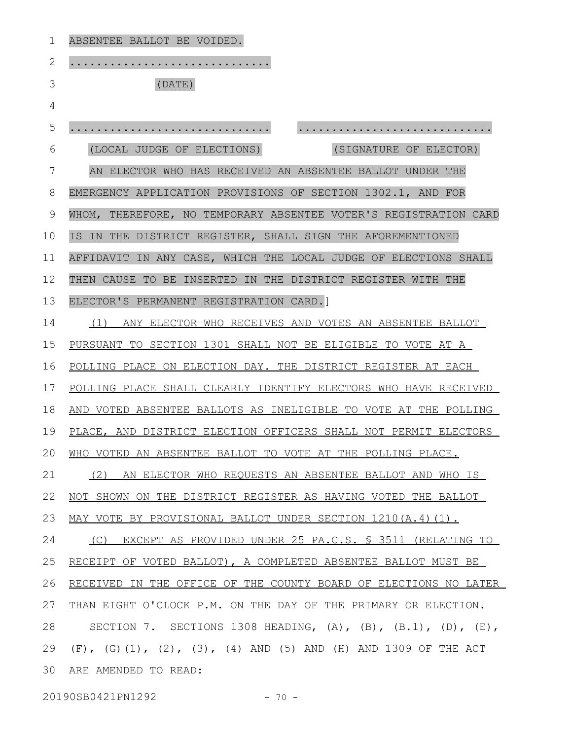ABSENTEE BALLOT BE VOIDED.

.............................

(DATE)

............................. .............................

(LOCAL JUDGE OF ELECTIONS) (SIGNATURE OF ELECTOR)

AN ELECTOR WHO HAS RECEIVED AN ABSENTEE BALLOT UNDER THE EMERGENCY APPLICATION PROVISIONS OF SECTION 1302.1, AND FOR WHOM, THEREFORE, NO TEMPORARY ABSENTEE VOTER'S REGISTRATION CARD IS IN THE DISTRICT REGISTER, SHALL SIGN THE AFOREMENTIONED AFFIDAVIT IN ANY CASE, WHICH THE LOCAL JUDGE OF ELECTIONS SHALL THEN CAUSE TO BE INSERTED IN THE DISTRICT REGISTER WITH THE ELECTOR'S PERMANENT REGISTRATION CARD.]

(1) ANY ELECTOR WHO RECEIVES AND VOTES AN ABSENTEE BALLOT PURSUANT TO SECTION 1301 SHALL NOT BE ELIGIBLE TO VOTE AT A POLLING PLACE ON ELECTION DAY. THE DISTRICT REGISTER AT EACH POLLING PLACE SHALL CLEARLY IDENTIFY ELECTORS WHO HAVE RECEIVED AND VOTED ABSENTEE BALLOTS AS INELIGIBLE TO VOTE AT THE POLLING PLACE, AND DISTRICT ELECTION OFFICERS SHALL NOT PERMIT ELECTORS WHO VOTED AN ABSENTEE BALLOT TO VOTE AT THE POLLING PLACE.

(2) AN ELECTOR WHO REQUESTS AN ABSENTEE BALLOT AND WHO IS NOT SHOWN ON THE DISTRICT REGISTER AS HAVING VOTED THE BALLOT MAY VOTE BY PROVISIONAL BALLOT UNDER SECTION 1210(A.4)(1).

(C) EXCEPT AS PROVIDED UNDER 25 PA.C.S. § 3511 (RELATING TO RECEIPT OF VOTED BALLOT), A COMPLETED ABSENTEE BALLOT MUST BE RECEIVED IN THE OFFICE OF THE COUNTY BOARD OF ELECTIONS NO LATER THAN EIGHT O'CLOCK P.M. ON THE DAY OF THE PRIMARY OR ELECTION.

SECTION 7. SECTIONS 1308 HEADING, (A), (B), (B.1), (D), (E), (F), (G)(1), (2), (3), (4) AND (5) AND (H) AND 1309 OF THE ACT ARE AMENDED TO READ: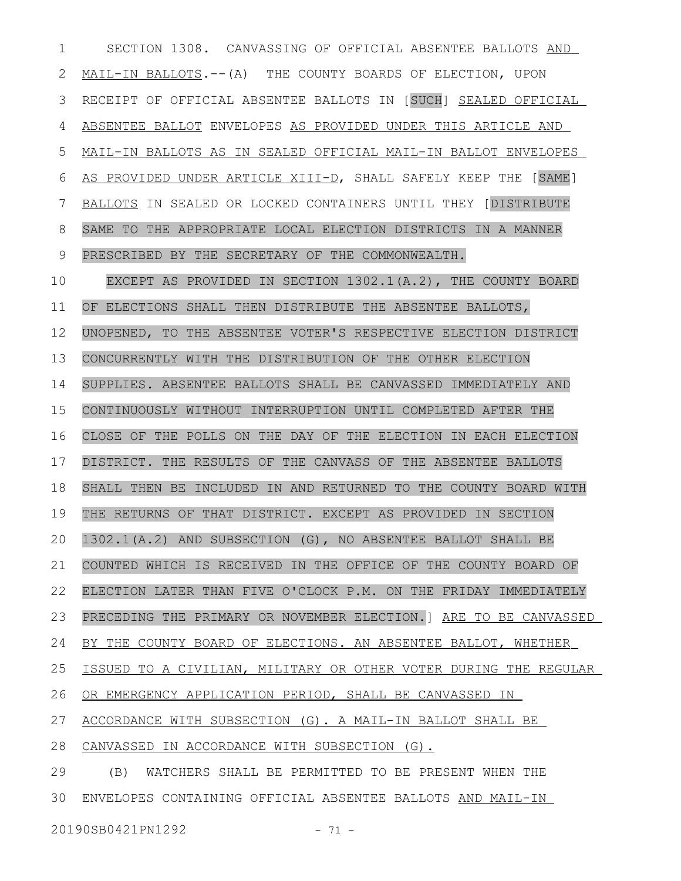SECTION 1308. CANVASSING OF OFFICIAL ABSENTEE BALLOTS AND MAIL-IN BALLOTS.--(A) THE COUNTY BOARDS OF ELECTION, UPON RECEIPT OF OFFICIAL ABSENTEE BALLOTS IN [SUCH] SEALED OFFICIAL ABSENTEE BALLOT ENVELOPES AS PROVIDED UNDER THIS ARTICLE AND MAIL-IN BALLOTS AS IN SEALED OFFICIAL MAIL-IN BALLOT ENVELOPES AS PROVIDED UNDER ARTICLE XIII-D, SHALL SAFELY KEEP THE [SAME] BALLOTS IN SEALED OR LOCKED CONTAINERS UNTIL THEY [DISTRIBUTE SAME TO THE APPROPRIATE LOCAL ELECTION DISTRICTS IN A MANNER PRESCRIBED BY THE SECRETARY OF THE COMMONWEALTH.

EXCEPT AS PROVIDED IN SECTION 1302.1(A.2), THE COUNTY BOARD OF ELECTIONS SHALL THEN DISTRIBUTE THE ABSENTEE BALLOTS, UNOPENED, TO THE ABSENTEE VOTER'S RESPECTIVE ELECTION DISTRICT CONCURRENTLY WITH THE DISTRIBUTION OF THE OTHER ELECTION SUPPLIES. ABSENTEE BALLOTS SHALL BE CANVASSED IMMEDIATELY AND CONTINUOUSLY WITHOUT INTERRUPTION UNTIL COMPLETED AFTER THE CLOSE OF THE POLLS ON THE DAY OF THE ELECTION IN EACH ELECTION DISTRICT. THE RESULTS OF THE CANVASS OF THE ABSENTEE BALLOTS SHALL THEN BE INCLUDED IN AND RETURNED TO THE COUNTY BOARD WITH THE RETURNS OF THAT DISTRICT. EXCEPT AS PROVIDED IN SECTION 1302.1(A.2) AND SUBSECTION (G), NO ABSENTEE BALLOT SHALL BE COUNTED WHICH IS RECEIVED IN THE OFFICE OF THE COUNTY BOARD OF ELECTION LATER THAN FIVE O'CLOCK P.M. ON THE FRIDAY IMMEDIATELY PRECEDING THE PRIMARY OR NOVEMBER ELECTION.] ARE TO BE CANVASSED BY THE COUNTY BOARD OF ELECTIONS. AN ABSENTEE BALLOT, WHETHER ISSUED TO A CIVILIAN, MILITARY OR OTHER VOTER DURING THE REGULAR OR EMERGENCY APPLICATION PERIOD, SHALL BE CANVASSED IN ACCORDANCE WITH SUBSECTION (G). A MAIL-IN BALLOT SHALL BE CANVASSED IN ACCORDANCE WITH SUBSECTION (G).

(B) WATCHERS SHALL BE PERMITTED TO BE PRESENT WHEN THE ENVELOPES CONTAINING OFFICIAL ABSENTEE BALLOTS AND MAIL-IN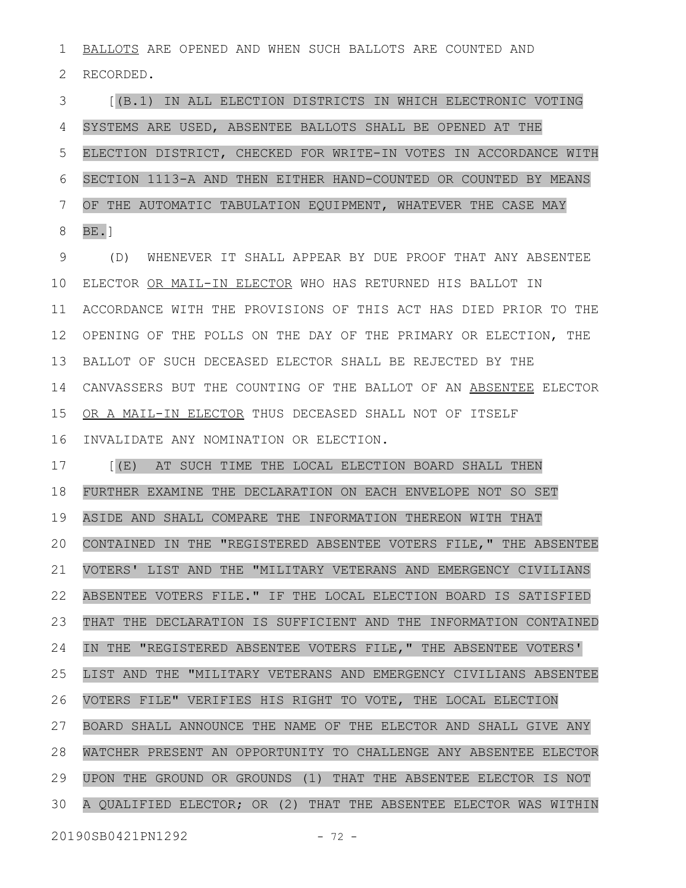BALLOTS ARE OPENED AND WHEN SUCH BALLOTS ARE COUNTED AND RECORDED.

[(B.1) IN ALL ELECTION DISTRICTS IN WHICH ELECTRONIC VOTING SYSTEMS ARE USED, ABSENTEE BALLOTS SHALL BE OPENED AT THE ELECTION DISTRICT, CHECKED FOR WRITE-IN VOTES IN ACCORDANCE WITH SECTION 1113-A AND THEN EITHER HAND-COUNTED OR COUNTED BY MEANS OF THE AUTOMATIC TABULATION EQUIPMENT, WHATEVER THE CASE MAY BE.]

(D) WHENEVER IT SHALL APPEAR BY DUE PROOF THAT ANY ABSENTEE ELECTOR OR MAIL-IN ELECTOR WHO HAS RETURNED HIS BALLOT IN ACCORDANCE WITH THE PROVISIONS OF THIS ACT HAS DIED PRIOR TO THE OPENING OF THE POLLS ON THE DAY OF THE PRIMARY OR ELECTION, THE BALLOT OF SUCH DECEASED ELECTOR SHALL BE REJECTED BY THE CANVASSERS BUT THE COUNTING OF THE BALLOT OF AN ABSENTEE ELECTOR OR A MAIL-IN ELECTOR THUS DECEASED SHALL NOT OF ITSELF INVALIDATE ANY NOMINATION OR ELECTION.

[(E) AT SUCH TIME THE LOCAL ELECTION BOARD SHALL THEN FURTHER EXAMINE THE DECLARATION ON EACH ENVELOPE NOT SO SET ASIDE AND SHALL COMPARE THE INFORMATION THEREON WITH THAT CONTAINED IN THE "REGISTERED ABSENTEE VOTERS FILE," THE ABSENTEE VOTERS' LIST AND THE "MILITARY VETERANS AND EMERGENCY CIVILIANS ABSENTEE VOTERS FILE." IF THE LOCAL ELECTION BOARD IS SATISFIED THAT THE DECLARATION IS SUFFICIENT AND THE INFORMATION CONTAINED IN THE "REGISTERED ABSENTEE VOTERS FILE," THE ABSENTEE VOTERS' LIST AND THE "MILITARY VETERANS AND EMERGENCY CIVILIANS ABSENTEE VOTERS FILE" VERIFIES HIS RIGHT TO VOTE, THE LOCAL ELECTION BOARD SHALL ANNOUNCE THE NAME OF THE ELECTOR AND SHALL GIVE ANY WATCHER PRESENT AN OPPORTUNITY TO CHALLENGE ANY ABSENTEE ELECTOR UPON THE GROUND OR GROUNDS (1) THAT THE ABSENTEE ELECTOR IS NOT A QUALIFIED ELECTOR; OR (2) THAT THE ABSENTEE ELECTOR WAS WITHIN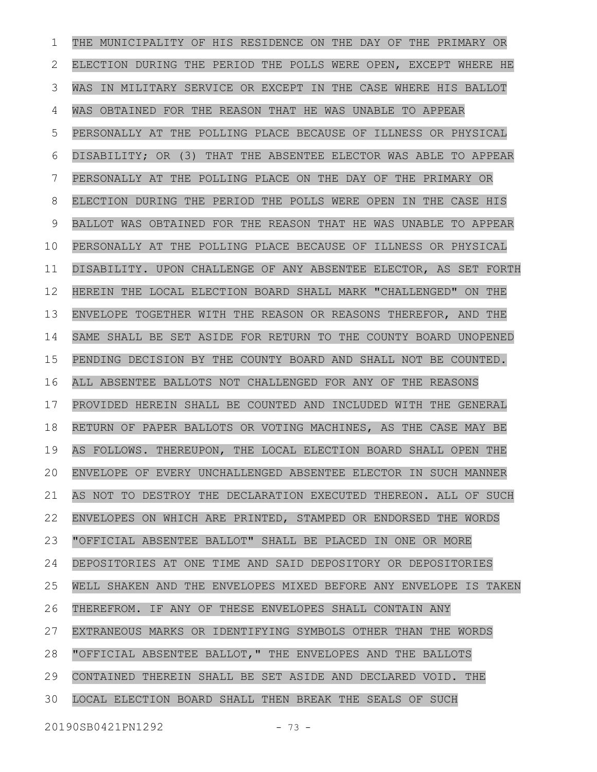THE MUNICIPALITY OF HIS RESIDENCE ON THE DAY OF THE PRIMARY OR ELECTION DURING THE PERIOD THE POLLS WERE OPEN, EXCEPT WHERE HE WAS IN MILITARY SERVICE OR EXCEPT IN THE CASE WHERE HIS BALLOT WAS OBTAINED FOR THE REASON THAT HE WAS UNABLE TO APPEAR PERSONALLY AT THE POLLING PLACE BECAUSE OF ILLNESS OR PHYSICAL DISABILITY; OR (3) THAT THE ABSENTEE ELECTOR WAS ABLE TO APPEAR PERSONALLY AT THE POLLING PLACE ON THE DAY OF THE PRIMARY OR ELECTION DURING THE PERIOD THE POLLS WERE OPEN IN THE CASE HIS BALLOT WAS OBTAINED FOR THE REASON THAT HE WAS UNABLE TO APPEAR PERSONALLY AT THE POLLING PLACE BECAUSE OF ILLNESS OR PHYSICAL DISABILITY. UPON CHALLENGE OF ANY ABSENTEE ELECTOR, AS SET FORTH HEREIN THE LOCAL ELECTION BOARD SHALL MARK "CHALLENGED" ON THE ENVELOPE TOGETHER WITH THE REASON OR REASONS THEREFOR, AND THE SAME SHALL BE SET ASIDE FOR RETURN TO THE COUNTY BOARD UNOPENED PENDING DECISION BY THE COUNTY BOARD AND SHALL NOT BE COUNTED. ALL ABSENTEE BALLOTS NOT CHALLENGED FOR ANY OF THE REASONS PROVIDED HEREIN SHALL BE COUNTED AND INCLUDED WITH THE GENERAL RETURN OF PAPER BALLOTS OR VOTING MACHINES, AS THE CASE MAY BE AS FOLLOWS. THEREUPON, THE LOCAL ELECTION BOARD SHALL OPEN THE ENVELOPE OF EVERY UNCHALLENGED ABSENTEE ELECTOR IN SUCH MANNER AS NOT TO DESTROY THE DECLARATION EXECUTED THEREON. ALL OF SUCH ENVELOPES ON WHICH ARE PRINTED, STAMPED OR ENDORSED THE WORDS "OFFICIAL ABSENTEE BALLOT" SHALL BE PLACED IN ONE OR MORE DEPOSITORIES AT ONE TIME AND SAID DEPOSITORY OR DEPOSITORIES WELL SHAKEN AND THE ENVELOPES MIXED BEFORE ANY ENVELOPE IS TAKEN THEREFROM. IF ANY OF THESE ENVELOPES SHALL CONTAIN ANY EXTRANEOUS MARKS OR IDENTIFYING SYMBOLS OTHER THAN THE WORDS "OFFICIAL ABSENTEE BALLOT," THE ENVELOPES AND THE BALLOTS CONTAINED THEREIN SHALL BE SET ASIDE AND DECLARED VOID. THE LOCAL ELECTION BOARD SHALL THEN BREAK THE SEALS OF SUCH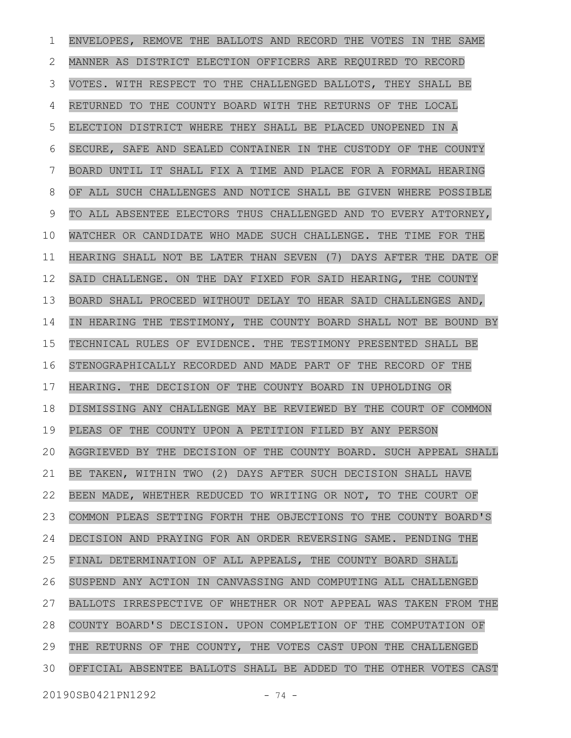ENVELOPES, REMOVE THE BALLOTS AND RECORD THE VOTES IN THE SAME MANNER AS DISTRICT ELECTION OFFICERS ARE REQUIRED TO RECORD VOTES. WITH RESPECT TO THE CHALLENGED BALLOTS, THEY SHALL BE RETURNED TO THE COUNTY BOARD WITH THE RETURNS OF THE LOCAL ELECTION DISTRICT WHERE THEY SHALL BE PLACED UNOPENED IN A SECURE, SAFE AND SEALED CONTAINER IN THE CUSTODY OF THE COUNTY BOARD UNTIL IT SHALL FIX A TIME AND PLACE FOR A FORMAL HEARING OF ALL SUCH CHALLENGES AND NOTICE SHALL BE GIVEN WHERE POSSIBLE TO ALL ABSENTEE ELECTORS THUS CHALLENGED AND TO EVERY ATTORNEY, WATCHER OR CANDIDATE WHO MADE SUCH CHALLENGE. THE TIME FOR THE HEARING SHALL NOT BE LATER THAN SEVEN (7) DAYS AFTER THE DATE OF SAID CHALLENGE. ON THE DAY FIXED FOR SAID HEARING, THE COUNTY BOARD SHALL PROCEED WITHOUT DELAY TO HEAR SAID CHALLENGES AND, IN HEARING THE TESTIMONY, THE COUNTY BOARD SHALL NOT BE BOUND BY TECHNICAL RULES OF EVIDENCE. THE TESTIMONY PRESENTED SHALL BE STENOGRAPHICALLY RECORDED AND MADE PART OF THE RECORD OF THE HEARING. THE DECISION OF THE COUNTY BOARD IN UPHOLDING OR DISMISSING ANY CHALLENGE MAY BE REVIEWED BY THE COURT OF COMMON PLEAS OF THE COUNTY UPON A PETITION FILED BY ANY PERSON AGGRIEVED BY THE DECISION OF THE COUNTY BOARD. SUCH APPEAL SHALL BE TAKEN, WITHIN TWO (2) DAYS AFTER SUCH DECISION SHALL HAVE BEEN MADE, WHETHER REDUCED TO WRITING OR NOT, TO THE COURT OF COMMON PLEAS SETTING FORTH THE OBJECTIONS TO THE COUNTY BOARD'S DECISION AND PRAYING FOR AN ORDER REVERSING SAME. PENDING THE FINAL DETERMINATION OF ALL APPEALS, THE COUNTY BOARD SHALL SUSPEND ANY ACTION IN CANVASSING AND COMPUTING ALL CHALLENGED BALLOTS IRRESPECTIVE OF WHETHER OR NOT APPEAL WAS TAKEN FROM THE COUNTY BOARD'S DECISION. UPON COMPLETION OF THE COMPUTATION OF THE RETURNS OF THE COUNTY, THE VOTES CAST UPON THE CHALLENGED OFFICIAL ABSENTEE BALLOTS SHALL BE ADDED TO THE OTHER VOTES CAST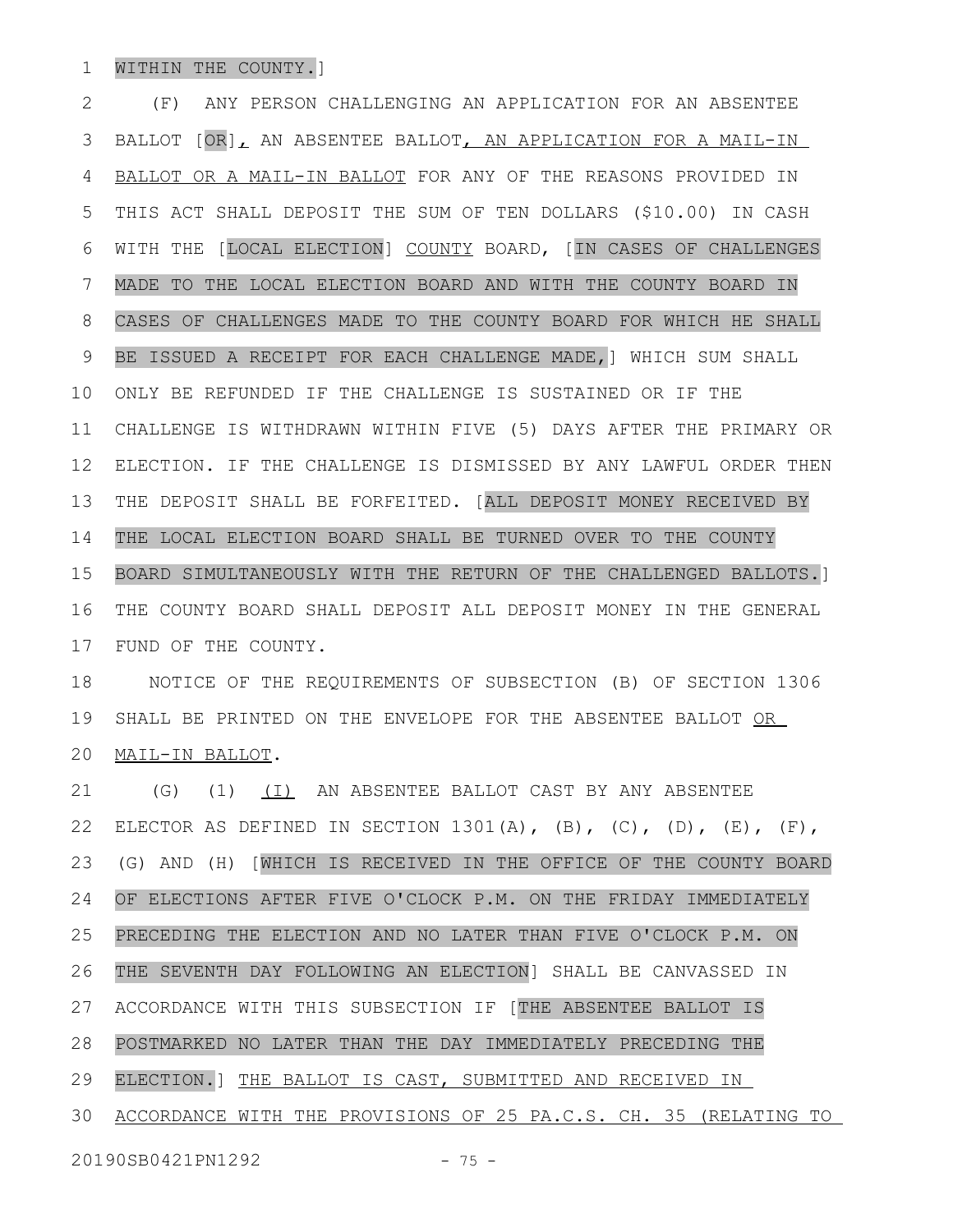WITHIN THE COUNTY.]

(F) ANY PERSON CHALLENGING AN APPLICATION FOR AN ABSENTEE BALLOT [OR], AN ABSENTEE BALLOT, AN APPLICATION FOR A MAIL-IN BALLOT OR A MAIL-IN BALLOT FOR ANY OF THE REASONS PROVIDED IN THIS ACT SHALL DEPOSIT THE SUM OF TEN DOLLARS ($10.00) IN CASH WITH THE [LOCAL ELECTION] COUNTY BOARD, [IN CASES OF CHALLENGES MADE TO THE LOCAL ELECTION BOARD AND WITH THE COUNTY BOARD IN CASES OF CHALLENGES MADE TO THE COUNTY BOARD FOR WHICH HE SHALL BE ISSUED A RECEIPT FOR EACH CHALLENGE MADE,] WHICH SUM SHALL ONLY BE REFUNDED IF THE CHALLENGE IS SUSTAINED OR IF THE CHALLENGE IS WITHDRAWN WITHIN FIVE (5) DAYS AFTER THE PRIMARY OR ELECTION. IF THE CHALLENGE IS DISMISSED BY ANY LAWFUL ORDER THEN THE DEPOSIT SHALL BE FORFEITED. [ALL DEPOSIT MONEY RECEIVED BY THE LOCAL ELECTION BOARD SHALL BE TURNED OVER TO THE COUNTY BOARD SIMULTANEOUSLY WITH THE RETURN OF THE CHALLENGED BALLOTS.] THE COUNTY BOARD SHALL DEPOSIT ALL DEPOSIT MONEY IN THE GENERAL FUND OF THE COUNTY.

NOTICE OF THE REQUIREMENTS OF SUBSECTION (B) OF SECTION 1306 SHALL BE PRINTED ON THE ENVELOPE FOR THE ABSENTEE BALLOT OR MAIL-IN BALLOT.

(G) (1) (I) AN ABSENTEE BALLOT CAST BY ANY ABSENTEE ELECTOR AS DEFINED IN SECTION 1301(A), (B), (C), (D), (E), (F), (G) AND (H) [WHICH IS RECEIVED IN THE OFFICE OF THE COUNTY BOARD OF ELECTIONS AFTER FIVE O'CLOCK P.M. ON THE FRIDAY IMMEDIATELY PRECEDING THE ELECTION AND NO LATER THAN FIVE O'CLOCK P.M. ON THE SEVENTH DAY FOLLOWING AN ELECTION] SHALL BE CANVASSED IN ACCORDANCE WITH THIS SUBSECTION IF [THE ABSENTEE BALLOT IS POSTMARKED NO LATER THAN THE DAY IMMEDIATELY PRECEDING THE ELECTION.] THE BALLOT IS CAST, SUBMITTED AND RECEIVED IN ACCORDANCE WITH THE PROVISIONS OF 25 PA.C.S. CH. 35 (RELATING TO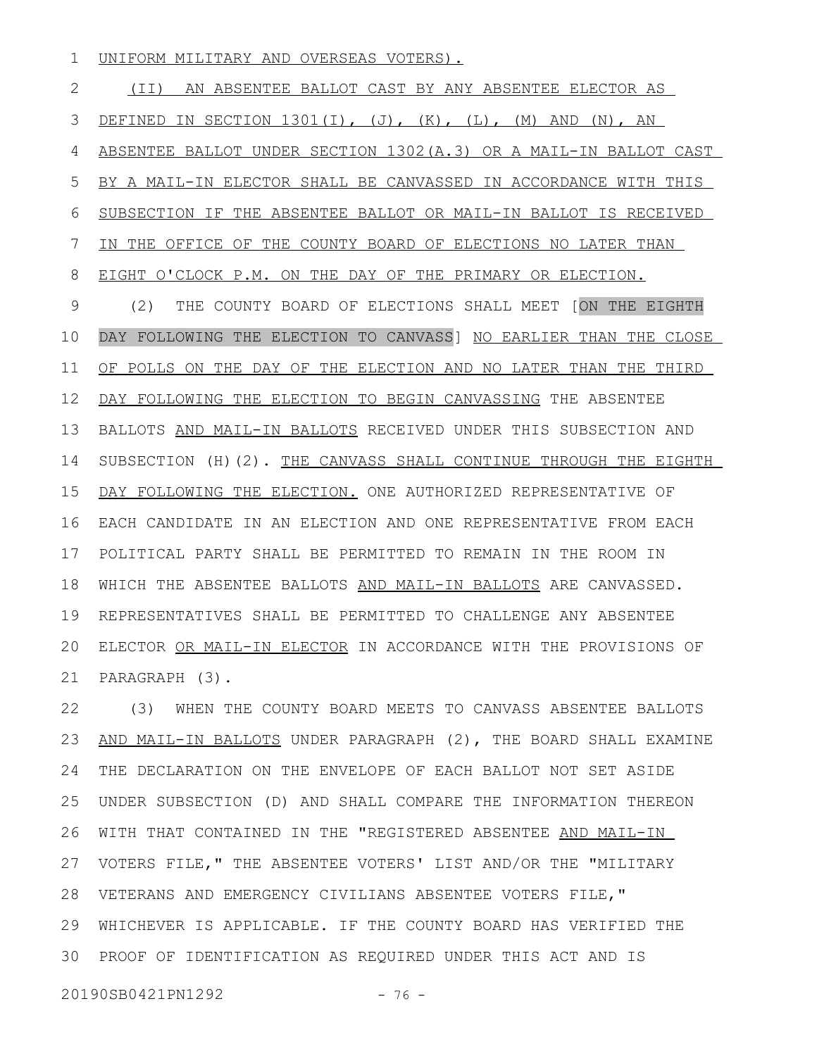UNIFORM MILITARY AND OVERSEAS VOTERS).

(II) AN ABSENTEE BALLOT CAST BY ANY ABSENTEE ELECTOR AS DEFINED IN SECTION 1301(I), (J), (K), (L), (M) AND (N), AN ABSENTEE BALLOT UNDER SECTION 1302(A.3) OR A MAIL-IN BALLOT CAST BY A MAIL-IN ELECTOR SHALL BE CANVASSED IN ACCORDANCE WITH THIS SUBSECTION IF THE ABSENTEE BALLOT OR MAIL-IN BALLOT IS RECEIVED IN THE OFFICE OF THE COUNTY BOARD OF ELECTIONS NO LATER THAN EIGHT O'CLOCK P.M. ON THE DAY OF THE PRIMARY OR ELECTION.

(2) THE COUNTY BOARD OF ELECTIONS SHALL MEET [ON THE EIGHTH DAY FOLLOWING THE ELECTION TO CANVASS] NO EARLIER THAN THE CLOSE OF POLLS ON THE DAY OF THE ELECTION AND NO LATER THAN THE THIRD DAY FOLLOWING THE ELECTION TO BEGIN CANVASSING THE ABSENTEE BALLOTS AND MAIL-IN BALLOTS RECEIVED UNDER THIS SUBSECTION AND SUBSECTION (H)(2). THE CANVASS SHALL CONTINUE THROUGH THE EIGHTH DAY FOLLOWING THE ELECTION. ONE AUTHORIZED REPRESENTATIVE OF EACH CANDIDATE IN AN ELECTION AND ONE REPRESENTATIVE FROM EACH POLITICAL PARTY SHALL BE PERMITTED TO REMAIN IN THE ROOM IN WHICH THE ABSENTEE BALLOTS AND MAIL-IN BALLOTS ARE CANVASSED. REPRESENTATIVES SHALL BE PERMITTED TO CHALLENGE ANY ABSENTEE ELECTOR OR MAIL-IN ELECTOR IN ACCORDANCE WITH THE PROVISIONS OF PARAGRAPH (3).

(3) WHEN THE COUNTY BOARD MEETS TO CANVASS ABSENTEE BALLOTS AND MAIL-IN BALLOTS UNDER PARAGRAPH (2), THE BOARD SHALL EXAMINE THE DECLARATION ON THE ENVELOPE OF EACH BALLOT NOT SET ASIDE UNDER SUBSECTION (D) AND SHALL COMPARE THE INFORMATION THEREON WITH THAT CONTAINED IN THE "REGISTERED ABSENTEE AND MAIL-IN VOTERS FILE," THE ABSENTEE VOTERS' LIST AND/OR THE "MILITARY VETERANS AND EMERGENCY CIVILIANS ABSENTEE VOTERS FILE," WHICHEVER IS APPLICABLE. IF THE COUNTY BOARD HAS VERIFIED THE PROOF OF IDENTIFICATION AS REQUIRED UNDER THIS ACT AND IS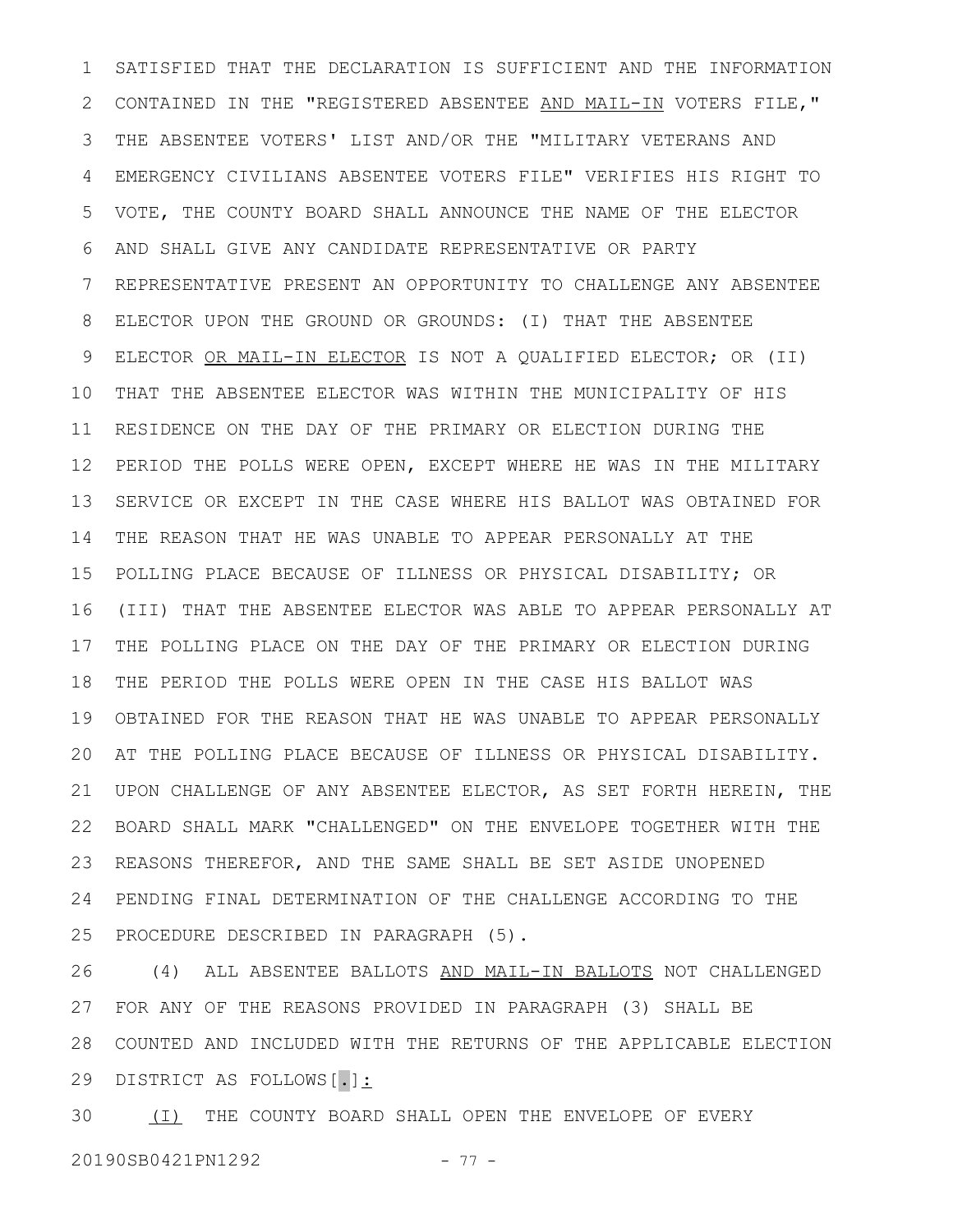SATISFIED THAT THE DECLARATION IS SUFFICIENT AND THE INFORMATION CONTAINED IN THE "REGISTERED ABSENTEE <u>AND MAIL-IN</u> VOTERS FILE," THE ABSENTEE VOTERS' LIST AND/OR THE "MILITARY VETERANS AND EMERGENCY CIVILIANS ABSENTEE VOTERS FILE" VERIFIES HIS RIGHT TO VOTE, THE COUNTY BOARD SHALL ANNOUNCE THE NAME OF THE ELECTOR AND SHALL GIVE ANY CANDIDATE REPRESENTATIVE OR PARTY REPRESENTATIVE PRESENT AN OPPORTUNITY TO CHALLENGE ANY ABSENTEE ELECTOR UPON THE GROUND OR GROUNDS: (I) THAT THE ABSENTEE ELECTOR <u>OR MAIL-IN ELECTOR</u> IS NOT A QUALIFIED ELECTOR; OR (II) THAT THE ABSENTEE ELECTOR WAS WITHIN THE MUNICIPALITY OF HIS RESIDENCE ON THE DAY OF THE PRIMARY OR ELECTION DURING THE PERIOD THE POLLS WERE OPEN, EXCEPT WHERE HE WAS IN THE MILITARY SERVICE OR EXCEPT IN THE CASE WHERE HIS BALLOT WAS OBTAINED FOR THE REASON THAT HE WAS UNABLE TO APPEAR PERSONALLY AT THE POLLING PLACE BECAUSE OF ILLNESS OR PHYSICAL DISABILITY; OR (III) THAT THE ABSENTEE ELECTOR WAS ABLE TO APPEAR PERSONALLY AT THE POLLING PLACE ON THE DAY OF THE PRIMARY OR ELECTION DURING THE PERIOD THE POLLS WERE OPEN IN THE CASE HIS BALLOT WAS OBTAINED FOR THE REASON THAT HE WAS UNABLE TO APPEAR PERSONALLY AT THE POLLING PLACE BECAUSE OF ILLNESS OR PHYSICAL DISABILITY. UPON CHALLENGE OF ANY ABSENTEE ELECTOR, AS SET FORTH HEREIN, THE BOARD SHALL MARK "CHALLENGED" ON THE ENVELOPE TOGETHER WITH THE REASONS THEREFOR, AND THE SAME SHALL BE SET ASIDE UNOPENED PENDING FINAL DETERMINATION OF THE CHALLENGE ACCORDING TO THE PROCEDURE DESCRIBED IN PARAGRAPH (5).

(4) ALL ABSENTEE BALLOTS <u>AND MAIL-IN BALLOTS</u> NOT CHALLENGED FOR ANY OF THE REASONS PROVIDED IN PARAGRAPH (3) SHALL BE COUNTED AND INCLUDED WITH THE RETURNS OF THE APPLICABLE ELECTION DISTRICT AS FOLLOWS[.]<u>:</u>

<u>(I)</u> THE COUNTY BOARD SHALL OPEN THE ENVELOPE OF EVERY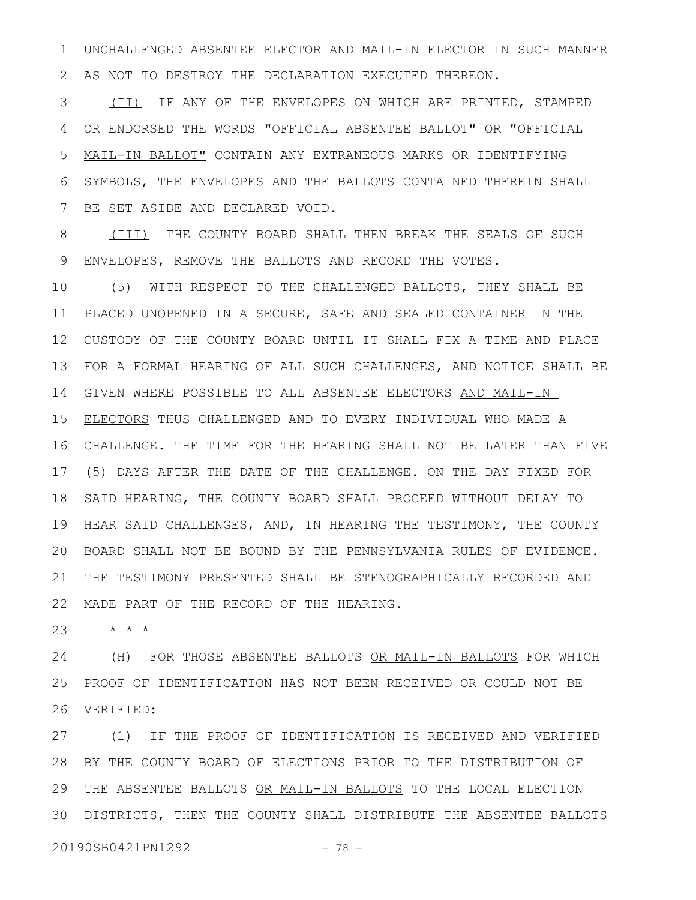UNCHALLENGED ABSENTEE ELECTOR AND MAIL-IN ELECTOR IN SUCH MANNER AS NOT TO DESTROY THE DECLARATION EXECUTED THEREON.

(II) IF ANY OF THE ENVELOPES ON WHICH ARE PRINTED, STAMPED OR ENDORSED THE WORDS "OFFICIAL ABSENTEE BALLOT" OR "OFFICIAL MAIL-IN BALLOT" CONTAIN ANY EXTRANEOUS MARKS OR IDENTIFYING SYMBOLS, THE ENVELOPES AND THE BALLOTS CONTAINED THEREIN SHALL BE SET ASIDE AND DECLARED VOID.

(III) THE COUNTY BOARD SHALL THEN BREAK THE SEALS OF SUCH ENVELOPES, REMOVE THE BALLOTS AND RECORD THE VOTES.

(5) WITH RESPECT TO THE CHALLENGED BALLOTS, THEY SHALL BE PLACED UNOPENED IN A SECURE, SAFE AND SEALED CONTAINER IN THE CUSTODY OF THE COUNTY BOARD UNTIL IT SHALL FIX A TIME AND PLACE FOR A FORMAL HEARING OF ALL SUCH CHALLENGES, AND NOTICE SHALL BE GIVEN WHERE POSSIBLE TO ALL ABSENTEE ELECTORS AND MAIL-IN ELECTORS THUS CHALLENGED AND TO EVERY INDIVIDUAL WHO MADE A CHALLENGE. THE TIME FOR THE HEARING SHALL NOT BE LATER THAN FIVE (5) DAYS AFTER THE DATE OF THE CHALLENGE. ON THE DAY FIXED FOR SAID HEARING, THE COUNTY BOARD SHALL PROCEED WITHOUT DELAY TO HEAR SAID CHALLENGES, AND, IN HEARING THE TESTIMONY, THE COUNTY BOARD SHALL NOT BE BOUND BY THE PENNSYLVANIA RULES OF EVIDENCE. THE TESTIMONY PRESENTED SHALL BE STENOGRAPHICALLY RECORDED AND MADE PART OF THE RECORD OF THE HEARING.

\* \* \*

(H) FOR THOSE ABSENTEE BALLOTS OR MAIL-IN BALLOTS FOR WHICH PROOF OF IDENTIFICATION HAS NOT BEEN RECEIVED OR COULD NOT BE VERIFIED:

(1) IF THE PROOF OF IDENTIFICATION IS RECEIVED AND VERIFIED BY THE COUNTY BOARD OF ELECTIONS PRIOR TO THE DISTRIBUTION OF THE ABSENTEE BALLOTS OR MAIL-IN BALLOTS TO THE LOCAL ELECTION DISTRICTS, THEN THE COUNTY SHALL DISTRIBUTE THE ABSENTEE BALLOTS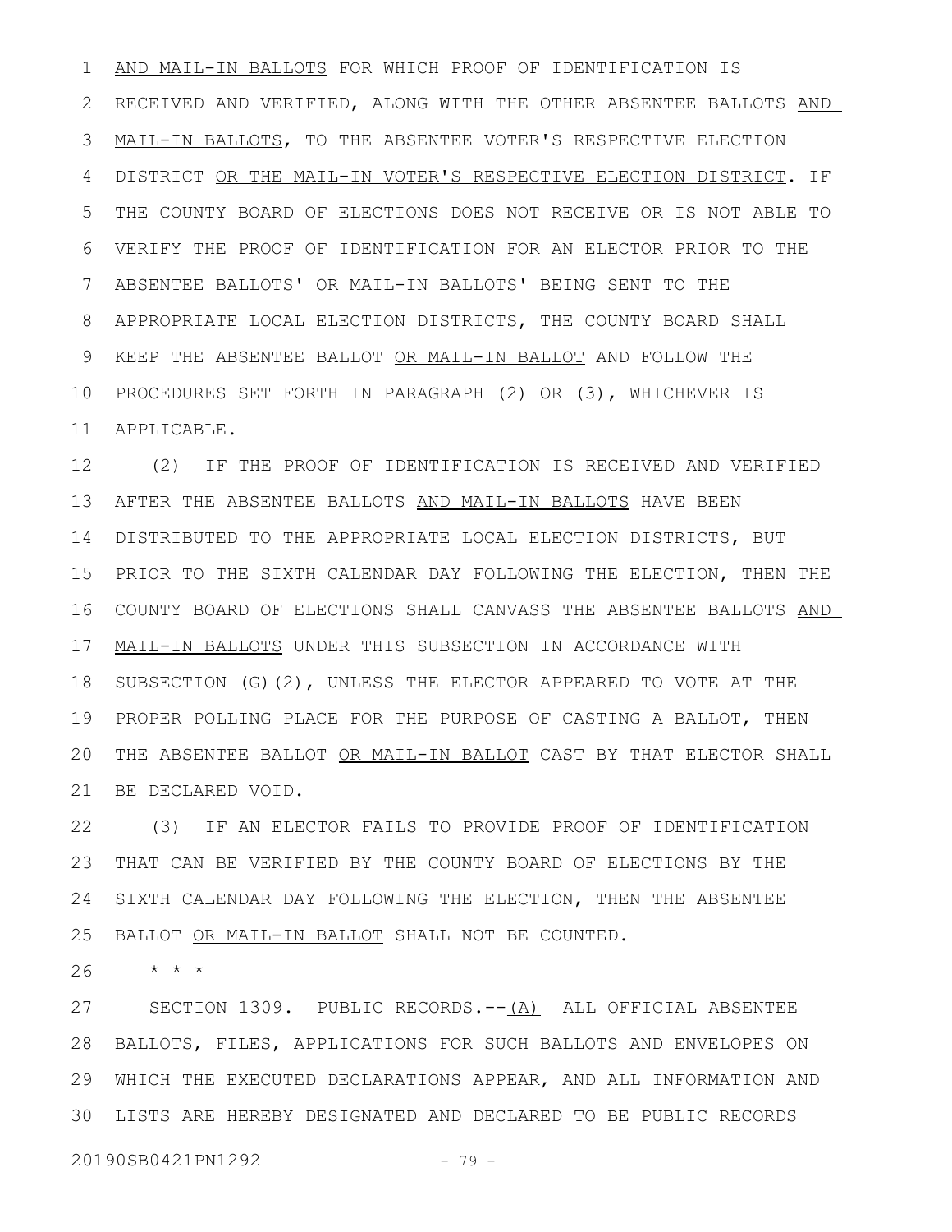AND MAIL-IN BALLOTS FOR WHICH PROOF OF IDENTIFICATION IS RECEIVED AND VERIFIED, ALONG WITH THE OTHER ABSENTEE BALLOTS AND MAIL-IN BALLOTS, TO THE ABSENTEE VOTER'S RESPECTIVE ELECTION DISTRICT OR THE MAIL-IN VOTER'S RESPECTIVE ELECTION DISTRICT. IF THE COUNTY BOARD OF ELECTIONS DOES NOT RECEIVE OR IS NOT ABLE TO VERIFY THE PROOF OF IDENTIFICATION FOR AN ELECTOR PRIOR TO THE ABSENTEE BALLOTS' OR MAIL-IN BALLOTS' BEING SENT TO THE APPROPRIATE LOCAL ELECTION DISTRICTS, THE COUNTY BOARD SHALL KEEP THE ABSENTEE BALLOT OR MAIL-IN BALLOT AND FOLLOW THE PROCEDURES SET FORTH IN PARAGRAPH (2) OR (3), WHICHEVER IS APPLICABLE.

(2) IF THE PROOF OF IDENTIFICATION IS RECEIVED AND VERIFIED AFTER THE ABSENTEE BALLOTS AND MAIL-IN BALLOTS HAVE BEEN DISTRIBUTED TO THE APPROPRIATE LOCAL ELECTION DISTRICTS, BUT PRIOR TO THE SIXTH CALENDAR DAY FOLLOWING THE ELECTION, THEN THE COUNTY BOARD OF ELECTIONS SHALL CANVASS THE ABSENTEE BALLOTS AND MAIL-IN BALLOTS UNDER THIS SUBSECTION IN ACCORDANCE WITH SUBSECTION (G)(2), UNLESS THE ELECTOR APPEARED TO VOTE AT THE PROPER POLLING PLACE FOR THE PURPOSE OF CASTING A BALLOT, THEN THE ABSENTEE BALLOT OR MAIL-IN BALLOT CAST BY THAT ELECTOR SHALL BE DECLARED VOID.

(3) IF AN ELECTOR FAILS TO PROVIDE PROOF OF IDENTIFICATION THAT CAN BE VERIFIED BY THE COUNTY BOARD OF ELECTIONS BY THE SIXTH CALENDAR DAY FOLLOWING THE ELECTION, THEN THE ABSENTEE BALLOT OR MAIL-IN BALLOT SHALL NOT BE COUNTED.

* * *

SECTION 1309. PUBLIC RECORDS.--(A) ALL OFFICIAL ABSENTEE BALLOTS, FILES, APPLICATIONS FOR SUCH BALLOTS AND ENVELOPES ON WHICH THE EXECUTED DECLARATIONS APPEAR, AND ALL INFORMATION AND LISTS ARE HEREBY DESIGNATED AND DECLARED TO BE PUBLIC RECORDS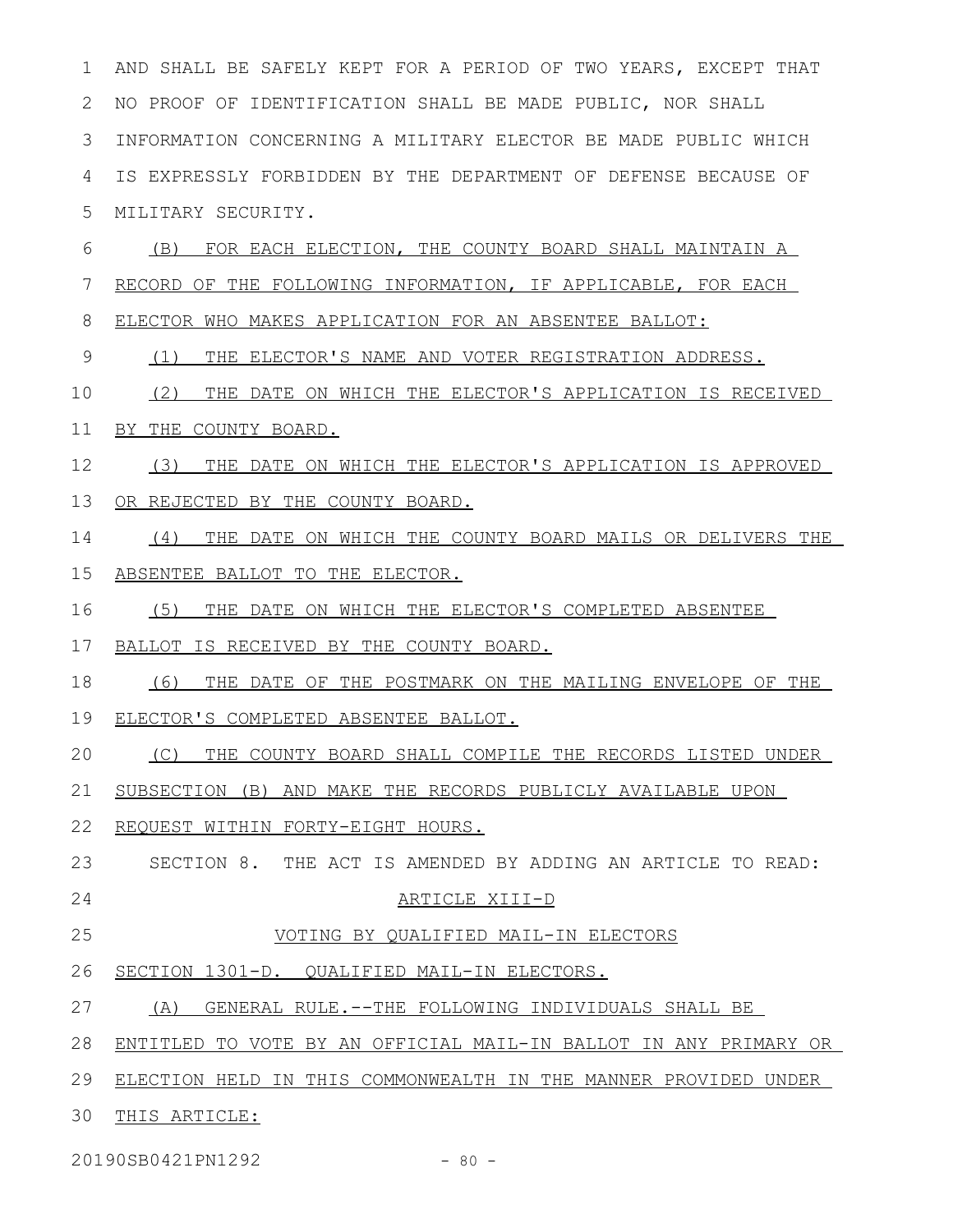AND SHALL BE SAFELY KEPT FOR A PERIOD OF TWO YEARS, EXCEPT THAT NO PROOF OF IDENTIFICATION SHALL BE MADE PUBLIC, NOR SHALL INFORMATION CONCERNING A MILITARY ELECTOR BE MADE PUBLIC WHICH IS EXPRESSLY FORBIDDEN BY THE DEPARTMENT OF DEFENSE BECAUSE OF MILITARY SECURITY.

(B) FOR EACH ELECTION, THE COUNTY BOARD SHALL MAINTAIN A RECORD OF THE FOLLOWING INFORMATION, IF APPLICABLE, FOR EACH ELECTOR WHO MAKES APPLICATION FOR AN ABSENTEE BALLOT:

(1) THE ELECTOR'S NAME AND VOTER REGISTRATION ADDRESS.

(2) THE DATE ON WHICH THE ELECTOR'S APPLICATION IS RECEIVED BY THE COUNTY BOARD.

(3) THE DATE ON WHICH THE ELECTOR'S APPLICATION IS APPROVED OR REJECTED BY THE COUNTY BOARD.

(4) THE DATE ON WHICH THE COUNTY BOARD MAILS OR DELIVERS THE ABSENTEE BALLOT TO THE ELECTOR.

(5) THE DATE ON WHICH THE ELECTOR'S COMPLETED ABSENTEE BALLOT IS RECEIVED BY THE COUNTY BOARD.

(6) THE DATE OF THE POSTMARK ON THE MAILING ENVELOPE OF THE ELECTOR'S COMPLETED ABSENTEE BALLOT.

(C) THE COUNTY BOARD SHALL COMPILE THE RECORDS LISTED UNDER SUBSECTION (B) AND MAKE THE RECORDS PUBLICLY AVAILABLE UPON REQUEST WITHIN FORTY-EIGHT HOURS.

SECTION 8. THE ACT IS AMENDED BY ADDING AN ARTICLE TO READ:

ARTICLE XIII-D

VOTING BY QUALIFIED MAIL-IN ELECTORS

SECTION 1301-D. QUALIFIED MAIL-IN ELECTORS.

(A) GENERAL RULE.--THE FOLLOWING INDIVIDUALS SHALL BE ENTITLED TO VOTE BY AN OFFICIAL MAIL-IN BALLOT IN ANY PRIMARY OR ELECTION HELD IN THIS COMMONWEALTH IN THE MANNER PROVIDED UNDER THIS ARTICLE: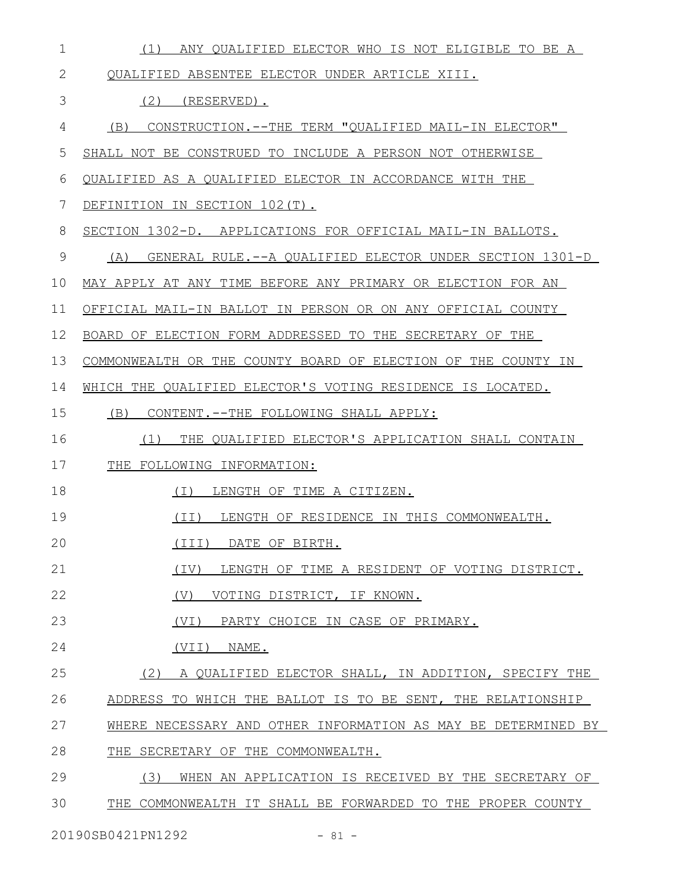(1) ANY QUALIFIED ELECTOR WHO IS NOT ELIGIBLE TO BE A QUALIFIED ABSENTEE ELECTOR UNDER ARTICLE XIII.

(2) (RESERVED).

(B) CONSTRUCTION.--THE TERM "QUALIFIED MAIL-IN ELECTOR" SHALL NOT BE CONSTRUED TO INCLUDE A PERSON NOT OTHERWISE QUALIFIED AS A QUALIFIED ELECTOR IN ACCORDANCE WITH THE DEFINITION IN SECTION 102(T).

SECTION 1302-D. APPLICATIONS FOR OFFICIAL MAIL-IN BALLOTS.

(A) GENERAL RULE.--A QUALIFIED ELECTOR UNDER SECTION 1301-D MAY APPLY AT ANY TIME BEFORE ANY PRIMARY OR ELECTION FOR AN OFFICIAL MAIL-IN BALLOT IN PERSON OR ON ANY OFFICIAL COUNTY BOARD OF ELECTION FORM ADDRESSED TO THE SECRETARY OF THE COMMONWEALTH OR THE COUNTY BOARD OF ELECTION OF THE COUNTY IN WHICH THE QUALIFIED ELECTOR'S VOTING RESIDENCE IS LOCATED.

(B) CONTENT.--THE FOLLOWING SHALL APPLY:

(1) THE QUALIFIED ELECTOR'S APPLICATION SHALL CONTAIN THE FOLLOWING INFORMATION:

(I) LENGTH OF TIME A CITIZEN.

(II) LENGTH OF RESIDENCE IN THIS COMMONWEALTH.

(III) DATE OF BIRTH.

(IV) LENGTH OF TIME A RESIDENT OF VOTING DISTRICT.

(V) VOTING DISTRICT, IF KNOWN.

(VI) PARTY CHOICE IN CASE OF PRIMARY.

(VII) NAME.

(2) A QUALIFIED ELECTOR SHALL, IN ADDITION, SPECIFY THE ADDRESS TO WHICH THE BALLOT IS TO BE SENT, THE RELATIONSHIP WHERE NECESSARY AND OTHER INFORMATION AS MAY BE DETERMINED BY THE SECRETARY OF THE COMMONWEALTH.

(3) WHEN AN APPLICATION IS RECEIVED BY THE SECRETARY OF THE COMMONWEALTH IT SHALL BE FORWARDED TO THE PROPER COUNTY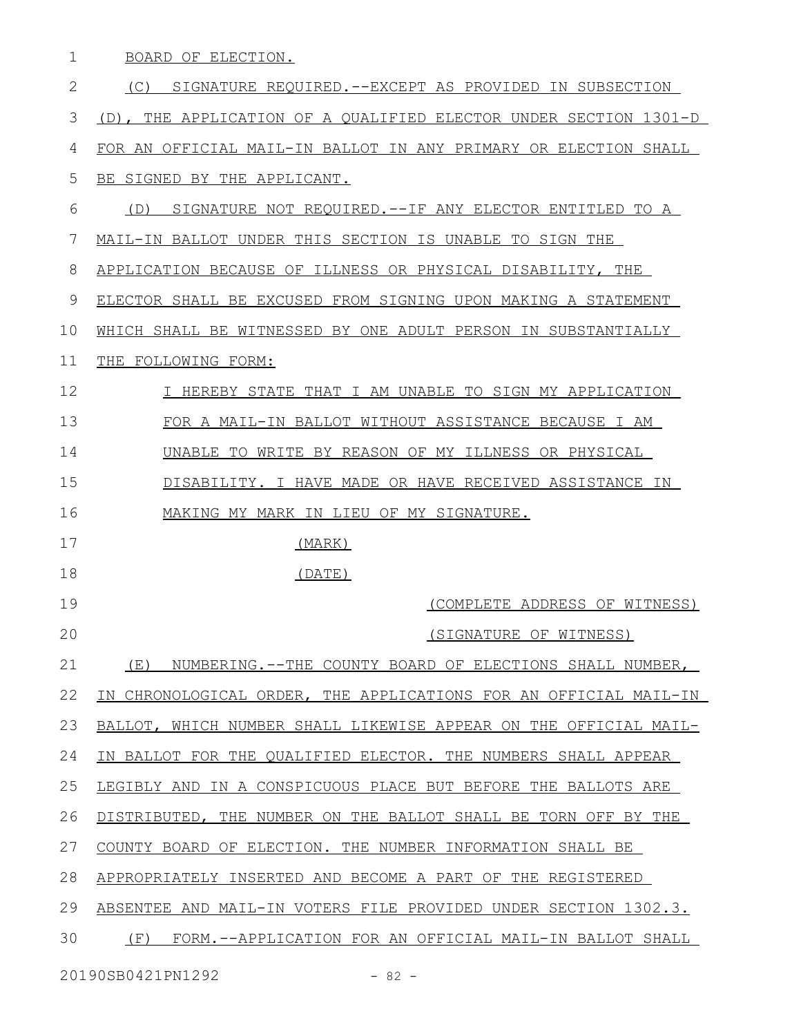BOARD OF ELECTION.

(C) SIGNATURE REQUIRED.--EXCEPT AS PROVIDED IN SUBSECTION (D), THE APPLICATION OF A QUALIFIED ELECTOR UNDER SECTION 1301-D FOR AN OFFICIAL MAIL-IN BALLOT IN ANY PRIMARY OR ELECTION SHALL BE SIGNED BY THE APPLICANT.

(D) SIGNATURE NOT REQUIRED.--IF ANY ELECTOR ENTITLED TO A MAIL-IN BALLOT UNDER THIS SECTION IS UNABLE TO SIGN THE APPLICATION BECAUSE OF ILLNESS OR PHYSICAL DISABILITY, THE ELECTOR SHALL BE EXCUSED FROM SIGNING UPON MAKING A STATEMENT WHICH SHALL BE WITNESSED BY ONE ADULT PERSON IN SUBSTANTIALLY THE FOLLOWING FORM:

> I HEREBY STATE THAT I AM UNABLE TO SIGN MY APPLICATION FOR A MAIL-IN BALLOT WITHOUT ASSISTANCE BECAUSE I AM UNABLE TO WRITE BY REASON OF MY ILLNESS OR PHYSICAL DISABILITY. I HAVE MADE OR HAVE RECEIVED ASSISTANCE IN MAKING MY MARK IN LIEU OF MY SIGNATURE.
>
> (MARK)
>
> (DATE)
>
> (COMPLETE ADDRESS OF WITNESS)
>
> (SIGNATURE OF WITNESS)

(E) NUMBERING.--THE COUNTY BOARD OF ELECTIONS SHALL NUMBER, IN CHRONOLOGICAL ORDER, THE APPLICATIONS FOR AN OFFICIAL MAIL-IN BALLOT, WHICH NUMBER SHALL LIKEWISE APPEAR ON THE OFFICIAL MAIL-IN BALLOT FOR THE QUALIFIED ELECTOR. THE NUMBERS SHALL APPEAR LEGIBLY AND IN A CONSPICUOUS PLACE BUT BEFORE THE BALLOTS ARE DISTRIBUTED, THE NUMBER ON THE BALLOT SHALL BE TORN OFF BY THE COUNTY BOARD OF ELECTION. THE NUMBER INFORMATION SHALL BE APPROPRIATELY INSERTED AND BECOME A PART OF THE REGISTERED ABSENTEE AND MAIL-IN VOTERS FILE PROVIDED UNDER SECTION 1302.3.

(F) FORM.--APPLICATION FOR AN OFFICIAL MAIL-IN BALLOT SHALL

20190SB0421PN1292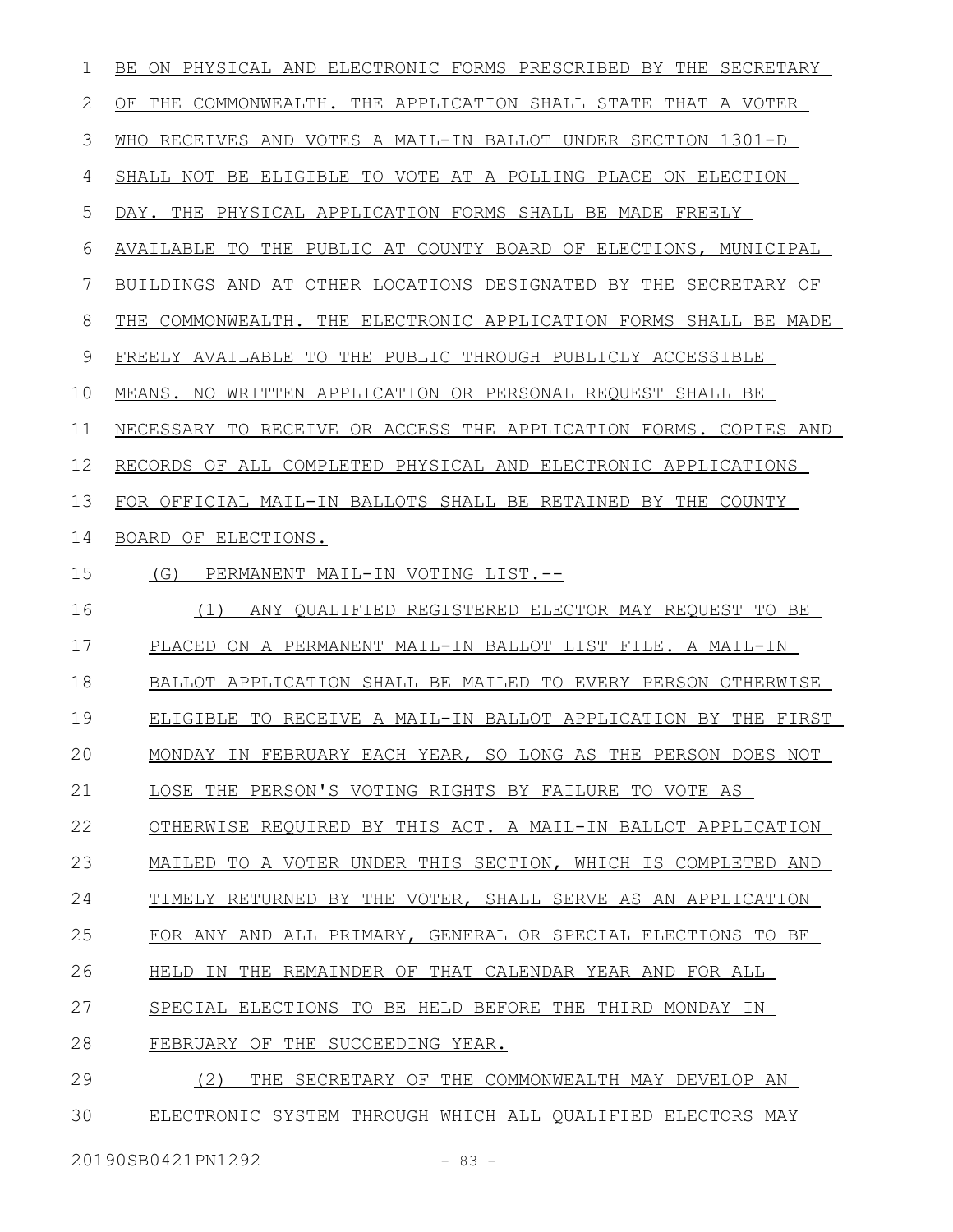BE ON PHYSICAL AND ELECTRONIC FORMS PRESCRIBED BY THE SECRETARY OF THE COMMONWEALTH. THE APPLICATION SHALL STATE THAT A VOTER WHO RECEIVES AND VOTES A MAIL-IN BALLOT UNDER SECTION 1301-D SHALL NOT BE ELIGIBLE TO VOTE AT A POLLING PLACE ON ELECTION DAY. THE PHYSICAL APPLICATION FORMS SHALL BE MADE FREELY AVAILABLE TO THE PUBLIC AT COUNTY BOARD OF ELECTIONS, MUNICIPAL BUILDINGS AND AT OTHER LOCATIONS DESIGNATED BY THE SECRETARY OF THE COMMONWEALTH. THE ELECTRONIC APPLICATION FORMS SHALL BE MADE FREELY AVAILABLE TO THE PUBLIC THROUGH PUBLICLY ACCESSIBLE MEANS. NO WRITTEN APPLICATION OR PERSONAL REQUEST SHALL BE NECESSARY TO RECEIVE OR ACCESS THE APPLICATION FORMS. COPIES AND RECORDS OF ALL COMPLETED PHYSICAL AND ELECTRONIC APPLICATIONS FOR OFFICIAL MAIL-IN BALLOTS SHALL BE RETAINED BY THE COUNTY BOARD OF ELECTIONS.

(G) PERMANENT MAIL-IN VOTING LIST.--

(1) ANY QUALIFIED REGISTERED ELECTOR MAY REQUEST TO BE PLACED ON A PERMANENT MAIL-IN BALLOT LIST FILE. A MAIL-IN BALLOT APPLICATION SHALL BE MAILED TO EVERY PERSON OTHERWISE ELIGIBLE TO RECEIVE A MAIL-IN BALLOT APPLICATION BY THE FIRST MONDAY IN FEBRUARY EACH YEAR, SO LONG AS THE PERSON DOES NOT LOSE THE PERSON'S VOTING RIGHTS BY FAILURE TO VOTE AS OTHERWISE REQUIRED BY THIS ACT. A MAIL-IN BALLOT APPLICATION MAILED TO A VOTER UNDER THIS SECTION, WHICH IS COMPLETED AND TIMELY RETURNED BY THE VOTER, SHALL SERVE AS AN APPLICATION FOR ANY AND ALL PRIMARY, GENERAL OR SPECIAL ELECTIONS TO BE HELD IN THE REMAINDER OF THAT CALENDAR YEAR AND FOR ALL SPECIAL ELECTIONS TO BE HELD BEFORE THE THIRD MONDAY IN FEBRUARY OF THE SUCCEEDING YEAR.

(2) THE SECRETARY OF THE COMMONWEALTH MAY DEVELOP AN ELECTRONIC SYSTEM THROUGH WHICH ALL QUALIFIED ELECTORS MAY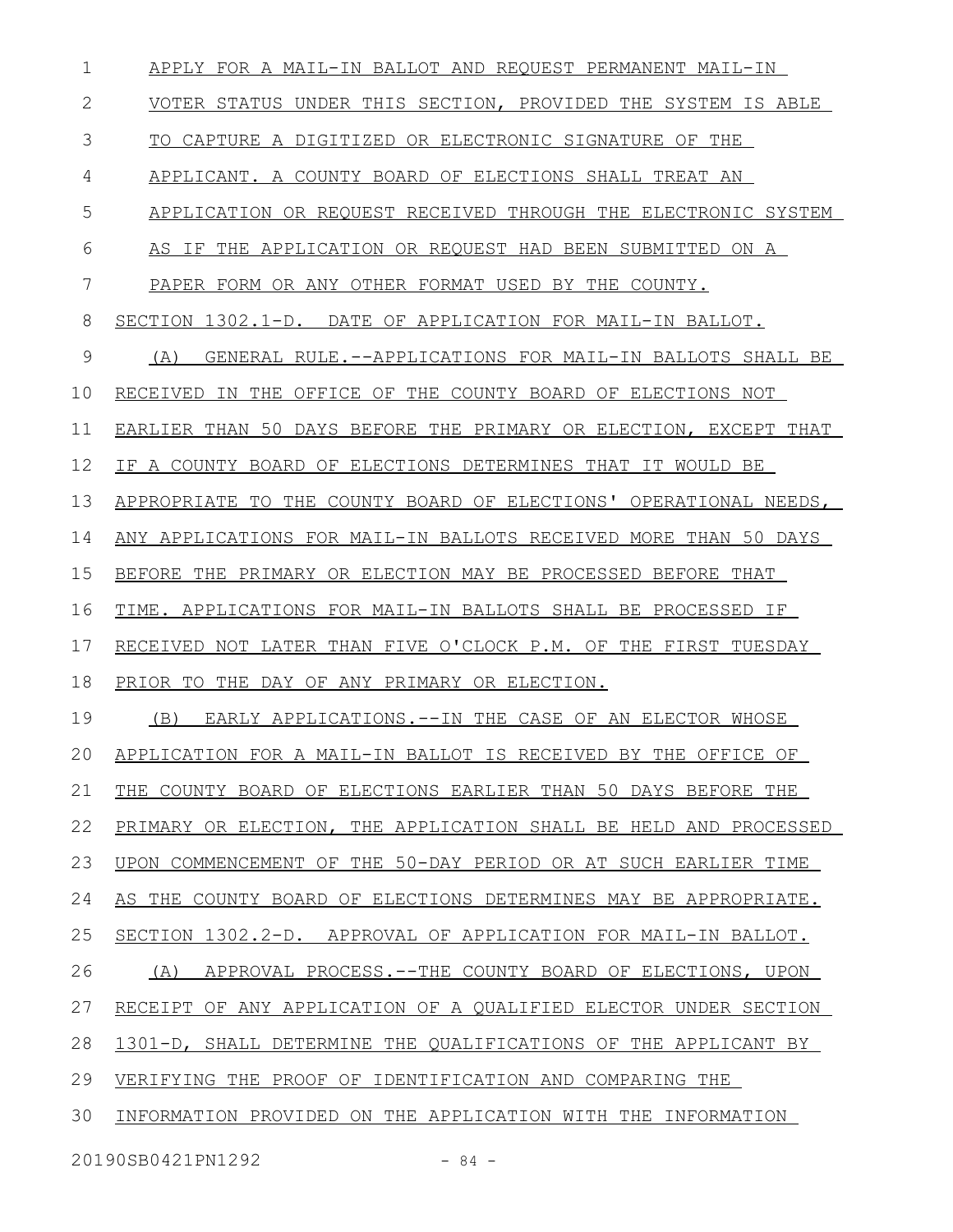APPLY FOR A MAIL-IN BALLOT AND REQUEST PERMANENT MAIL-IN VOTER STATUS UNDER THIS SECTION, PROVIDED THE SYSTEM IS ABLE TO CAPTURE A DIGITIZED OR ELECTRONIC SIGNATURE OF THE APPLICANT. A COUNTY BOARD OF ELECTIONS SHALL TREAT AN APPLICATION OR REQUEST RECEIVED THROUGH THE ELECTRONIC SYSTEM AS IF THE APPLICATION OR REQUEST HAD BEEN SUBMITTED ON A PAPER FORM OR ANY OTHER FORMAT USED BY THE COUNTY.

SECTION 1302.1-D. DATE OF APPLICATION FOR MAIL-IN BALLOT.

(A) GENERAL RULE.--APPLICATIONS FOR MAIL-IN BALLOTS SHALL BE RECEIVED IN THE OFFICE OF THE COUNTY BOARD OF ELECTIONS NOT EARLIER THAN 50 DAYS BEFORE THE PRIMARY OR ELECTION, EXCEPT THAT IF A COUNTY BOARD OF ELECTIONS DETERMINES THAT IT WOULD BE APPROPRIATE TO THE COUNTY BOARD OF ELECTIONS' OPERATIONAL NEEDS, ANY APPLICATIONS FOR MAIL-IN BALLOTS RECEIVED MORE THAN 50 DAYS BEFORE THE PRIMARY OR ELECTION MAY BE PROCESSED BEFORE THAT TIME. APPLICATIONS FOR MAIL-IN BALLOTS SHALL BE PROCESSED IF RECEIVED NOT LATER THAN FIVE O'CLOCK P.M. OF THE FIRST TUESDAY PRIOR TO THE DAY OF ANY PRIMARY OR ELECTION.

(B) EARLY APPLICATIONS.--IN THE CASE OF AN ELECTOR WHOSE APPLICATION FOR A MAIL-IN BALLOT IS RECEIVED BY THE OFFICE OF THE COUNTY BOARD OF ELECTIONS EARLIER THAN 50 DAYS BEFORE THE PRIMARY OR ELECTION, THE APPLICATION SHALL BE HELD AND PROCESSED UPON COMMENCEMENT OF THE 50-DAY PERIOD OR AT SUCH EARLIER TIME AS THE COUNTY BOARD OF ELECTIONS DETERMINES MAY BE APPROPRIATE.

SECTION 1302.2-D. APPROVAL OF APPLICATION FOR MAIL-IN BALLOT.

(A) APPROVAL PROCESS.--THE COUNTY BOARD OF ELECTIONS, UPON RECEIPT OF ANY APPLICATION OF A QUALIFIED ELECTOR UNDER SECTION 1301-D, SHALL DETERMINE THE QUALIFICATIONS OF THE APPLICANT BY VERIFYING THE PROOF OF IDENTIFICATION AND COMPARING THE INFORMATION PROVIDED ON THE APPLICATION WITH THE INFORMATION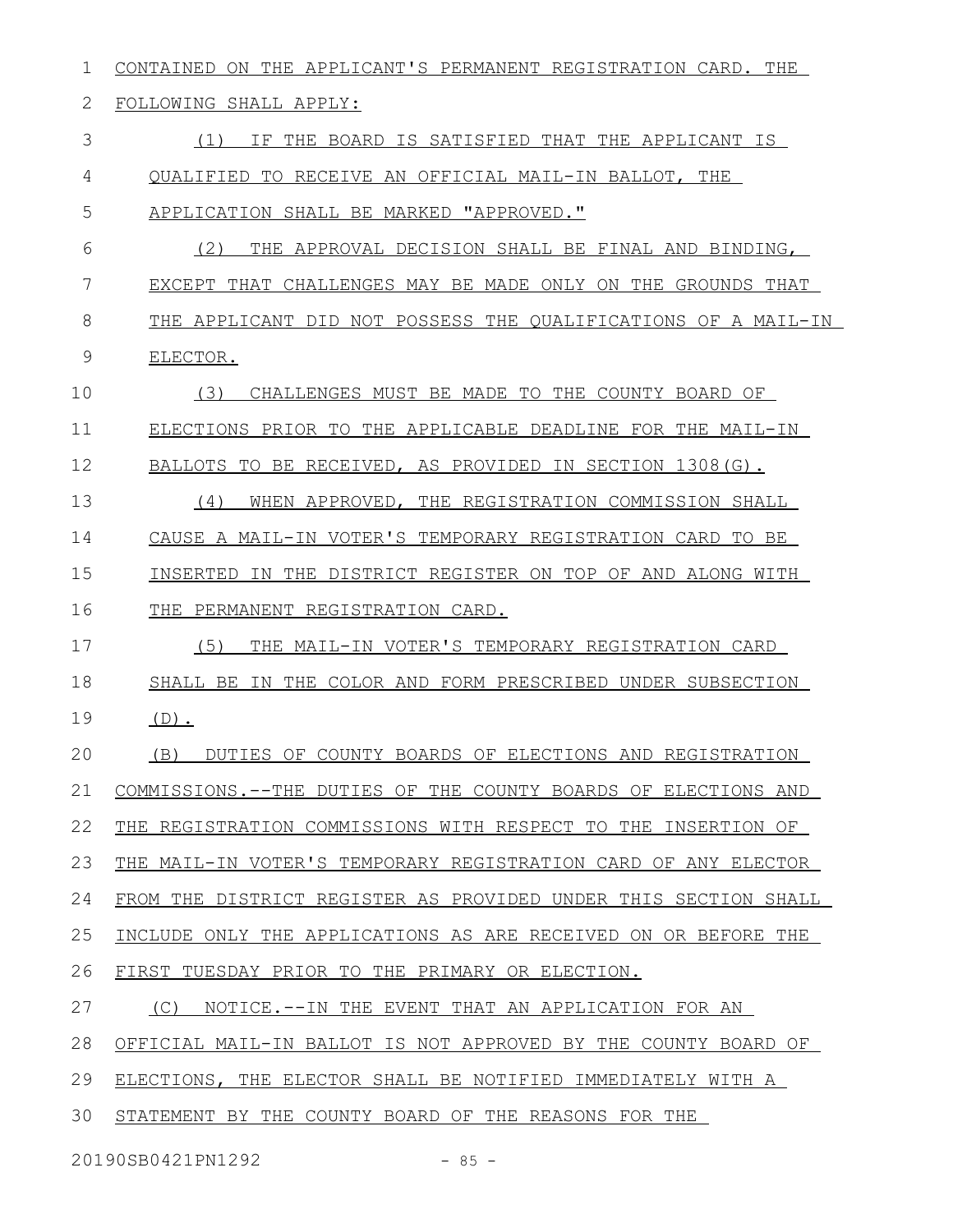CONTAINED ON THE APPLICANT'S PERMANENT REGISTRATION CARD. THE FOLLOWING SHALL APPLY:

(1) IF THE BOARD IS SATISFIED THAT THE APPLICANT IS QUALIFIED TO RECEIVE AN OFFICIAL MAIL-IN BALLOT, THE APPLICATION SHALL BE MARKED "APPROVED."

(2) THE APPROVAL DECISION SHALL BE FINAL AND BINDING, EXCEPT THAT CHALLENGES MAY BE MADE ONLY ON THE GROUNDS THAT THE APPLICANT DID NOT POSSESS THE QUALIFICATIONS OF A MAIL-IN ELECTOR.

(3) CHALLENGES MUST BE MADE TO THE COUNTY BOARD OF ELECTIONS PRIOR TO THE APPLICABLE DEADLINE FOR THE MAIL-IN BALLOTS TO BE RECEIVED, AS PROVIDED IN SECTION 1308(G).

(4) WHEN APPROVED, THE REGISTRATION COMMISSION SHALL CAUSE A MAIL-IN VOTER'S TEMPORARY REGISTRATION CARD TO BE INSERTED IN THE DISTRICT REGISTER ON TOP OF AND ALONG WITH THE PERMANENT REGISTRATION CARD.

(5) THE MAIL-IN VOTER'S TEMPORARY REGISTRATION CARD SHALL BE IN THE COLOR AND FORM PRESCRIBED UNDER SUBSECTION (D).

(B) DUTIES OF COUNTY BOARDS OF ELECTIONS AND REGISTRATION COMMISSIONS.--THE DUTIES OF THE COUNTY BOARDS OF ELECTIONS AND THE REGISTRATION COMMISSIONS WITH RESPECT TO THE INSERTION OF THE MAIL-IN VOTER'S TEMPORARY REGISTRATION CARD OF ANY ELECTOR FROM THE DISTRICT REGISTER AS PROVIDED UNDER THIS SECTION SHALL INCLUDE ONLY THE APPLICATIONS AS ARE RECEIVED ON OR BEFORE THE FIRST TUESDAY PRIOR TO THE PRIMARY OR ELECTION.

(C) NOTICE.--IN THE EVENT THAT AN APPLICATION FOR AN OFFICIAL MAIL-IN BALLOT IS NOT APPROVED BY THE COUNTY BOARD OF ELECTIONS, THE ELECTOR SHALL BE NOTIFIED IMMEDIATELY WITH A STATEMENT BY THE COUNTY BOARD OF THE REASONS FOR THE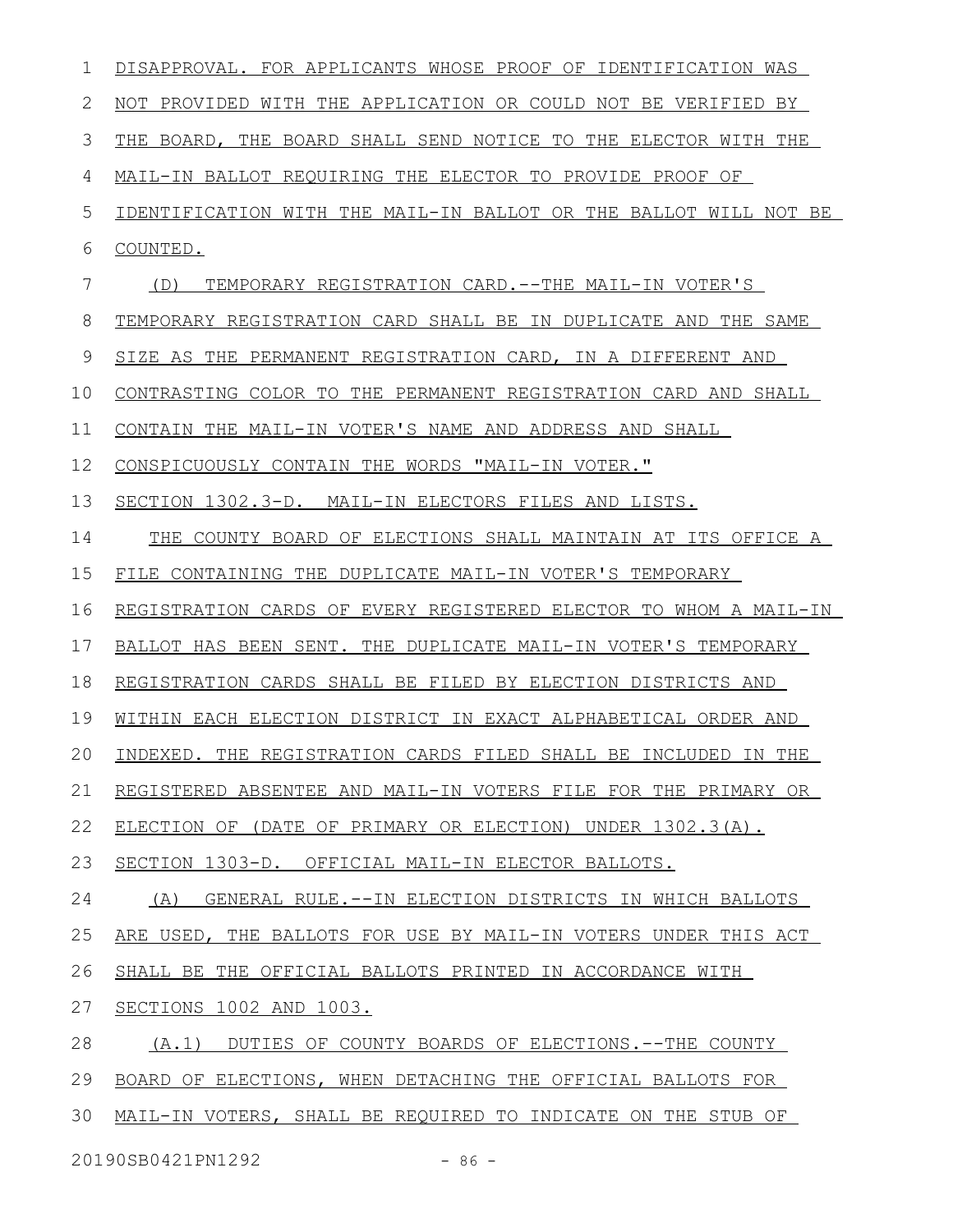DISAPPROVAL. FOR APPLICANTS WHOSE PROOF OF IDENTIFICATION WAS NOT PROVIDED WITH THE APPLICATION OR COULD NOT BE VERIFIED BY THE BOARD, THE BOARD SHALL SEND NOTICE TO THE ELECTOR WITH THE MAIL-IN BALLOT REQUIRING THE ELECTOR TO PROVIDE PROOF OF IDENTIFICATION WITH THE MAIL-IN BALLOT OR THE BALLOT WILL NOT BE COUNTED.

(D) TEMPORARY REGISTRATION CARD.--THE MAIL-IN VOTER'S TEMPORARY REGISTRATION CARD SHALL BE IN DUPLICATE AND THE SAME SIZE AS THE PERMANENT REGISTRATION CARD, IN A DIFFERENT AND CONTRASTING COLOR TO THE PERMANENT REGISTRATION CARD AND SHALL CONTAIN THE MAIL-IN VOTER'S NAME AND ADDRESS AND SHALL CONSPICUOUSLY CONTAIN THE WORDS "MAIL-IN VOTER."

SECTION 1302.3-D. MAIL-IN ELECTORS FILES AND LISTS.

THE COUNTY BOARD OF ELECTIONS SHALL MAINTAIN AT ITS OFFICE A FILE CONTAINING THE DUPLICATE MAIL-IN VOTER'S TEMPORARY REGISTRATION CARDS OF EVERY REGISTERED ELECTOR TO WHOM A MAIL-IN BALLOT HAS BEEN SENT. THE DUPLICATE MAIL-IN VOTER'S TEMPORARY REGISTRATION CARDS SHALL BE FILED BY ELECTION DISTRICTS AND WITHIN EACH ELECTION DISTRICT IN EXACT ALPHABETICAL ORDER AND INDEXED. THE REGISTRATION CARDS FILED SHALL BE INCLUDED IN THE REGISTERED ABSENTEE AND MAIL-IN VOTERS FILE FOR THE PRIMARY OR ELECTION OF (DATE OF PRIMARY OR ELECTION) UNDER 1302.3(A).

SECTION 1303-D. OFFICIAL MAIL-IN ELECTOR BALLOTS.

(A) GENERAL RULE.--IN ELECTION DISTRICTS IN WHICH BALLOTS ARE USED, THE BALLOTS FOR USE BY MAIL-IN VOTERS UNDER THIS ACT SHALL BE THE OFFICIAL BALLOTS PRINTED IN ACCORDANCE WITH SECTIONS 1002 AND 1003.

(A.1) DUTIES OF COUNTY BOARDS OF ELECTIONS.--THE COUNTY BOARD OF ELECTIONS, WHEN DETACHING THE OFFICIAL BALLOTS FOR MAIL-IN VOTERS, SHALL BE REQUIRED TO INDICATE ON THE STUB OF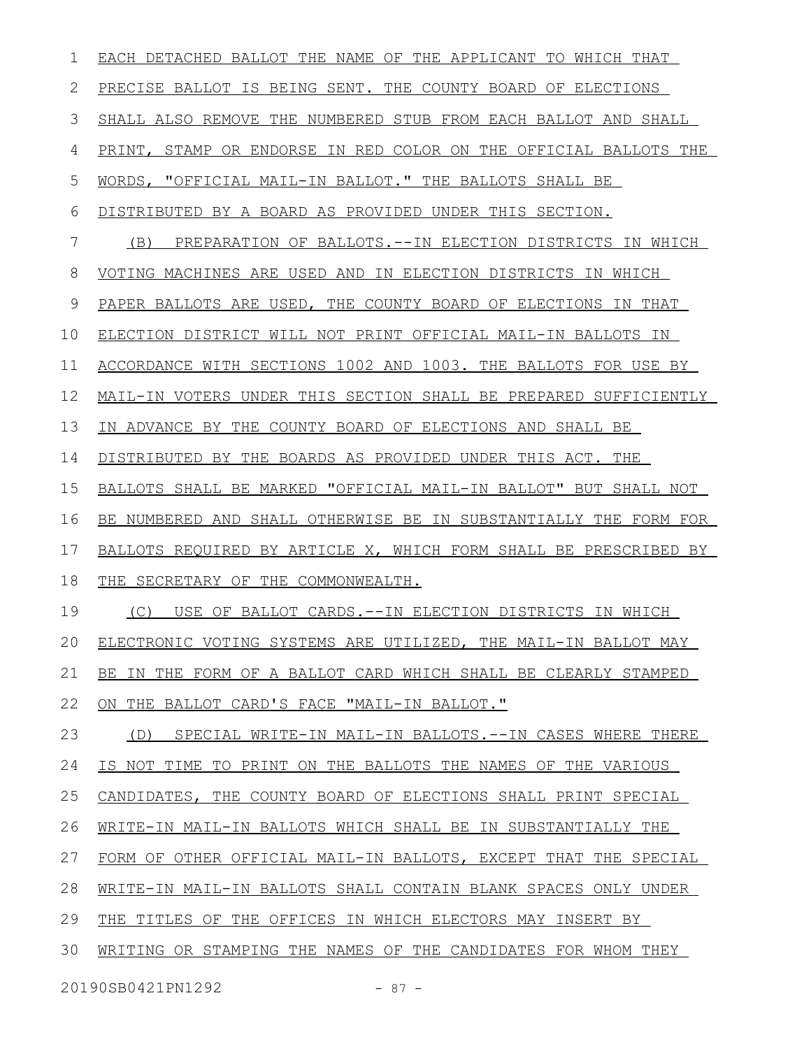EACH DETACHED BALLOT THE NAME OF THE APPLICANT TO WHICH THAT PRECISE BALLOT IS BEING SENT. THE COUNTY BOARD OF ELECTIONS SHALL ALSO REMOVE THE NUMBERED STUB FROM EACH BALLOT AND SHALL PRINT, STAMP OR ENDORSE IN RED COLOR ON THE OFFICIAL BALLOTS THE WORDS, "OFFICIAL MAIL-IN BALLOT." THE BALLOTS SHALL BE DISTRIBUTED BY A BOARD AS PROVIDED UNDER THIS SECTION.

(B) PREPARATION OF BALLOTS.--IN ELECTION DISTRICTS IN WHICH VOTING MACHINES ARE USED AND IN ELECTION DISTRICTS IN WHICH PAPER BALLOTS ARE USED, THE COUNTY BOARD OF ELECTIONS IN THAT ELECTION DISTRICT WILL NOT PRINT OFFICIAL MAIL-IN BALLOTS IN ACCORDANCE WITH SECTIONS 1002 AND 1003. THE BALLOTS FOR USE BY MAIL-IN VOTERS UNDER THIS SECTION SHALL BE PREPARED SUFFICIENTLY IN ADVANCE BY THE COUNTY BOARD OF ELECTIONS AND SHALL BE DISTRIBUTED BY THE BOARDS AS PROVIDED UNDER THIS ACT. THE BALLOTS SHALL BE MARKED "OFFICIAL MAIL-IN BALLOT" BUT SHALL NOT BE NUMBERED AND SHALL OTHERWISE BE IN SUBSTANTIALLY THE FORM FOR BALLOTS REQUIRED BY ARTICLE X, WHICH FORM SHALL BE PRESCRIBED BY THE SECRETARY OF THE COMMONWEALTH.

(C) USE OF BALLOT CARDS.--IN ELECTION DISTRICTS IN WHICH ELECTRONIC VOTING SYSTEMS ARE UTILIZED, THE MAIL-IN BALLOT MAY BE IN THE FORM OF A BALLOT CARD WHICH SHALL BE CLEARLY STAMPED ON THE BALLOT CARD'S FACE "MAIL-IN BALLOT."

(D) SPECIAL WRITE-IN MAIL-IN BALLOTS.--IN CASES WHERE THERE IS NOT TIME TO PRINT ON THE BALLOTS THE NAMES OF THE VARIOUS CANDIDATES, THE COUNTY BOARD OF ELECTIONS SHALL PRINT SPECIAL WRITE-IN MAIL-IN BALLOTS WHICH SHALL BE IN SUBSTANTIALLY THE FORM OF OTHER OFFICIAL MAIL-IN BALLOTS, EXCEPT THAT THE SPECIAL WRITE-IN MAIL-IN BALLOTS SHALL CONTAIN BLANK SPACES ONLY UNDER THE TITLES OF THE OFFICES IN WHICH ELECTORS MAY INSERT BY WRITING OR STAMPING THE NAMES OF THE CANDIDATES FOR WHOM THEY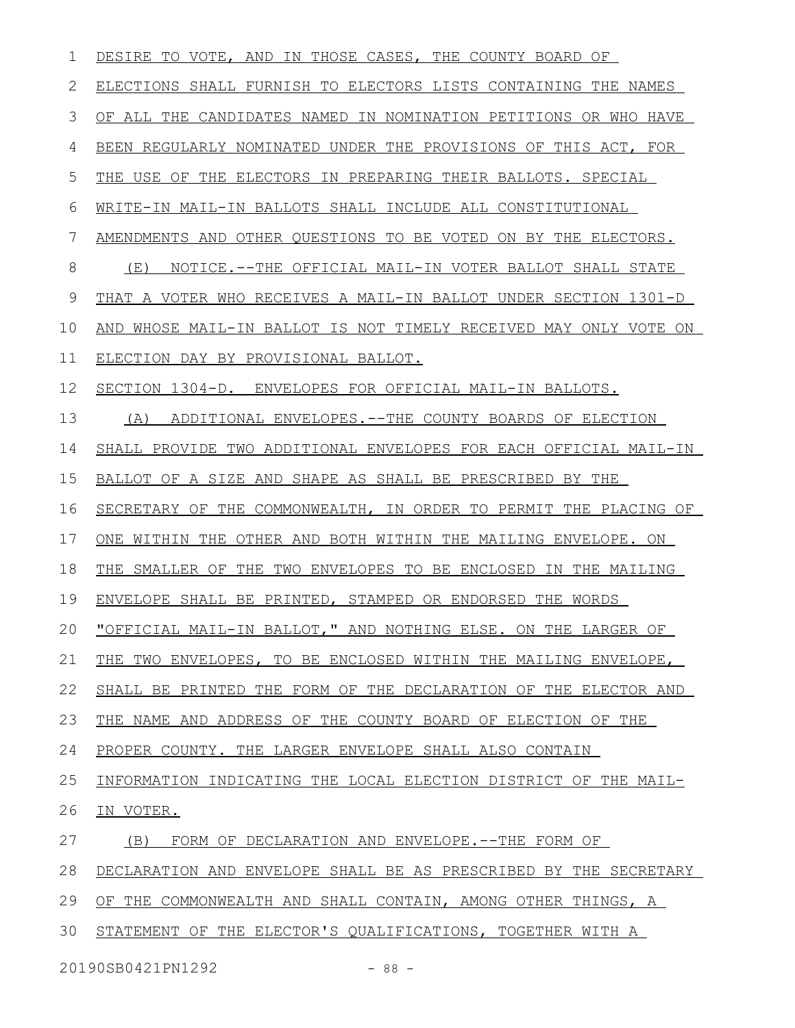DESIRE TO VOTE, AND IN THOSE CASES, THE COUNTY BOARD OF ELECTIONS SHALL FURNISH TO ELECTORS LISTS CONTAINING THE NAMES OF ALL THE CANDIDATES NAMED IN NOMINATION PETITIONS OR WHO HAVE BEEN REGULARLY NOMINATED UNDER THE PROVISIONS OF THIS ACT, FOR THE USE OF THE ELECTORS IN PREPARING THEIR BALLOTS. SPECIAL WRITE-IN MAIL-IN BALLOTS SHALL INCLUDE ALL CONSTITUTIONAL AMENDMENTS AND OTHER QUESTIONS TO BE VOTED ON BY THE ELECTORS.

(E) NOTICE.--THE OFFICIAL MAIL-IN VOTER BALLOT SHALL STATE THAT A VOTER WHO RECEIVES A MAIL-IN BALLOT UNDER SECTION 1301-D AND WHOSE MAIL-IN BALLOT IS NOT TIMELY RECEIVED MAY ONLY VOTE ON ELECTION DAY BY PROVISIONAL BALLOT.

SECTION 1304-D. ENVELOPES FOR OFFICIAL MAIL-IN BALLOTS.

(A) ADDITIONAL ENVELOPES.--THE COUNTY BOARDS OF ELECTION SHALL PROVIDE TWO ADDITIONAL ENVELOPES FOR EACH OFFICIAL MAIL-IN BALLOT OF A SIZE AND SHAPE AS SHALL BE PRESCRIBED BY THE SECRETARY OF THE COMMONWEALTH, IN ORDER TO PERMIT THE PLACING OF ONE WITHIN THE OTHER AND BOTH WITHIN THE MAILING ENVELOPE. ON THE SMALLER OF THE TWO ENVELOPES TO BE ENCLOSED IN THE MAILING ENVELOPE SHALL BE PRINTED, STAMPED OR ENDORSED THE WORDS "OFFICIAL MAIL-IN BALLOT," AND NOTHING ELSE. ON THE LARGER OF THE TWO ENVELOPES, TO BE ENCLOSED WITHIN THE MAILING ENVELOPE, SHALL BE PRINTED THE FORM OF THE DECLARATION OF THE ELECTOR AND THE NAME AND ADDRESS OF THE COUNTY BOARD OF ELECTION OF THE PROPER COUNTY. THE LARGER ENVELOPE SHALL ALSO CONTAIN INFORMATION INDICATING THE LOCAL ELECTION DISTRICT OF THE MAIL-IN VOTER.

(B) FORM OF DECLARATION AND ENVELOPE.--THE FORM OF DECLARATION AND ENVELOPE SHALL BE AS PRESCRIBED BY THE SECRETARY OF THE COMMONWEALTH AND SHALL CONTAIN, AMONG OTHER THINGS, A STATEMENT OF THE ELECTOR'S QUALIFICATIONS, TOGETHER WITH A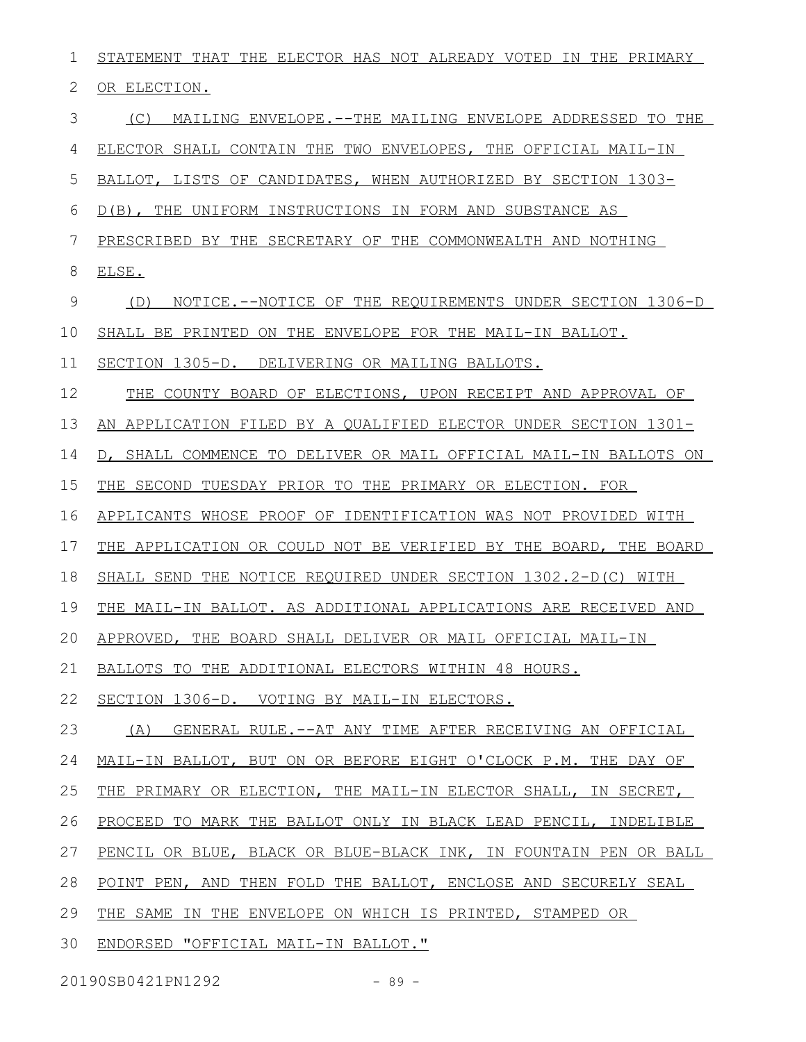STATEMENT THAT THE ELECTOR HAS NOT ALREADY VOTED IN THE PRIMARY OR ELECTION.

(C) MAILING ENVELOPE.--THE MAILING ENVELOPE ADDRESSED TO THE ELECTOR SHALL CONTAIN THE TWO ENVELOPES, THE OFFICIAL MAIL-IN BALLOT, LISTS OF CANDIDATES, WHEN AUTHORIZED BY SECTION 1303-D(B), THE UNIFORM INSTRUCTIONS IN FORM AND SUBSTANCE AS PRESCRIBED BY THE SECRETARY OF THE COMMONWEALTH AND NOTHING ELSE.

(D) NOTICE.--NOTICE OF THE REQUIREMENTS UNDER SECTION 1306-D SHALL BE PRINTED ON THE ENVELOPE FOR THE MAIL-IN BALLOT.

SECTION 1305-D. DELIVERING OR MAILING BALLOTS.

THE COUNTY BOARD OF ELECTIONS, UPON RECEIPT AND APPROVAL OF AN APPLICATION FILED BY A QUALIFIED ELECTOR UNDER SECTION 1301-D, SHALL COMMENCE TO DELIVER OR MAIL OFFICIAL MAIL-IN BALLOTS ON THE SECOND TUESDAY PRIOR TO THE PRIMARY OR ELECTION. FOR APPLICANTS WHOSE PROOF OF IDENTIFICATION WAS NOT PROVIDED WITH THE APPLICATION OR COULD NOT BE VERIFIED BY THE BOARD, THE BOARD SHALL SEND THE NOTICE REQUIRED UNDER SECTION 1302.2-D(C) WITH THE MAIL-IN BALLOT. AS ADDITIONAL APPLICATIONS ARE RECEIVED AND APPROVED, THE BOARD SHALL DELIVER OR MAIL OFFICIAL MAIL-IN BALLOTS TO THE ADDITIONAL ELECTORS WITHIN 48 HOURS.

SECTION 1306-D. VOTING BY MAIL-IN ELECTORS.

(A) GENERAL RULE.--AT ANY TIME AFTER RECEIVING AN OFFICIAL MAIL-IN BALLOT, BUT ON OR BEFORE EIGHT O'CLOCK P.M. THE DAY OF THE PRIMARY OR ELECTION, THE MAIL-IN ELECTOR SHALL, IN SECRET, PROCEED TO MARK THE BALLOT ONLY IN BLACK LEAD PENCIL, INDELIBLE PENCIL OR BLUE, BLACK OR BLUE-BLACK INK, IN FOUNTAIN PEN OR BALL POINT PEN, AND THEN FOLD THE BALLOT, ENCLOSE AND SECURELY SEAL THE SAME IN THE ENVELOPE ON WHICH IS PRINTED, STAMPED OR ENDORSED "OFFICIAL MAIL-IN BALLOT."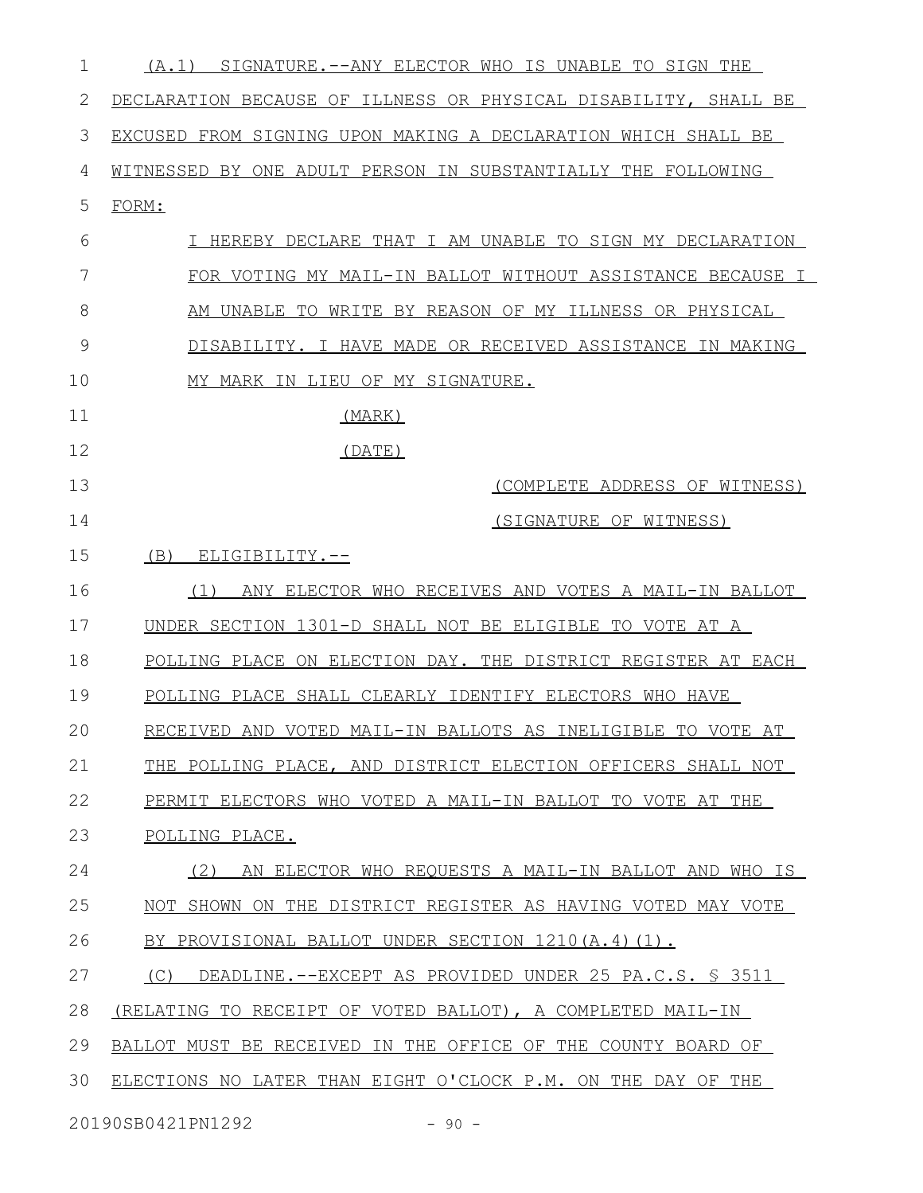(A.1) SIGNATURE.--ANY ELECTOR WHO IS UNABLE TO SIGN THE DECLARATION BECAUSE OF ILLNESS OR PHYSICAL DISABILITY, SHALL BE EXCUSED FROM SIGNING UPON MAKING A DECLARATION WHICH SHALL BE WITNESSED BY ONE ADULT PERSON IN SUBSTANTIALLY THE FOLLOWING FORM:

I HEREBY DECLARE THAT I AM UNABLE TO SIGN MY DECLARATION FOR VOTING MY MAIL-IN BALLOT WITHOUT ASSISTANCE BECAUSE I AM UNABLE TO WRITE BY REASON OF MY ILLNESS OR PHYSICAL DISABILITY. I HAVE MADE OR RECEIVED ASSISTANCE IN MAKING MY MARK IN LIEU OF MY SIGNATURE.

(MARK)

(DATE)

(COMPLETE ADDRESS OF WITNESS)

(SIGNATURE OF WITNESS)

(B) ELIGIBILITY.--

(1) ANY ELECTOR WHO RECEIVES AND VOTES A MAIL-IN BALLOT UNDER SECTION 1301-D SHALL NOT BE ELIGIBLE TO VOTE AT A POLLING PLACE ON ELECTION DAY. THE DISTRICT REGISTER AT EACH POLLING PLACE SHALL CLEARLY IDENTIFY ELECTORS WHO HAVE RECEIVED AND VOTED MAIL-IN BALLOTS AS INELIGIBLE TO VOTE AT THE POLLING PLACE, AND DISTRICT ELECTION OFFICERS SHALL NOT PERMIT ELECTORS WHO VOTED A MAIL-IN BALLOT TO VOTE AT THE POLLING PLACE.

(2) AN ELECTOR WHO REQUESTS A MAIL-IN BALLOT AND WHO IS NOT SHOWN ON THE DISTRICT REGISTER AS HAVING VOTED MAY VOTE BY PROVISIONAL BALLOT UNDER SECTION 1210(A.4)(1).

(C) DEADLINE.--EXCEPT AS PROVIDED UNDER 25 PA.C.S. § 3511 (RELATING TO RECEIPT OF VOTED BALLOT), A COMPLETED MAIL-IN BALLOT MUST BE RECEIVED IN THE OFFICE OF THE COUNTY BOARD OF ELECTIONS NO LATER THAN EIGHT O'CLOCK P.M. ON THE DAY OF THE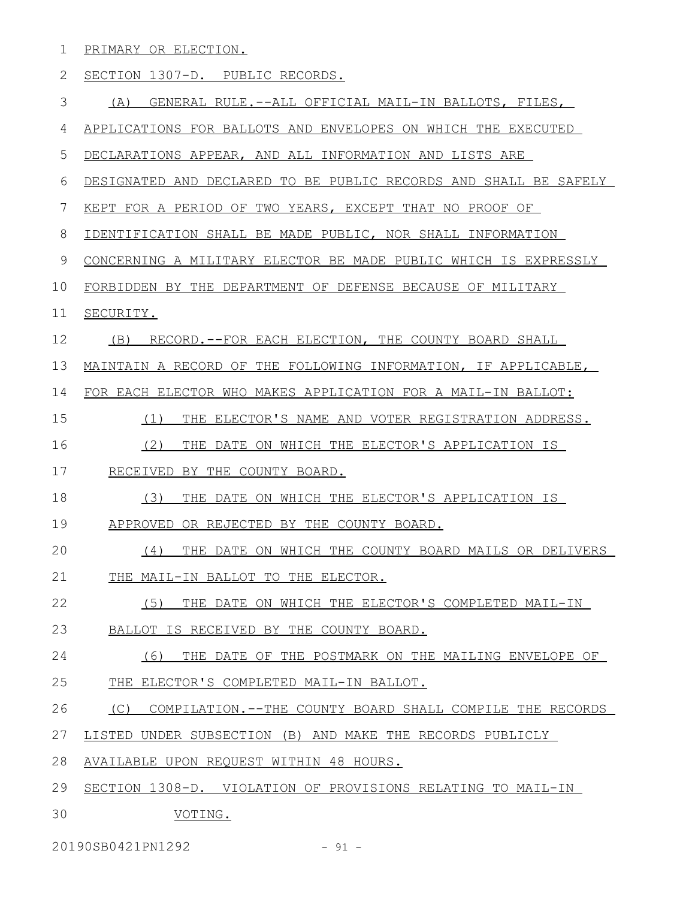PRIMARY OR ELECTION.

SECTION 1307-D. PUBLIC RECORDS.

(A) GENERAL RULE.--ALL OFFICIAL MAIL-IN BALLOTS, FILES, APPLICATIONS FOR BALLOTS AND ENVELOPES ON WHICH THE EXECUTED DECLARATIONS APPEAR, AND ALL INFORMATION AND LISTS ARE DESIGNATED AND DECLARED TO BE PUBLIC RECORDS AND SHALL BE SAFELY KEPT FOR A PERIOD OF TWO YEARS, EXCEPT THAT NO PROOF OF IDENTIFICATION SHALL BE MADE PUBLIC, NOR SHALL INFORMATION CONCERNING A MILITARY ELECTOR BE MADE PUBLIC WHICH IS EXPRESSLY FORBIDDEN BY THE DEPARTMENT OF DEFENSE BECAUSE OF MILITARY SECURITY.

(B) RECORD.--FOR EACH ELECTION, THE COUNTY BOARD SHALL MAINTAIN A RECORD OF THE FOLLOWING INFORMATION, IF APPLICABLE, FOR EACH ELECTOR WHO MAKES APPLICATION FOR A MAIL-IN BALLOT:

(1) THE ELECTOR'S NAME AND VOTER REGISTRATION ADDRESS.

(2) THE DATE ON WHICH THE ELECTOR'S APPLICATION IS RECEIVED BY THE COUNTY BOARD.

(3) THE DATE ON WHICH THE ELECTOR'S APPLICATION IS APPROVED OR REJECTED BY THE COUNTY BOARD.

(4) THE DATE ON WHICH THE COUNTY BOARD MAILS OR DELIVERS THE MAIL-IN BALLOT TO THE ELECTOR.

(5) THE DATE ON WHICH THE ELECTOR'S COMPLETED MAIL-IN BALLOT IS RECEIVED BY THE COUNTY BOARD.

(6) THE DATE OF THE POSTMARK ON THE MAILING ENVELOPE OF THE ELECTOR'S COMPLETED MAIL-IN BALLOT.

(C) COMPILATION.--THE COUNTY BOARD SHALL COMPILE THE RECORDS LISTED UNDER SUBSECTION (B) AND MAKE THE RECORDS PUBLICLY AVAILABLE UPON REQUEST WITHIN 48 HOURS.

SECTION 1308-D. VIOLATION OF PROVISIONS RELATING TO MAIL-IN VOTING.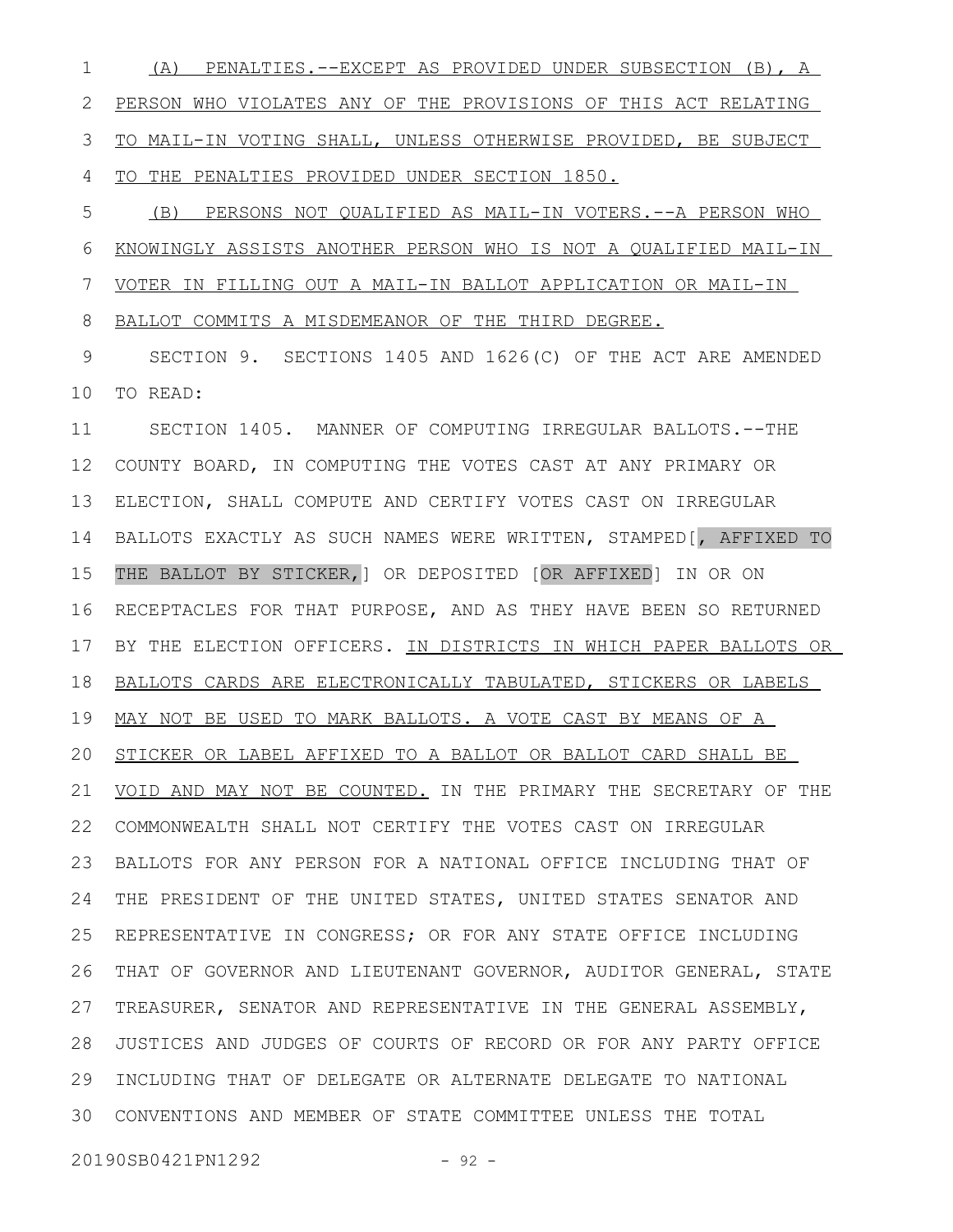(A) PENALTIES.--EXCEPT AS PROVIDED UNDER SUBSECTION (B), A PERSON WHO VIOLATES ANY OF THE PROVISIONS OF THIS ACT RELATING TO MAIL-IN VOTING SHALL, UNLESS OTHERWISE PROVIDED, BE SUBJECT TO THE PENALTIES PROVIDED UNDER SECTION 1850.

(B) PERSONS NOT QUALIFIED AS MAIL-IN VOTERS.--A PERSON WHO KNOWINGLY ASSISTS ANOTHER PERSON WHO IS NOT A QUALIFIED MAIL-IN VOTER IN FILLING OUT A MAIL-IN BALLOT APPLICATION OR MAIL-IN BALLOT COMMITS A MISDEMEANOR OF THE THIRD DEGREE.

SECTION 9. SECTIONS 1405 AND 1626(C) OF THE ACT ARE AMENDED TO READ:

SECTION 1405. MANNER OF COMPUTING IRREGULAR BALLOTS.--THE COUNTY BOARD, IN COMPUTING THE VOTES CAST AT ANY PRIMARY OR ELECTION, SHALL COMPUTE AND CERTIFY VOTES CAST ON IRREGULAR BALLOTS EXACTLY AS SUCH NAMES WERE WRITTEN, STAMPED[, AFFIXED TO THE BALLOT BY STICKER,] OR DEPOSITED [OR AFFIXED] IN OR ON RECEPTACLES FOR THAT PURPOSE, AND AS THEY HAVE BEEN SO RETURNED BY THE ELECTION OFFICERS. IN DISTRICTS IN WHICH PAPER BALLOTS OR BALLOTS CARDS ARE ELECTRONICALLY TABULATED, STICKERS OR LABELS MAY NOT BE USED TO MARK BALLOTS. A VOTE CAST BY MEANS OF A STICKER OR LABEL AFFIXED TO A BALLOT OR BALLOT CARD SHALL BE VOID AND MAY NOT BE COUNTED. IN THE PRIMARY THE SECRETARY OF THE COMMONWEALTH SHALL NOT CERTIFY THE VOTES CAST ON IRREGULAR BALLOTS FOR ANY PERSON FOR A NATIONAL OFFICE INCLUDING THAT OF THE PRESIDENT OF THE UNITED STATES, UNITED STATES SENATOR AND REPRESENTATIVE IN CONGRESS; OR FOR ANY STATE OFFICE INCLUDING THAT OF GOVERNOR AND LIEUTENANT GOVERNOR, AUDITOR GENERAL, STATE TREASURER, SENATOR AND REPRESENTATIVE IN THE GENERAL ASSEMBLY, JUSTICES AND JUDGES OF COURTS OF RECORD OR FOR ANY PARTY OFFICE INCLUDING THAT OF DELEGATE OR ALTERNATE DELEGATE TO NATIONAL CONVENTIONS AND MEMBER OF STATE COMMITTEE UNLESS THE TOTAL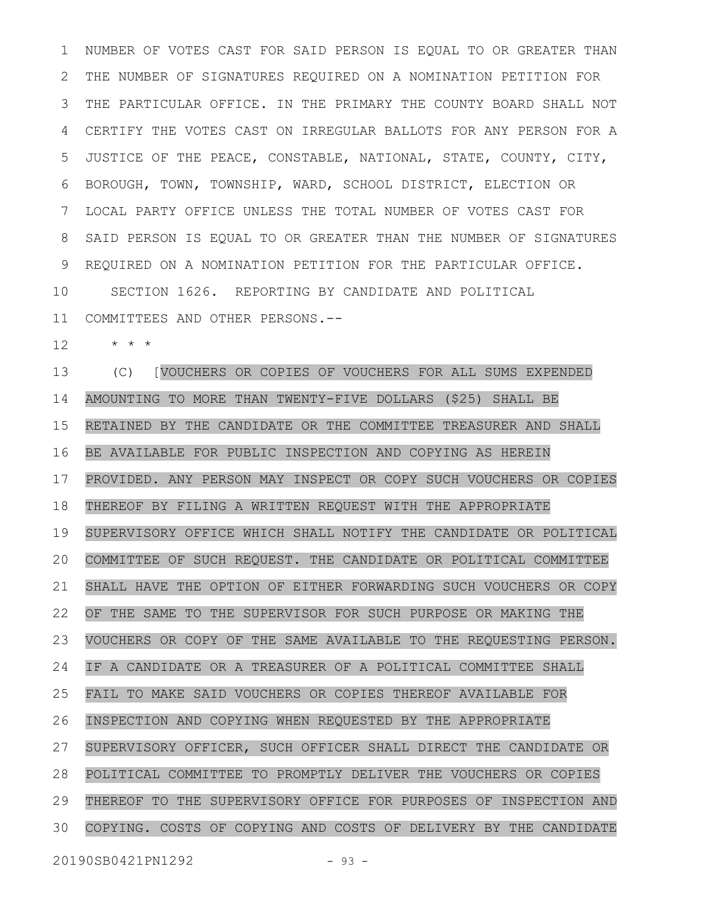NUMBER OF VOTES CAST FOR SAID PERSON IS EQUAL TO OR GREATER THAN THE NUMBER OF SIGNATURES REQUIRED ON A NOMINATION PETITION FOR THE PARTICULAR OFFICE. IN THE PRIMARY THE COUNTY BOARD SHALL NOT CERTIFY THE VOTES CAST ON IRREGULAR BALLOTS FOR ANY PERSON FOR A JUSTICE OF THE PEACE, CONSTABLE, NATIONAL, STATE, COUNTY, CITY, BOROUGH, TOWN, TOWNSHIP, WARD, SCHOOL DISTRICT, ELECTION OR LOCAL PARTY OFFICE UNLESS THE TOTAL NUMBER OF VOTES CAST FOR SAID PERSON IS EQUAL TO OR GREATER THAN THE NUMBER OF SIGNATURES REQUIRED ON A NOMINATION PETITION FOR THE PARTICULAR OFFICE.

SECTION 1626. REPORTING BY CANDIDATE AND POLITICAL COMMITTEES AND OTHER PERSONS.--

\* \* \*

(C) [VOUCHERS OR COPIES OF VOUCHERS FOR ALL SUMS EXPENDED AMOUNTING TO MORE THAN TWENTY-FIVE DOLLARS ($25) SHALL BE RETAINED BY THE CANDIDATE OR THE COMMITTEE TREASURER AND SHALL BE AVAILABLE FOR PUBLIC INSPECTION AND COPYING AS HEREIN PROVIDED. ANY PERSON MAY INSPECT OR COPY SUCH VOUCHERS OR COPIES THEREOF BY FILING A WRITTEN REQUEST WITH THE APPROPRIATE SUPERVISORY OFFICE WHICH SHALL NOTIFY THE CANDIDATE OR POLITICAL COMMITTEE OF SUCH REQUEST. THE CANDIDATE OR POLITICAL COMMITTEE SHALL HAVE THE OPTION OF EITHER FORWARDING SUCH VOUCHERS OR COPY OF THE SAME TO THE SUPERVISOR FOR SUCH PURPOSE OR MAKING THE VOUCHERS OR COPY OF THE SAME AVAILABLE TO THE REQUESTING PERSON. IF A CANDIDATE OR A TREASURER OF A POLITICAL COMMITTEE SHALL FAIL TO MAKE SAID VOUCHERS OR COPIES THEREOF AVAILABLE FOR INSPECTION AND COPYING WHEN REQUESTED BY THE APPROPRIATE SUPERVISORY OFFICER, SUCH OFFICER SHALL DIRECT THE CANDIDATE OR POLITICAL COMMITTEE TO PROMPTLY DELIVER THE VOUCHERS OR COPIES THEREOF TO THE SUPERVISORY OFFICE FOR PURPOSES OF INSPECTION AND COPYING. COSTS OF COPYING AND COSTS OF DELIVERY BY THE CANDIDATE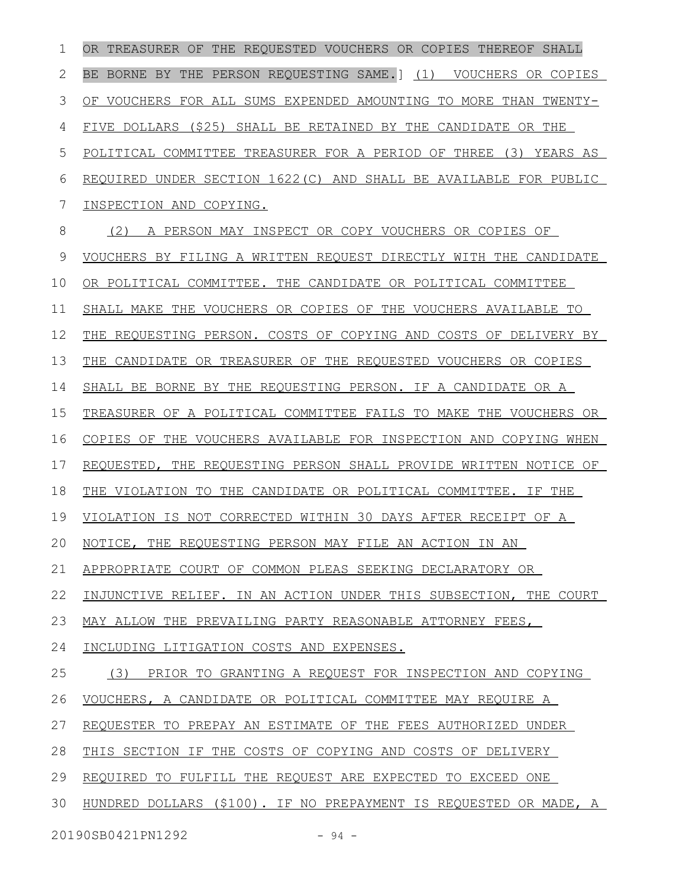OR TREASURER OF THE REQUESTED VOUCHERS OR COPIES THEREOF SHALL BE BORNE BY THE PERSON REQUESTING SAME.] (1) VOUCHERS OR COPIES OF VOUCHERS FOR ALL SUMS EXPENDED AMOUNTING TO MORE THAN TWENTY-FIVE DOLLARS ($25) SHALL BE RETAINED BY THE CANDIDATE OR THE POLITICAL COMMITTEE TREASURER FOR A PERIOD OF THREE (3) YEARS AS REQUIRED UNDER SECTION 1622(C) AND SHALL BE AVAILABLE FOR PUBLIC INSPECTION AND COPYING.

(2) A PERSON MAY INSPECT OR COPY VOUCHERS OR COPIES OF VOUCHERS BY FILING A WRITTEN REQUEST DIRECTLY WITH THE CANDIDATE OR POLITICAL COMMITTEE. THE CANDIDATE OR POLITICAL COMMITTEE SHALL MAKE THE VOUCHERS OR COPIES OF THE VOUCHERS AVAILABLE TO THE REQUESTING PERSON. COSTS OF COPYING AND COSTS OF DELIVERY BY THE CANDIDATE OR TREASURER OF THE REQUESTED VOUCHERS OR COPIES SHALL BE BORNE BY THE REQUESTING PERSON. IF A CANDIDATE OR A TREASURER OF A POLITICAL COMMITTEE FAILS TO MAKE THE VOUCHERS OR COPIES OF THE VOUCHERS AVAILABLE FOR INSPECTION AND COPYING WHEN REQUESTED, THE REQUESTING PERSON SHALL PROVIDE WRITTEN NOTICE OF THE VIOLATION TO THE CANDIDATE OR POLITICAL COMMITTEE. IF THE VIOLATION IS NOT CORRECTED WITHIN 30 DAYS AFTER RECEIPT OF A NOTICE, THE REQUESTING PERSON MAY FILE AN ACTION IN AN APPROPRIATE COURT OF COMMON PLEAS SEEKING DECLARATORY OR INJUNCTIVE RELIEF. IN AN ACTION UNDER THIS SUBSECTION, THE COURT MAY ALLOW THE PREVAILING PARTY REASONABLE ATTORNEY FEES, INCLUDING LITIGATION COSTS AND EXPENSES.

(3) PRIOR TO GRANTING A REQUEST FOR INSPECTION AND COPYING VOUCHERS, A CANDIDATE OR POLITICAL COMMITTEE MAY REQUIRE A REQUESTER TO PREPAY AN ESTIMATE OF THE FEES AUTHORIZED UNDER THIS SECTION IF THE COSTS OF COPYING AND COSTS OF DELIVERY REQUIRED TO FULFILL THE REQUEST ARE EXPECTED TO EXCEED ONE HUNDRED DOLLARS ($100). IF NO PREPAYMENT IS REQUESTED OR MADE, A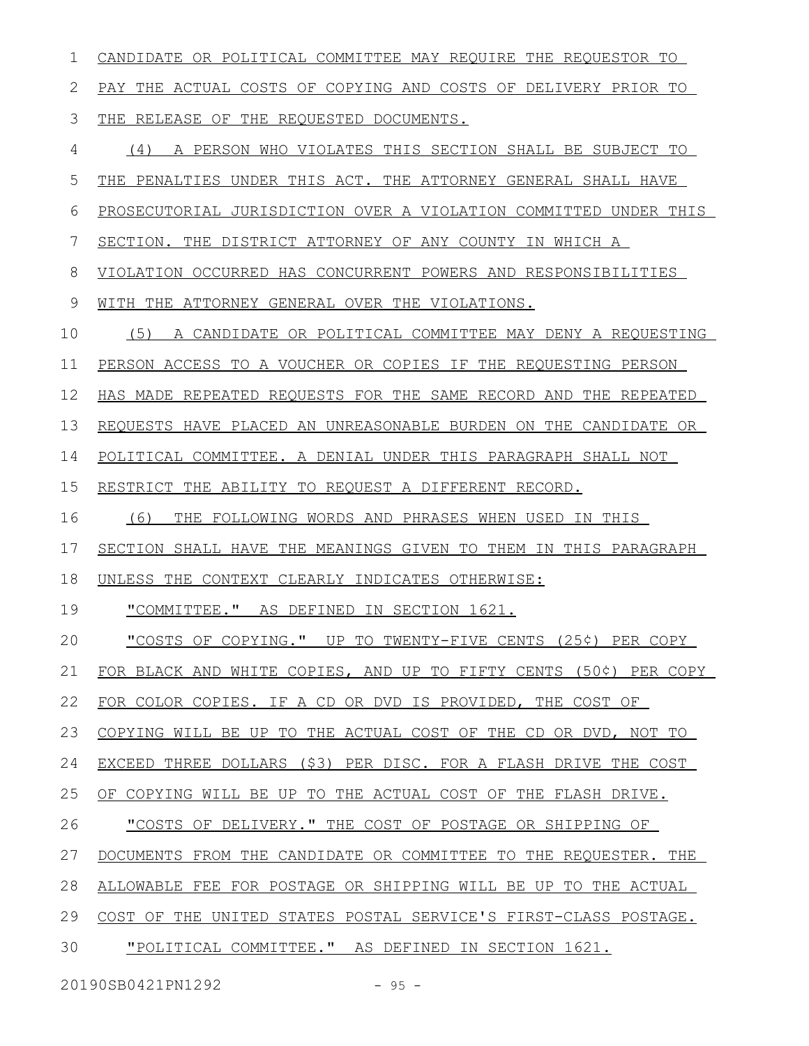CANDIDATE OR POLITICAL COMMITTEE MAY REQUIRE THE REQUESTOR TO PAY THE ACTUAL COSTS OF COPYING AND COSTS OF DELIVERY PRIOR TO THE RELEASE OF THE REQUESTED DOCUMENTS.

(4) A PERSON WHO VIOLATES THIS SECTION SHALL BE SUBJECT TO THE PENALTIES UNDER THIS ACT. THE ATTORNEY GENERAL SHALL HAVE PROSECUTORIAL JURISDICTION OVER A VIOLATION COMMITTED UNDER THIS SECTION. THE DISTRICT ATTORNEY OF ANY COUNTY IN WHICH A VIOLATION OCCURRED HAS CONCURRENT POWERS AND RESPONSIBILITIES WITH THE ATTORNEY GENERAL OVER THE VIOLATIONS.

(5) A CANDIDATE OR POLITICAL COMMITTEE MAY DENY A REQUESTING PERSON ACCESS TO A VOUCHER OR COPIES IF THE REQUESTING PERSON HAS MADE REPEATED REQUESTS FOR THE SAME RECORD AND THE REPEATED REQUESTS HAVE PLACED AN UNREASONABLE BURDEN ON THE CANDIDATE OR POLITICAL COMMITTEE. A DENIAL UNDER THIS PARAGRAPH SHALL NOT RESTRICT THE ABILITY TO REQUEST A DIFFERENT RECORD.

(6) THE FOLLOWING WORDS AND PHRASES WHEN USED IN THIS SECTION SHALL HAVE THE MEANINGS GIVEN TO THEM IN THIS PARAGRAPH UNLESS THE CONTEXT CLEARLY INDICATES OTHERWISE:

"COMMITTEE." AS DEFINED IN SECTION 1621.

"COSTS OF COPYING." UP TO TWENTY-FIVE CENTS (25¢) PER COPY FOR BLACK AND WHITE COPIES, AND UP TO FIFTY CENTS (50¢) PER COPY FOR COLOR COPIES. IF A CD OR DVD IS PROVIDED, THE COST OF COPYING WILL BE UP TO THE ACTUAL COST OF THE CD OR DVD, NOT TO EXCEED THREE DOLLARS ($3) PER DISC. FOR A FLASH DRIVE THE COST OF COPYING WILL BE UP TO THE ACTUAL COST OF THE FLASH DRIVE.

"COSTS OF DELIVERY." THE COST OF POSTAGE OR SHIPPING OF DOCUMENTS FROM THE CANDIDATE OR COMMITTEE TO THE REQUESTER. THE ALLOWABLE FEE FOR POSTAGE OR SHIPPING WILL BE UP TO THE ACTUAL COST OF THE UNITED STATES POSTAL SERVICE'S FIRST-CLASS POSTAGE.

"POLITICAL COMMITTEE." AS DEFINED IN SECTION 1621.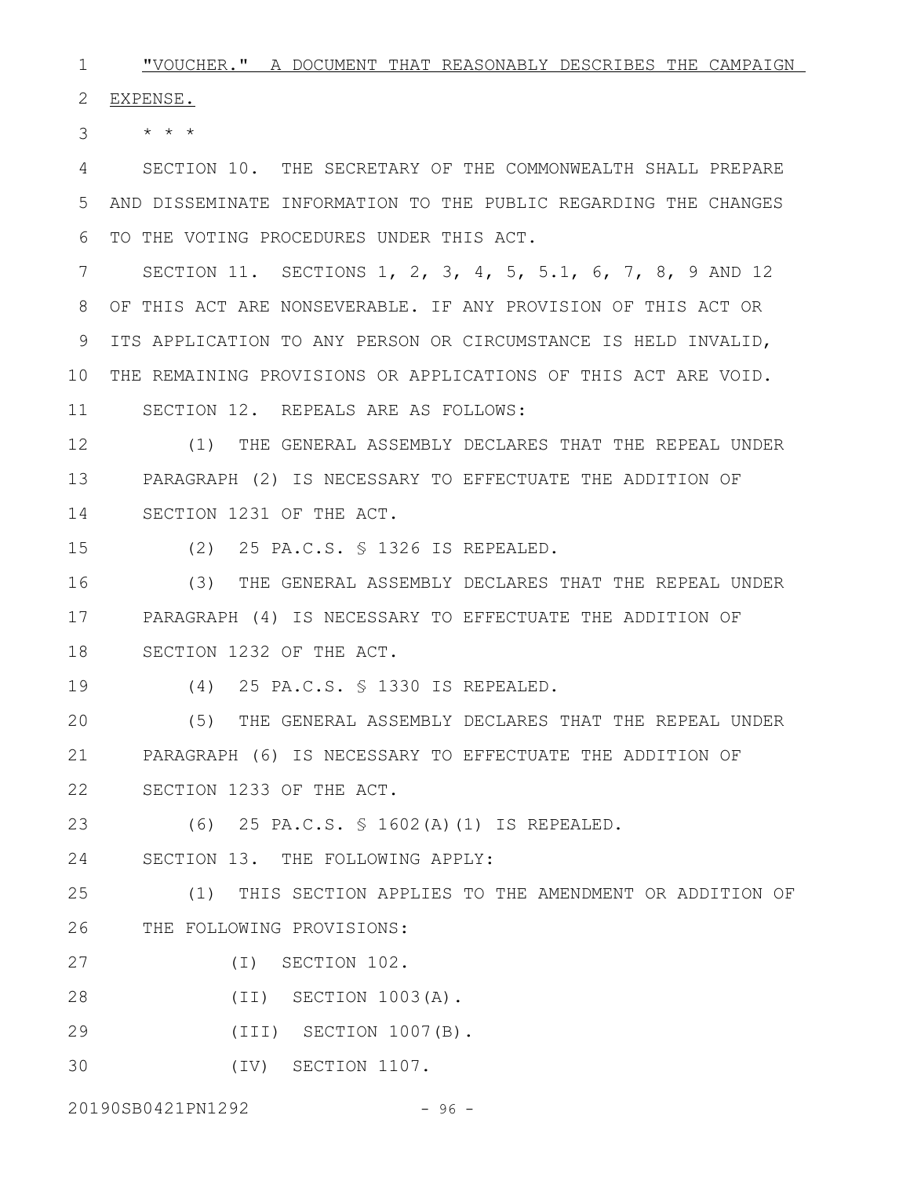"VOUCHER." A DOCUMENT THAT REASONABLY DESCRIBES THE CAMPAIGN EXPENSE.

* * *

SECTION 10. THE SECRETARY OF THE COMMONWEALTH SHALL PREPARE AND DISSEMINATE INFORMATION TO THE PUBLIC REGARDING THE CHANGES TO THE VOTING PROCEDURES UNDER THIS ACT.

SECTION 11. SECTIONS 1, 2, 3, 4, 5, 5.1, 6, 7, 8, 9 AND 12 OF THIS ACT ARE NONSEVERABLE. IF ANY PROVISION OF THIS ACT OR ITS APPLICATION TO ANY PERSON OR CIRCUMSTANCE IS HELD INVALID, THE REMAINING PROVISIONS OR APPLICATIONS OF THIS ACT ARE VOID.

SECTION 12. REPEALS ARE AS FOLLOWS:

(1) THE GENERAL ASSEMBLY DECLARES THAT THE REPEAL UNDER PARAGRAPH (2) IS NECESSARY TO EFFECTUATE THE ADDITION OF SECTION 1231 OF THE ACT.

(2) 25 PA.C.S. § 1326 IS REPEALED.

(3) THE GENERAL ASSEMBLY DECLARES THAT THE REPEAL UNDER PARAGRAPH (4) IS NECESSARY TO EFFECTUATE THE ADDITION OF SECTION 1232 OF THE ACT.

(4) 25 PA.C.S. § 1330 IS REPEALED.

(5) THE GENERAL ASSEMBLY DECLARES THAT THE REPEAL UNDER PARAGRAPH (6) IS NECESSARY TO EFFECTUATE THE ADDITION OF SECTION 1233 OF THE ACT.

(6) 25 PA.C.S. § 1602(A)(1) IS REPEALED.

SECTION 13. THE FOLLOWING APPLY:

(1) THIS SECTION APPLIES TO THE AMENDMENT OR ADDITION OF THE FOLLOWING PROVISIONS:

(I) SECTION 102.

(II) SECTION 1003(A).

(III) SECTION 1007(B).

(IV) SECTION 1107.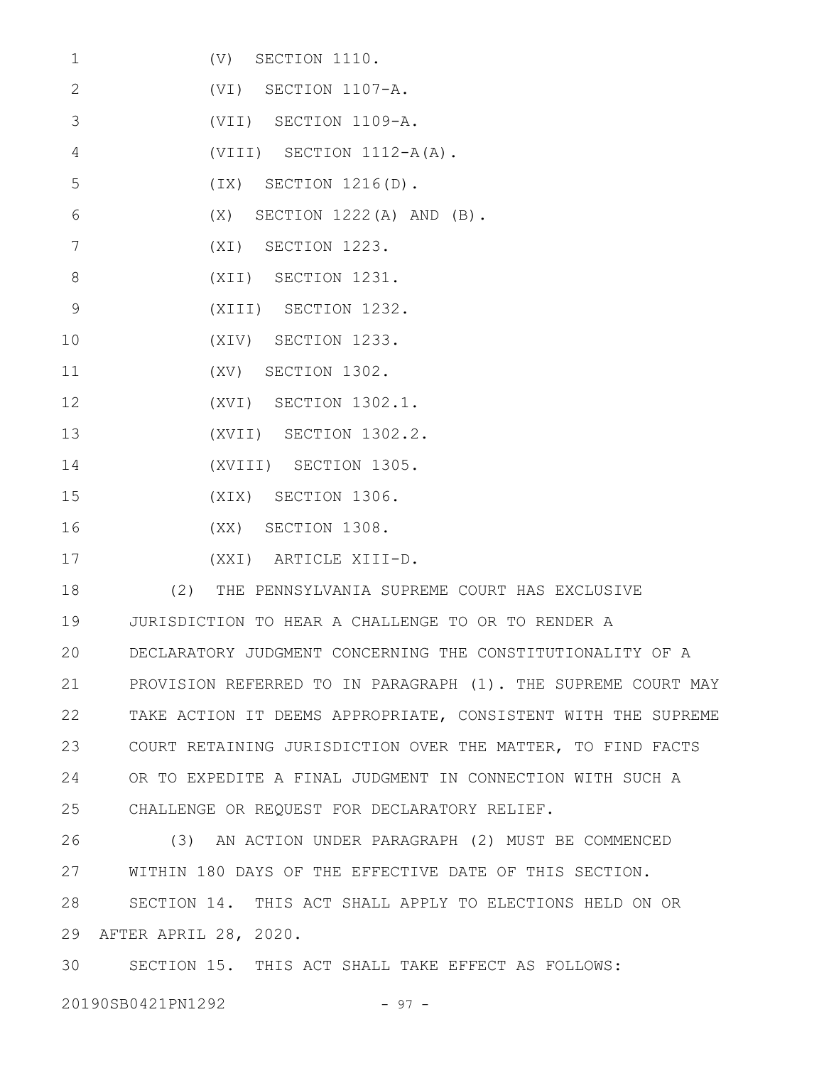(V) SECTION 1110.

(VI) SECTION 1107-A.

(VII) SECTION 1109-A.

(VIII) SECTION 1112-A(A).

(IX) SECTION 1216(D).

(X) SECTION 1222(A) AND (B).

(XI) SECTION 1223.

(XII) SECTION 1231.

(XIII) SECTION 1232.

(XIV) SECTION 1233.

(XV) SECTION 1302.

(XVI) SECTION 1302.1.

(XVII) SECTION 1302.2.

(XVIII) SECTION 1305.

(XIX) SECTION 1306.

(XX) SECTION 1308.

(XXI) ARTICLE XIII-D.

(2) THE PENNSYLVANIA SUPREME COURT HAS EXCLUSIVE JURISDICTION TO HEAR A CHALLENGE TO OR TO RENDER A DECLARATORY JUDGMENT CONCERNING THE CONSTITUTIONALITY OF A PROVISION REFERRED TO IN PARAGRAPH (1). THE SUPREME COURT MAY TAKE ACTION IT DEEMS APPROPRIATE, CONSISTENT WITH THE SUPREME COURT RETAINING JURISDICTION OVER THE MATTER, TO FIND FACTS OR TO EXPEDITE A FINAL JUDGMENT IN CONNECTION WITH SUCH A CHALLENGE OR REQUEST FOR DECLARATORY RELIEF.

(3) AN ACTION UNDER PARAGRAPH (2) MUST BE COMMENCED WITHIN 180 DAYS OF THE EFFECTIVE DATE OF THIS SECTION.

SECTION 14. THIS ACT SHALL APPLY TO ELECTIONS HELD ON OR AFTER APRIL 28, 2020.

SECTION 15. THIS ACT SHALL TAKE EFFECT AS FOLLOWS: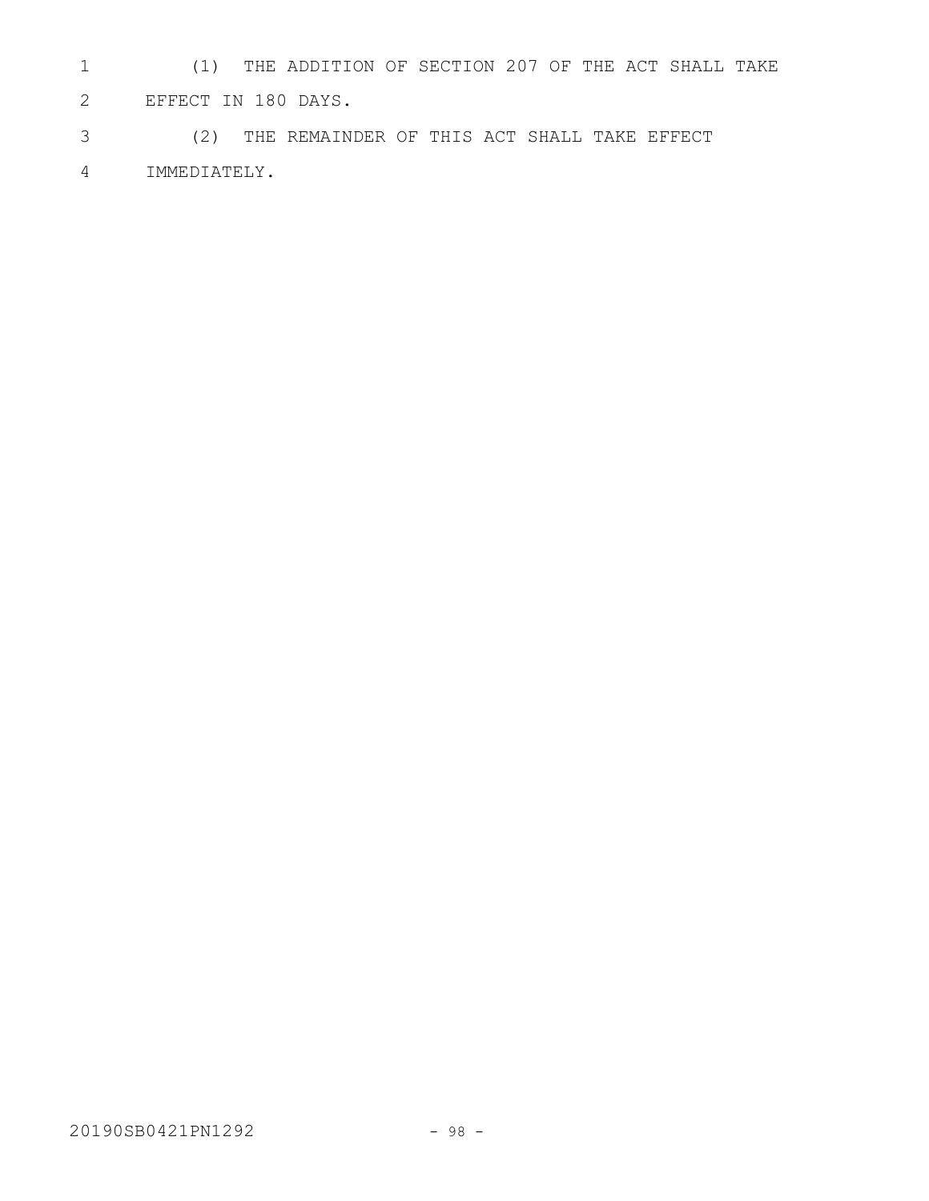(1) THE ADDITION OF SECTION 207 OF THE ACT SHALL TAKE EFFECT IN 180 DAYS.

(2) THE REMAINDER OF THIS ACT SHALL TAKE EFFECT IMMEDIATELY.